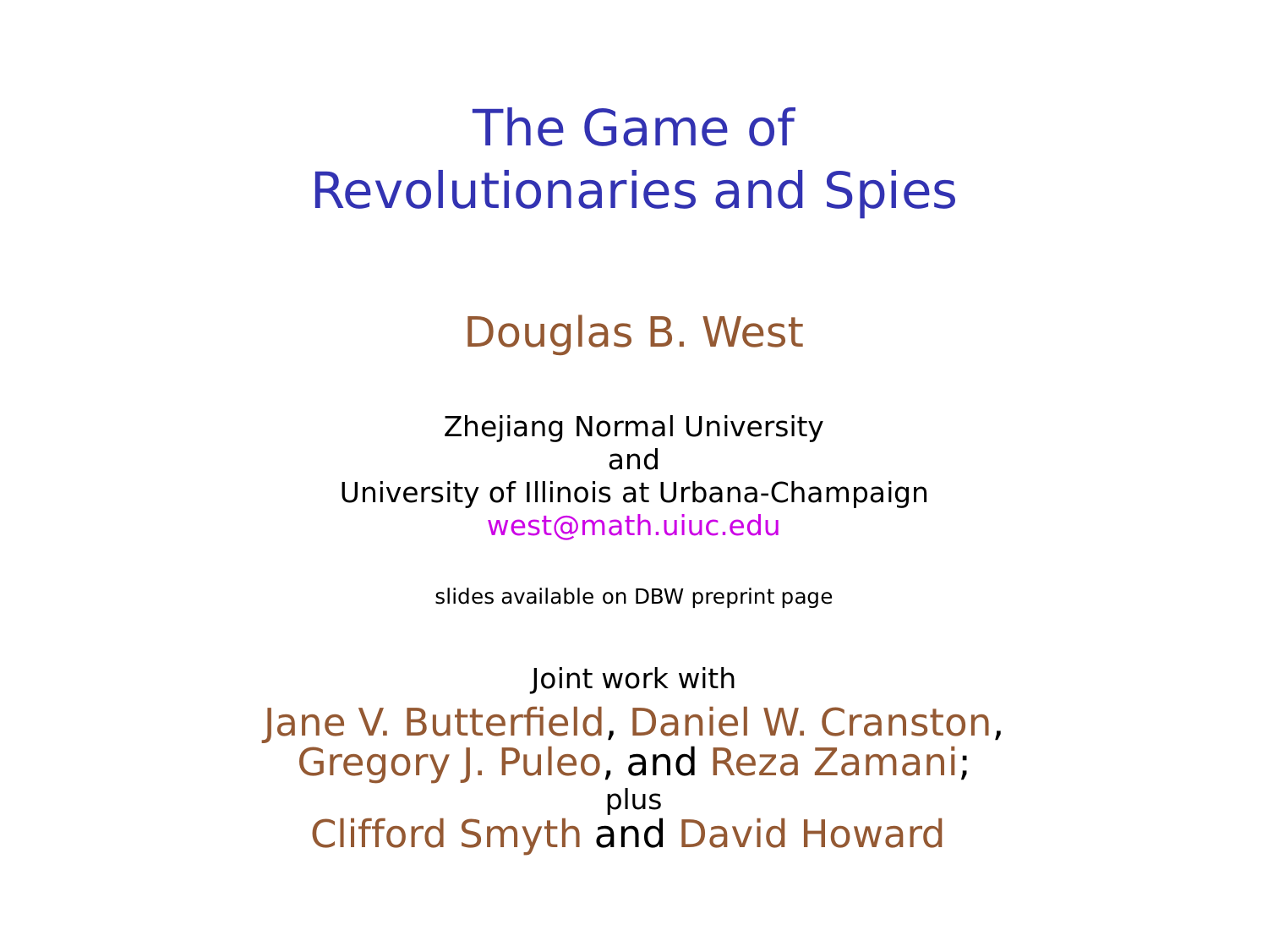# The Game of Revolutionaries and Spies

## Douglas B. West

Zhejiang Normal University
and
University of Illinois at Urbana-Champaign
west@math.uiuc.edu

slides available on DBW preprint page

Joint work with
Jane V. Butterfield, Daniel W. Cranston,
Gregory J. Puleo, and Reza Zamani;
plus
Clifford Smyth and David Howard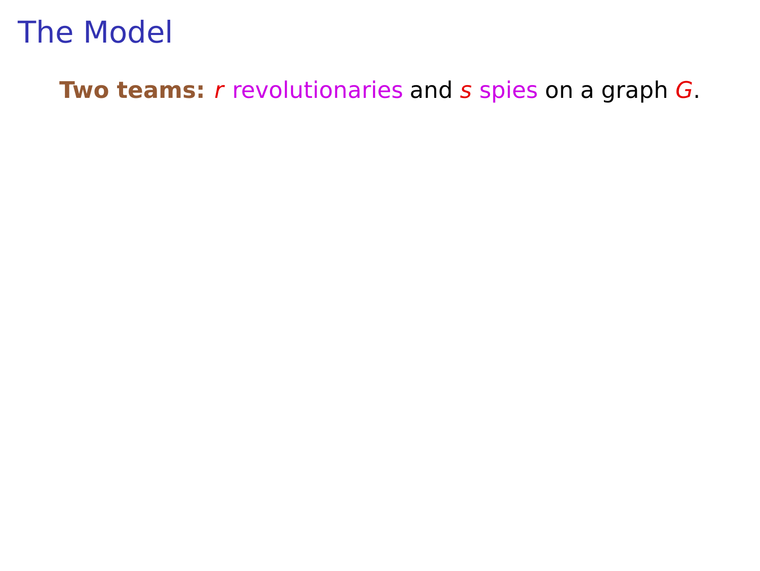# The Model

**Two teams:** $r$ revolutionaries and $s$ spies on a graph $G$.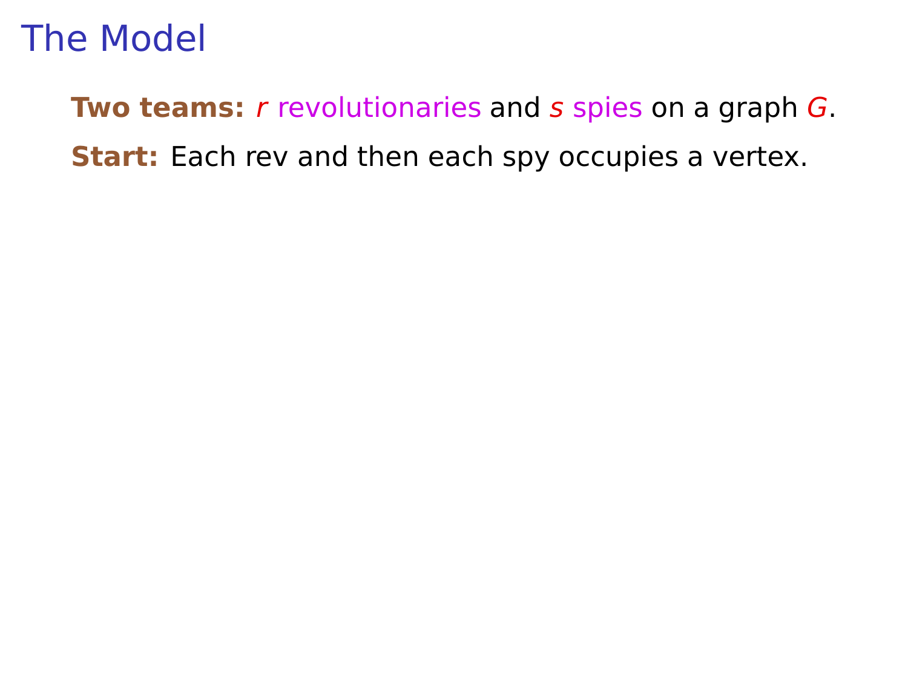# The Model

**Two teams:** $r$ revolutionaries and $s$ spies on a graph $G$.

**Start:** Each rev and then each spy occupies a vertex.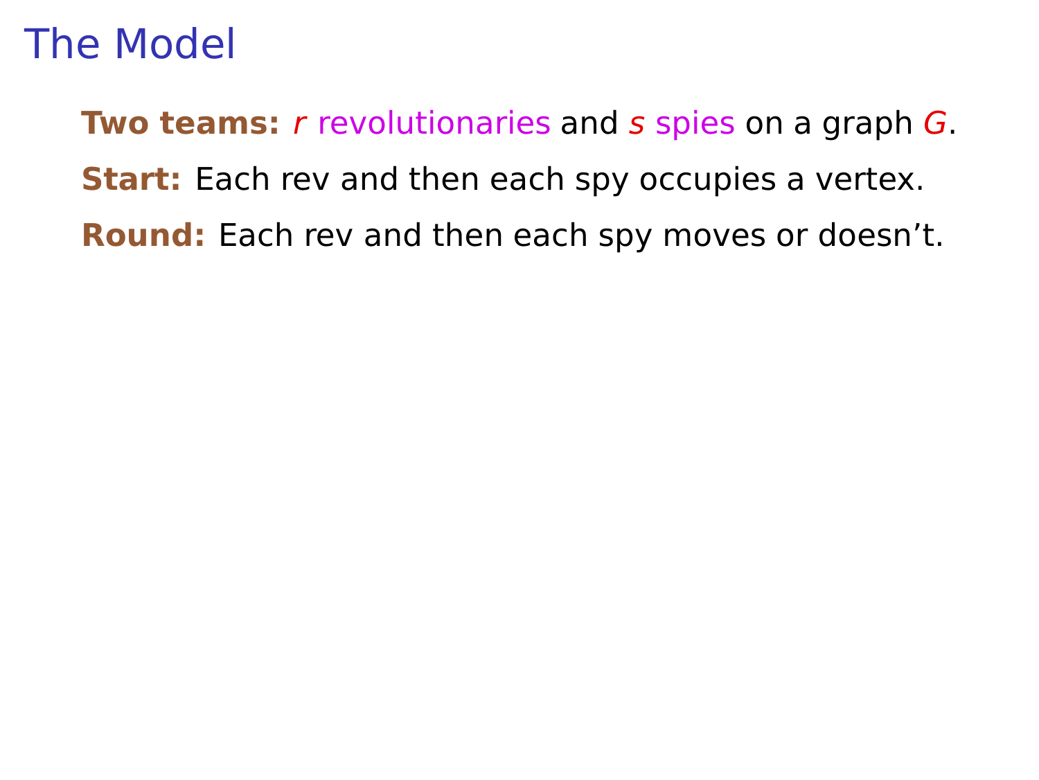# The Model

**Two teams:** $r$ revolutionaries and $s$ spies on a graph $G$.

**Start:** Each rev and then each spy occupies a vertex.

**Round:** Each rev and then each spy moves or doesn't.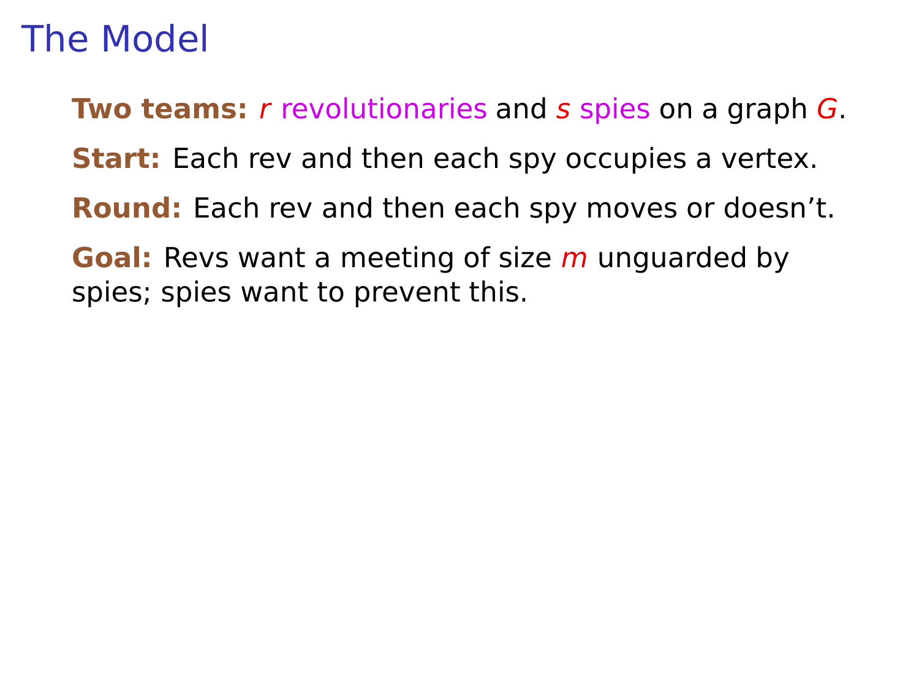# The Model

**Two teams:** $r$ revolutionaries and $s$ spies on a graph $G$.

**Start:** Each rev and then each spy occupies a vertex.

**Round:** Each rev and then each spy moves or doesn't.

**Goal:** Revs want a meeting of size $m$ unguarded by spies; spies want to prevent this.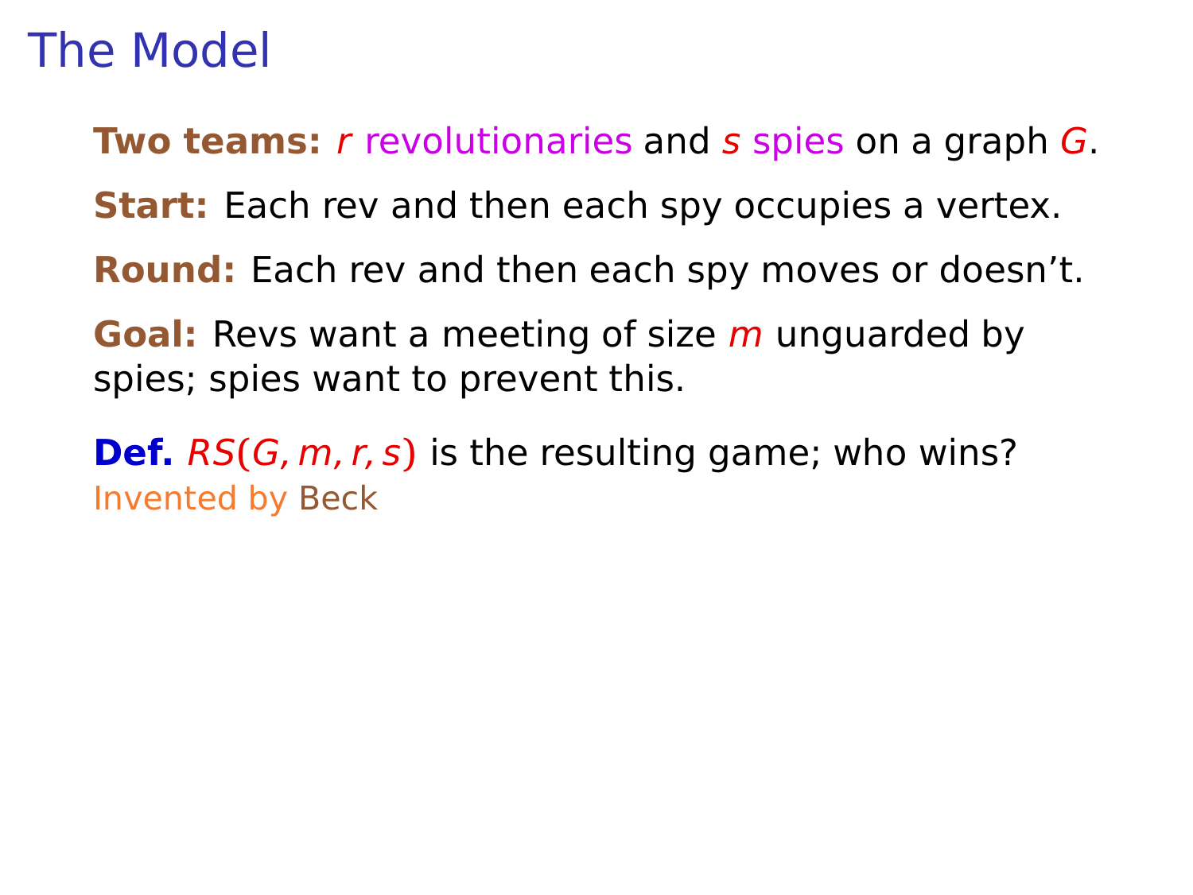# The Model

**Two teams:** $r$ revolutionaries and $s$ spies on a graph $G$.

**Start:** Each rev and then each spy occupies a vertex.

**Round:** Each rev and then each spy moves or doesn't.

**Goal:** Revs want a meeting of size $m$ unguarded by spies; spies want to prevent this.

**Def.** $RS(G, m, r, s)$ is the resulting game; who wins?
Invented by Beck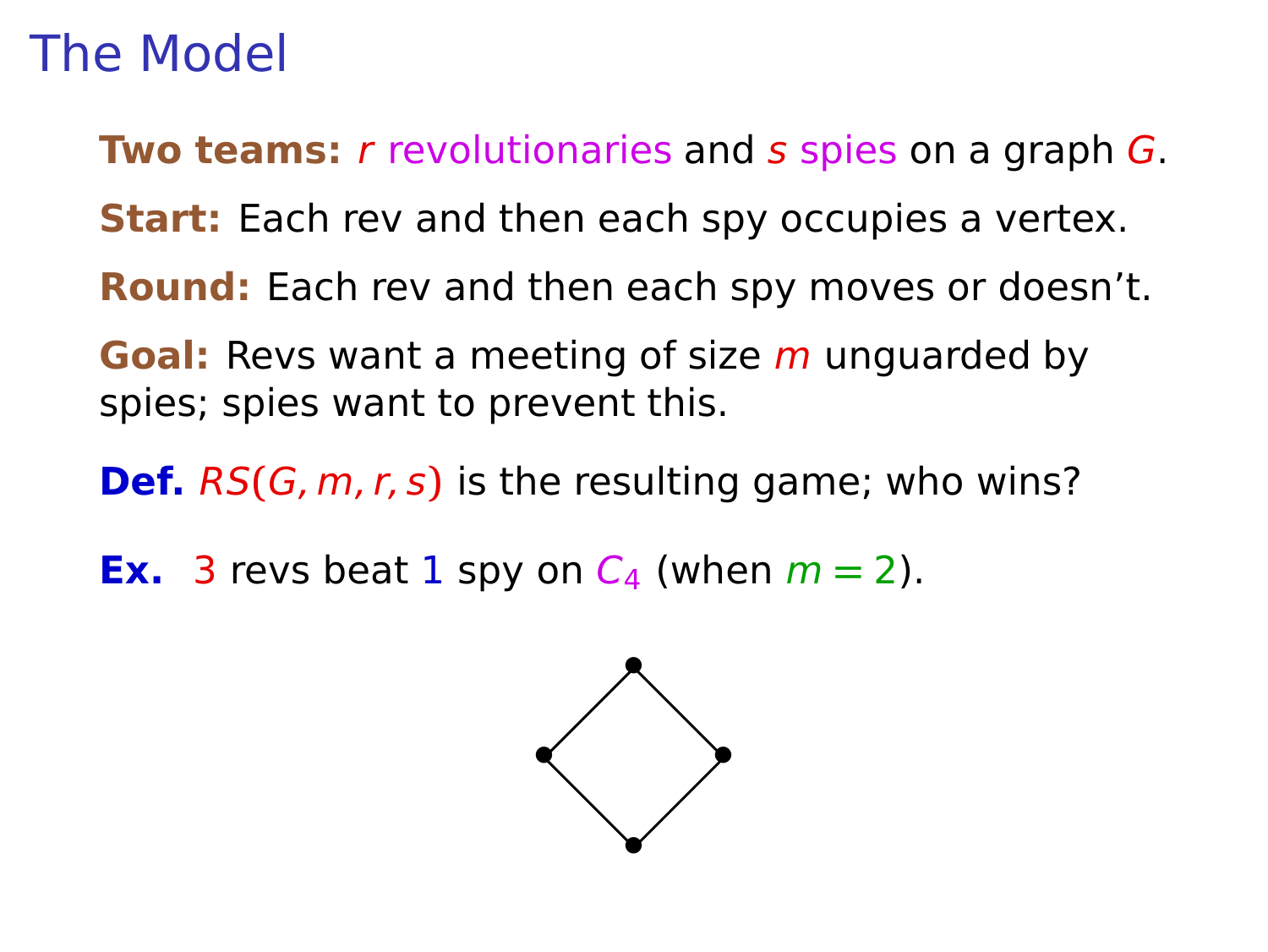# The Model

**Two teams:** $r$ revolutionaries and $s$ spies on a graph $G$.

**Start:** Each rev and then each spy occupies a vertex.

**Round:** Each rev and then each spy moves or doesn't.

**Goal:** Revs want a meeting of size $m$ unguarded by spies; spies want to prevent this.

**Def.** $RS(G, m, r, s)$ is the resulting game; who wins?

**Ex.** 3 revs beat 1 spy on $C_4$ (when $m = 2$).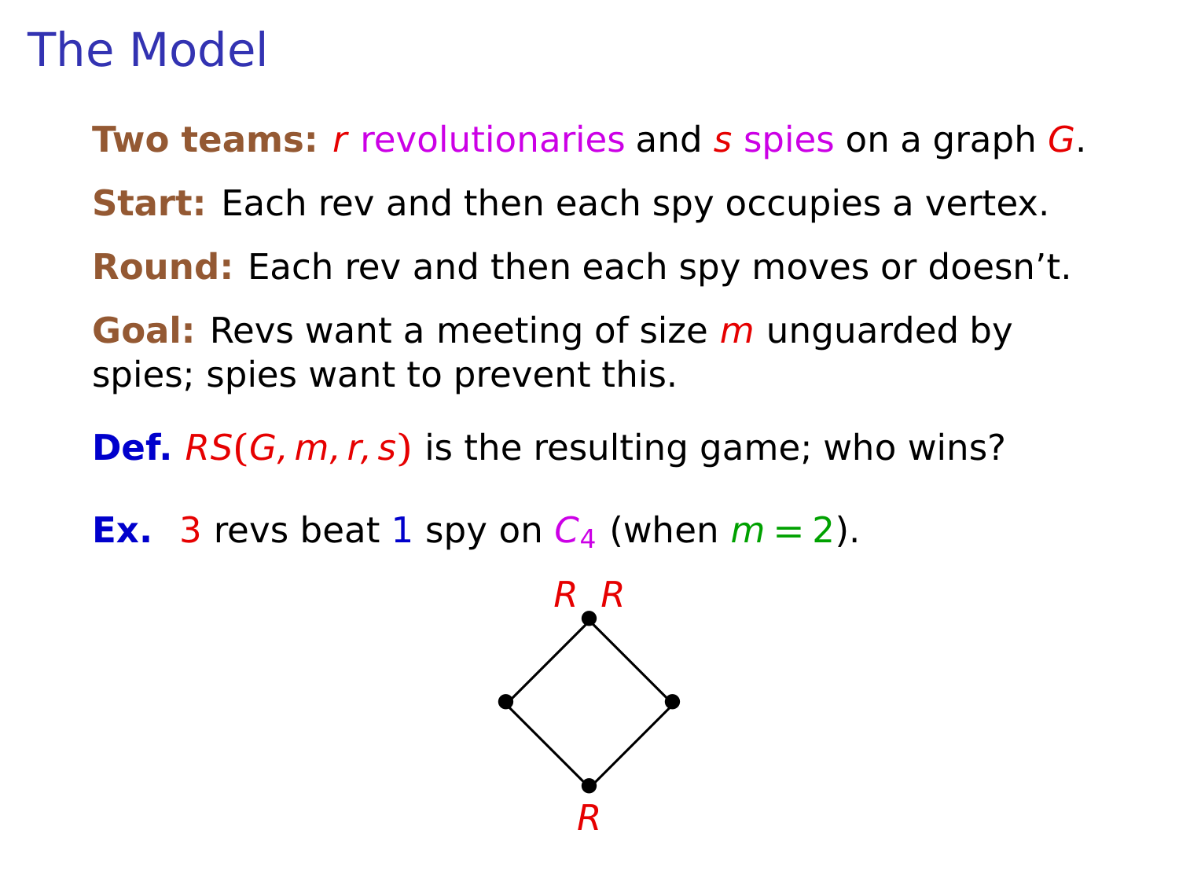# The Model

**Two teams:** $r$ revolutionaries and $s$ spies on a graph $G$.

**Start:** Each rev and then each spy occupies a vertex.

**Round:** Each rev and then each spy moves or doesn't.

**Goal:** Revs want a meeting of size $m$ unguarded by spies; spies want to prevent this.

**Def.** $RS(G, m, r, s)$ is the resulting game; who wins?

**Ex.** 3 revs beat 1 spy on $C_4$ (when $m = 2$).

R R

R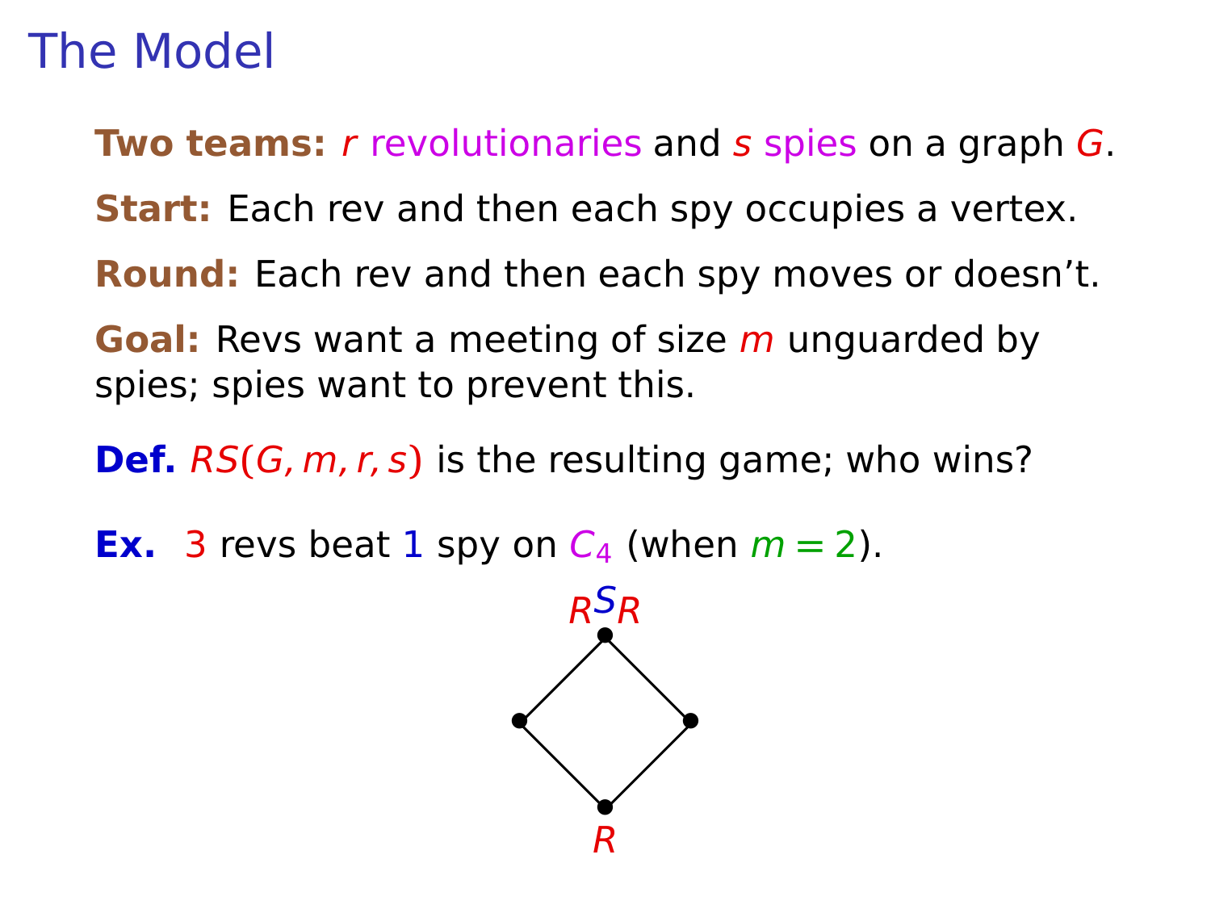# The Model

**Two teams:** $r$ revolutionaries and $s$ spies on a graph $G$.

**Start:** Each rev and then each spy occupies a vertex.

**Round:** Each rev and then each spy moves or doesn't.

**Goal:** Revs want a meeting of size $m$ unguarded by spies; spies want to prevent this.

**Def.** $RS(G, m, r, s)$ is the resulting game; who wins?

**Ex.** 3 revs beat 1 spy on $C_4$ (when $m = 2$).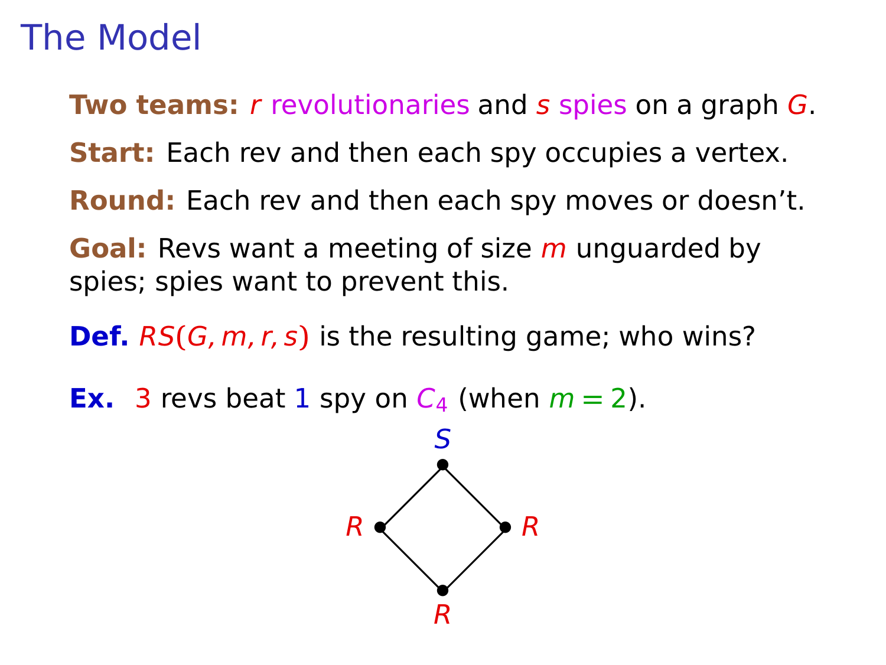# The Model

**Two teams:** $r$ revolutionaries and $s$ spies on a graph $G$.

**Start:** Each rev and then each spy occupies a vertex.

**Round:** Each rev and then each spy moves or doesn't.

**Goal:** Revs want a meeting of size $m$ unguarded by spies; spies want to prevent this.

**Def.** $RS(G, m, r, s)$ is the resulting game; who wins?

**Ex.** 3 revs beat 1 spy on $C_4$ (when $m = 2$).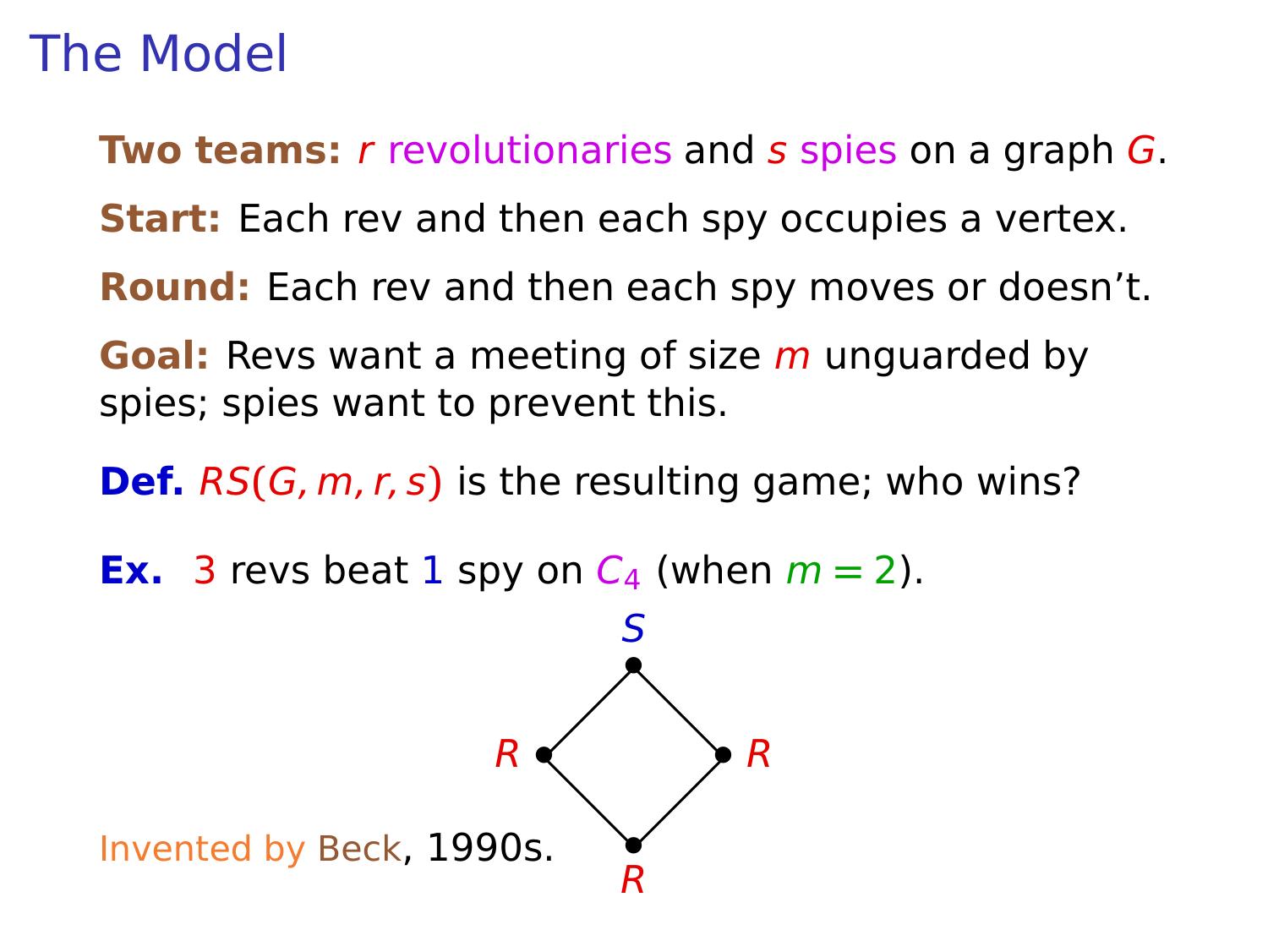# The Model

**Two teams:** $r$ revolutionaries and $s$ spies on a graph $G$.

**Start:** Each rev and then each spy occupies a vertex.

**Round:** Each rev and then each spy moves or doesn't.

**Goal:** Revs want a meeting of size $m$ unguarded by spies; spies want to prevent this.

**Def.** $RS(G, m, r, s)$ is the resulting game; who wins?

**Ex.** 3 revs beat 1 spy on $C_4$ (when $m = 2$).

Invented by Beck, 1990s.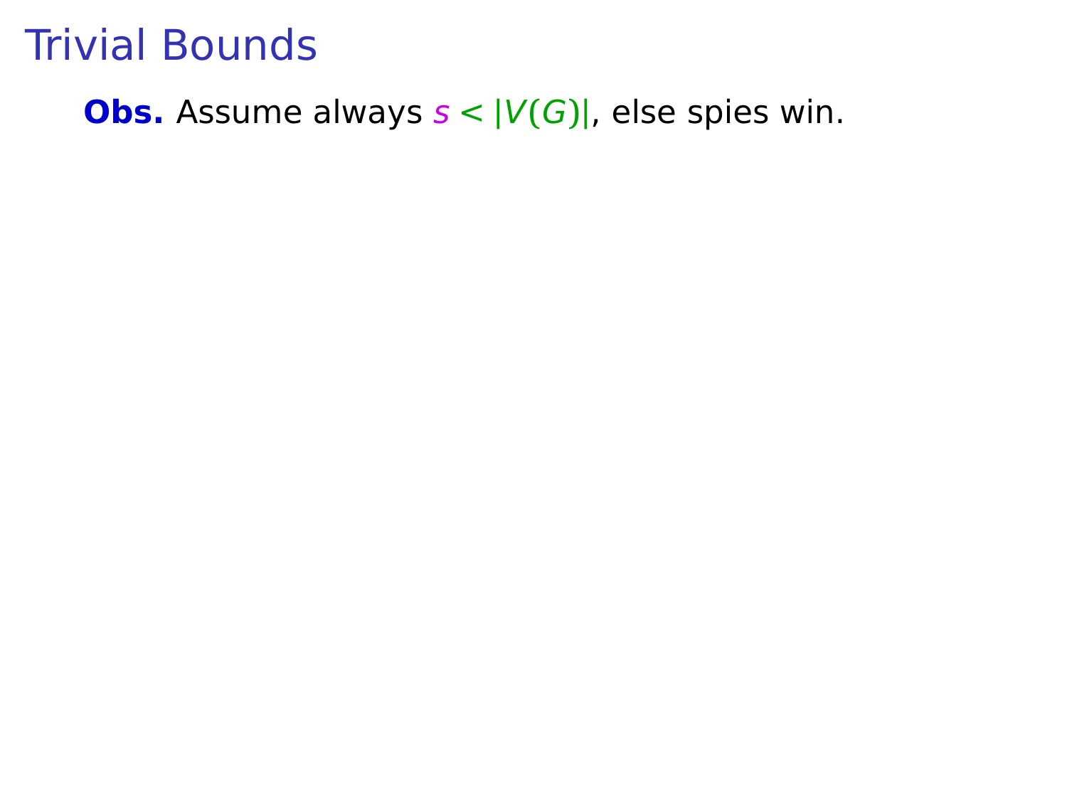# Trivial Bounds

**Obs.** Assume always $s < |V(G)|$, else spies win.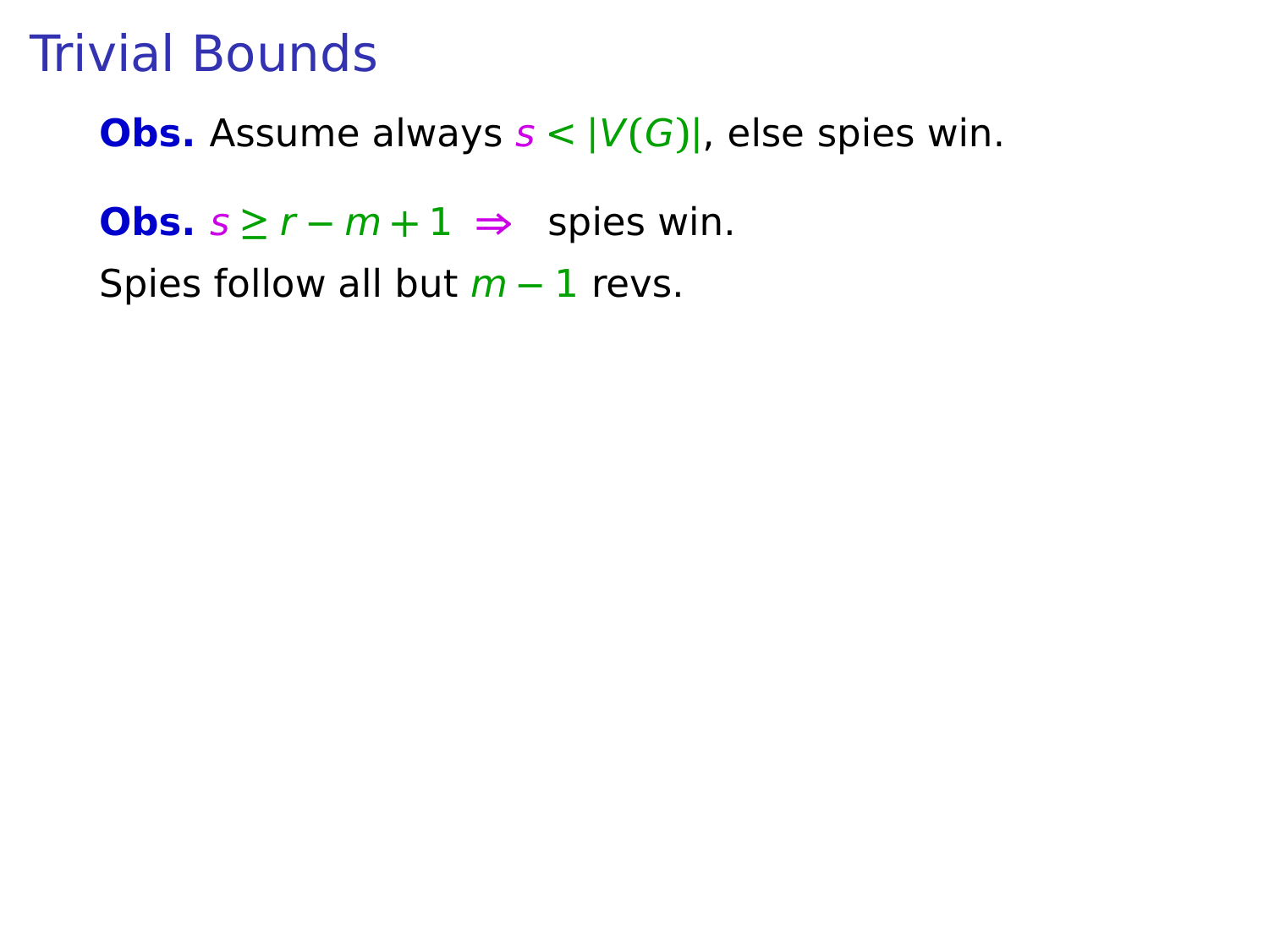# Trivial Bounds

**Obs.** Assume always $s < |V(G)|$, else spies win.

**Obs.** $s \geq r - m + 1 \;\Rightarrow\;$ spies win.

Spies follow all but $m - 1$ revs.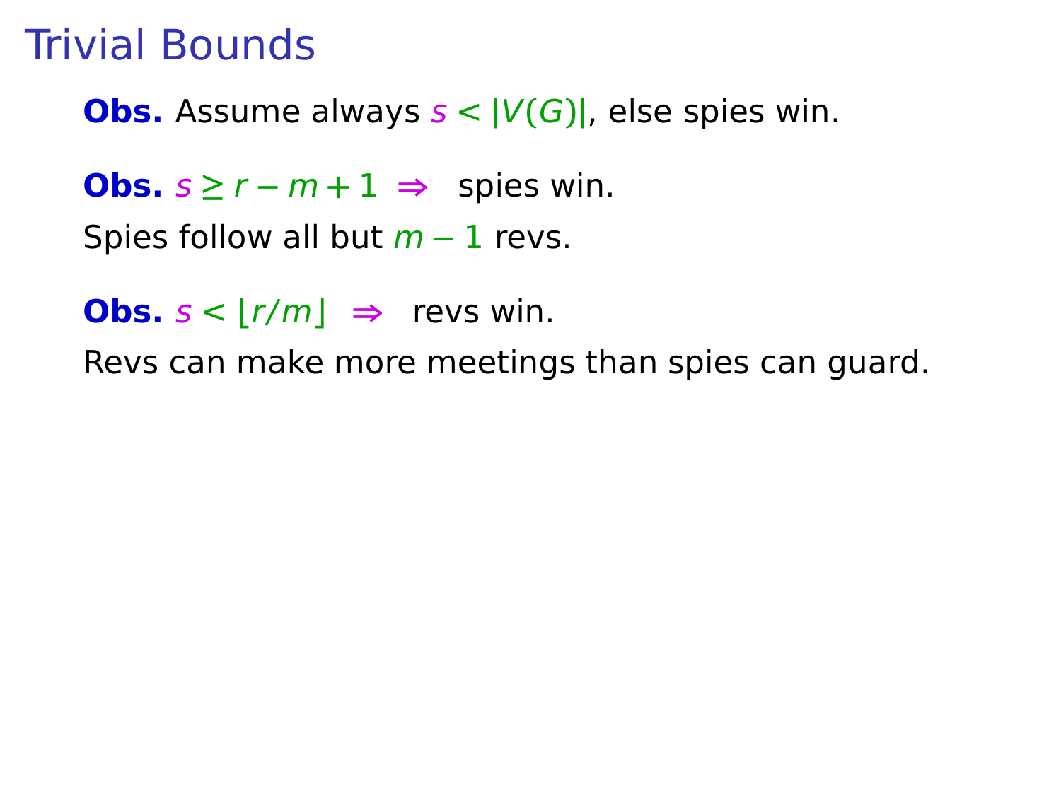# Trivial Bounds

**Obs.** Assume always $s < |V(G)|$, else spies win.

**Obs.** $s \geq r - m + 1 \;\Rightarrow$ spies win.

Spies follow all but $m - 1$ revs.

**Obs.** $s < \lfloor r/m \rfloor \;\Rightarrow$ revs win.

Revs can make more meetings than spies can guard.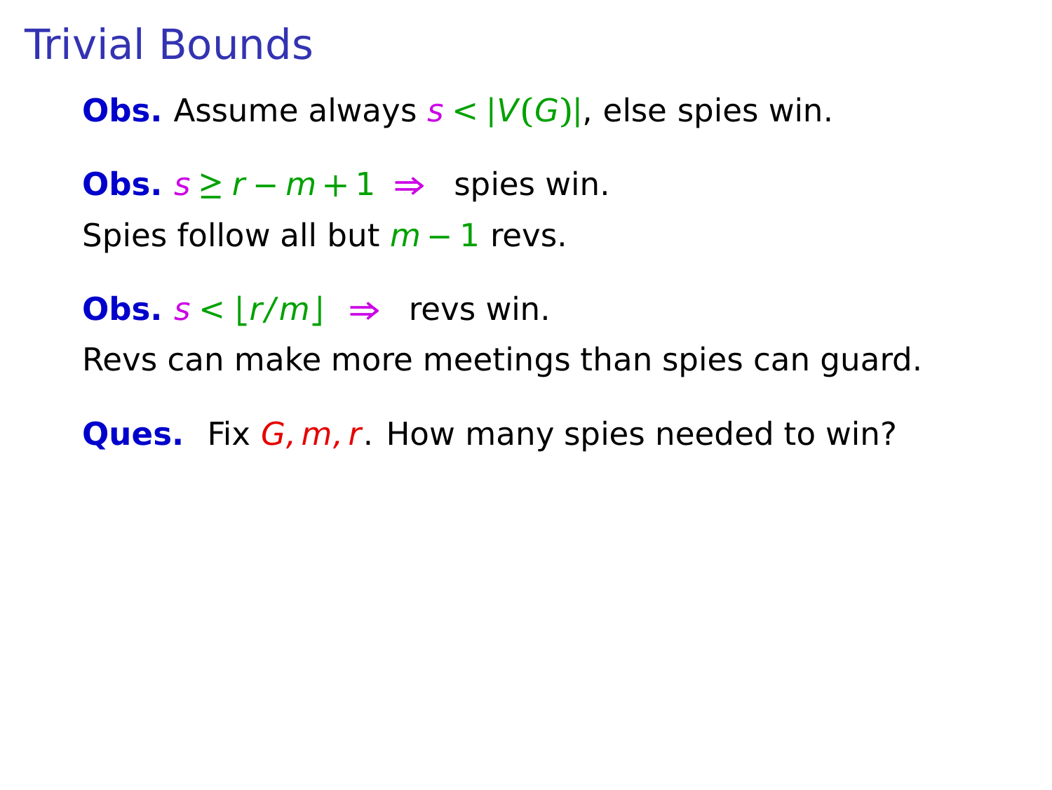# Trivial Bounds

**Obs.** Assume always $s < |V(G)|$, else spies win.

**Obs.** $s \geq r - m + 1 \Rightarrow$ spies win.
Spies follow all but $m - 1$ revs.

**Obs.** $s < \lfloor r/m \rfloor \Rightarrow$ revs win.
Revs can make more meetings than spies can guard.

**Ques.** Fix $G, m, r$. How many spies needed to win?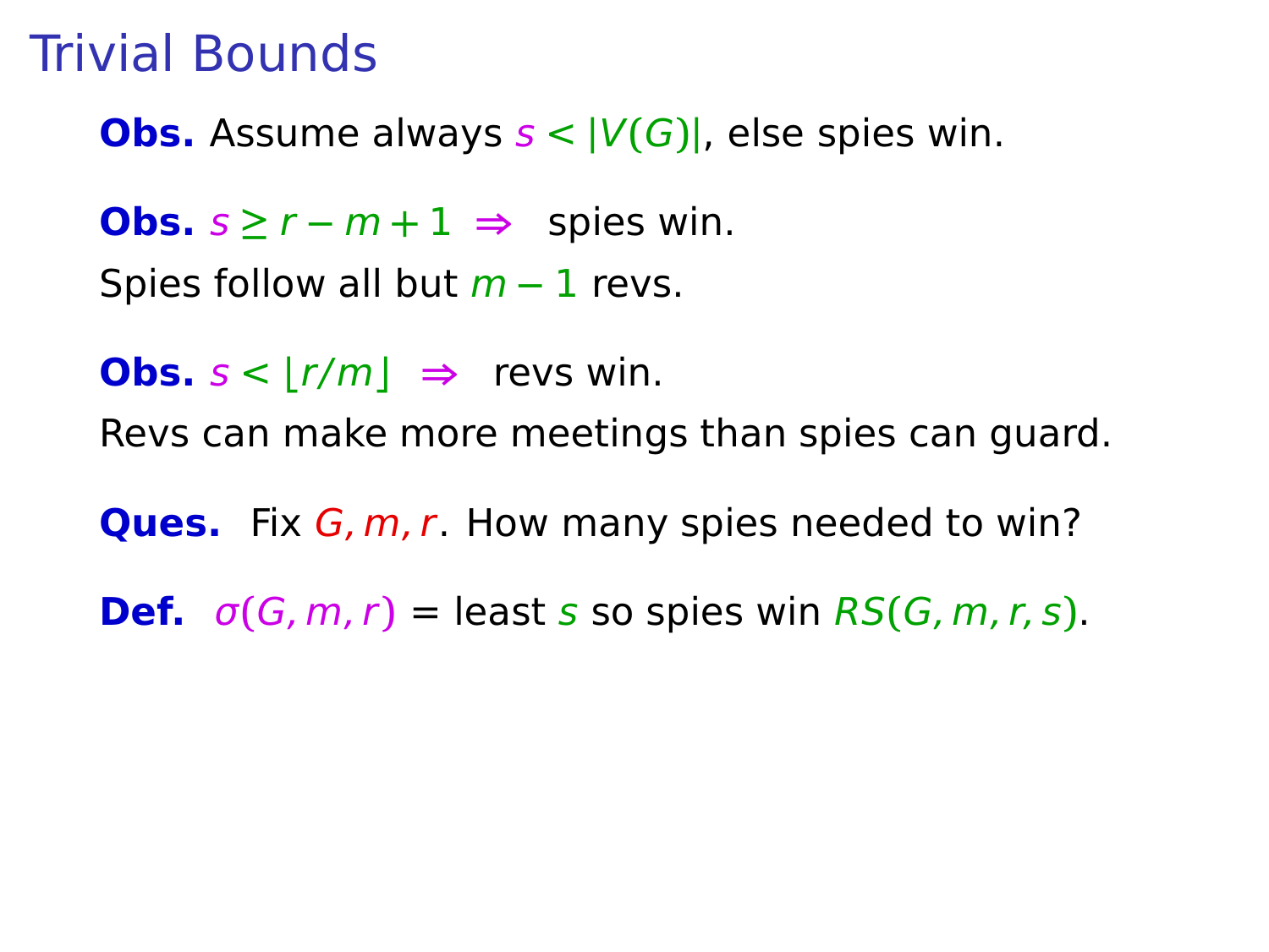# Trivial Bounds

**Obs.** Assume always $s < |V(G)|$, else spies win.

**Obs.** $s \geq r - m + 1 \;\Rightarrow\;$ spies win.
Spies follow all but $m - 1$ revs.

**Obs.** $s < \lfloor r/m \rfloor \;\Rightarrow\;$ revs win.
Revs can make more meetings than spies can guard.

**Ques.** Fix $G, m, r$. How many spies needed to win?

**Def.** $\sigma(G, m, r)$ = least $s$ so spies win $RS(G, m, r, s)$.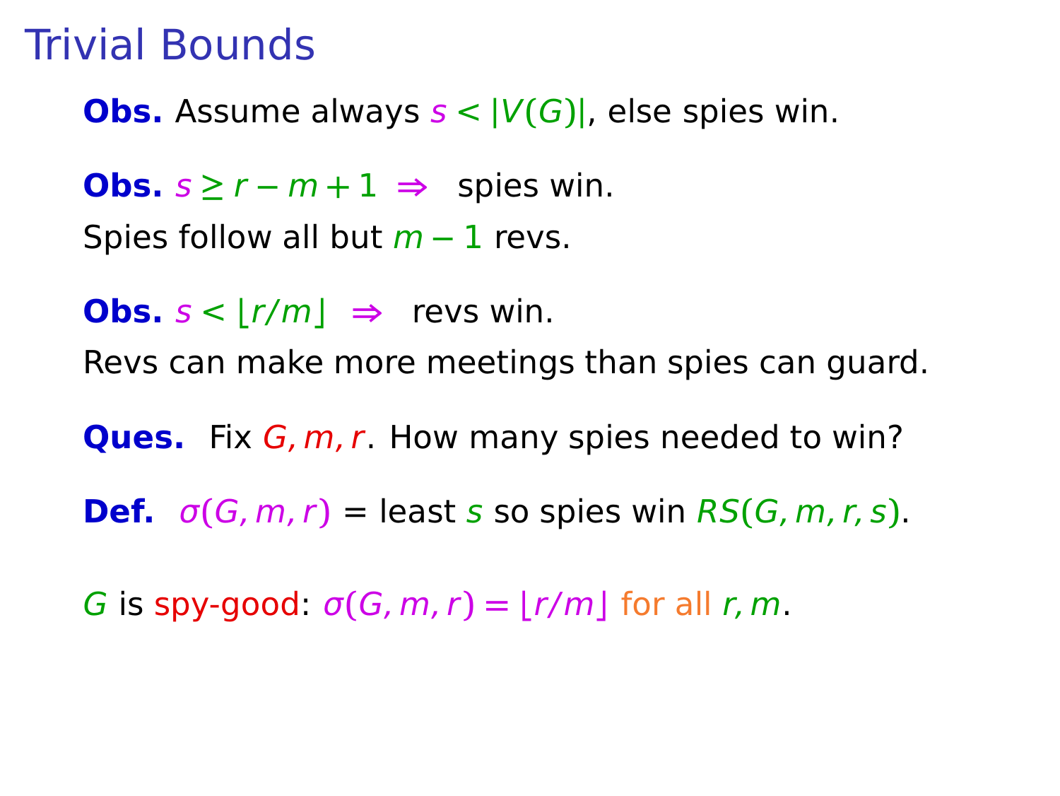# Trivial Bounds

**Obs.** Assume always $s < |V(G)|$, else spies win.

**Obs.** $s \geq r - m + 1 \;\Rightarrow\;$ spies win.
Spies follow all but $m - 1$ revs.

**Obs.** $s < \lfloor r/m \rfloor \;\Rightarrow\;$ revs win.
Revs can make more meetings than spies can guard.

**Ques.** Fix $G, m, r$. How many spies needed to win?

**Def.** $\sigma(G, m, r)$ = least $s$ so spies win $RS(G, m, r, s)$.

$G$ is spy-good: $\sigma(G, m, r) = \lfloor r/m \rfloor$ for all $r, m$.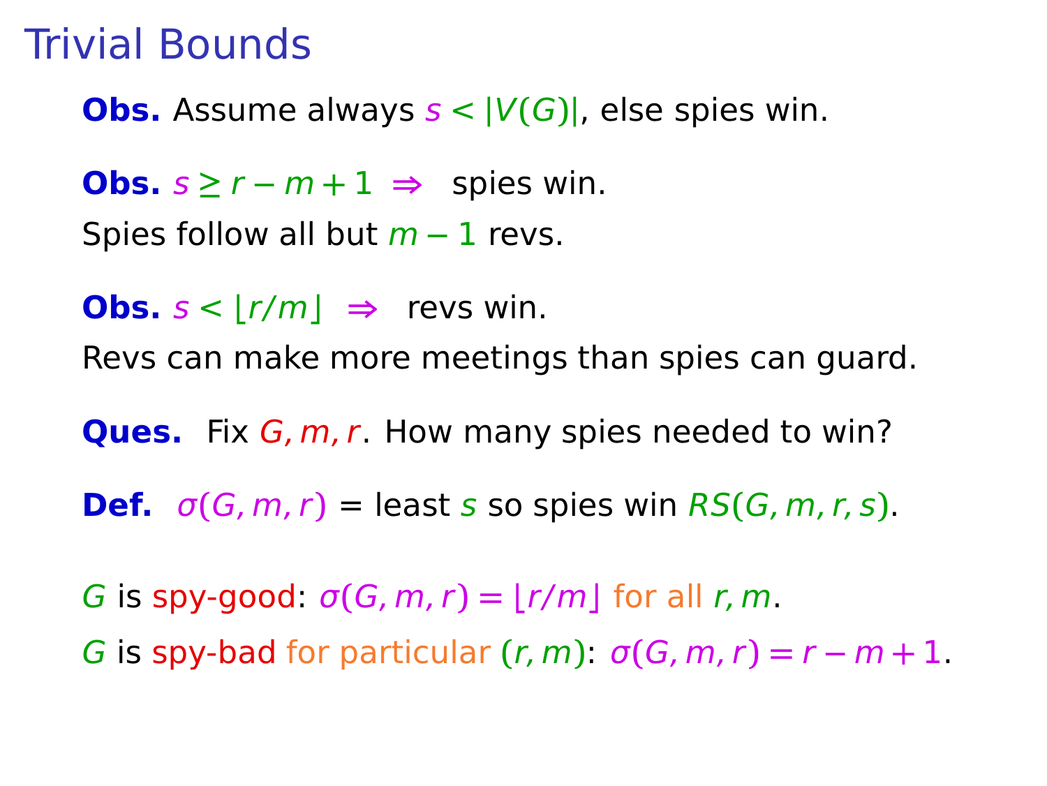# Trivial Bounds

**Obs.** Assume always $s < |V(G)|$, else spies win.

**Obs.** $s \geq r - m + 1 \;\Rightarrow\;$ spies win.
Spies follow all but $m - 1$ revs.

**Obs.** $s < \lfloor r/m \rfloor \;\Rightarrow\;$ revs win.
Revs can make more meetings than spies can guard.

**Ques.** Fix $G, m, r$. How many spies needed to win?

**Def.** $\sigma(G, m, r)$ = least $s$ so spies win $RS(G, m, r, s)$.

$G$ is spy-good: $\sigma(G, m, r) = \lfloor r/m \rfloor$ for all $r, m$.
$G$ is spy-bad for particular $(r, m)$: $\sigma(G, m, r) = r - m + 1$.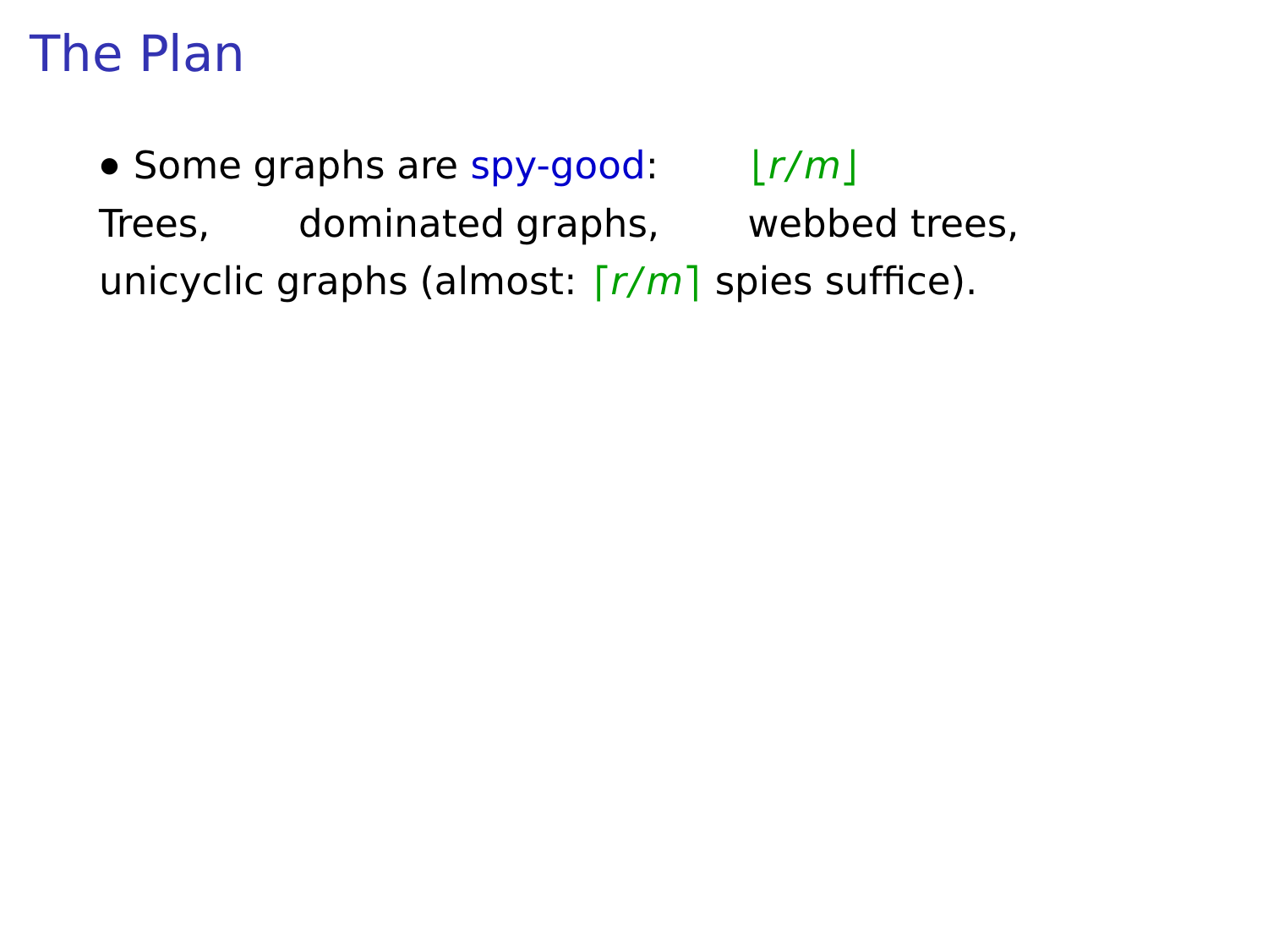# The Plan

- Some graphs are spy-good: $\lfloor r/m \rfloor$

Trees, dominated graphs, webbed trees,
unicyclic graphs (almost: $\lceil r/m \rceil$ spies suffice).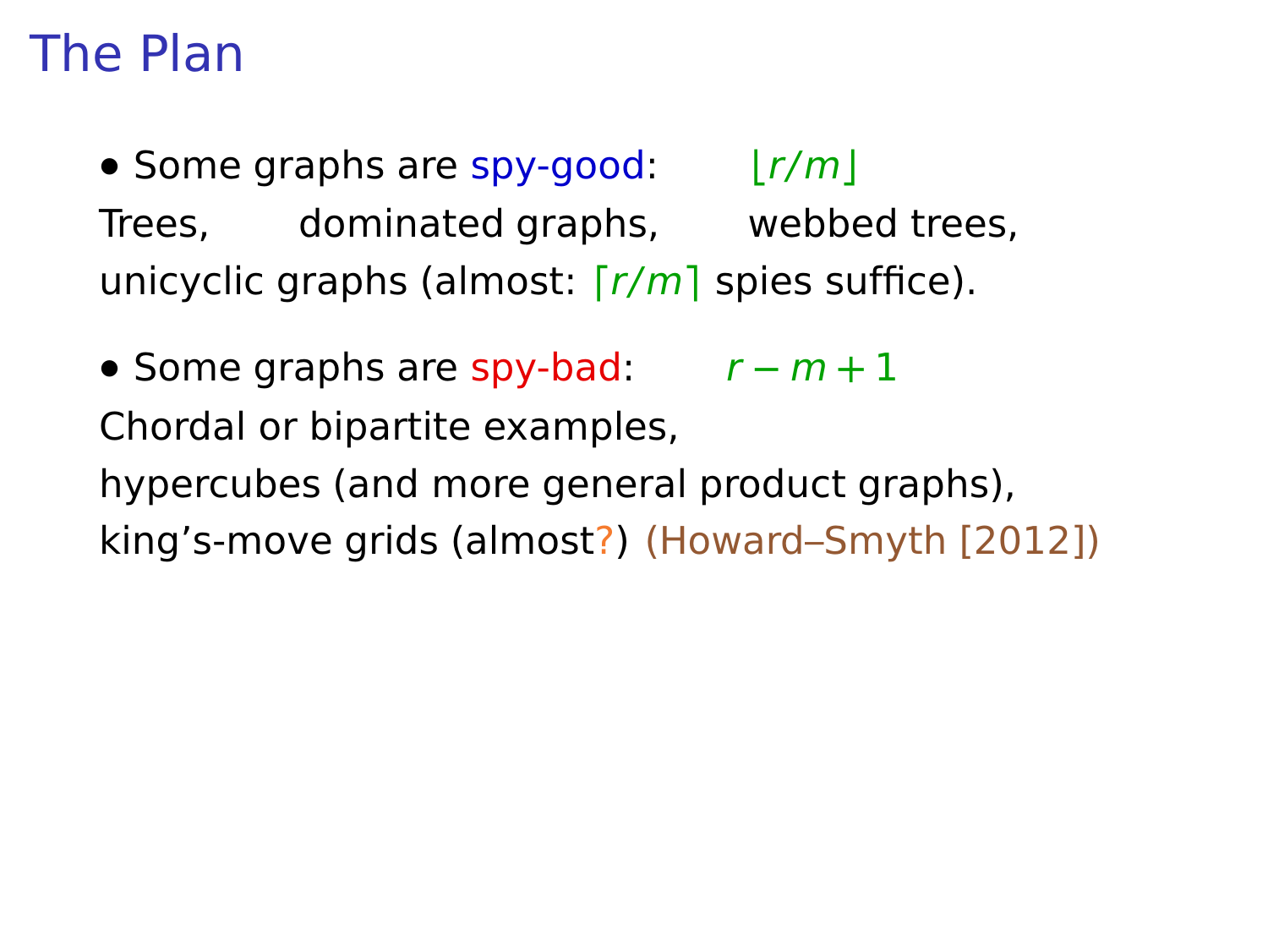# The Plan

- Some graphs are spy-good: $\lfloor r/m \rfloor$

Trees, dominated graphs, webbed trees,
unicyclic graphs (almost: $\lceil r/m \rceil$ spies suffice).

- Some graphs are spy-bad: $r - m + 1$

Chordal or bipartite examples,
hypercubes (and more general product graphs),
king's-move grids (almost?) (Howard–Smyth [2012])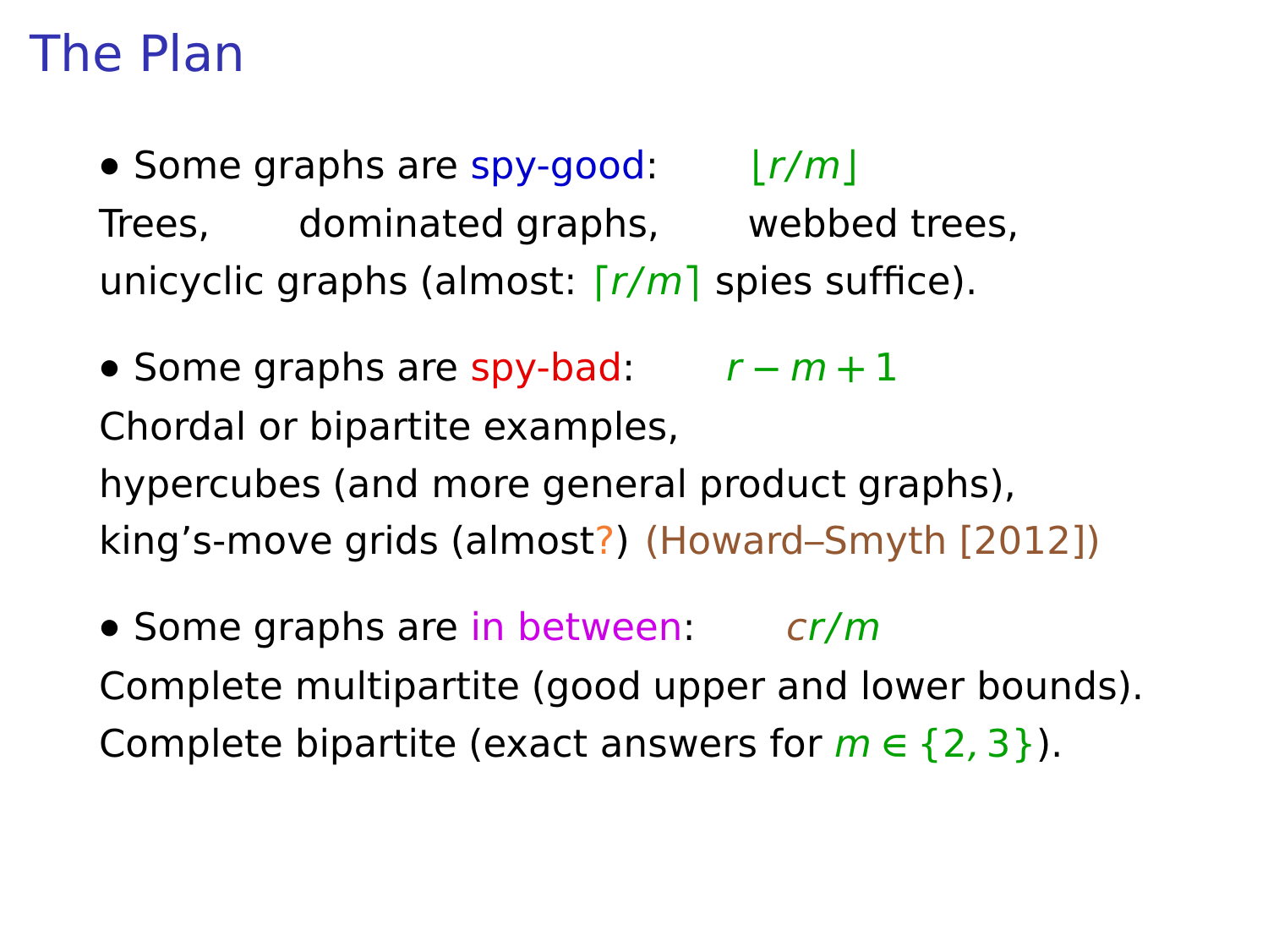# The Plan

- Some graphs are spy-good: $\lfloor r/m \rfloor$

Trees, dominated graphs, webbed trees, unicyclic graphs (almost: $\lceil r/m \rceil$ spies suffice).

- Some graphs are spy-bad: $r - m + 1$

Chordal or bipartite examples,
hypercubes (and more general product graphs),
king's-move grids (almost?) (Howard–Smyth [2012])

- Some graphs are in between: $cr/m$

Complete multipartite (good upper and lower bounds).
Complete bipartite (exact answers for $m \in \{2, 3\}$).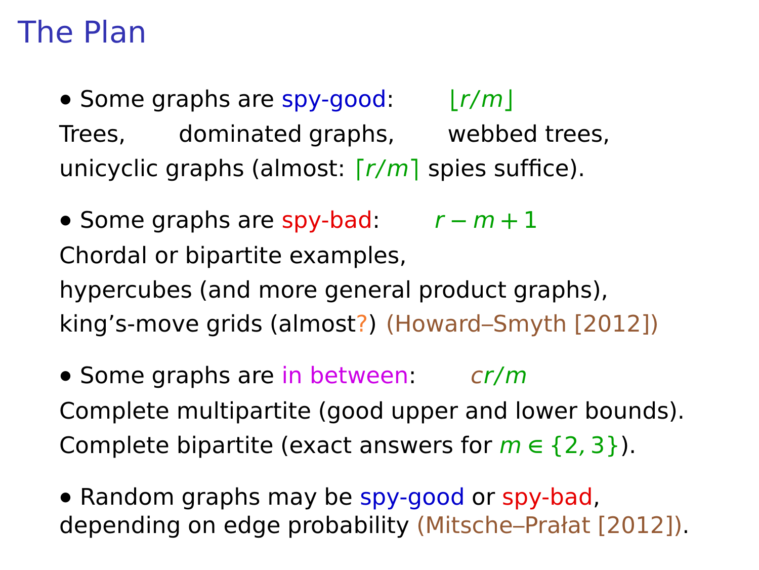# The Plan

- Some graphs are spy-good: $\lfloor r/m \rfloor$

Trees, dominated graphs, webbed trees,
unicyclic graphs (almost: $\lceil r/m \rceil$ spies suffice).

- Some graphs are spy-bad: $r - m + 1$

Chordal or bipartite examples,
hypercubes (and more general product graphs),
king's-move grids (almost?) (Howard–Smyth [2012])

- Some graphs are in between: $cr/m$

Complete multipartite (good upper and lower bounds).
Complete bipartite (exact answers for $m \in \{2, 3\}$).

- Random graphs may be spy-good or spy-bad,
depending on edge probability (Mitsche–Prałat [2012]).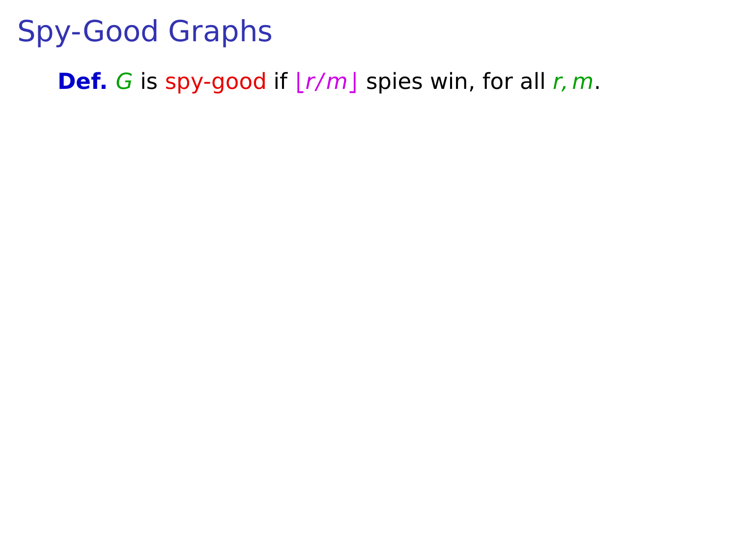# Spy-Good Graphs

**Def.** $G$ is spy-good if $\lfloor r/m \rfloor$ spies win, for all $r, m$.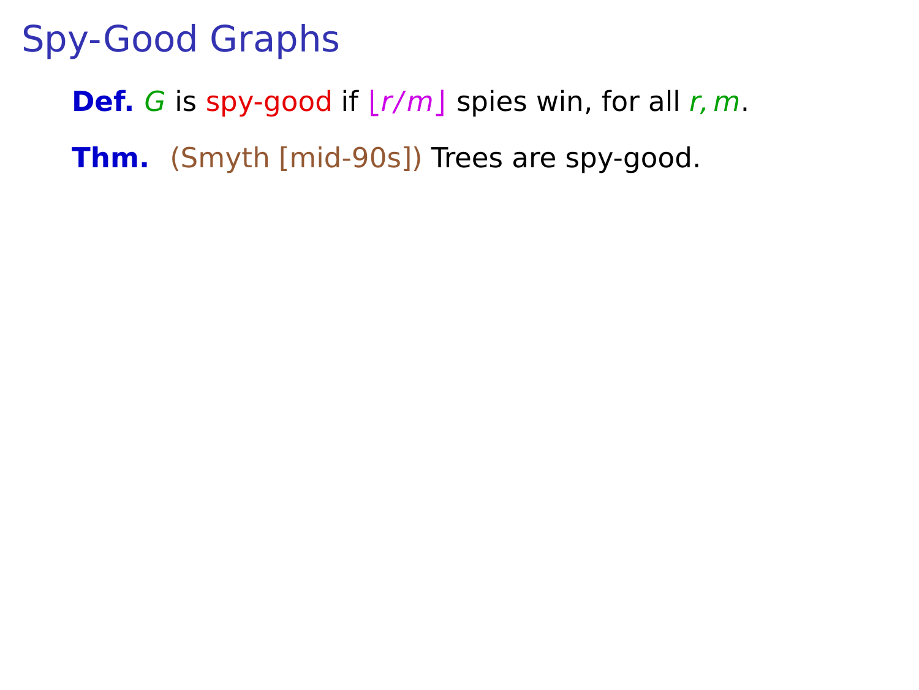# Spy-Good Graphs

**Def.** $G$ is spy-good if $\lfloor r/m \rfloor$ spies win, for all $r, m$.

**Thm.** (Smyth [mid-90s]) Trees are spy-good.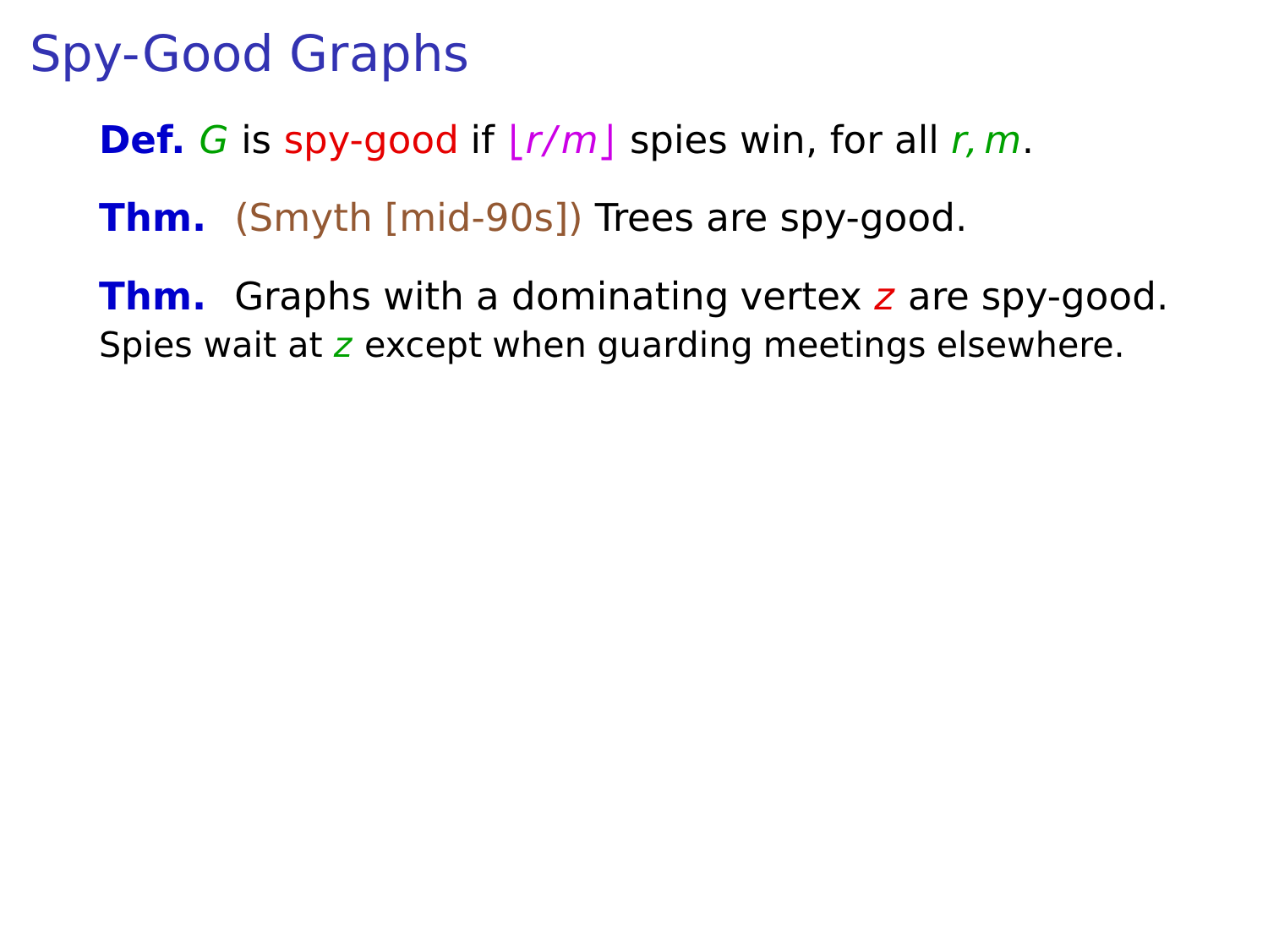# Spy-Good Graphs

**Def.** $G$ is spy-good if $\lfloor r/m \rfloor$ spies win, for all $r, m$.

**Thm.** (Smyth [mid-90s]) Trees are spy-good.

**Thm.** Graphs with a dominating vertex $z$ are spy-good.
Spies wait at $z$ except when guarding meetings elsewhere.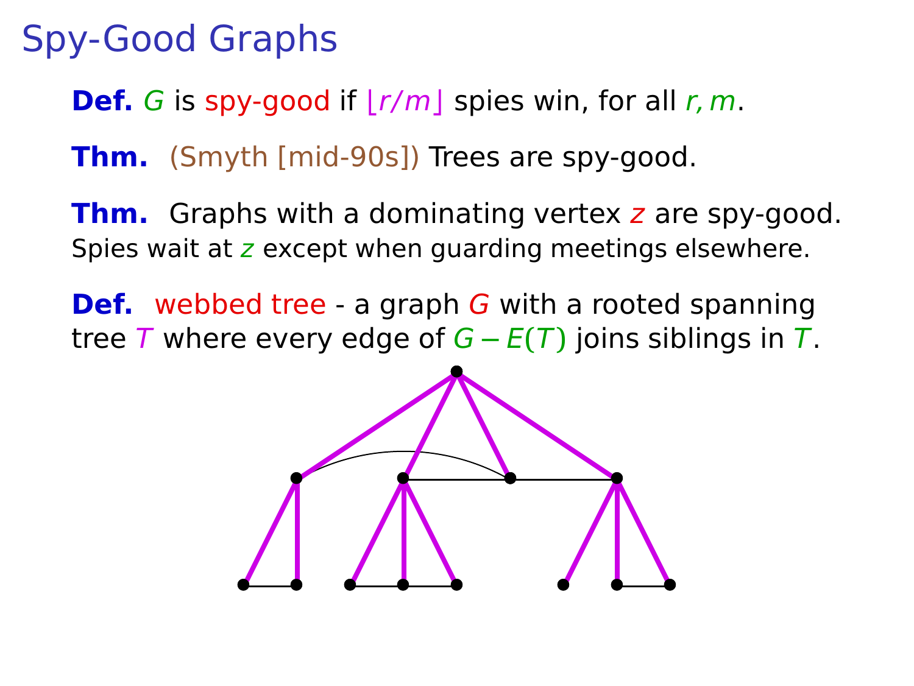# Spy-Good Graphs

**Def.** $G$ is spy-good if $\lfloor r/m \rfloor$ spies win, for all $r, m$.

**Thm.** (Smyth [mid-90s]) Trees are spy-good.

**Thm.** Graphs with a dominating vertex $z$ are spy-good.
Spies wait at $z$ except when guarding meetings elsewhere.

**Def.** webbed tree - a graph $G$ with a rooted spanning tree $T$ where every edge of $G - E(T)$ joins siblings in $T$.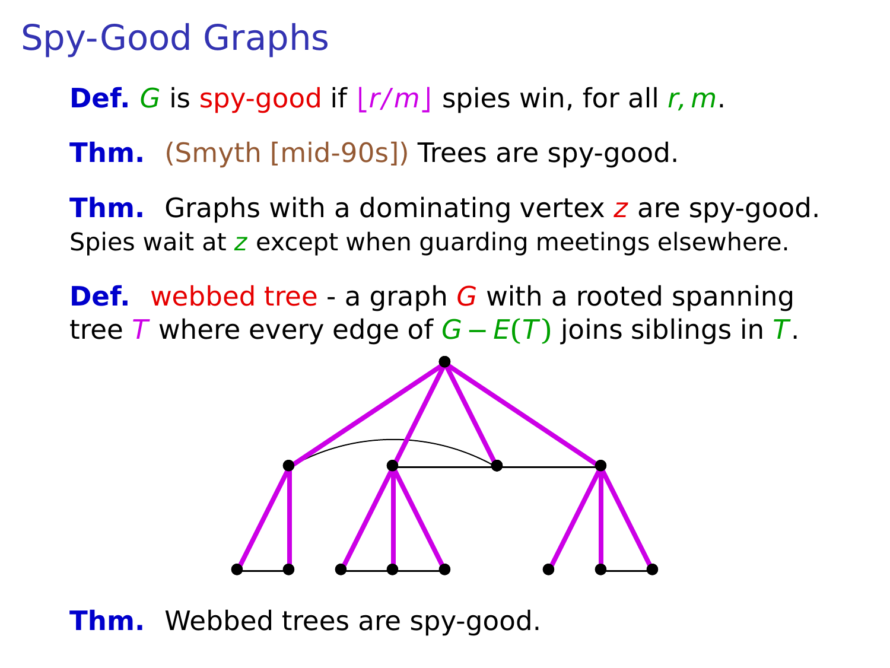# Spy-Good Graphs

**Def.** $G$ is spy-good if $\lfloor r/m \rfloor$ spies win, for all $r, m$.

**Thm.** (Smyth [mid-90s]) Trees are spy-good.

**Thm.** Graphs with a dominating vertex $z$ are spy-good.
Spies wait at $z$ except when guarding meetings elsewhere.

**Def.** webbed tree - a graph $G$ with a rooted spanning tree $T$ where every edge of $G - E(T)$ joins siblings in $T$.

**Thm.** Webbed trees are spy-good.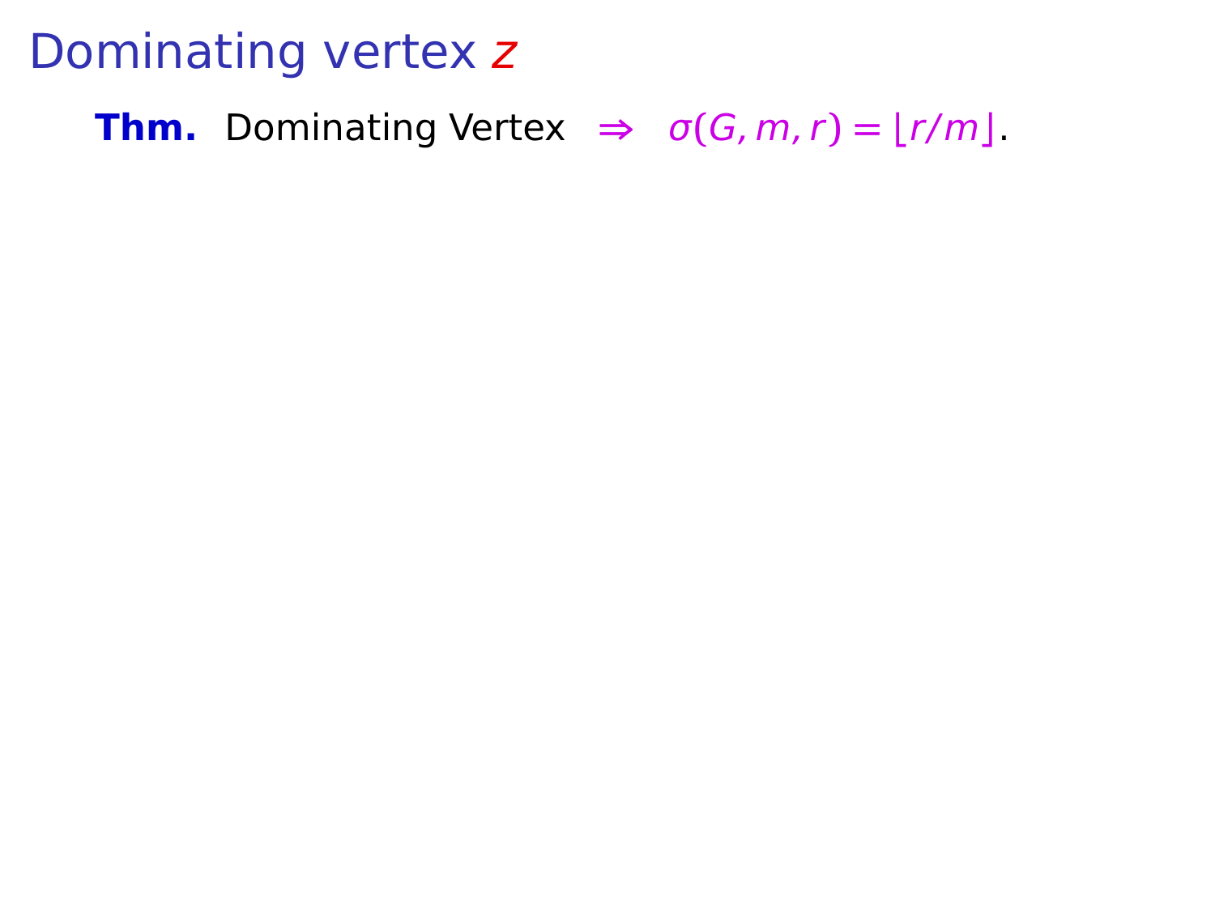# Dominating vertex $z$

**Thm.** Dominating Vertex $\Rightarrow$ $\sigma(G, m, r) = \lfloor r/m \rfloor$.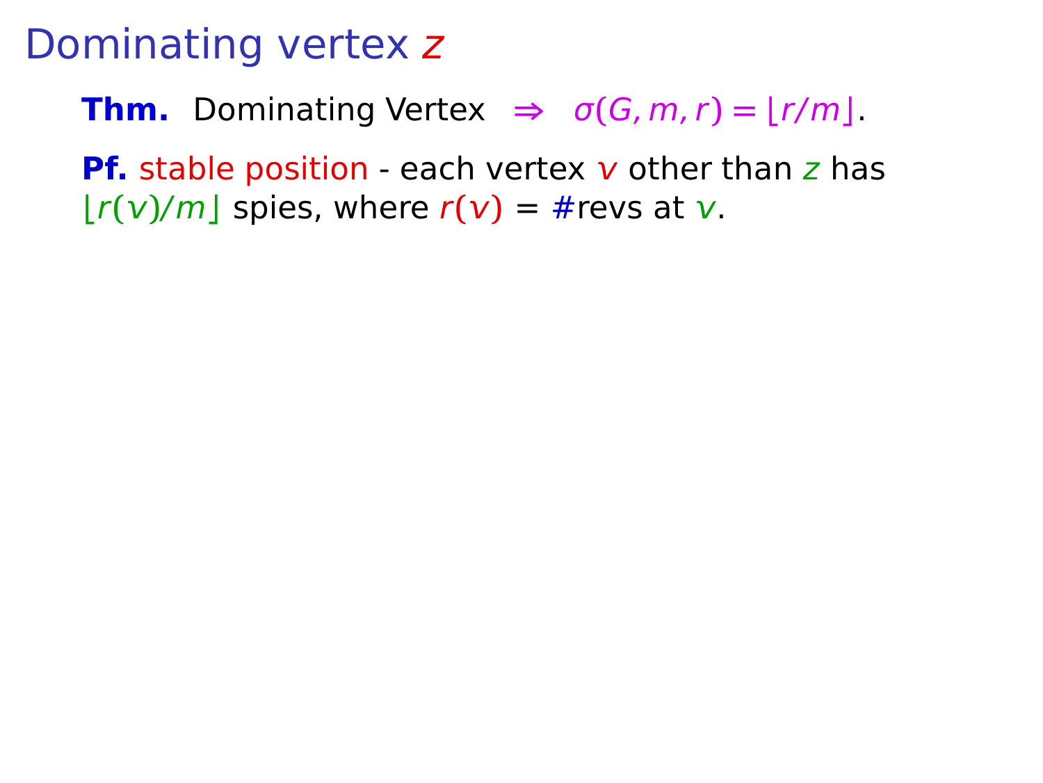# Dominating vertex $z$

**Thm.** Dominating Vertex $\Rightarrow$ $\sigma(G, m, r) = \lfloor r/m \rfloor$.

**Pf.** stable position - each vertex $v$ other than $z$ has $\lfloor r(v)/m \rfloor$ spies, where $r(v)$ = #revs at $v$.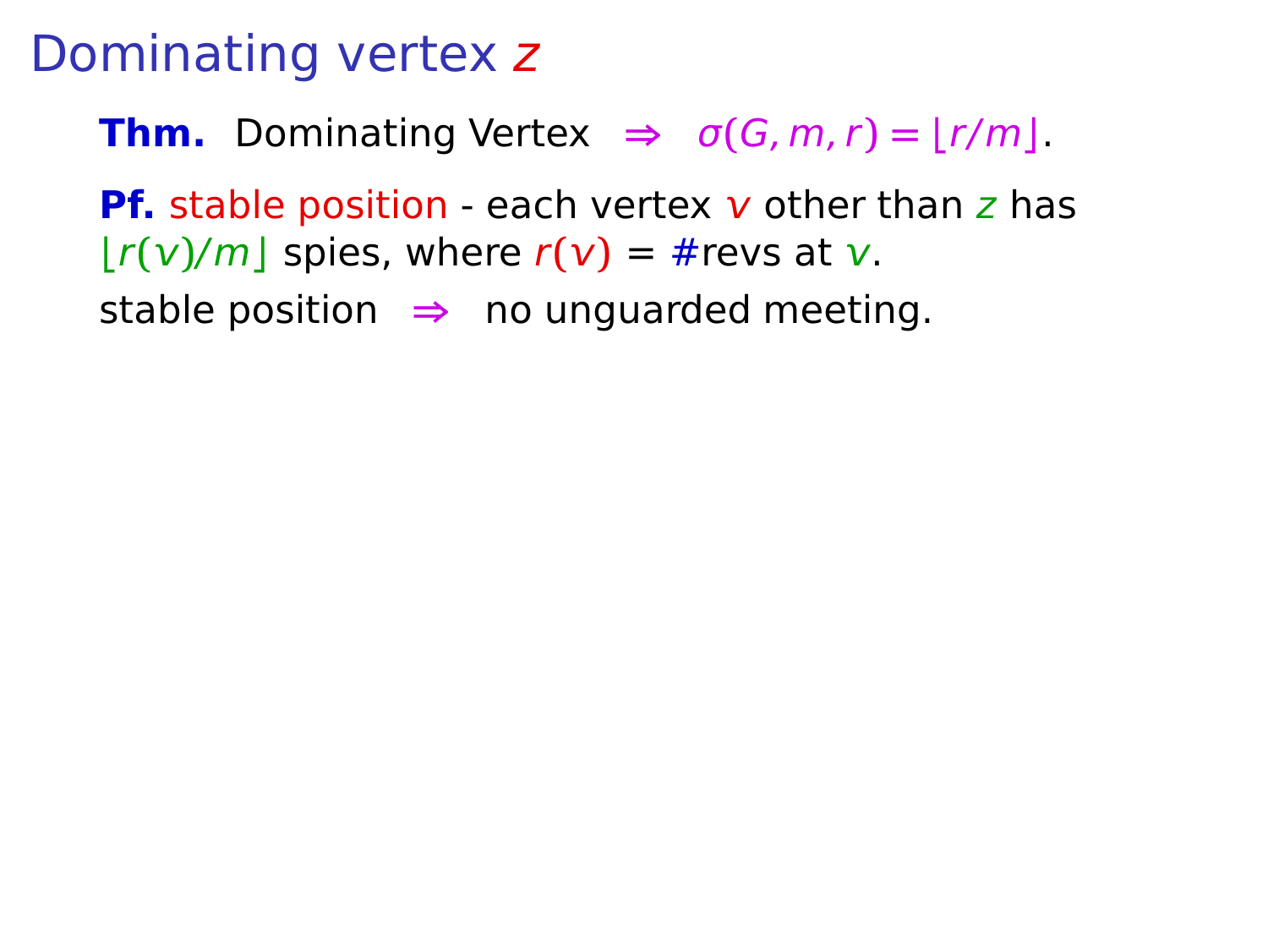# Dominating vertex $z$

**Thm.** Dominating Vertex $\Rightarrow$ $\sigma(G, m, r) = \lfloor r/m \rfloor$.

**Pf.** stable position - each vertex $v$ other than $z$ has $\lfloor r(v)/m \rfloor$ spies, where $r(v)$ = #revs at $v$.

stable position $\Rightarrow$ no unguarded meeting.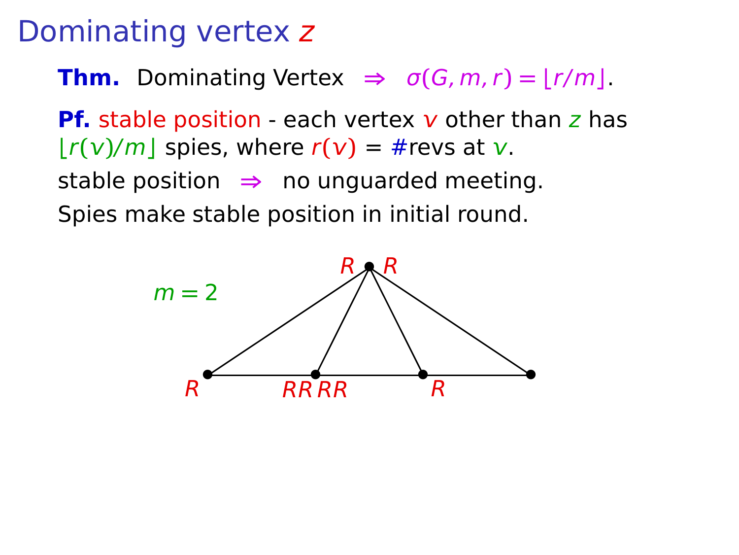# Dominating vertex $z$

**Thm.** Dominating Vertex $\Rightarrow$ $\sigma(G, m, r) = \lfloor r/m \rfloor$.

**Pf.** stable position - each vertex $v$ other than $z$ has $\lfloor r(v)/m \rfloor$ spies, where $r(v)$ = #revs at $v$.

stable position $\Rightarrow$ no unguarded meeting.

Spies make stable position in initial round.

$m = 2$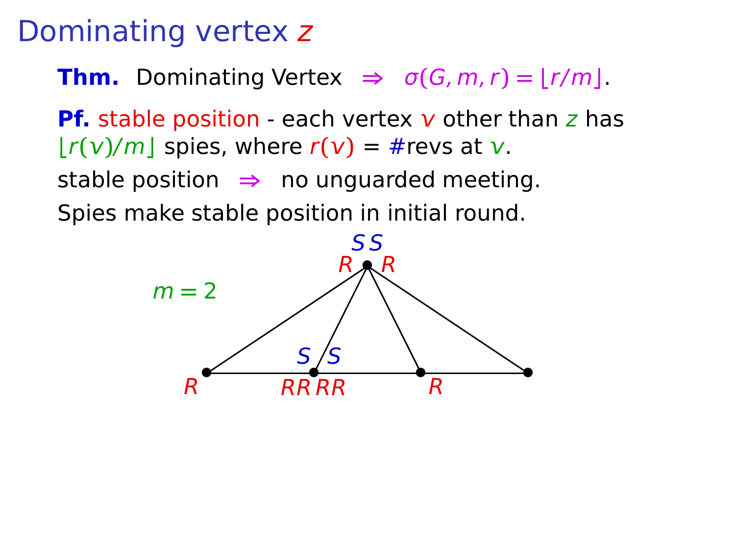# Dominating vertex $z$

**Thm.** Dominating Vertex $\Rightarrow$ $\sigma(G, m, r) = \lfloor r/m \rfloor$.

**Pf.** stable position - each vertex $v$ other than $z$ has $\lfloor r(v)/m \rfloor$ spies, where $r(v)$ = #revs at $v$.

stable position $\Rightarrow$ no unguarded meeting.

Spies make stable position in initial round.

$m = 2$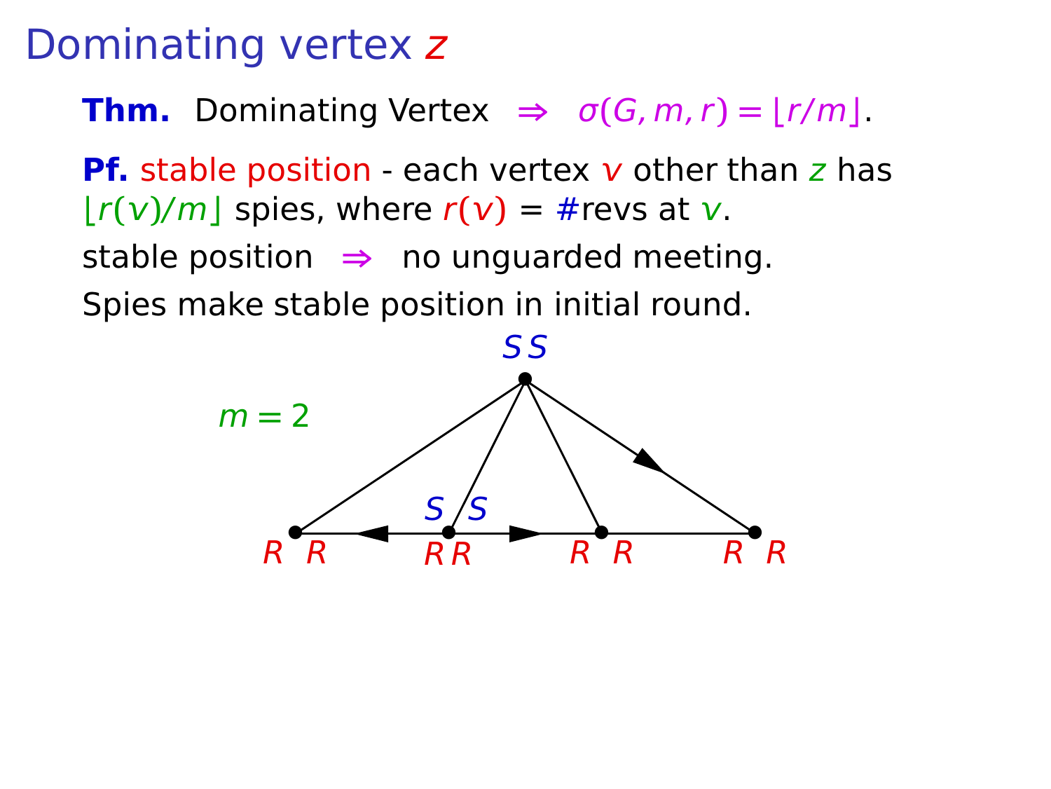# Dominating vertex $z$

**Thm.** Dominating Vertex $\Rightarrow$ $\sigma(G, m, r) = \lfloor r/m \rfloor$.

**Pf.** stable position - each vertex $v$ other than $z$ has $\lfloor r(v)/m \rfloor$ spies, where $r(v)$ = #revs at $v$.

stable position $\Rightarrow$ no unguarded meeting.

Spies make stable position in initial round.

$m = 2$

S S

S S

R R R R R R R R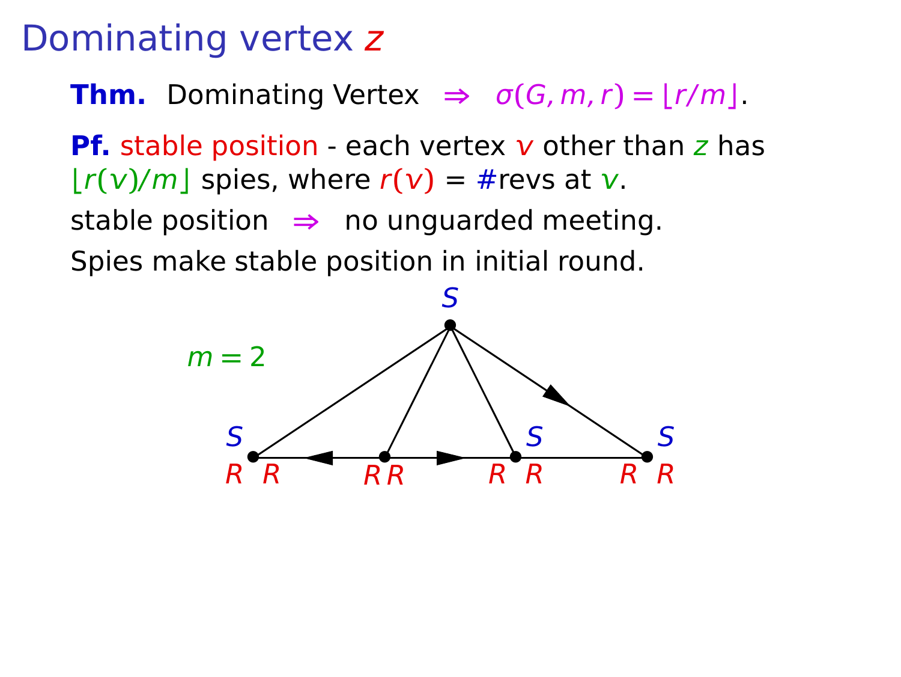# Dominating vertex $z$

**Thm.** Dominating Vertex $\Rightarrow$ $\sigma(G, m, r) = \lfloor r/m \rfloor$.

**Pf.** stable position - each vertex $v$ other than $z$ has $\lfloor r(v)/m \rfloor$ spies, where $r(v)$ = #revs at $v$.

stable position $\Rightarrow$ no unguarded meeting.

Spies make stable position in initial round.

$m = 2$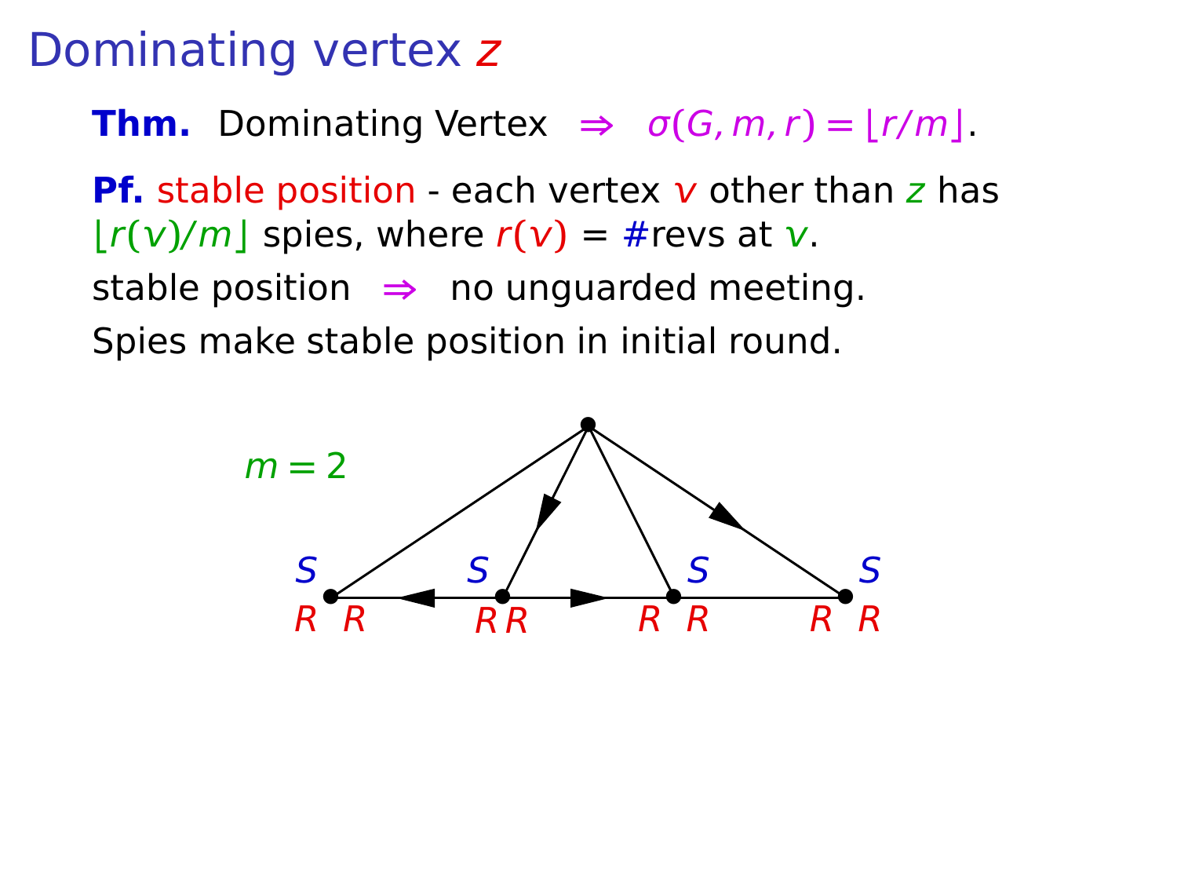# Dominating vertex $z$

**Thm.** Dominating Vertex $\Rightarrow$ $\sigma(G, m, r) = \lfloor r/m \rfloor$.

**Pf.** stable position - each vertex $v$ other than $z$ has $\lfloor r(v)/m \rfloor$ spies, where $r(v)$ = #revs at $v$.

stable position $\Rightarrow$ no unguarded meeting.

Spies make stable position in initial round.

$m = 2$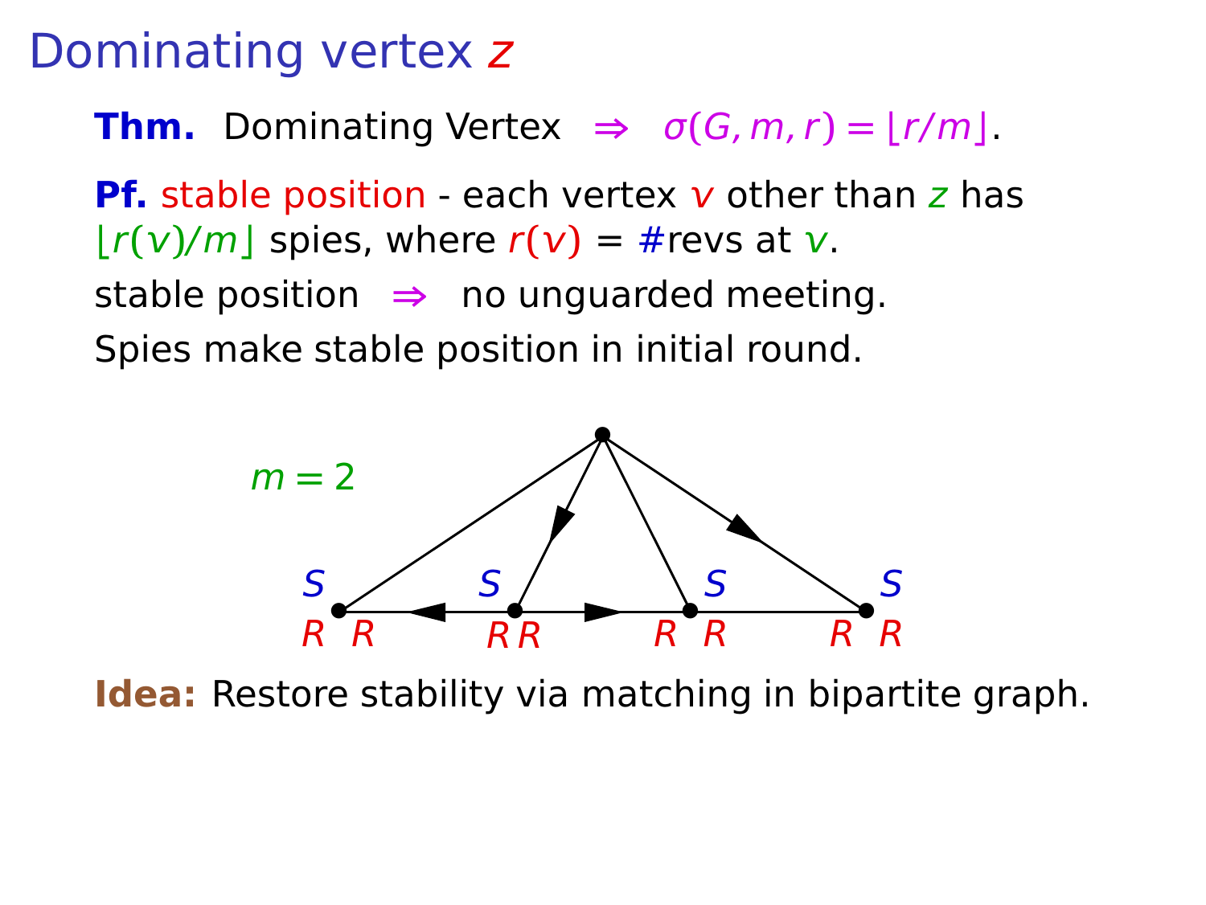# Dominating vertex $z$

**Thm.** Dominating Vertex $\Rightarrow$ $\sigma(G, m, r) = \lfloor r/m \rfloor$.

**Pf.** stable position - each vertex $v$ other than $z$ has $\lfloor r(v)/m \rfloor$ spies, where $r(v)$ = #revs at $v$.

stable position $\Rightarrow$ no unguarded meeting.

Spies make stable position in initial round.

$m = 2$

S R R S R R R S R R S R R

**Idea:** Restore stability via matching in bipartite graph.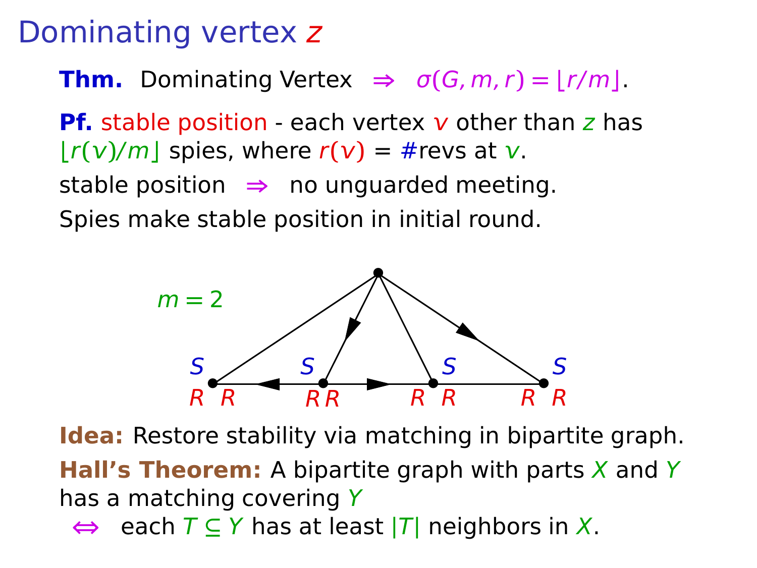# Dominating vertex $z$

**Thm.** Dominating Vertex $\Rightarrow$ $\sigma(G, m, r) = \lfloor r/m \rfloor$.

**Pf.** stable position - each vertex $v$ other than $z$ has $\lfloor r(v)/m \rfloor$ spies, where $r(v)$ = #revs at $v$.

stable position $\Rightarrow$ no unguarded meeting.

Spies make stable position in initial round.

$m = 2$

**Idea:** Restore stability via matching in bipartite graph.

**Hall's Theorem:** A bipartite graph with parts $X$ and $Y$ has a matching covering $Y$
$\Leftrightarrow$ each $T \subseteq Y$ has at least $|T|$ neighbors in $X$.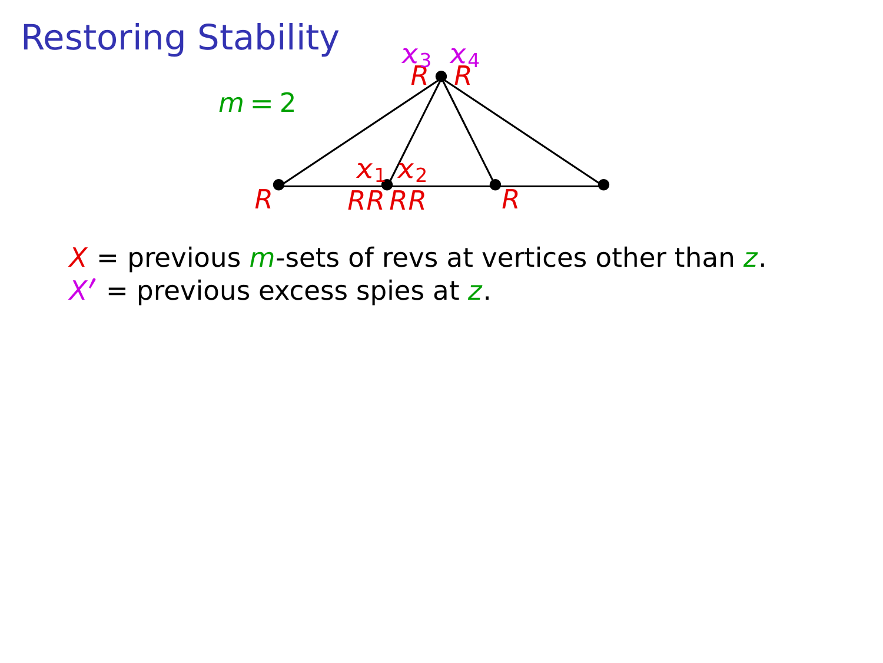# Restoring Stability

$m = 2$

$X$ = previous $m$-sets of revs at vertices other than $z$.

$X'$ = previous excess spies at $z$.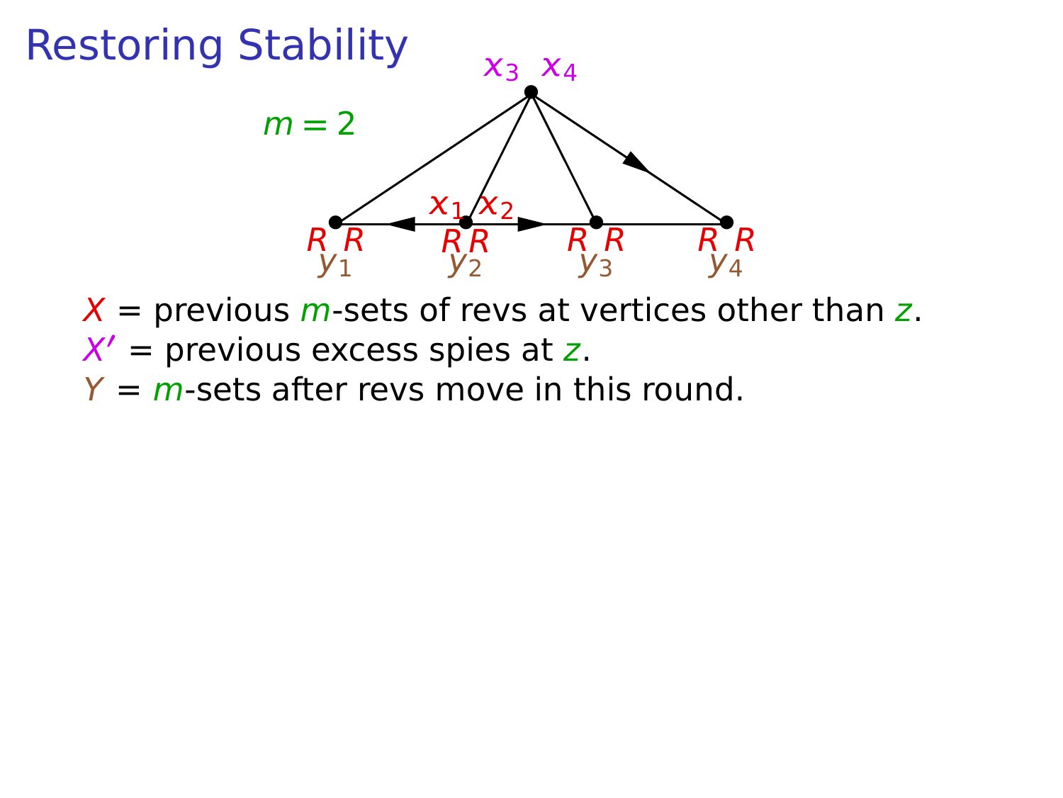# Restoring Stability

$m = 2$

$X$ = previous $m$-sets of revs at vertices other than $z$.

$X'$ = previous excess spies at $z$.

$Y$ = $m$-sets after revs move in this round.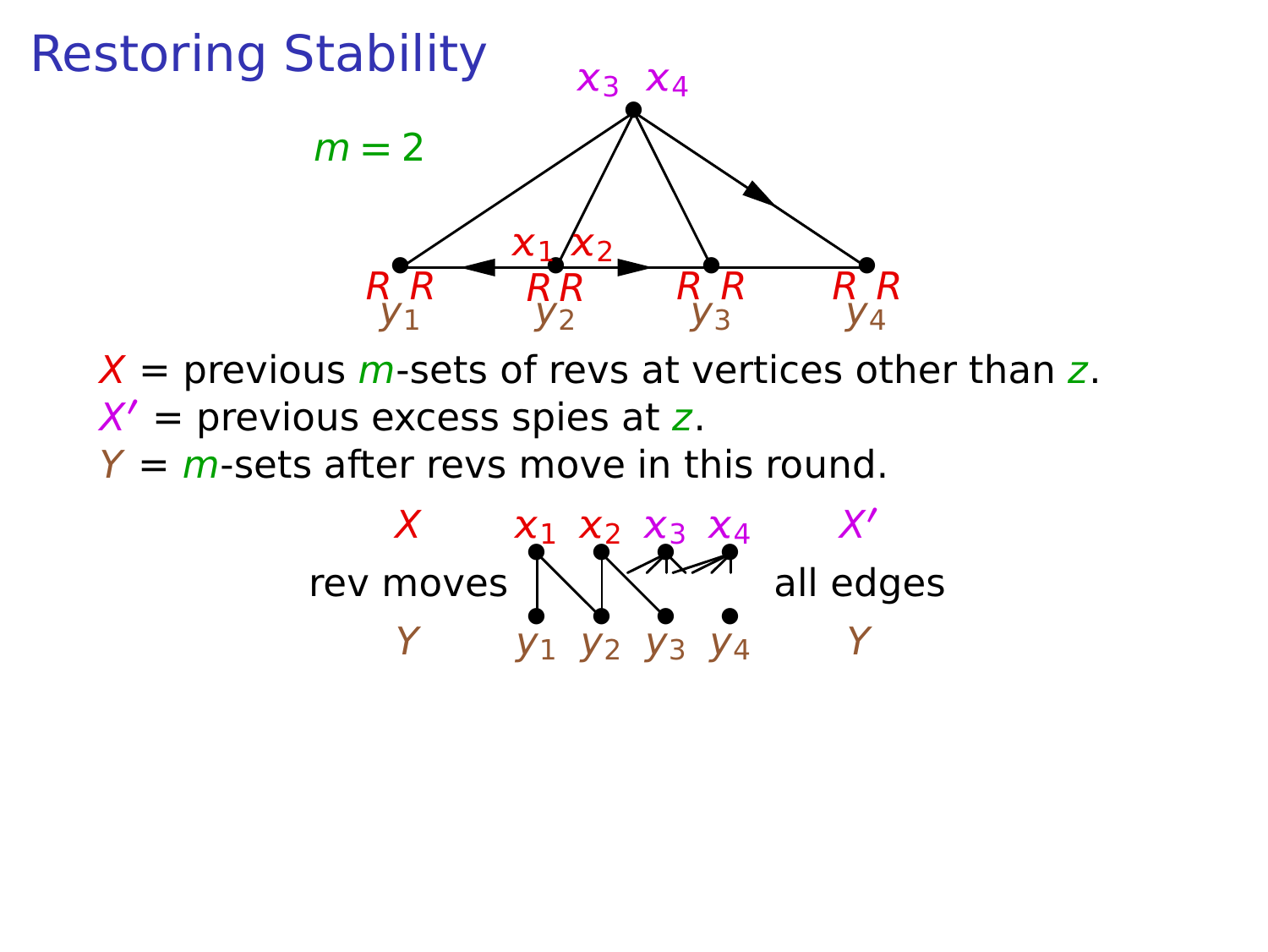# Restoring Stability

$m = 2$

$X$ = previous $m$-sets of revs at vertices other than $z$.

$X'$ = previous excess spies at $z$.

$Y$ = $m$-sets after revs move in this round.

| $X$ | $x_1$ $x_2$ $x_3$ $x_4$ | $X'$ |
|---|---|---|
| rev moves | | all edges |
| $Y$ | $y_1$ $y_2$ $y_3$ $y_4$ | $Y$ |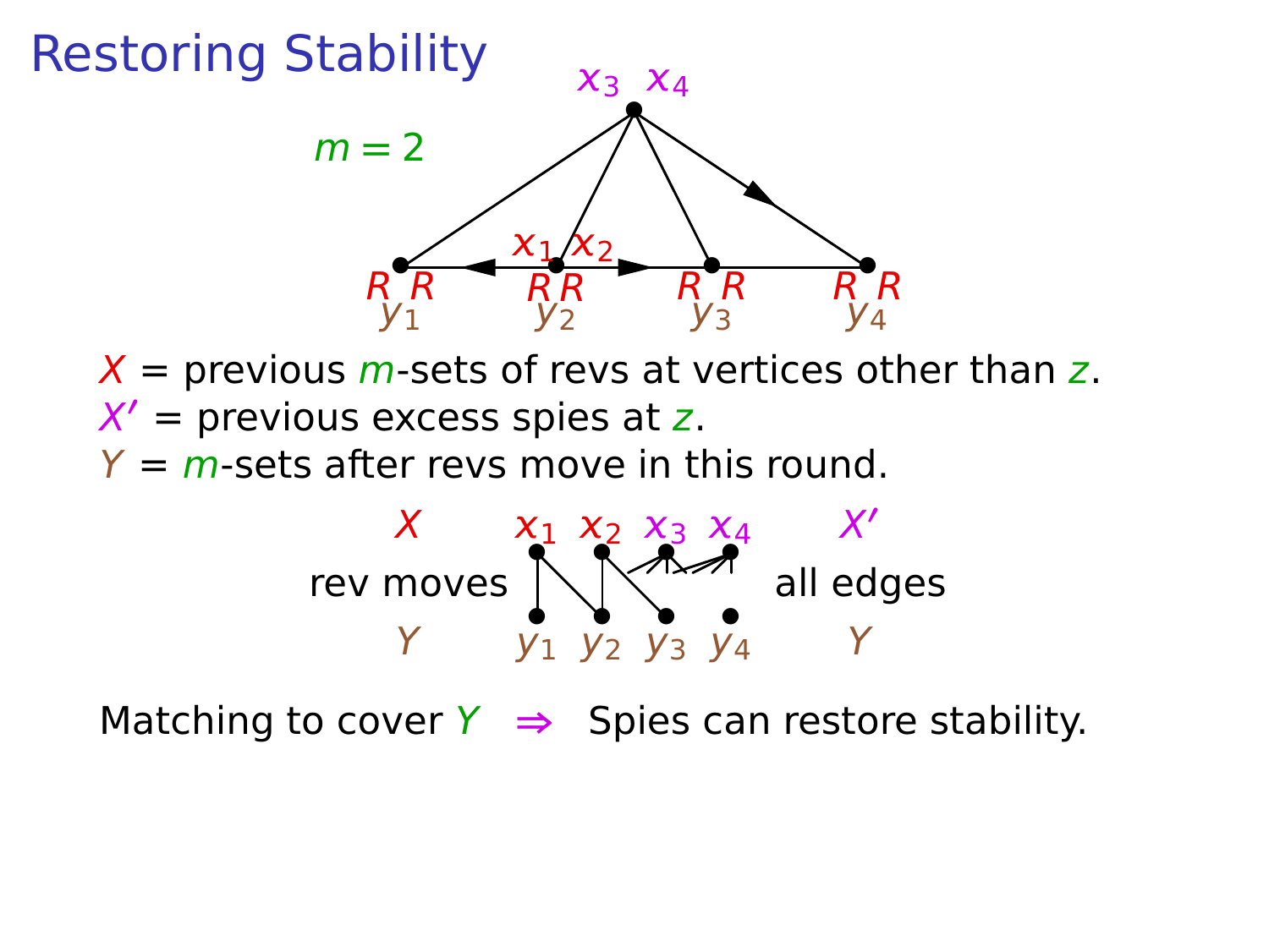# Restoring Stability

$m = 2$

$X$ = previous $m$-sets of revs at vertices other than $z$.

$X'$ = previous excess spies at $z$.

$Y$ = $m$-sets after revs move in this round.

Matching to cover $Y$ $\Rightarrow$ Spies can restore stability.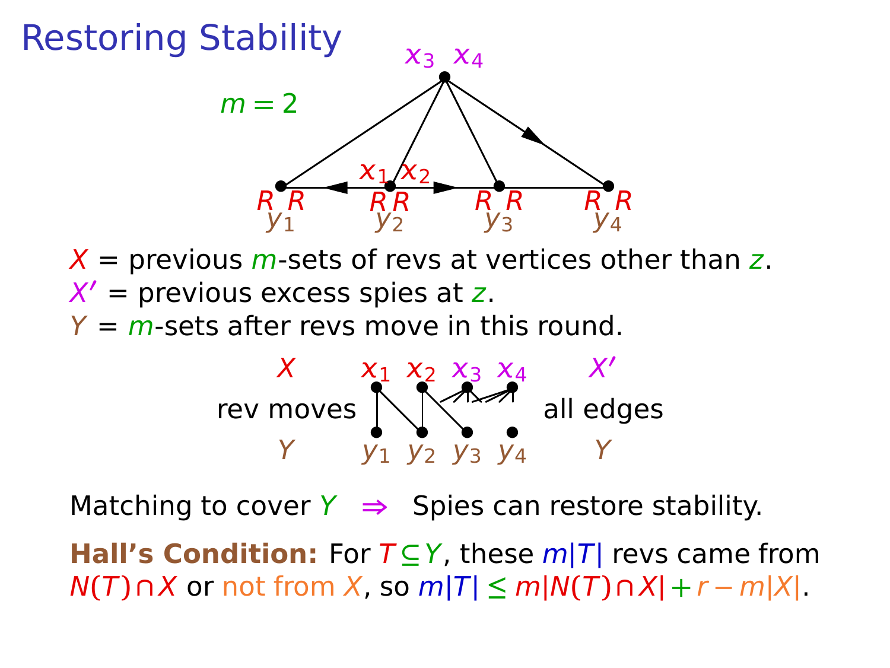# Restoring Stability

$m = 2$

$X$ = previous $m$-sets of revs at vertices other than $z$.

$X'$ = previous excess spies at $z$.

$Y$ = $m$-sets after revs move in this round.

$X$ — rev moves — $Y$ $\quad x_1\ x_2\ x_3\ x_4 \quad y_1\ y_2\ y_3\ y_4 \quad$ $X'$ — all edges — $Y$

Matching to cover $Y$ $\Rightarrow$ Spies can restore stability.

**Hall's Condition:** For $T \subseteq Y$, these $m|T|$ revs came from $N(T) \cap X$ or not from $X$, so $m|T| \leq m|N(T) \cap X| + r - m|X|$.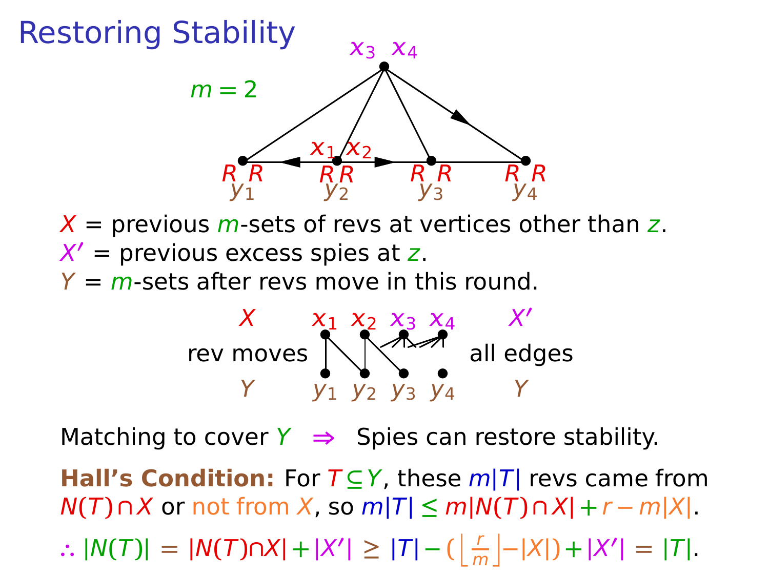# Restoring Stability

$m = 2$

$X$ = previous $m$-sets of revs at vertices other than $z$.
$X'$ = previous excess spies at $z$.
$Y$ = $m$-sets after revs move in this round.

| $X$ | $x_1$ $x_2$ $x_3$ $x_4$ | $X'$ |
|---|---|---|
| rev moves | | all edges |
| $Y$ | $y_1$ $y_2$ $y_3$ $y_4$ | $Y$ |

Matching to cover $Y$ $\Rightarrow$ Spies can restore stability.

**Hall's Condition:** For $T \subseteq Y$, these $m|T|$ revs came from $N(T) \cap X$ or not from $X$, so $m|T| \leq m|N(T) \cap X| + r - m|X|$.

$\therefore |N(T)| = |N(T) \cap X| + |X'| \geq |T| - (\lfloor \frac{r}{m} \rfloor - |X|) + |X'| = |T|$.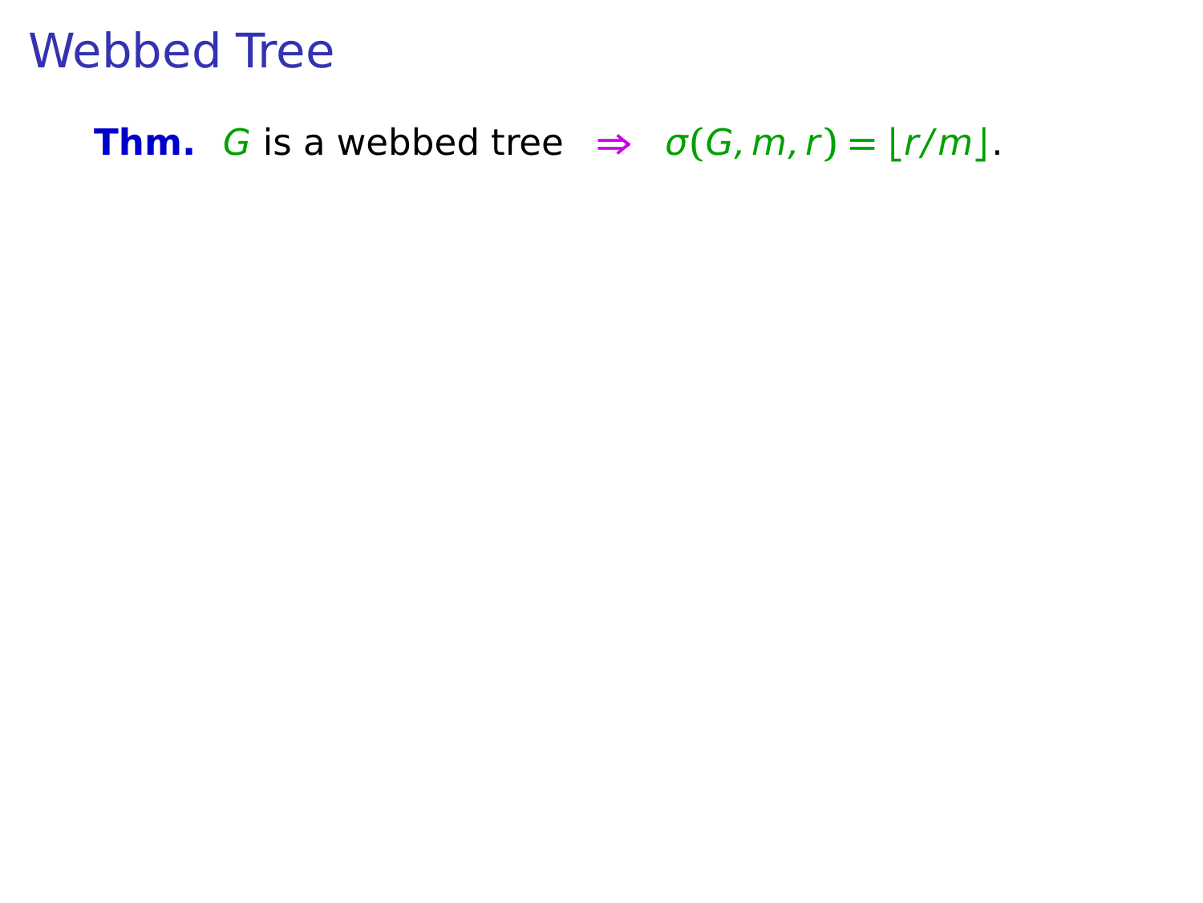# Webbed Tree

**Thm.** $G$ is a webbed tree $\Rightarrow$ $\sigma(G, m, r) = \lfloor r/m \rfloor$.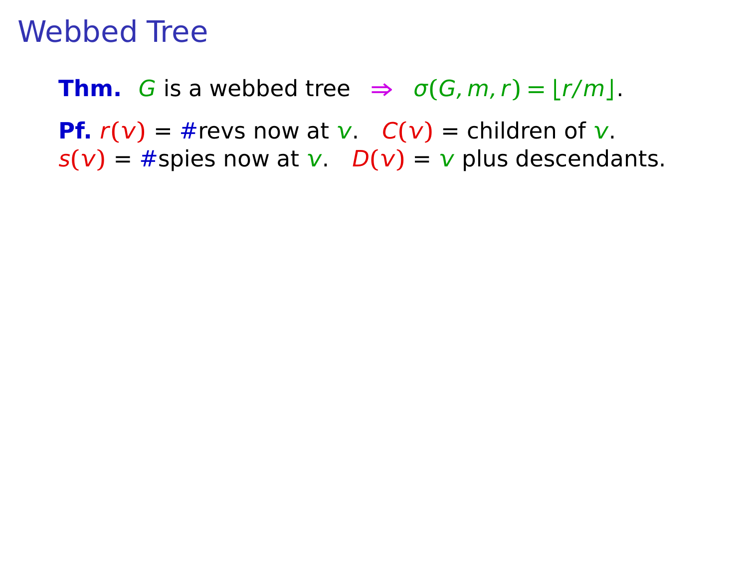# Webbed Tree

**Thm.** $G$ is a webbed tree $\Rightarrow$ $\sigma(G, m, r) = \lfloor r/m \rfloor$.

**Pf.** $r(v)$ = #revs now at $v$. $C(v)$ = children of $v$.
$s(v)$ = #spies now at $v$. $D(v)$ = $v$ plus descendants.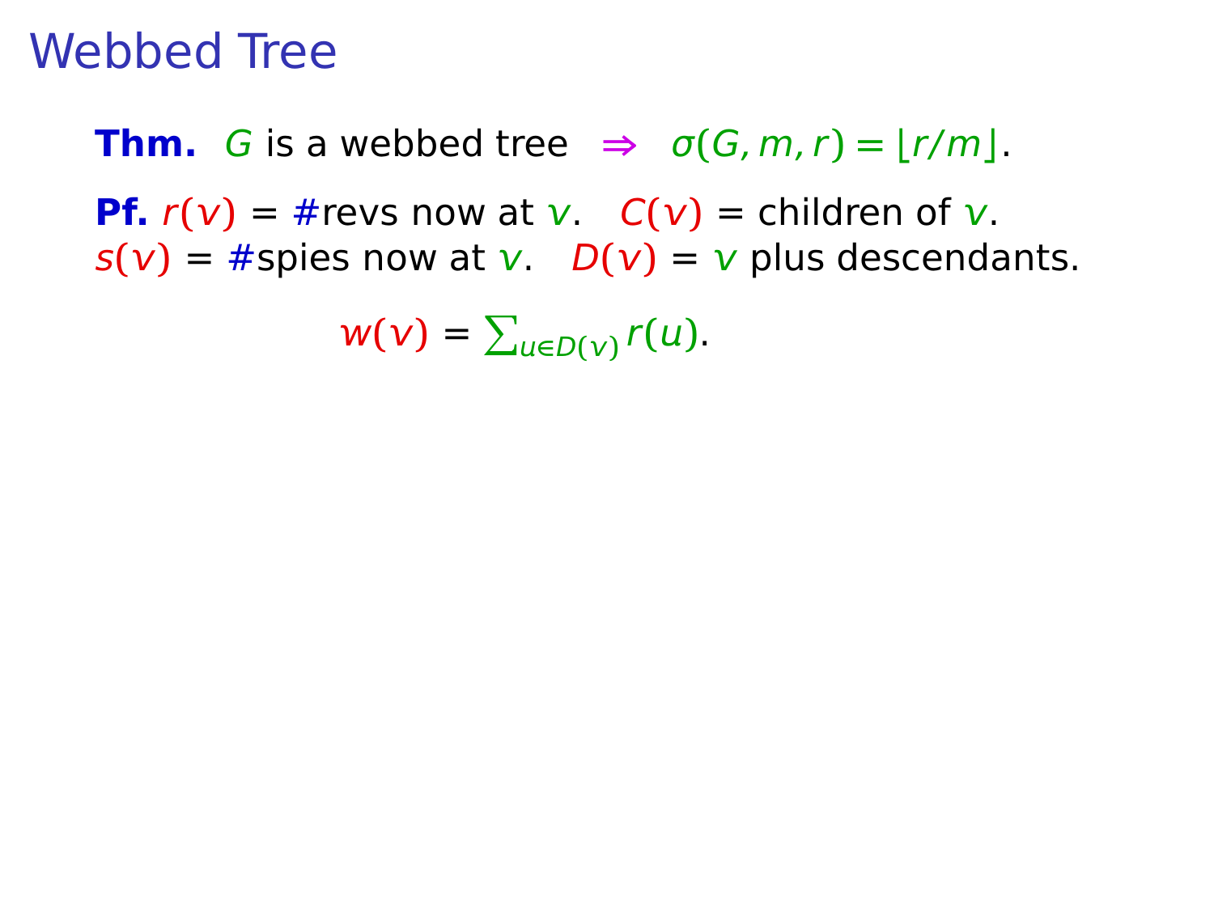# Webbed Tree

**Thm.** $G$ is a webbed tree $\Rightarrow$ $\sigma(G, m, r) = \lfloor r/m \rfloor$.

**Pf.** $r(v)$ = #revs now at $v$. $C(v)$ = children of $v$.
$s(v)$ = #spies now at $v$. $D(v)$ = $v$ plus descendants.

$$w(v) = \sum_{u \in D(v)} r(u).$$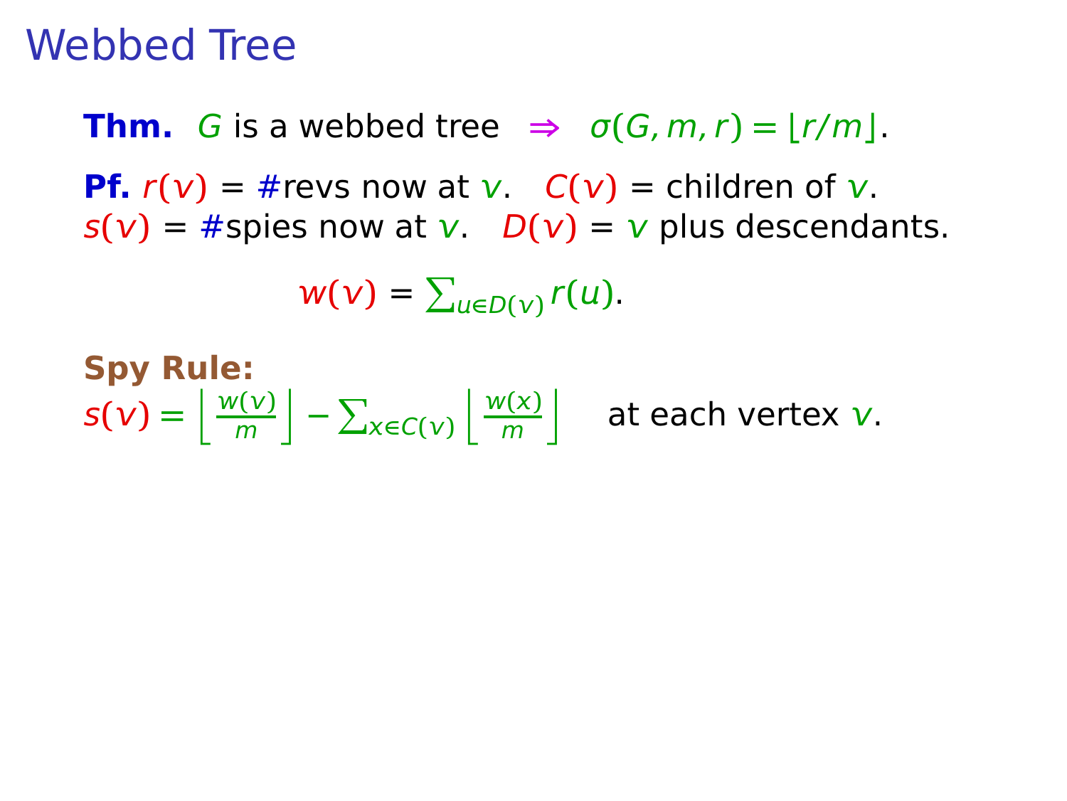# Webbed Tree

**Thm.** $G$ is a webbed tree $\Rightarrow$ $\sigma(G, m, r) = \lfloor r/m \rfloor$.

**Pf.** $r(v)$ = #revs now at $v$. $C(v)$ = children of $v$.
$s(v)$ = #spies now at $v$. $D(v)$ = $v$ plus descendants.

$$w(v) = \textstyle\sum_{u \in D(v)} r(u).$$

**Spy Rule:**
$s(v) = \left\lfloor \frac{w(v)}{m} \right\rfloor - \sum_{x \in C(v)} \left\lfloor \frac{w(x)}{m} \right\rfloor$ at each vertex $v$.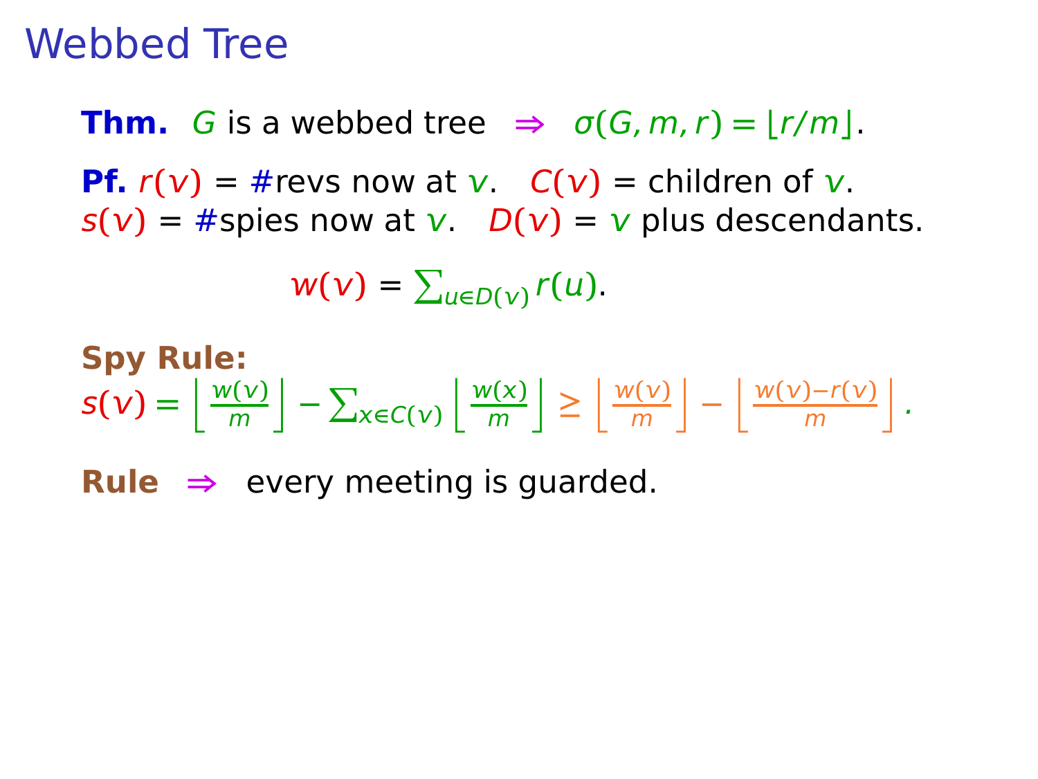# Webbed Tree

**Thm.** $G$ is a webbed tree $\Rightarrow$ $\sigma(G,m,r) = \lfloor r/m \rfloor$.

**Pf.** $r(v)$ = #revs now at $v$. $C(v)$ = children of $v$.
$s(v)$ = #spies now at $v$. $D(v)$ = $v$ plus descendants.

$$w(v) = \sum_{u \in D(v)} r(u).$$

**Spy Rule:**

$$s(v) = \left\lfloor \frac{w(v)}{m} \right\rfloor - \sum_{x \in C(v)} \left\lfloor \frac{w(x)}{m} \right\rfloor \geq \left\lfloor \frac{w(v)}{m} \right\rfloor - \left\lfloor \frac{w(v)-r(v)}{m} \right\rfloor.$$

**Rule** $\Rightarrow$ every meeting is guarded.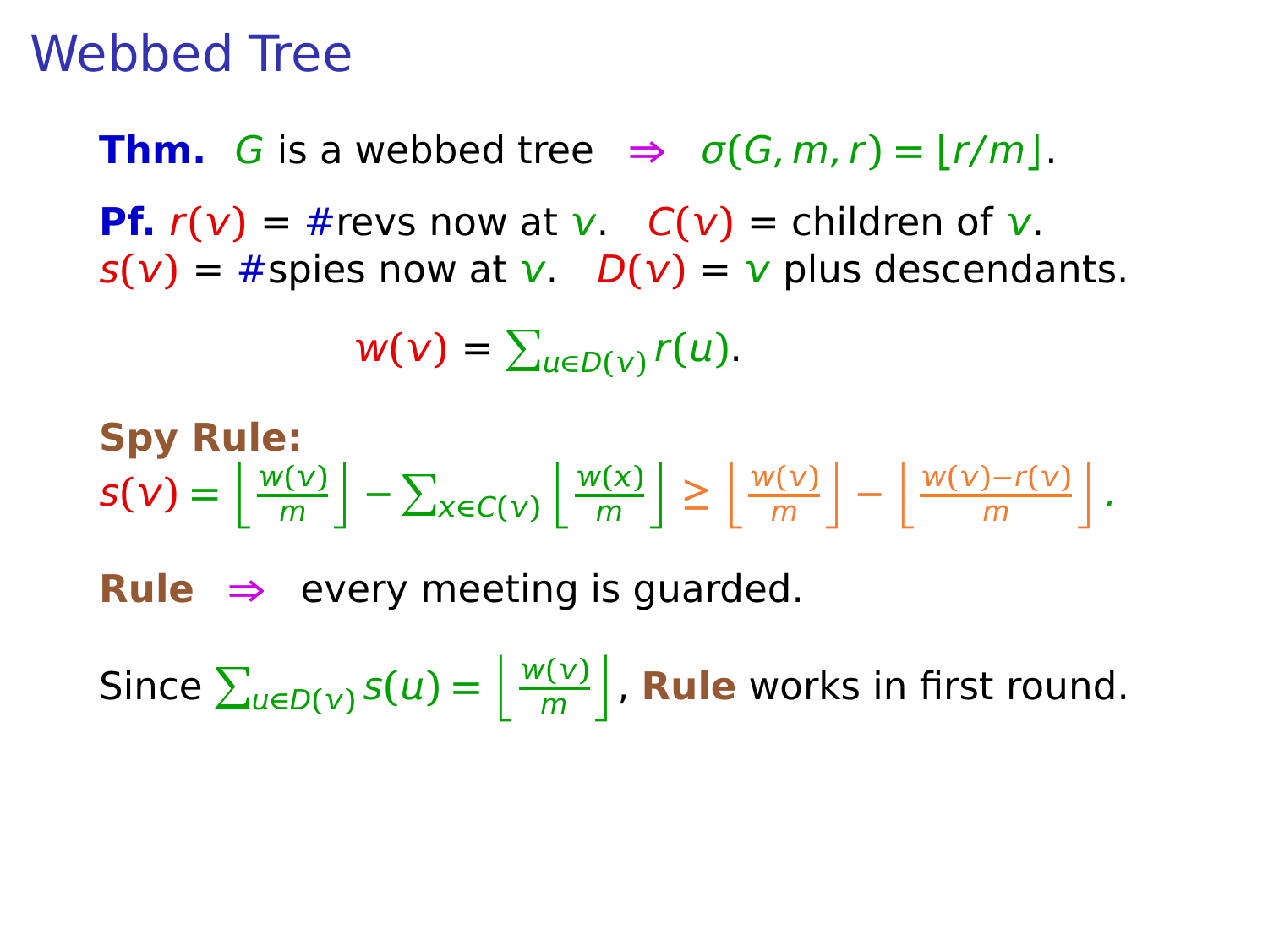# Webbed Tree

**Thm.** $G$ is a webbed tree $\Rightarrow$ $\sigma(G, m, r) = \lfloor r/m \rfloor$.

**Pf.** $r(v)$ = #revs now at $v$. $C(v)$ = children of $v$.
$s(v)$ = #spies now at $v$. $D(v)$ = $v$ plus descendants.

$$w(v) = \sum_{u \in D(v)} r(u).$$

**Spy Rule:**
$s(v) = \left\lfloor \frac{w(v)}{m} \right\rfloor - \sum_{x \in C(v)} \left\lfloor \frac{w(x)}{m} \right\rfloor \geq \left\lfloor \frac{w(v)}{m} \right\rfloor - \left\lfloor \frac{w(v) - r(v)}{m} \right\rfloor$.

**Rule** $\Rightarrow$ every meeting is guarded.

Since $\sum_{u \in D(v)} s(u) = \left\lfloor \frac{w(v)}{m} \right\rfloor$, **Rule** works in first round.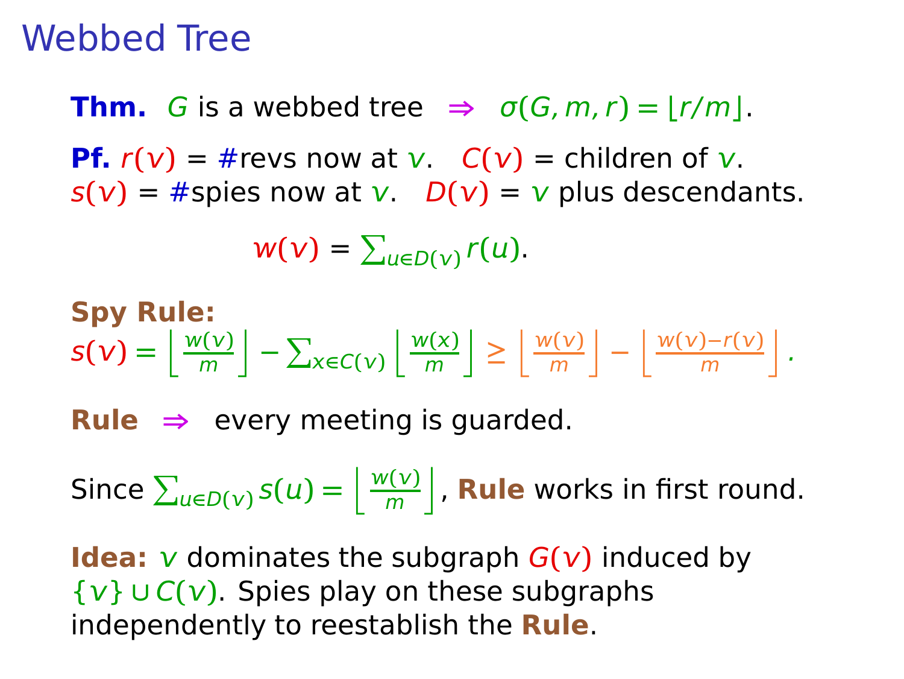# Webbed Tree

**Thm.** $G$ is a webbed tree $\Rightarrow$ $\sigma(G, m, r) = \lfloor r/m \rfloor$.

**Pf.** $r(v)$ = #revs now at $v$. $C(v)$ = children of $v$.
$s(v)$ = #spies now at $v$. $D(v)$ = $v$ plus descendants.

$$w(v) = \sum_{u \in D(v)} r(u).$$

**Spy Rule:**
$s(v) = \left\lfloor \frac{w(v)}{m} \right\rfloor - \sum_{x \in C(v)} \left\lfloor \frac{w(x)}{m} \right\rfloor \geq \left\lfloor \frac{w(v)}{m} \right\rfloor - \left\lfloor \frac{w(v) - r(v)}{m} \right\rfloor$.

**Rule** $\Rightarrow$ every meeting is guarded.

Since $\sum_{u \in D(v)} s(u) = \left\lfloor \frac{w(v)}{m} \right\rfloor$, **Rule** works in first round.

**Idea:** $v$ dominates the subgraph $G(v)$ induced by $\{v\} \cup C(v)$. Spies play on these subgraphs independently to reestablish the **Rule**.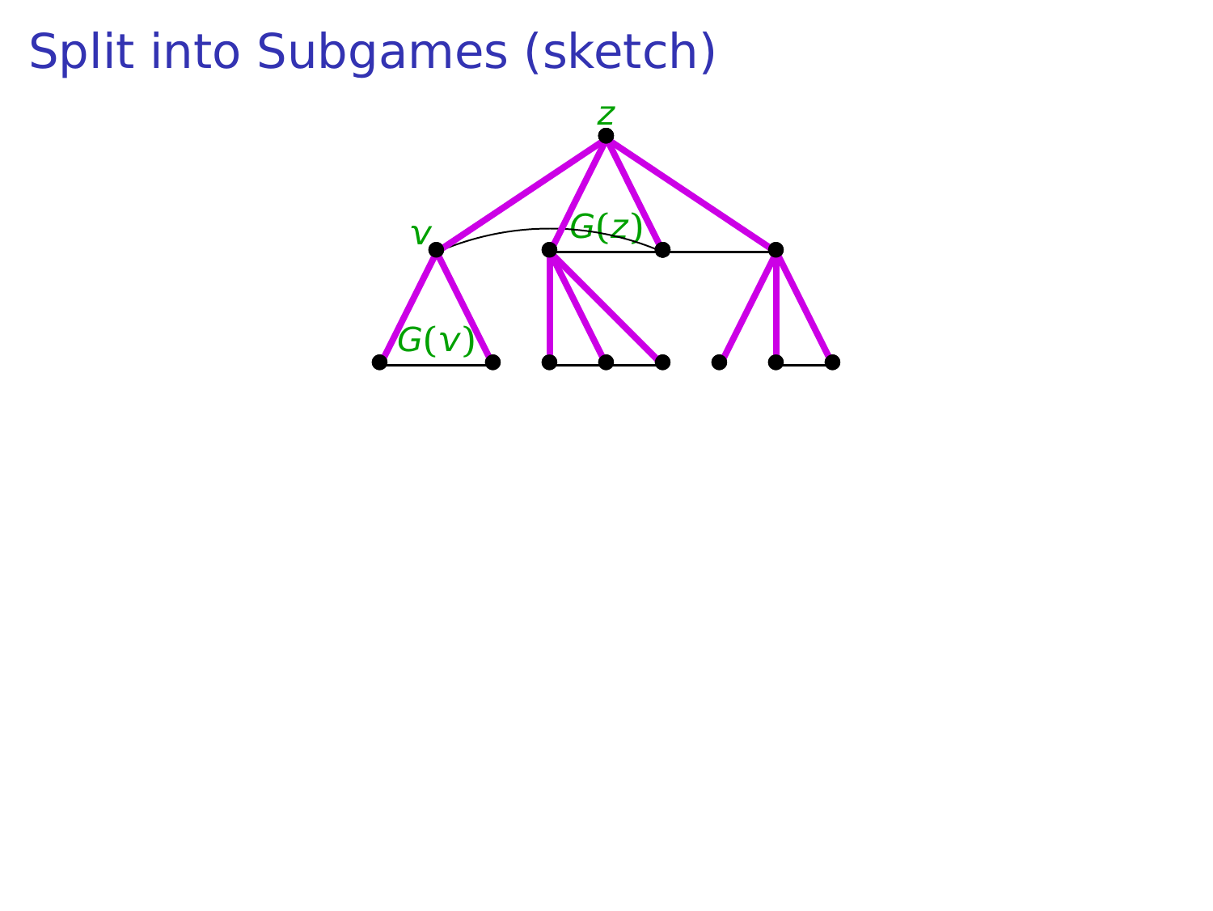# Split into Subgames (sketch)

$z$

$v$

$G(z)$

$G(v)$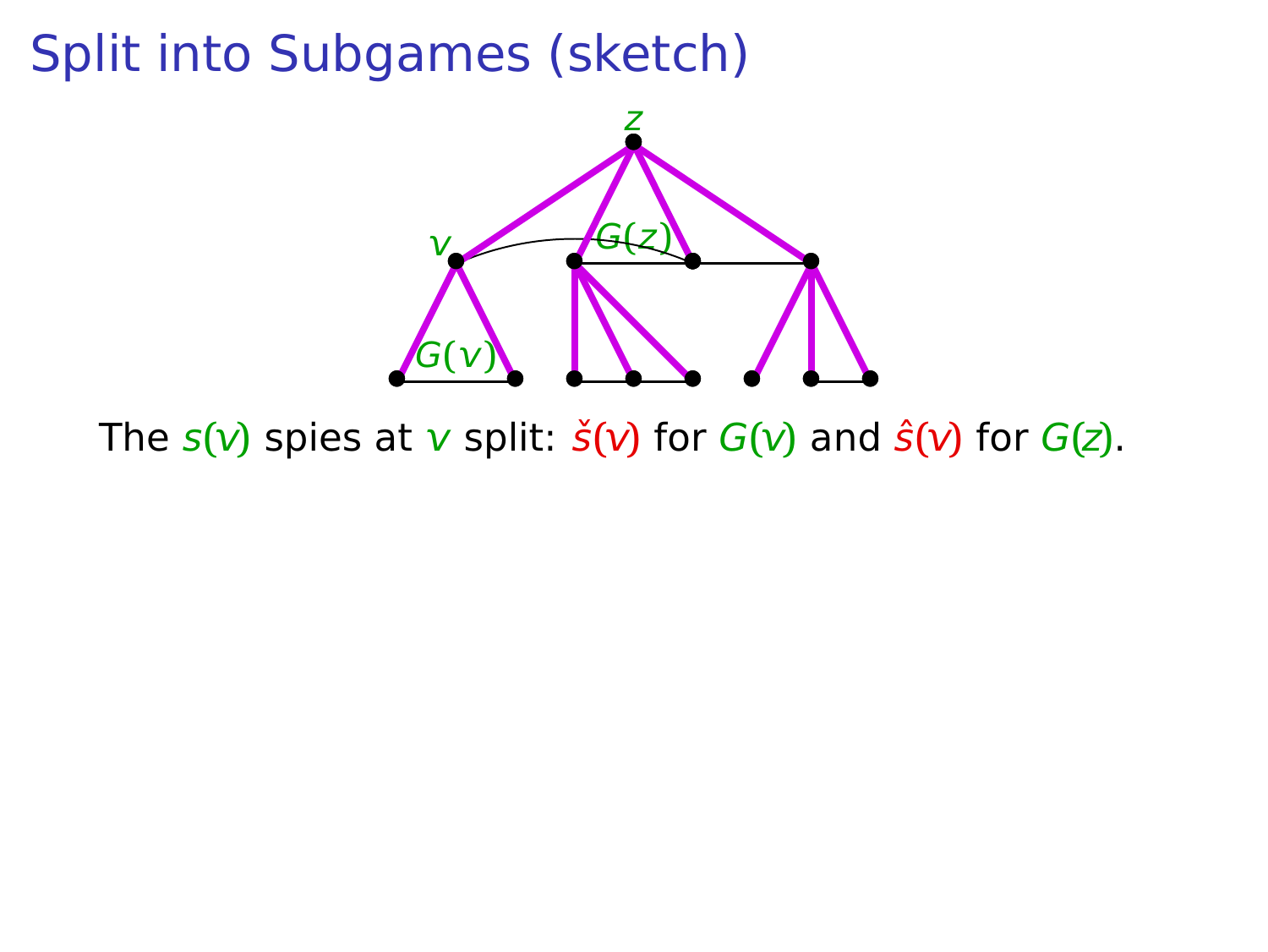# Split into Subgames (sketch)

The $s(v)$ spies at $v$ split: $\check{s}(v)$ for $G(v)$ and $\hat{s}(v)$ for $G(z)$.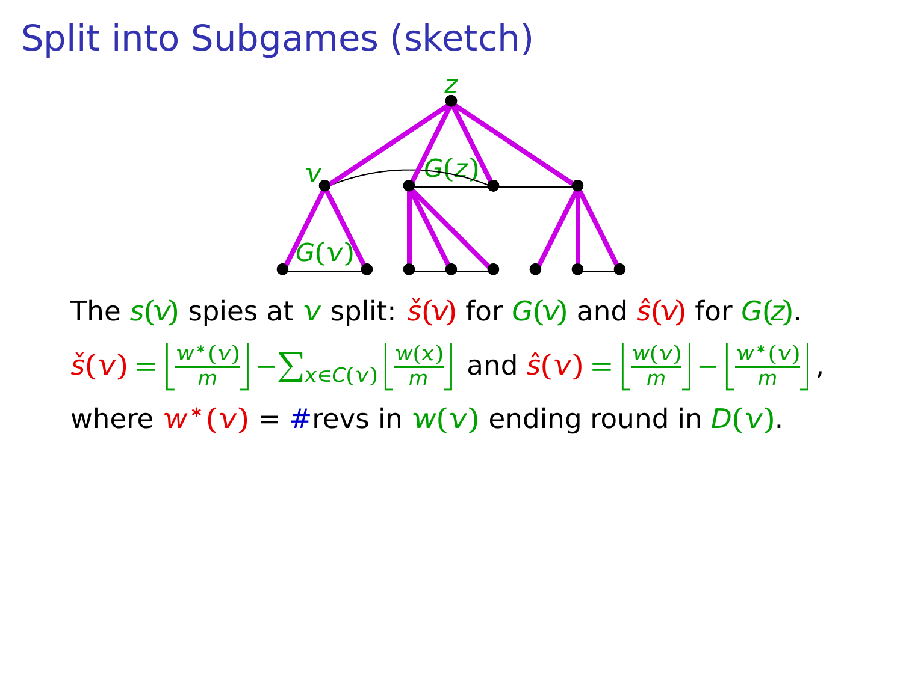# Split into Subgames (sketch)

The $s(v)$ spies at $v$ split: $\check{s}(v)$ for $G(v)$ and $\hat{s}(v)$ for $G(z)$.

$\check{s}(v) = \left\lfloor \frac{w^*(v)}{m} \right\rfloor - \sum_{x \in C(v)} \left\lfloor \frac{w(x)}{m} \right\rfloor$ and $\hat{s}(v) = \left\lfloor \frac{w(v)}{m} \right\rfloor - \left\lfloor \frac{w^*(v)}{m} \right\rfloor$,

where $w^*(v)$ = #revs in $w(v)$ ending round in $D(v)$.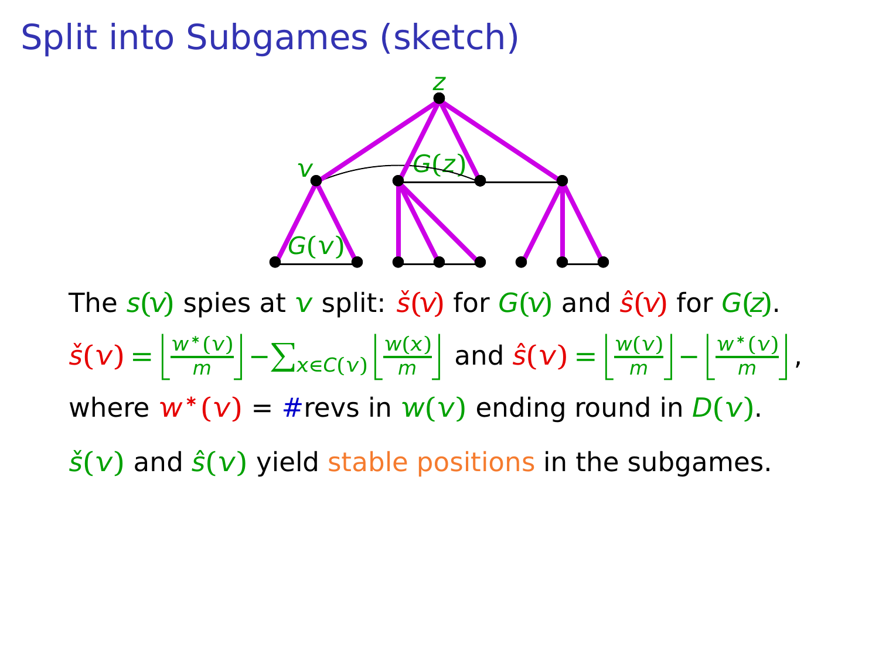# Split into Subgames (sketch)

The $s(v)$ spies at $v$ split: $\check{s}(v)$ for $G(v)$ and $\hat{s}(v)$ for $G(z)$.

$\check{s}(v) = \left\lfloor \frac{w^*(v)}{m} \right\rfloor - \sum_{x \in C(v)} \left\lfloor \frac{w(x)}{m} \right\rfloor$ and $\hat{s}(v) = \left\lfloor \frac{w(v)}{m} \right\rfloor - \left\lfloor \frac{w^*(v)}{m} \right\rfloor$,

where $w^*(v)$ = #revs in $w(v)$ ending round in $D(v)$.

$\check{s}(v)$ and $\hat{s}(v)$ yield stable positions in the subgames.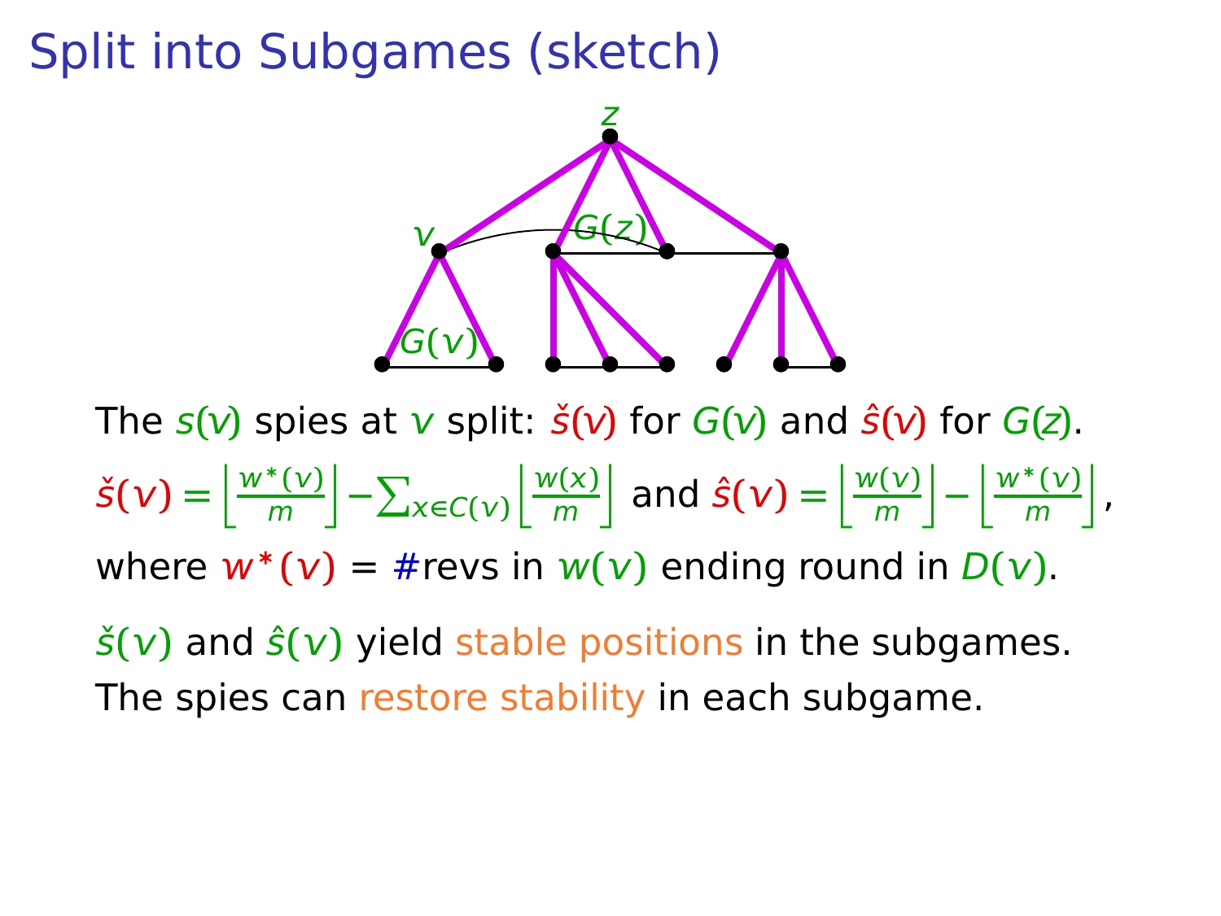# Split into Subgames (sketch)

The $s(v)$ spies at $v$ split: $\check{s}(v)$ for $G(v)$ and $\hat{s}(v)$ for $G(z)$.

$\check{s}(v) = \left\lfloor \frac{w^*(v)}{m} \right\rfloor - \sum_{x \in C(v)} \left\lfloor \frac{w(x)}{m} \right\rfloor$ and $\hat{s}(v) = \left\lfloor \frac{w(v)}{m} \right\rfloor - \left\lfloor \frac{w^*(v)}{m} \right\rfloor$,

where $w^*(v)$ = #revs in $w(v)$ ending round in $D(v)$.

$\check{s}(v)$ and $\hat{s}(v)$ yield stable positions in the subgames.

The spies can restore stability in each subgame.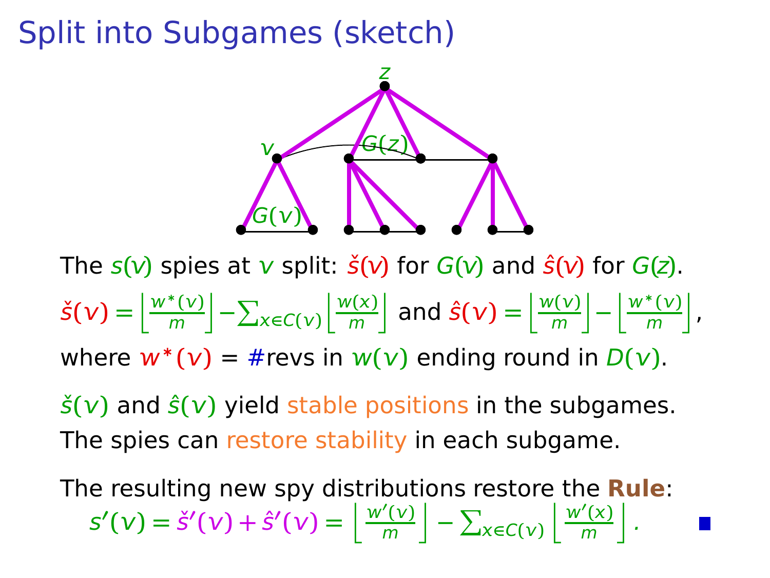# Split into Subgames (sketch)

The $s(v)$ spies at $v$ split: $\check{s}(v)$ for $G(v)$ and $\hat{s}(v)$ for $G(z)$.

$\check{s}(v) = \left\lfloor \frac{w^*(v)}{m} \right\rfloor - \sum_{x \in C(v)} \left\lfloor \frac{w(x)}{m} \right\rfloor$ and $\hat{s}(v) = \left\lfloor \frac{w(v)}{m} \right\rfloor - \left\lfloor \frac{w^*(v)}{m} \right\rfloor$,

where $w^*(v)$ = #revs in $w(v)$ ending round in $D(v)$.

$\check{s}(v)$ and $\hat{s}(v)$ yield stable positions in the subgames.

The spies can restore stability in each subgame.

The resulting new spy distributions restore the **Rule**:

$$s'(v) = \check{s}'(v) + \hat{s}'(v) = \left\lfloor \frac{w'(v)}{m} \right\rfloor - \sum_{x \in C(v)} \left\lfloor \frac{w'(x)}{m} \right\rfloor.$$

■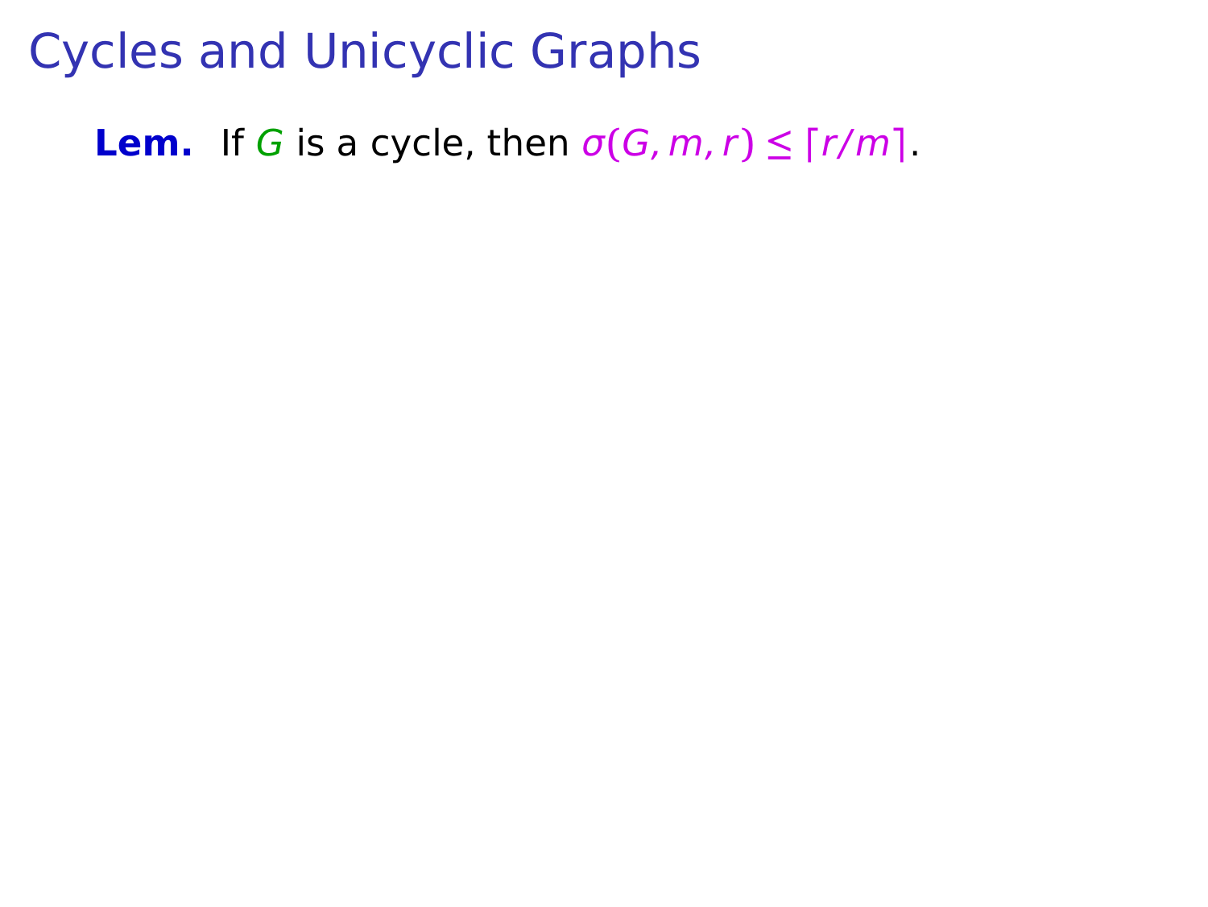# Cycles and Unicyclic Graphs

**Lem.** If $G$ is a cycle, then $\sigma(G, m, r) \leq \lceil r/m \rceil$.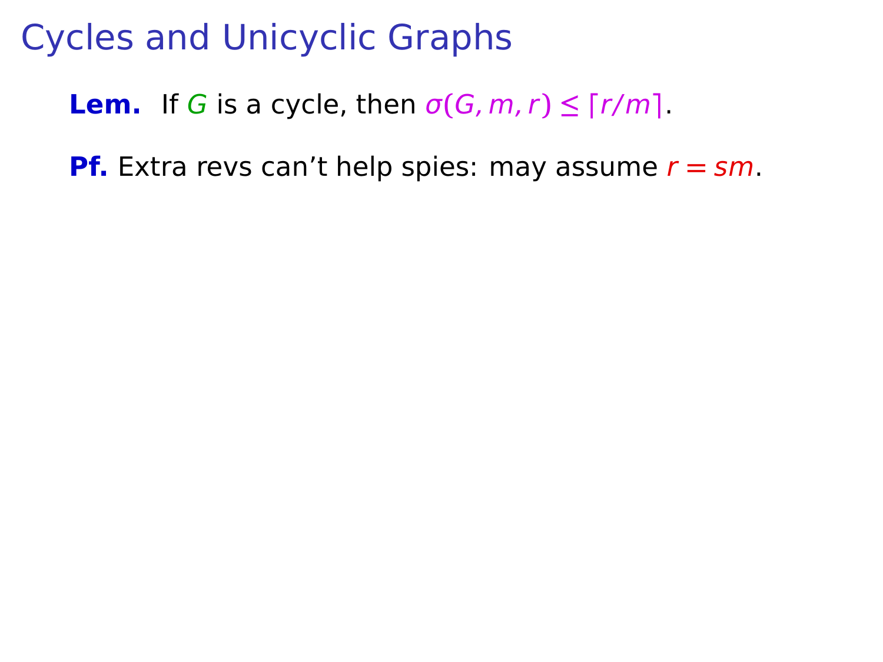# Cycles and Unicyclic Graphs

**Lem.** If $G$ is a cycle, then $\sigma(G, m, r) \leq \lceil r/m \rceil$.

**Pf.** Extra revs can't help spies: may assume $r = sm$.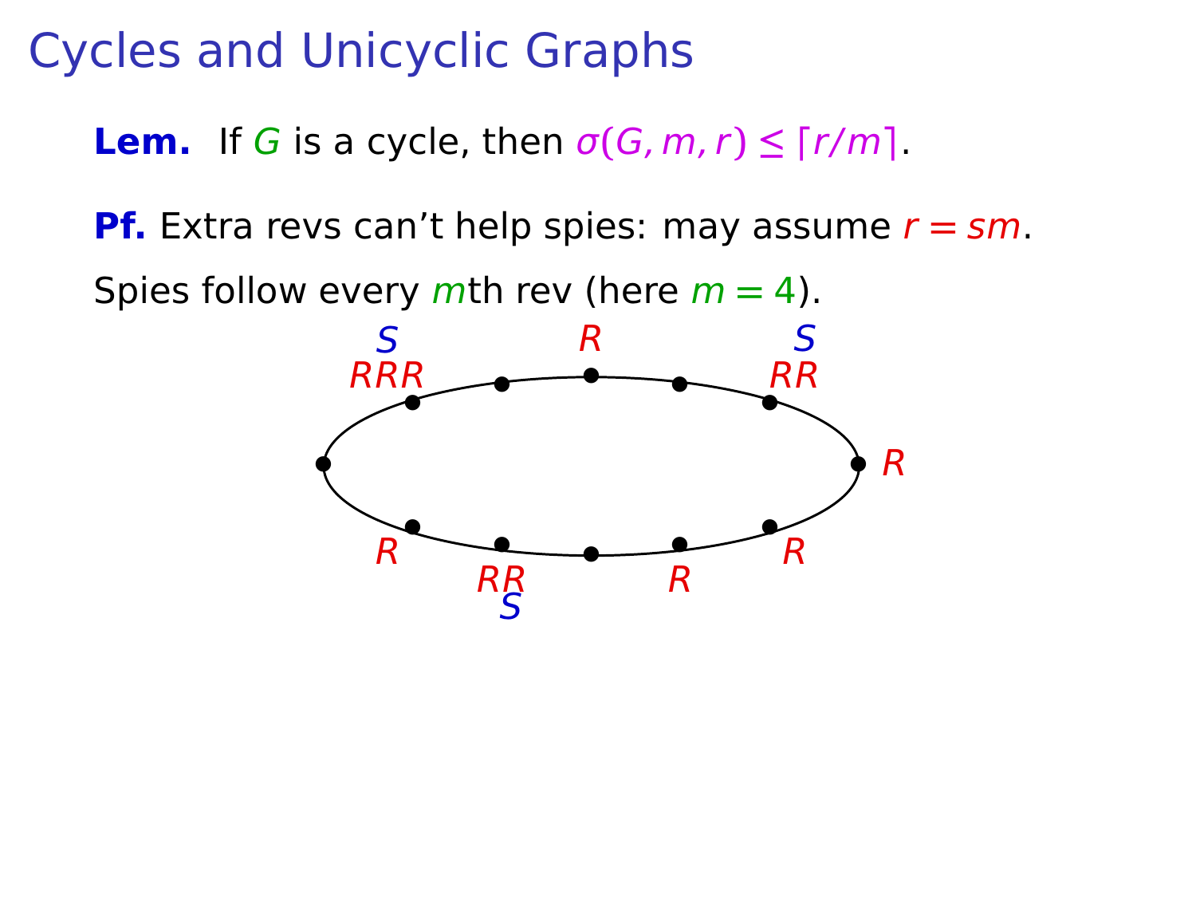# Cycles and Unicyclic Graphs

**Lem.** If $G$ is a cycle, then $\sigma(G, m, r) \le \lceil r/m \rceil$.

**Pf.** Extra revs can't help spies: may assume $r = sm$.

Spies follow every $m$th rev (here $m = 4$).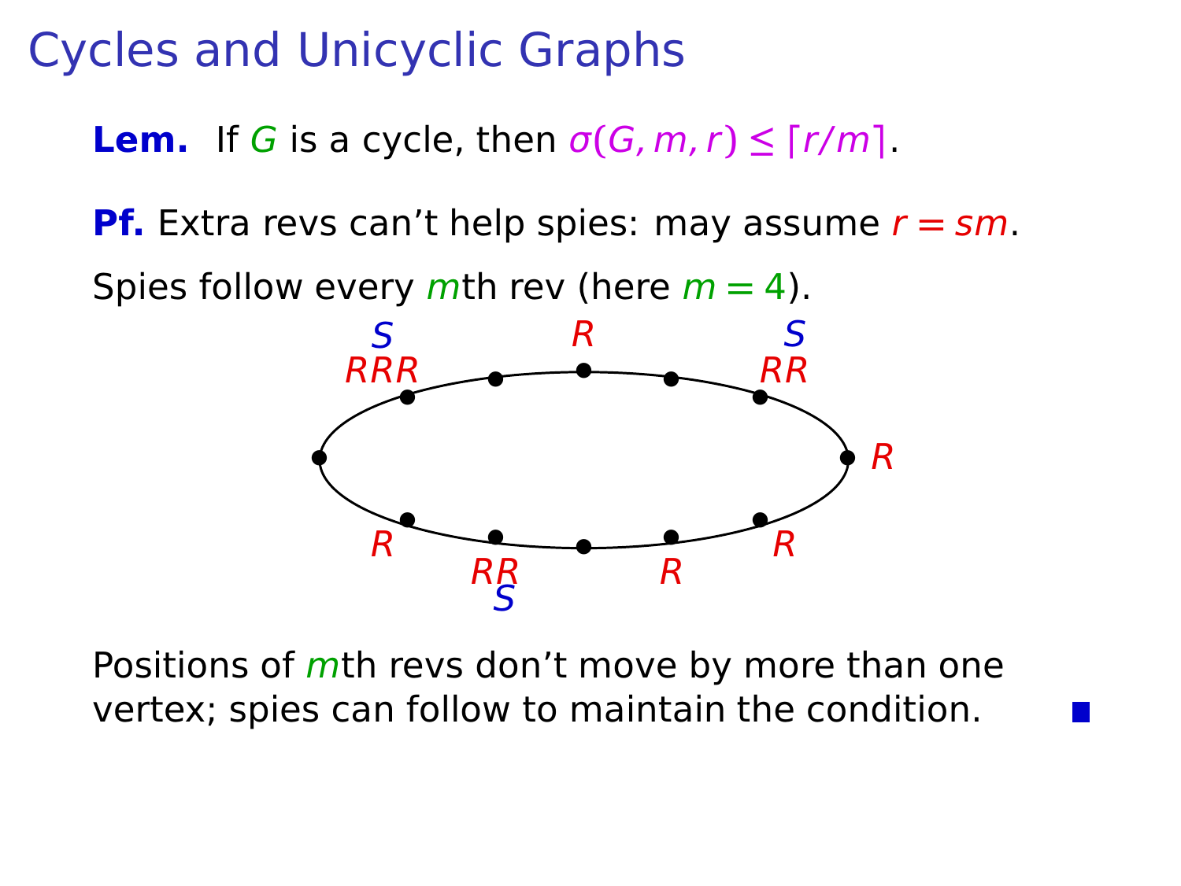# Cycles and Unicyclic Graphs

**Lem.** If $G$ is a cycle, then $\sigma(G, m, r) \le \lceil r/m \rceil$.

**Pf.** Extra revs can't help spies: may assume $r = sm$.

Spies follow every $m$th rev (here $m = 4$).

Positions of $m$th revs don't move by more than one vertex; spies can follow to maintain the condition. ■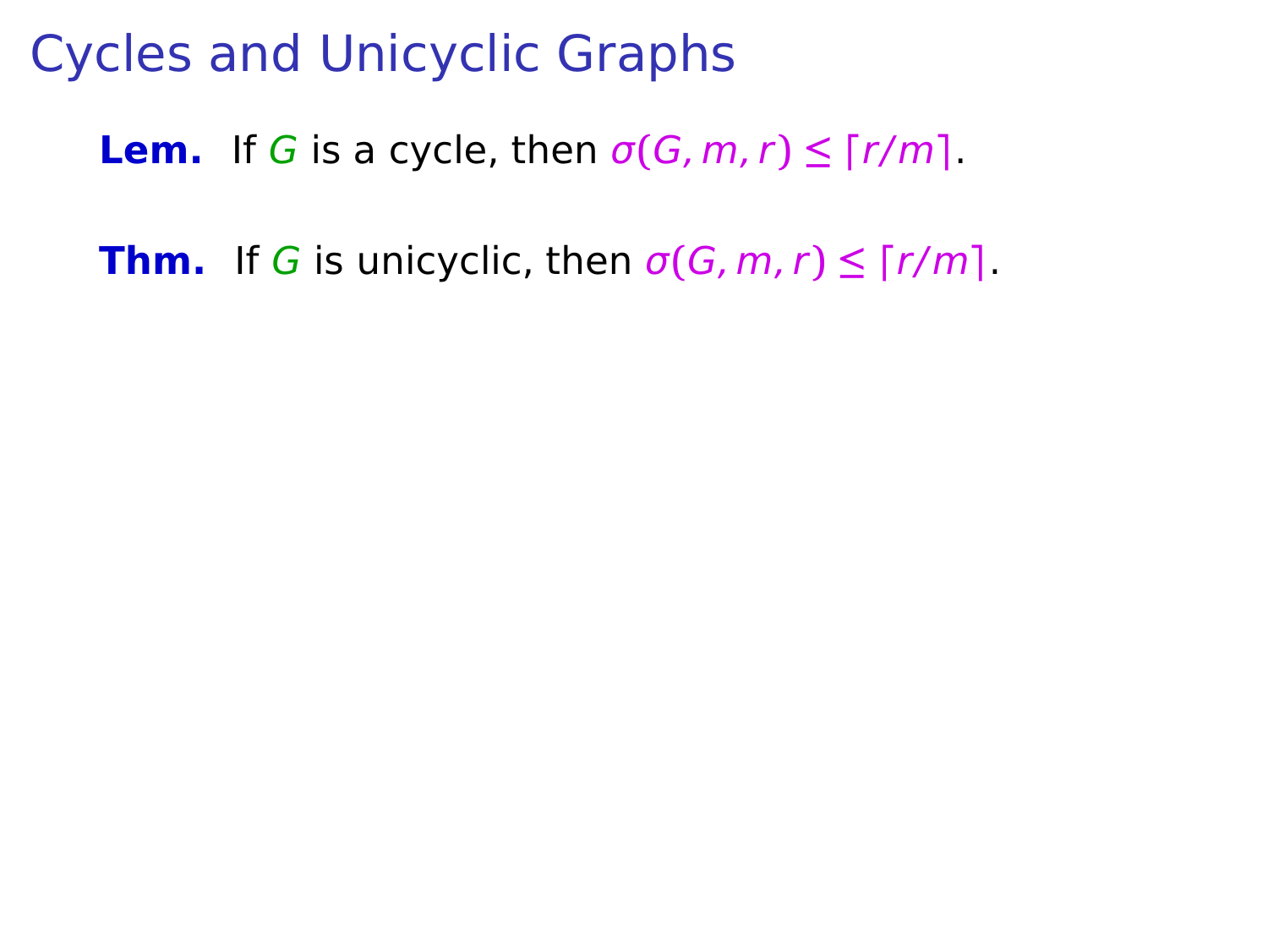# Cycles and Unicyclic Graphs

**Lem.** If $G$ is a cycle, then $\sigma(G, m, r) \leq \lceil r/m \rceil$.

**Thm.** If $G$ is unicyclic, then $\sigma(G, m, r) \leq \lceil r/m \rceil$.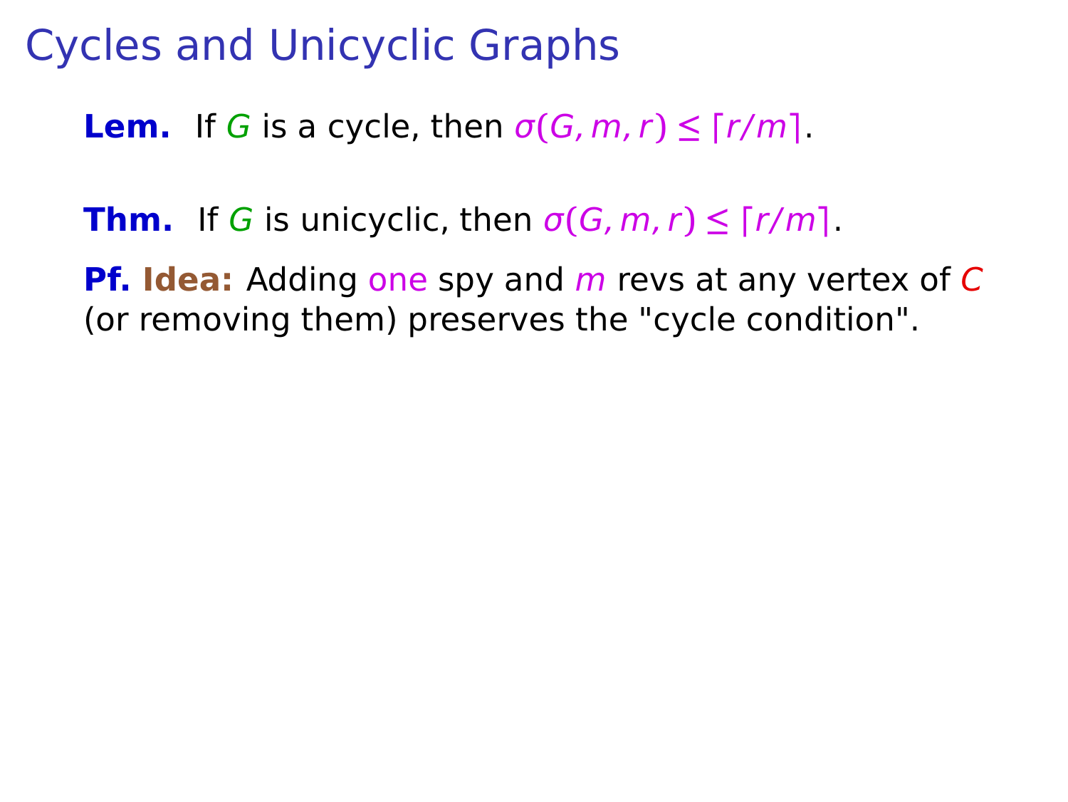# Cycles and Unicyclic Graphs

**Lem.** If $G$ is a cycle, then $\sigma(G, m, r) \leq \lceil r/m \rceil$.

**Thm.** If $G$ is unicyclic, then $\sigma(G, m, r) \leq \lceil r/m \rceil$.

**Pf.** **Idea:** Adding one spy and $m$ revs at any vertex of $C$ (or removing them) preserves the "cycle condition".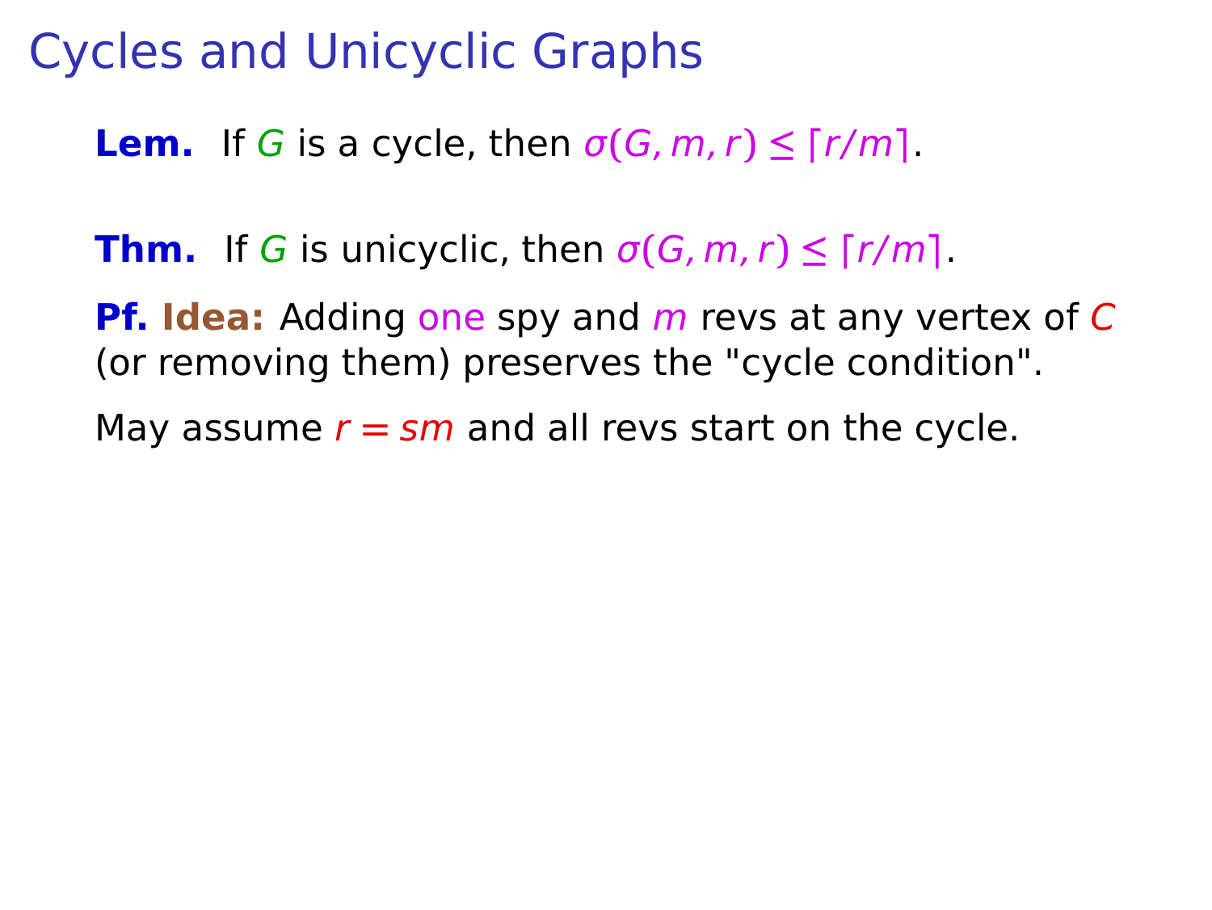# Cycles and Unicyclic Graphs

**Lem.** If $G$ is a cycle, then $\sigma(G, m, r) \le \lceil r/m \rceil$.

**Thm.** If $G$ is unicyclic, then $\sigma(G, m, r) \le \lceil r/m \rceil$.

**Pf. Idea:** Adding one spy and $m$ revs at any vertex of $C$ (or removing them) preserves the "cycle condition".

May assume $r = sm$ and all revs start on the cycle.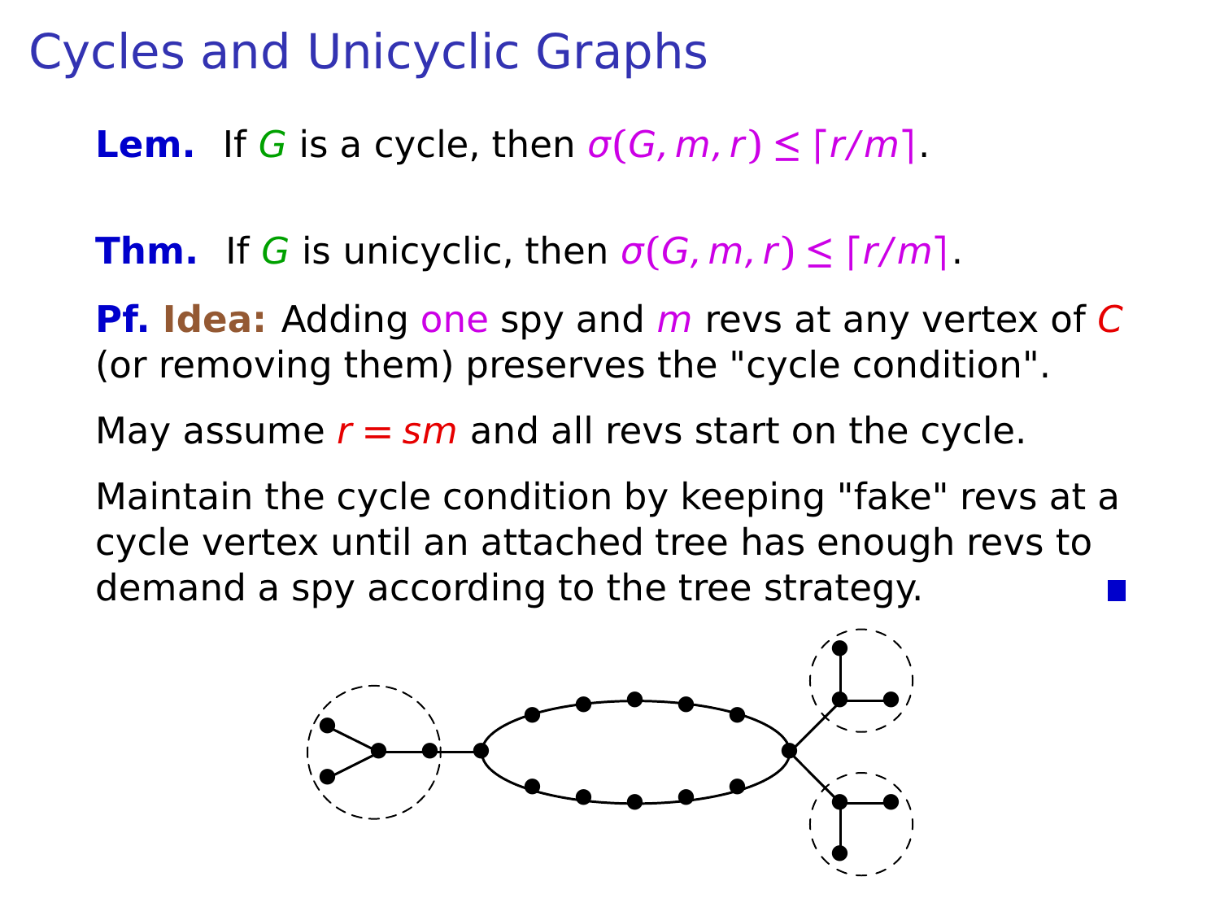# Cycles and Unicyclic Graphs

**Lem.** If $G$ is a cycle, then $\sigma(G, m, r) \le \lceil r/m \rceil$.

**Thm.** If $G$ is unicyclic, then $\sigma(G, m, r) \le \lceil r/m \rceil$.

**Pf. Idea:** Adding one spy and $m$ revs at any vertex of $C$ (or removing them) preserves the "cycle condition".

May assume $r = sm$ and all revs start on the cycle.

Maintain the cycle condition by keeping "fake" revs at a cycle vertex until an attached tree has enough revs to demand a spy according to the tree strategy. ∎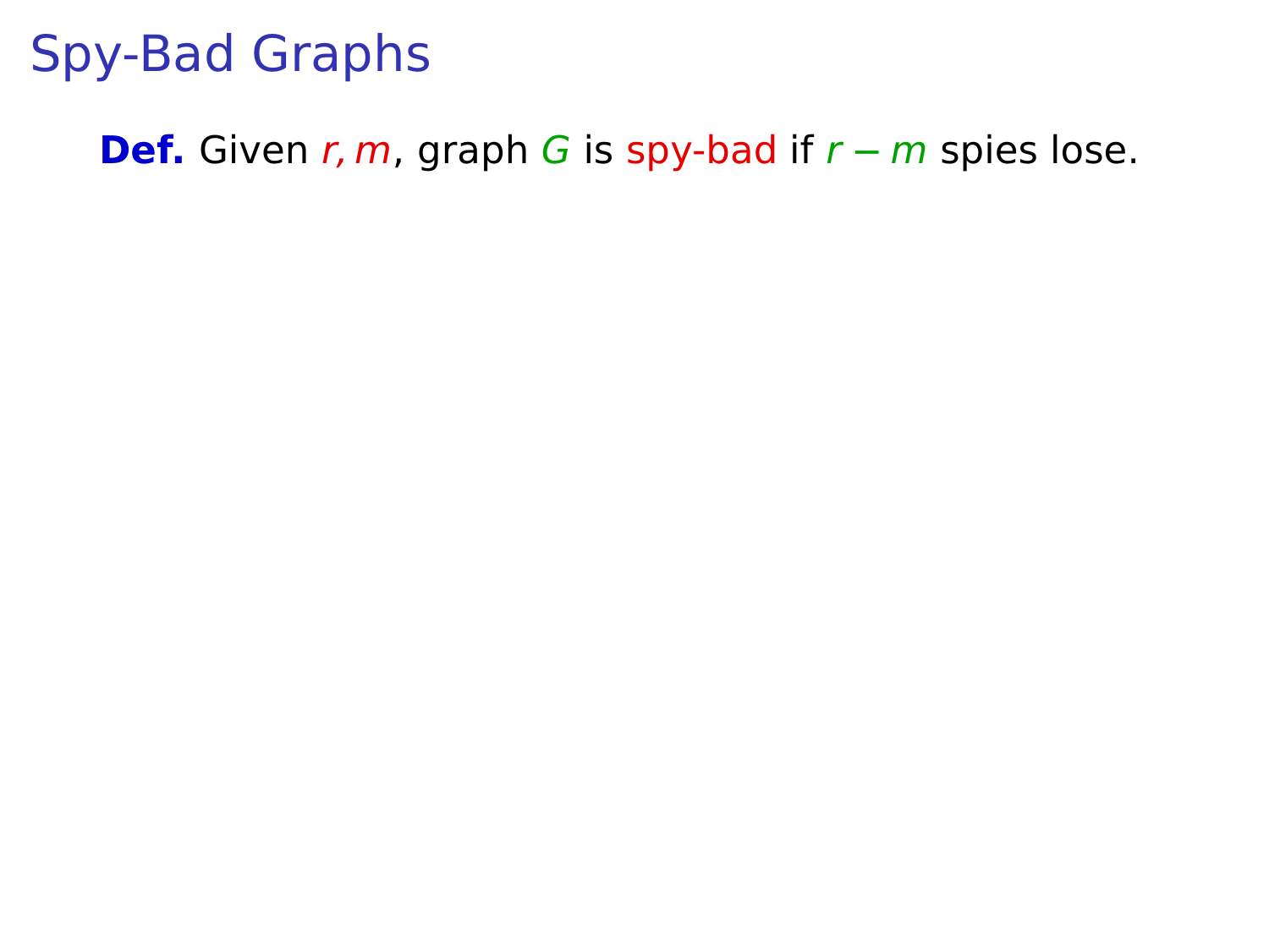# Spy-Bad Graphs

**Def.** Given $r, m$, graph $G$ is spy-bad if $r - m$ spies lose.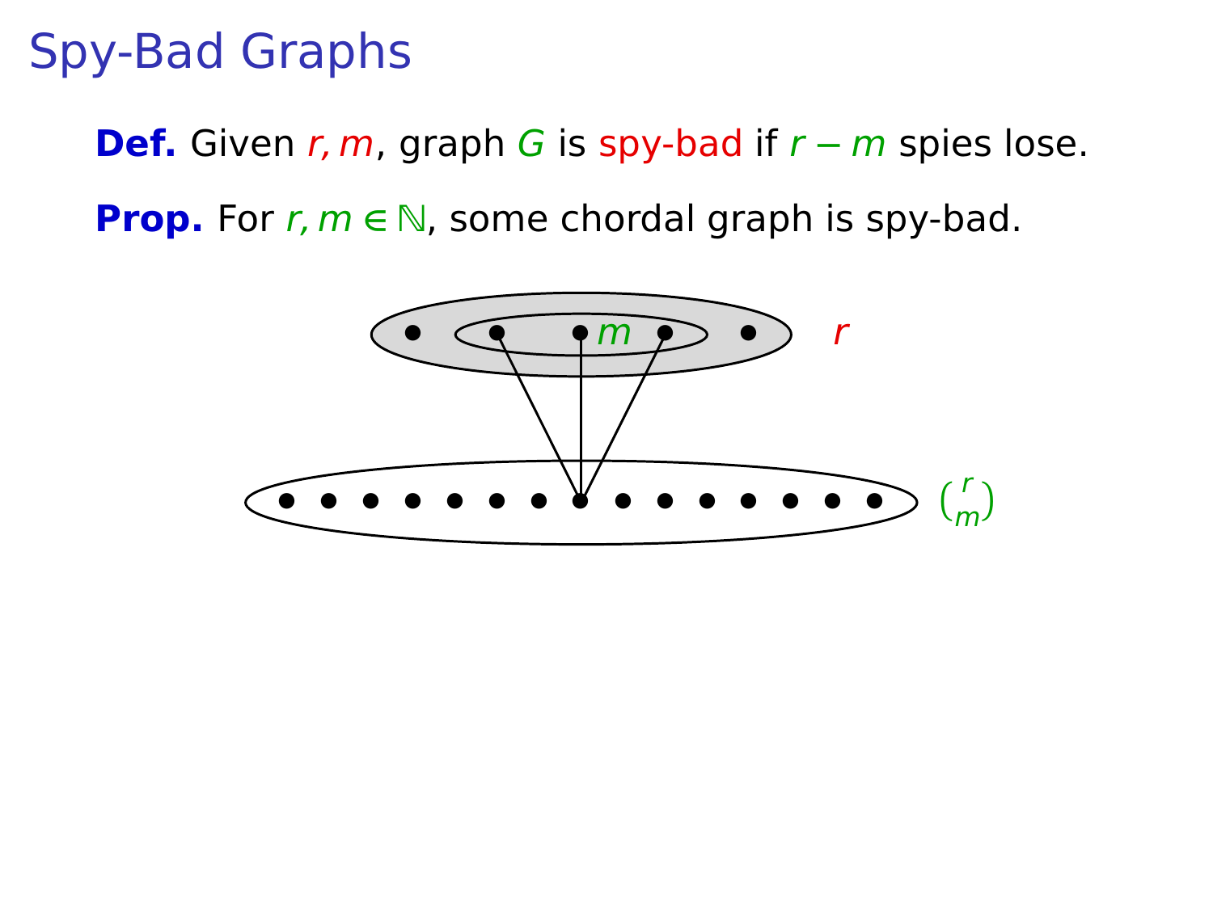# Spy-Bad Graphs

**Def.** Given $r, m$, graph $G$ is spy-bad if $r - m$ spies lose.

**Prop.** For $r, m \in \mathbb{N}$, some chordal graph is spy-bad.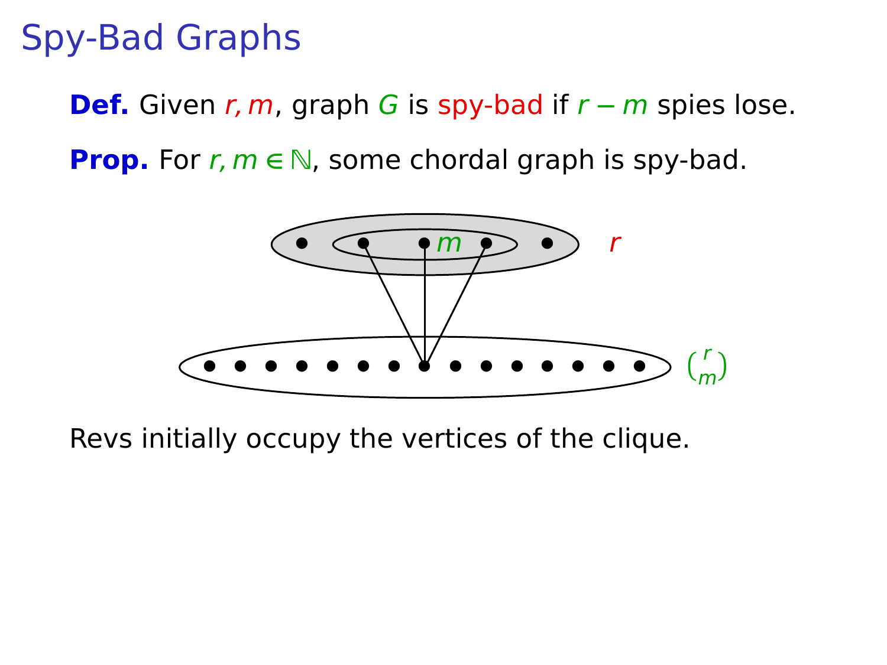# Spy-Bad Graphs

**Def.** Given $r, m$, graph $G$ is spy-bad if $r - m$ spies lose.

**Prop.** For $r, m \in \mathbb{N}$, some chordal graph is spy-bad.

$m$ $r$

$\binom{r}{m}$

Revs initially occupy the vertices of the clique.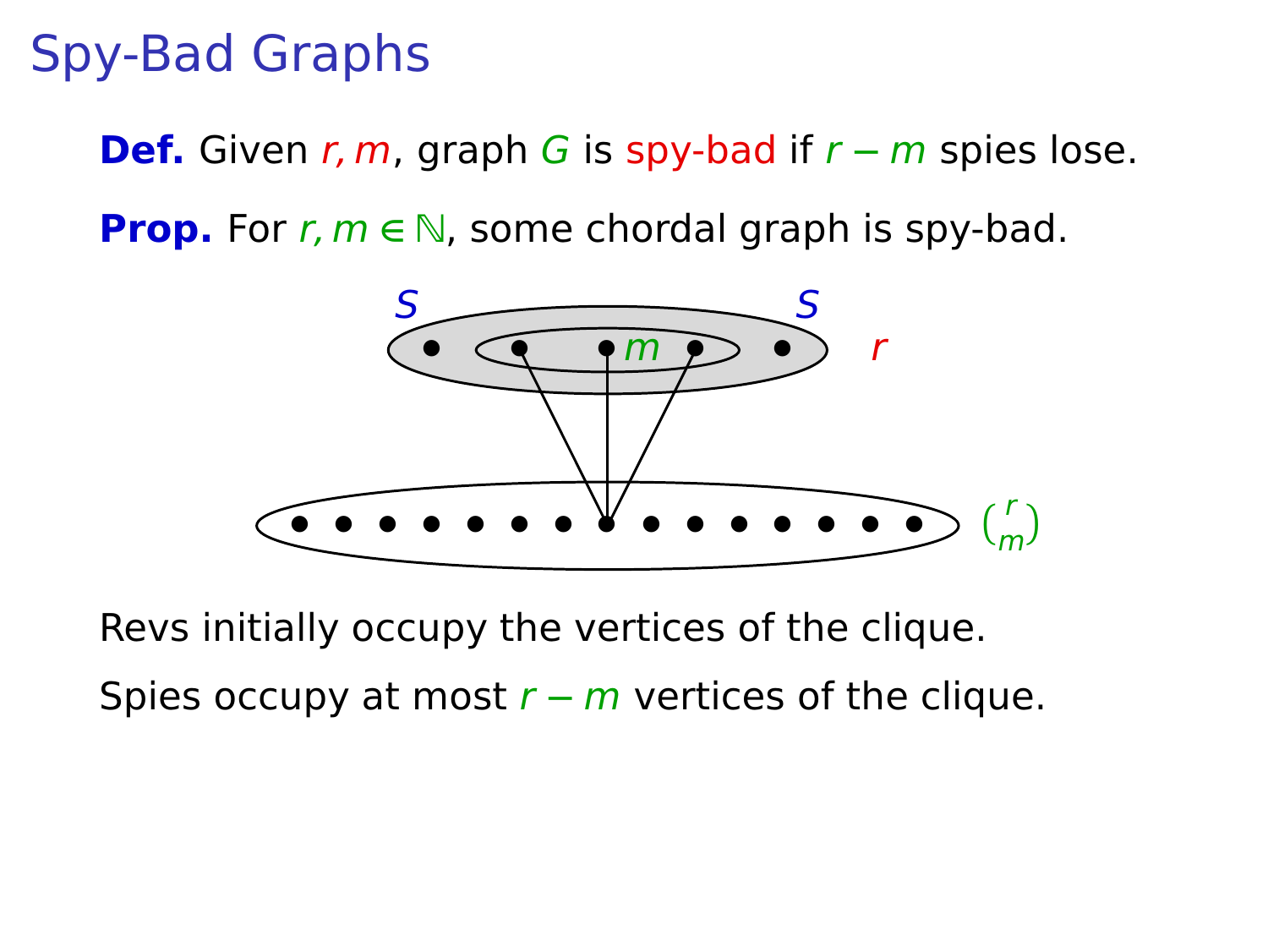# Spy-Bad Graphs

**Def.** Given $r, m$, graph $G$ is spy-bad if $r - m$ spies lose.

**Prop.** For $r, m \in \mathbb{N}$, some chordal graph is spy-bad.

Revs initially occupy the vertices of the clique.

Spies occupy at most $r - m$ vertices of the clique.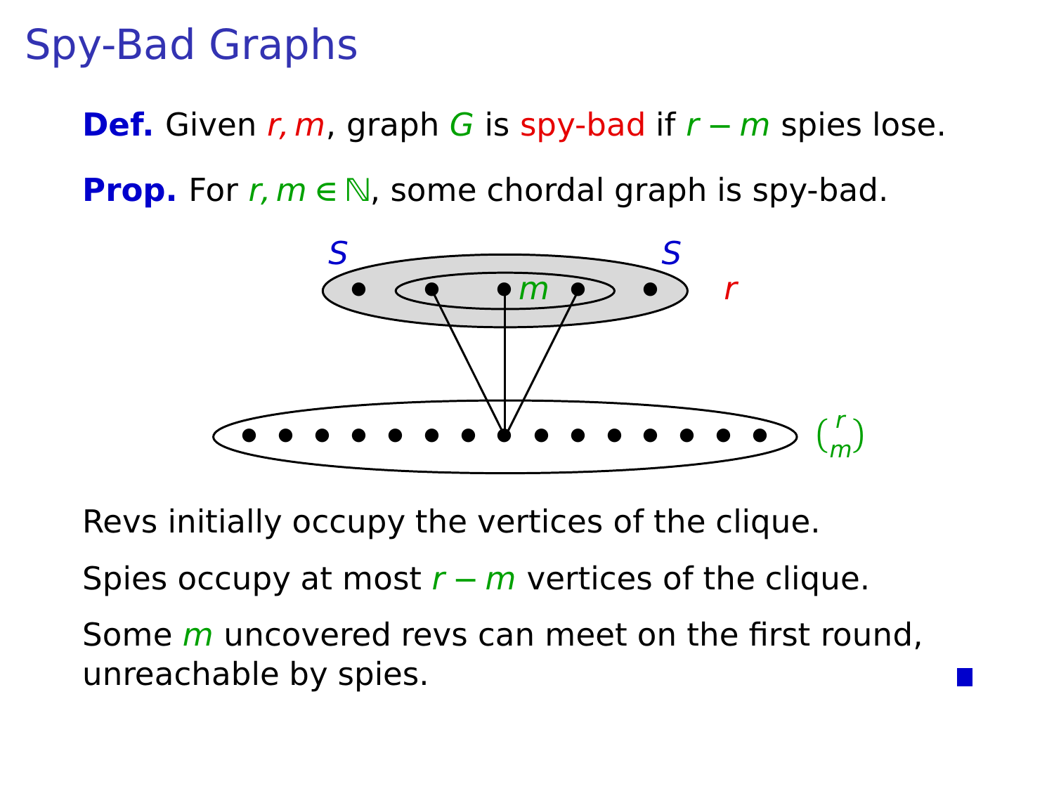# Spy-Bad Graphs

**Def.** Given $r, m$, graph $G$ is spy-bad if $r - m$ spies lose.

**Prop.** For $r, m \in \mathbb{N}$, some chordal graph is spy-bad.

Revs initially occupy the vertices of the clique.

Spies occupy at most $r - m$ vertices of the clique.

Some $m$ uncovered revs can meet on the first round, unreachable by spies. ∎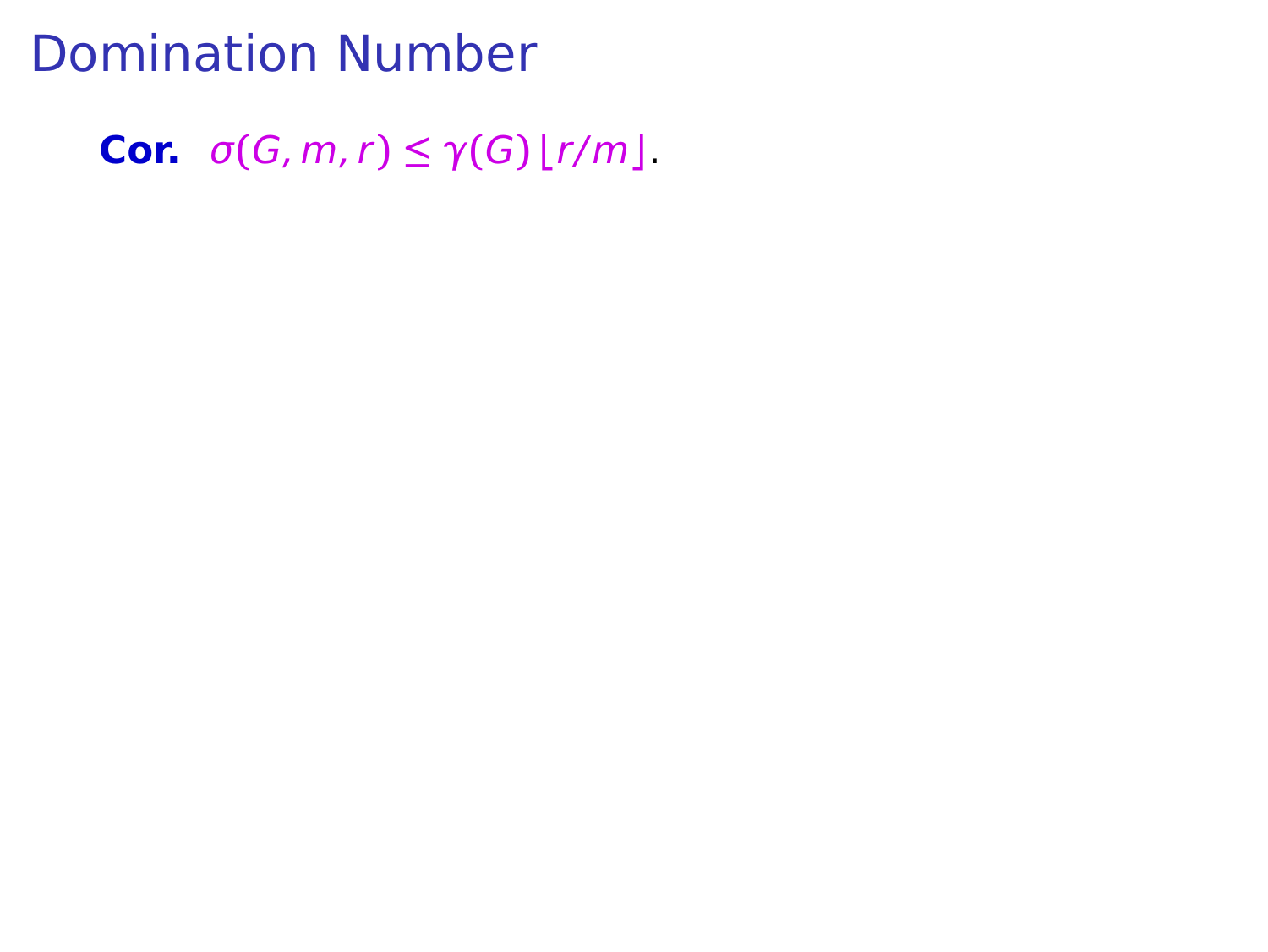# Domination Number

**Cor.** $\sigma(G, m, r) \leq \gamma(G) \lfloor r/m \rfloor$.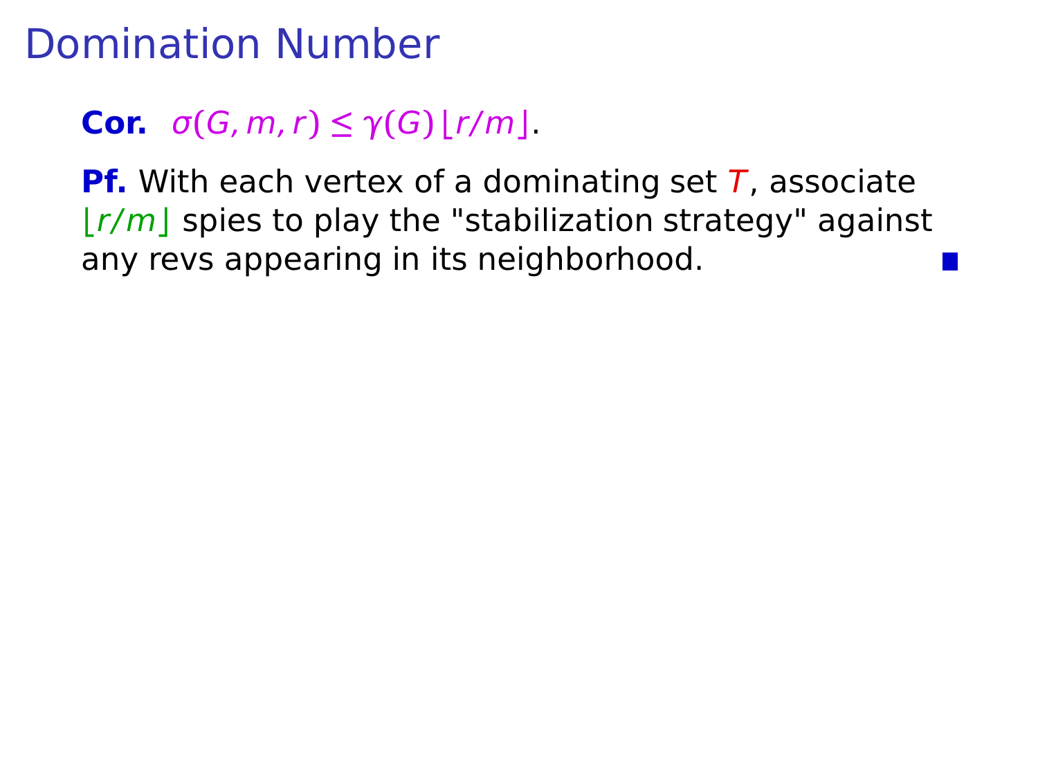# Domination Number

**Cor.** $\sigma(G, m, r) \leq \gamma(G) \lfloor r/m \rfloor$.

**Pf.** With each vertex of a dominating set $T$, associate $\lfloor r/m \rfloor$ spies to play the "stabilization strategy" against any revs appearing in its neighborhood. ■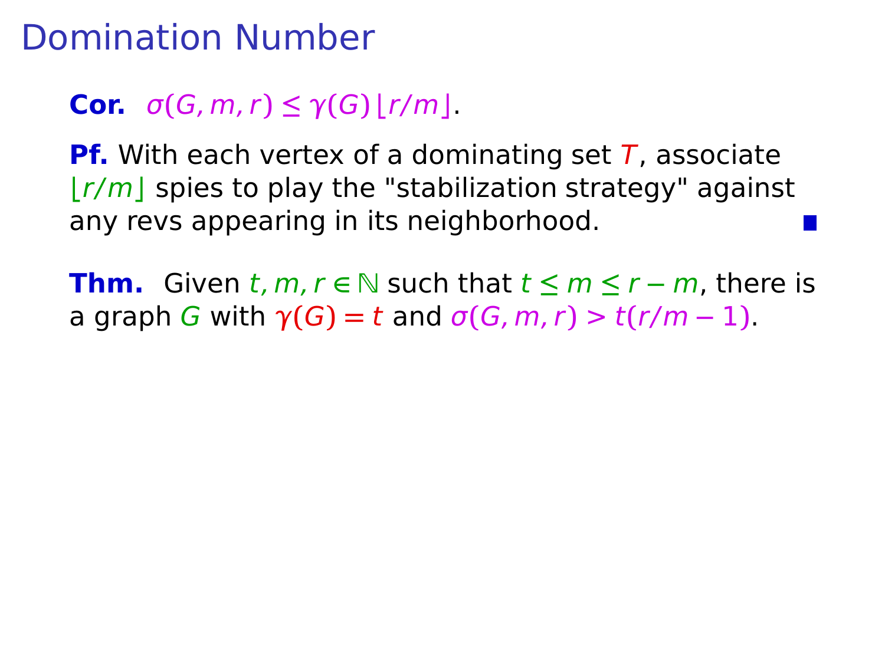# Domination Number

**Cor.** $\sigma(G, m, r) \le \gamma(G)\lfloor r/m \rfloor$.

**Pf.** With each vertex of a dominating set $T$, associate $\lfloor r/m \rfloor$ spies to play the "stabilization strategy" against any revs appearing in its neighborhood. ∎

**Thm.** Given $t, m, r \in \mathbb{N}$ such that $t \le m \le r - m$, there is a graph $G$ with $\gamma(G) = t$ and $\sigma(G, m, r) > t(r/m - 1)$.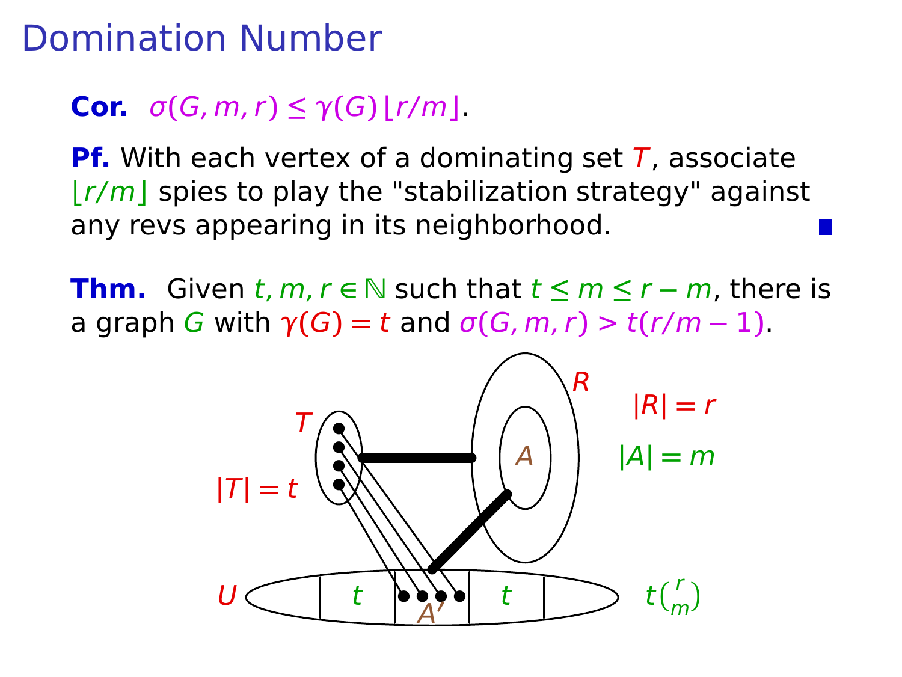# Domination Number

**Cor.** $\sigma(G, m, r) \le \gamma(G) \lfloor r/m \rfloor$.

**Pf.** With each vertex of a dominating set $T$, associate $\lfloor r/m \rfloor$ spies to play the "stabilization strategy" against any revs appearing in its neighborhood. ■

**Thm.** Given $t, m, r \in \mathbb{N}$ such that $t \le m \le r - m$, there is a graph $G$ with $\gamma(G) = t$ and $\sigma(G, m, r) > t(r/m - 1)$.

$T$ $\quad |T| = t$

$R \quad |R| = r$

$A \quad |A| = m$

$U \quad t \quad A' \quad t \quad t\binom{r}{m}$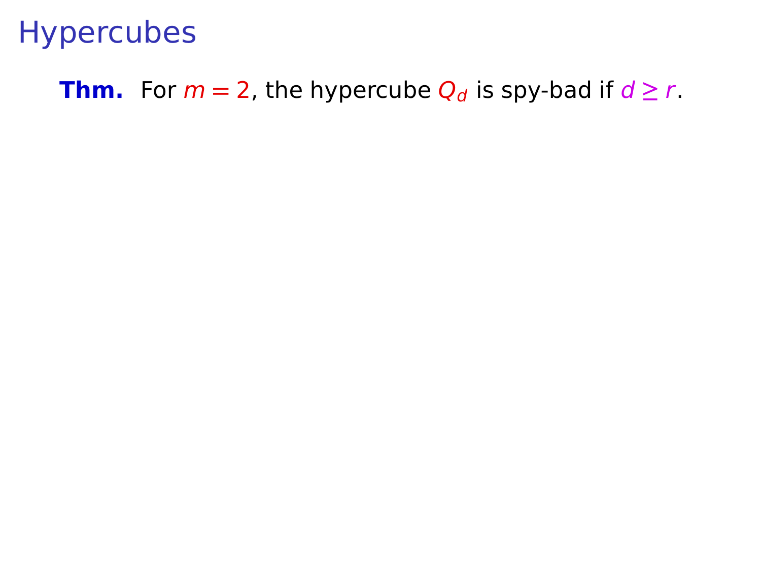# Hypercubes

**Thm.** For $m = 2$, the hypercube $Q_d$ is spy-bad if $d \geq r$.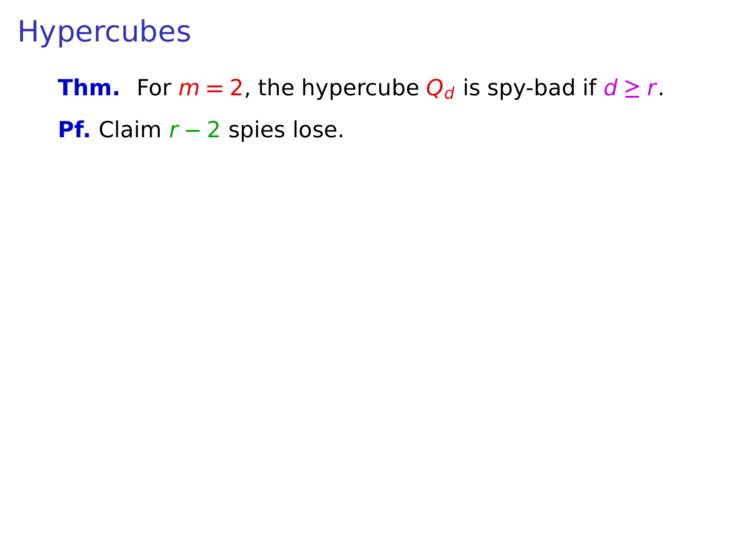# Hypercubes

**Thm.** For $m = 2$, the hypercube $Q_d$ is spy-bad if $d \geq r$.

**Pf.** Claim $r - 2$ spies lose.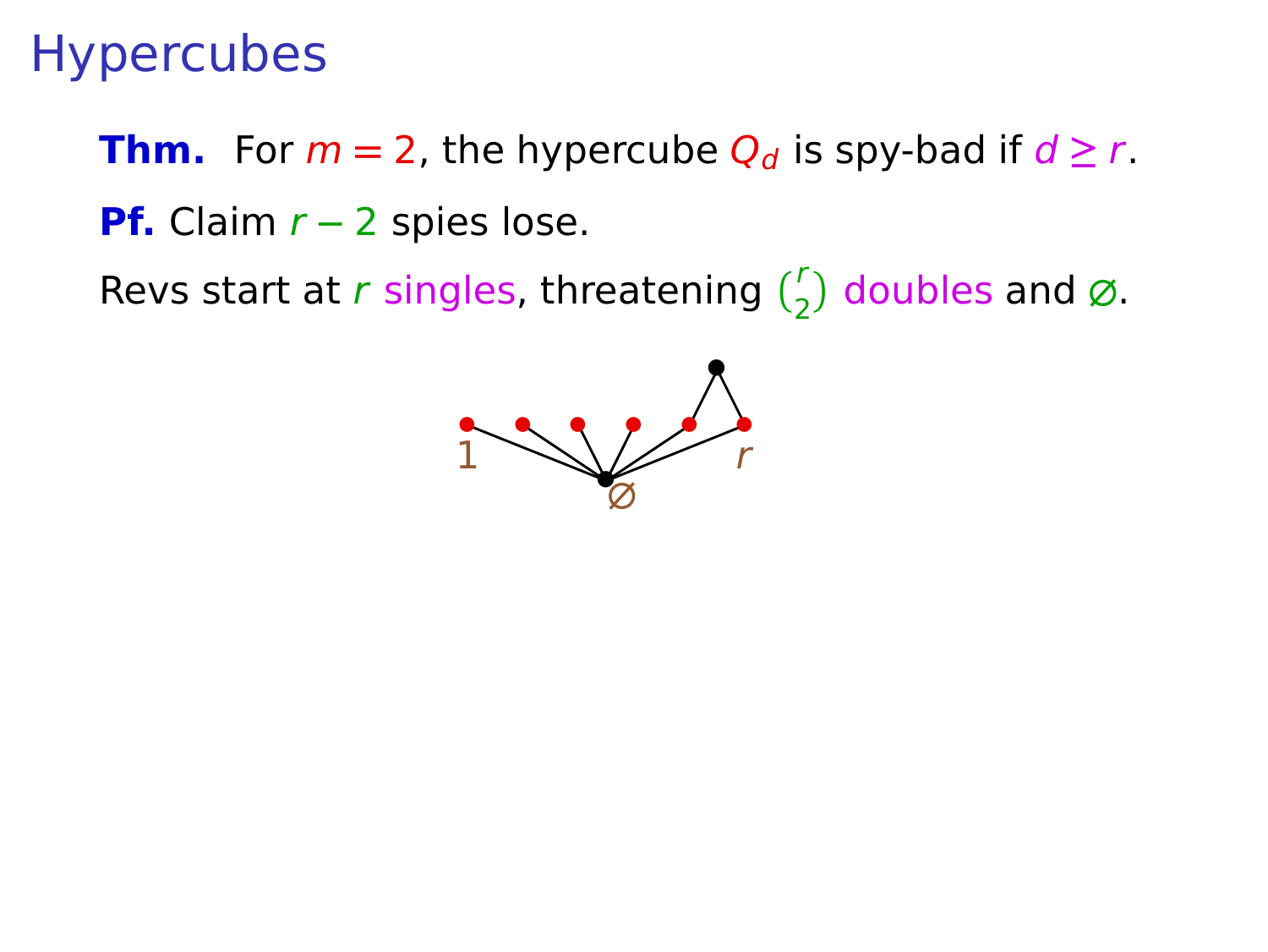# Hypercubes

**Thm.** For $m = 2$, the hypercube $Q_d$ is spy-bad if $d \geq r$.

**Pf.** Claim $r - 2$ spies lose.

Revs start at $r$ singles, threatening $\binom{r}{2}$ doubles and $\varnothing$.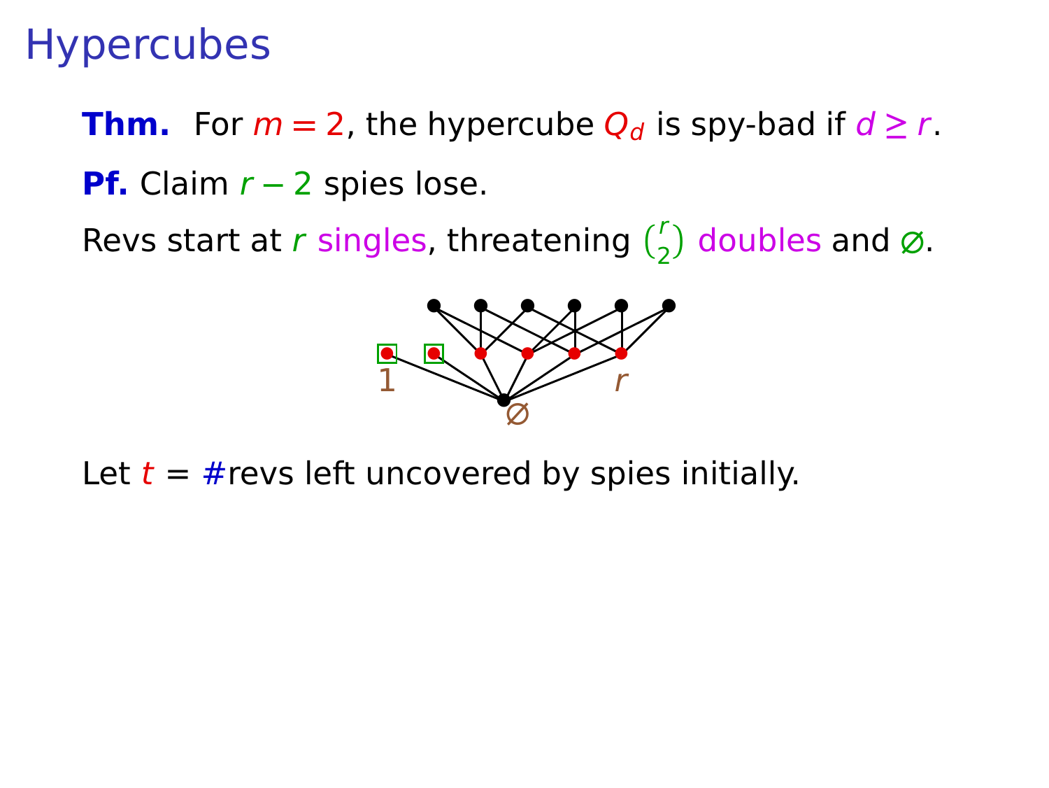# Hypercubes

**Thm.** For $m = 2$, the hypercube $Q_d$ is spy-bad if $d \geq r$.

**Pf.** Claim $r - 2$ spies lose.

Revs start at $r$ singles, threatening $\binom{r}{2}$ doubles and $\varnothing$.

Let $t$ = #revs left uncovered by spies initially.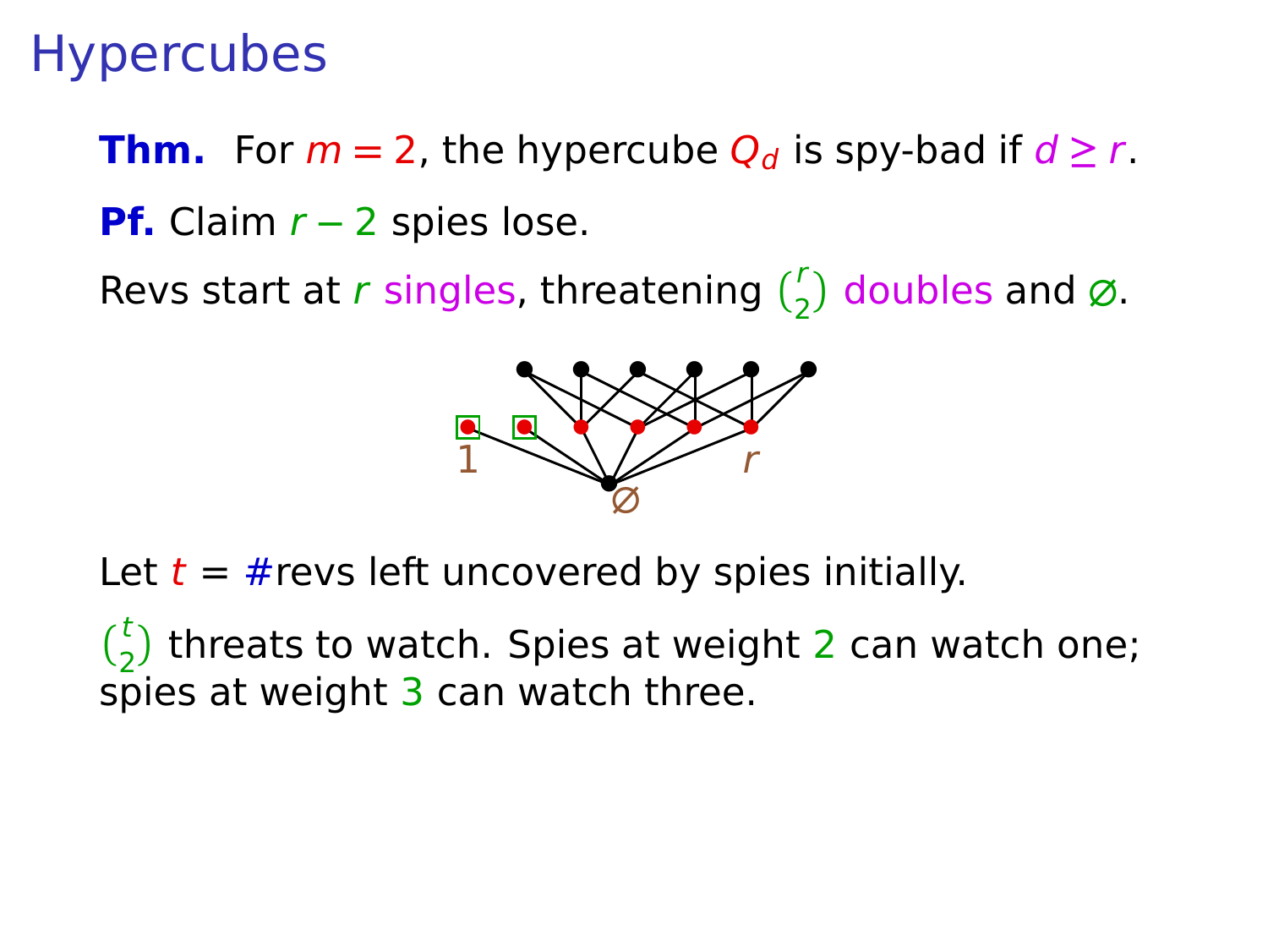# Hypercubes

**Thm.** For $m = 2$, the hypercube $Q_d$ is spy-bad if $d \geq r$.

**Pf.** Claim $r - 2$ spies lose.

Revs start at $r$ singles, threatening $\binom{r}{2}$ doubles and $\varnothing$.

Let $t$ = #revs left uncovered by spies initially.

$\binom{t}{2}$ threats to watch. Spies at weight $2$ can watch one; spies at weight $3$ can watch three.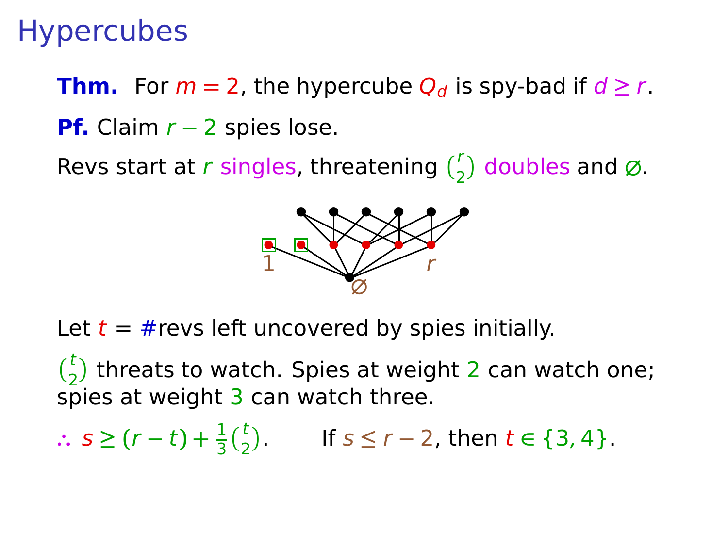# Hypercubes

**Thm.** For $m = 2$, the hypercube $Q_d$ is spy-bad if $d \geq r$.

**Pf.** Claim $r - 2$ spies lose.

Revs start at $r$ singles, threatening $\binom{r}{2}$ doubles and $\varnothing$.

Let $t$ = #revs left uncovered by spies initially.

$\binom{t}{2}$ threats to watch. Spies at weight 2 can watch one; spies at weight 3 can watch three.

$\therefore$ $s \geq (r - t) + \frac{1}{3}\binom{t}{2}$. If $s \leq r - 2$, then $t \in \{3, 4\}$.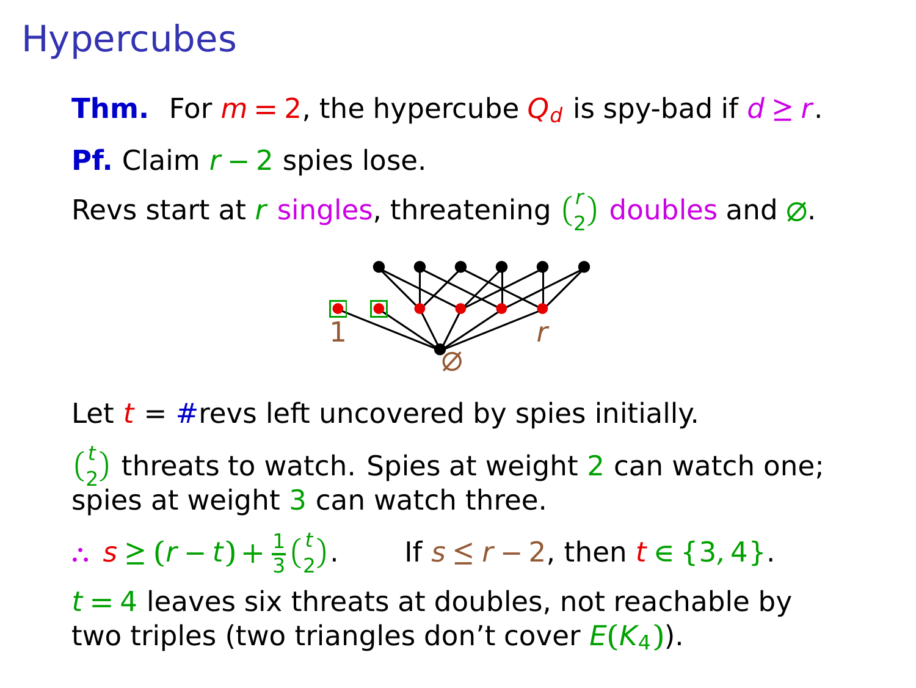# Hypercubes

**Thm.** For $m = 2$, the hypercube $Q_d$ is spy-bad if $d \geq r$.

**Pf.** Claim $r - 2$ spies lose.

Revs start at $r$ singles, threatening $\binom{r}{2}$ doubles and $\varnothing$.

Let $t$ = #revs left uncovered by spies initially.

$\binom{t}{2}$ threats to watch. Spies at weight 2 can watch one; spies at weight 3 can watch three.

$\therefore\ s \geq (r - t) + \frac{1}{3}\binom{t}{2}$.  If $s \leq r - 2$, then $t \in \{3, 4\}$.

$t = 4$ leaves six threats at doubles, not reachable by two triples (two triangles don't cover $E(K_4)$).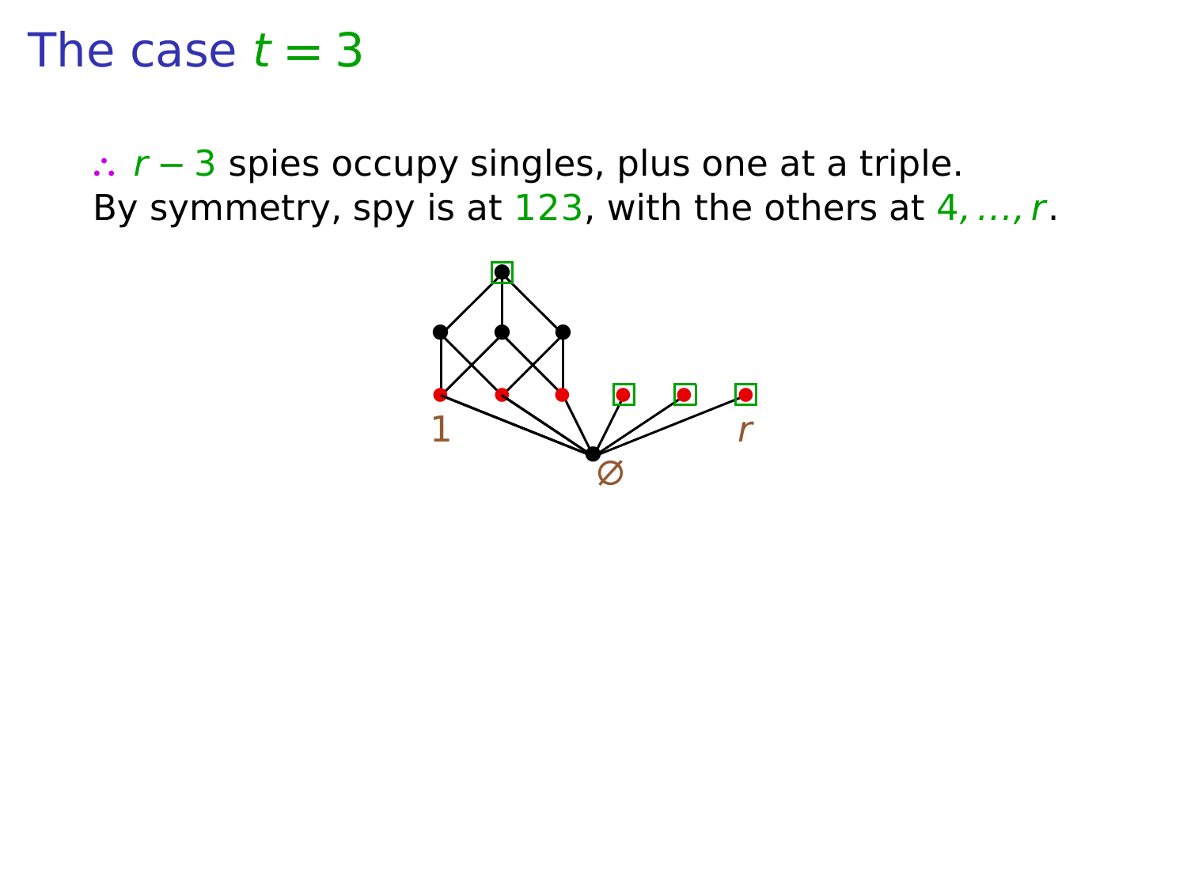# The case $t = 3$

$\therefore$ $r - 3$ spies occupy singles, plus one at a triple.
By symmetry, spy is at $123$, with the others at $4, \ldots, r$.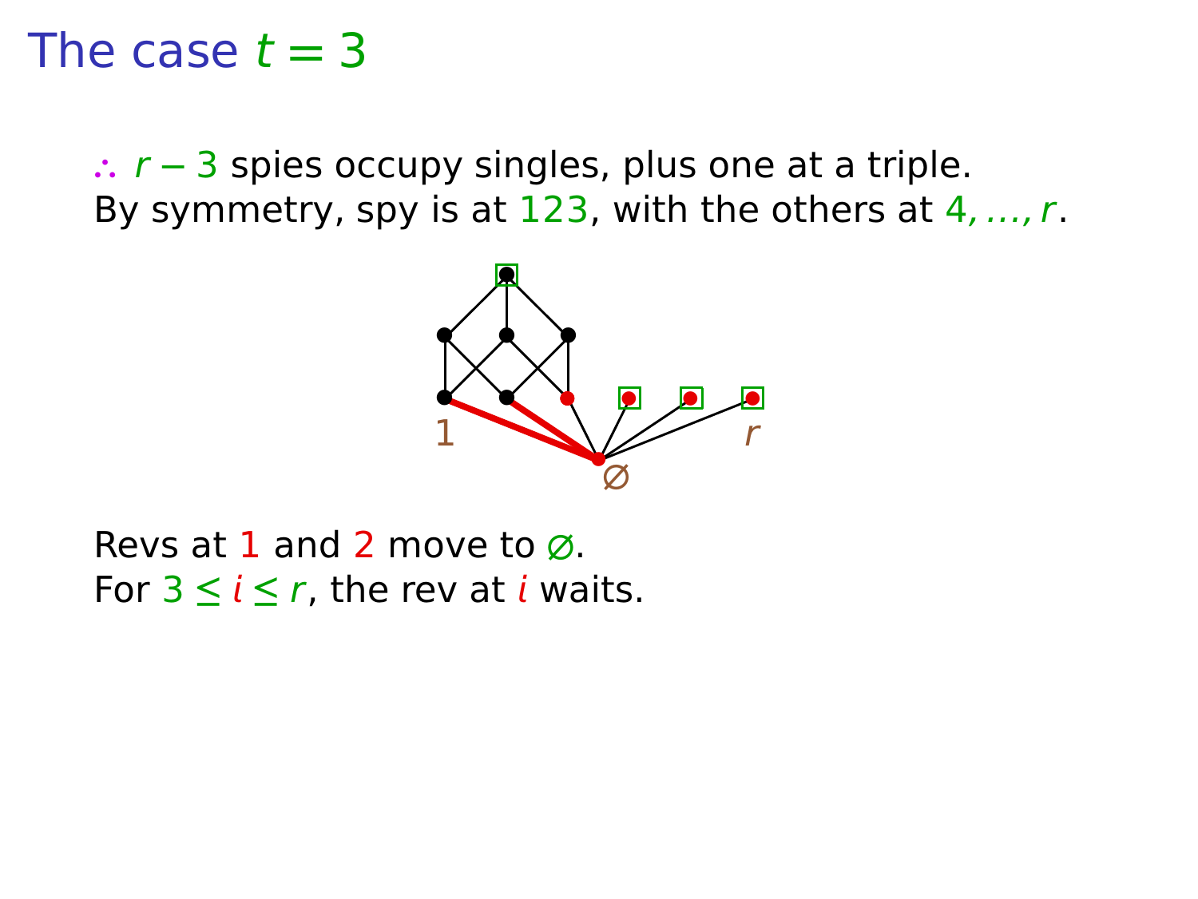# The case $t = 3$

$\therefore$ $r - 3$ spies occupy singles, plus one at a triple.
By symmetry, spy is at $123$, with the others at $4, \ldots, r$.

Revs at $1$ and $2$ move to $\varnothing$.
For $3 \leq i \leq r$, the rev at $i$ waits.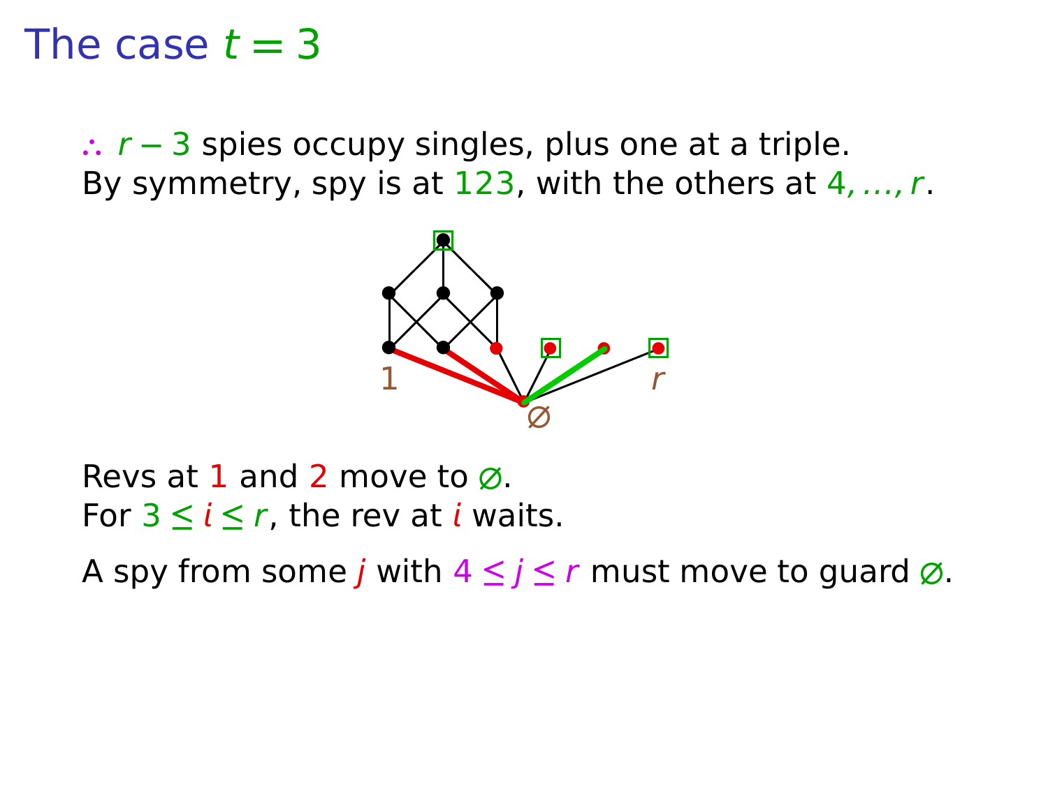# The case $t = 3$

$\therefore$ $r - 3$ spies occupy singles, plus one at a triple.
By symmetry, spy is at $123$, with the others at $4, \ldots, r$.

Revs at $1$ and $2$ move to $\varnothing$.
For $3 \leq i \leq r$, the rev at $i$ waits.

A spy from some $j$ with $4 \leq j \leq r$ must move to guard $\varnothing$.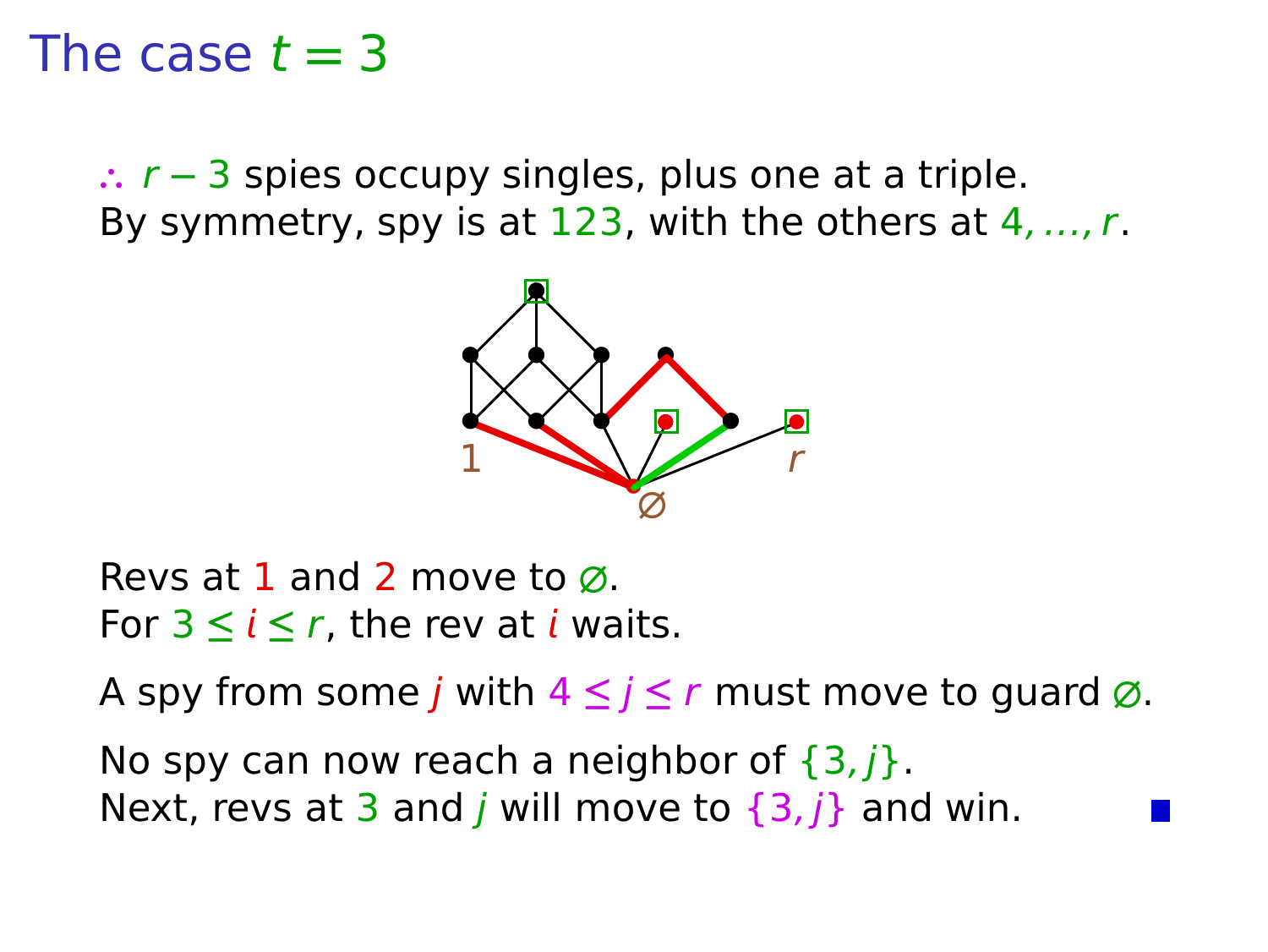# The case $t = 3$

$\therefore$ $r - 3$ spies occupy singles, plus one at a triple.
By symmetry, spy is at $123$, with the others at $4, \ldots, r$.

Revs at $1$ and $2$ move to $\varnothing$.
For $3 \leq i \leq r$, the rev at $i$ waits.

A spy from some $j$ with $4 \leq j \leq r$ must move to guard $\varnothing$.

No spy can now reach a neighbor of $\{3, j\}$.
Next, revs at $3$ and $j$ will move to $\{3, j\}$ and win. ■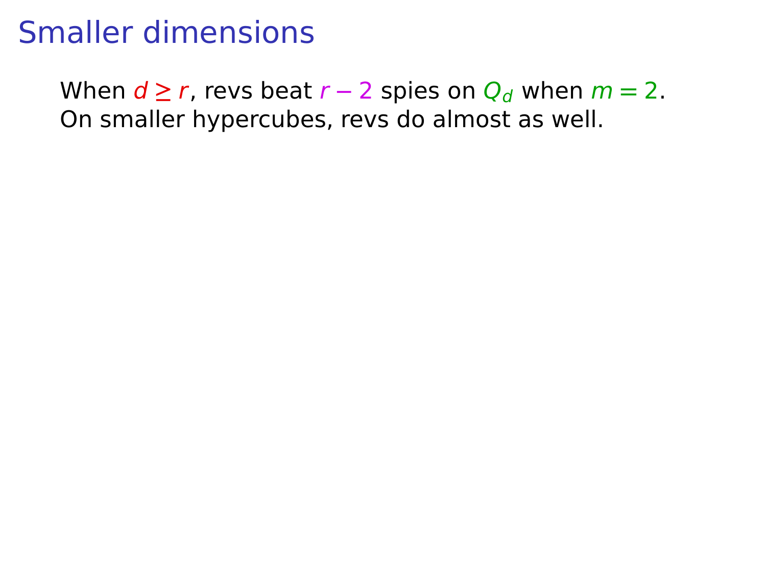# Smaller dimensions

When $d \geq r$, revs beat $r - 2$ spies on $Q_d$ when $m = 2$.
On smaller hypercubes, revs do almost as well.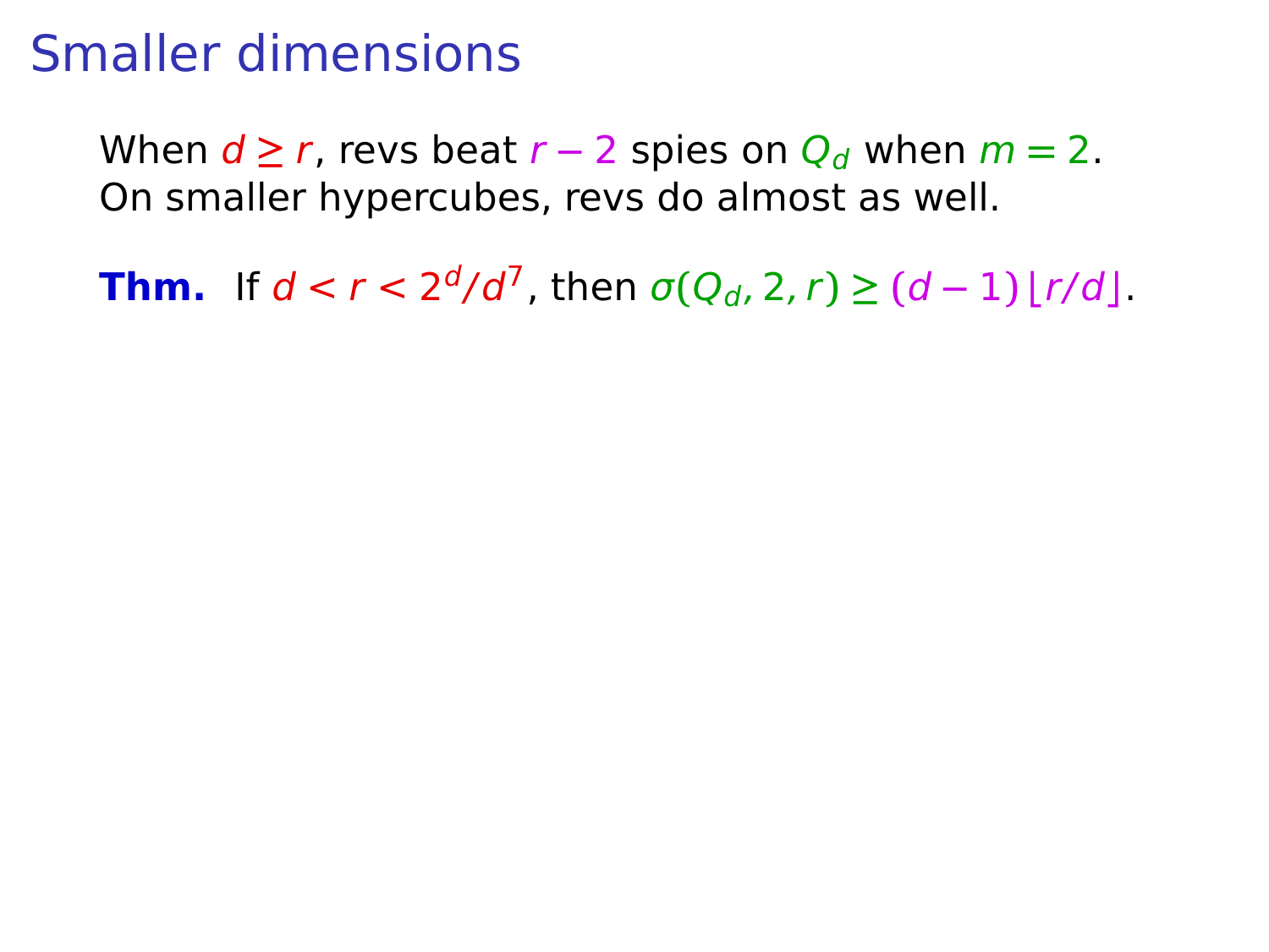# Smaller dimensions

When $d \geq r$, revs beat $r - 2$ spies on $Q_d$ when $m = 2$.
On smaller hypercubes, revs do almost as well.

**Thm.** If $d < r < 2^d/d^7$, then $\sigma(Q_d, 2, r) \geq (d-1)\lfloor r/d \rfloor$.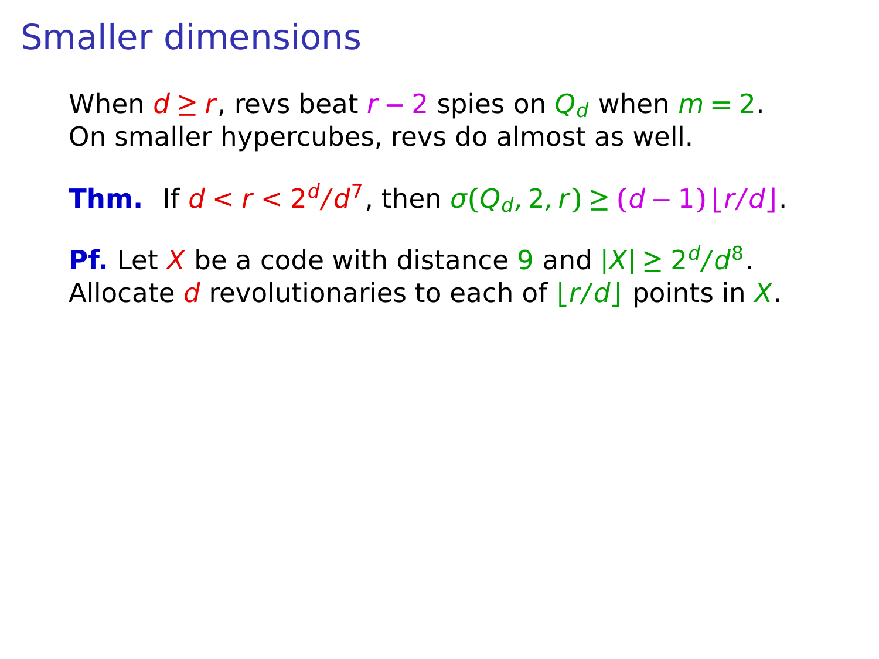# Smaller dimensions

When $d \ge r$, revs beat $r - 2$ spies on $Q_d$ when $m = 2$.
On smaller hypercubes, revs do almost as well.

**Thm.** If $d < r < 2^d/d^7$, then $\sigma(Q_d, 2, r) \ge (d-1)\lfloor r/d \rfloor$.

**Pf.** Let $X$ be a code with distance $9$ and $|X| \ge 2^d/d^8$.
Allocate $d$ revolutionaries to each of $\lfloor r/d \rfloor$ points in $X$.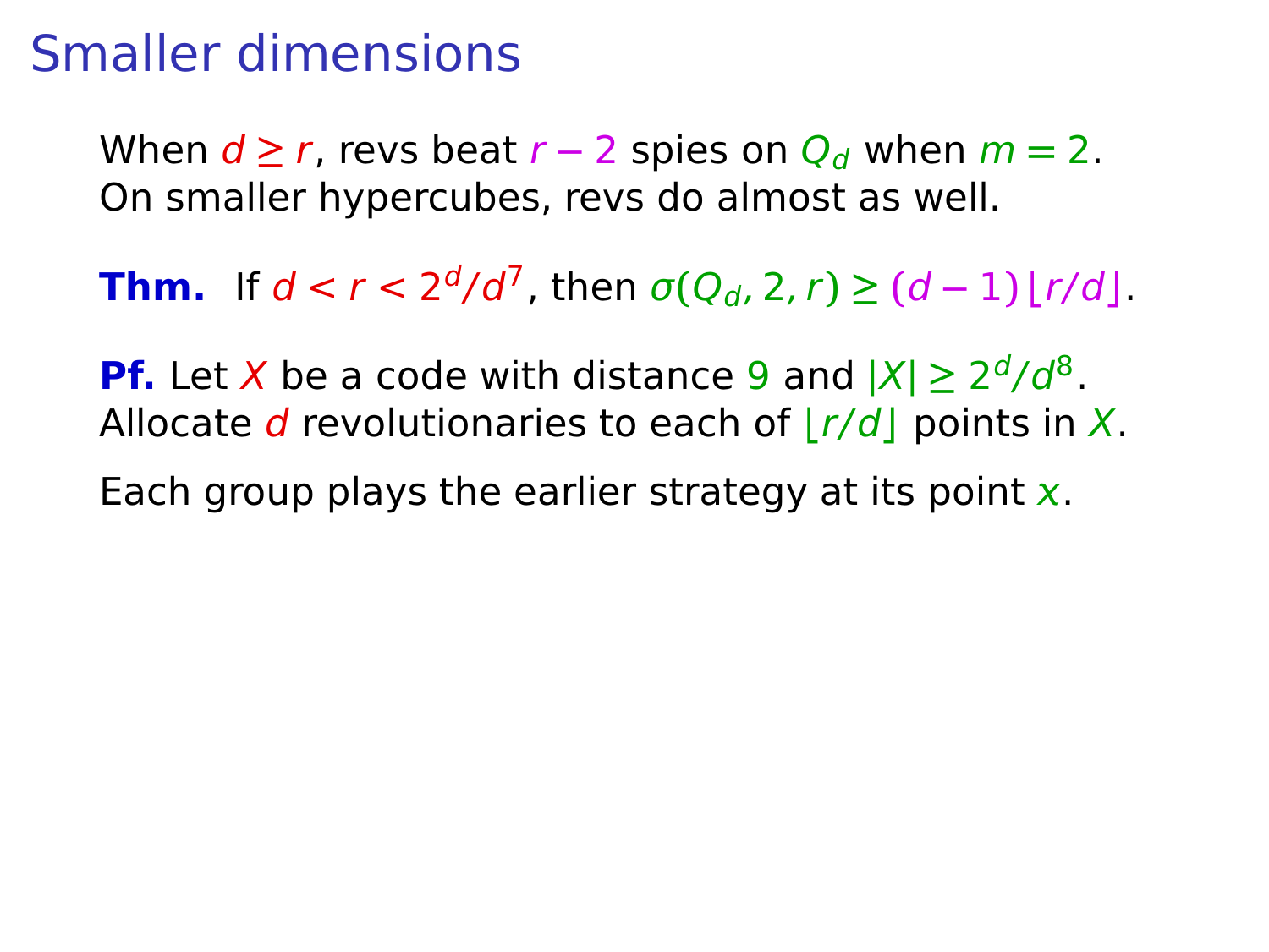# Smaller dimensions

When $d \geq r$, revs beat $r - 2$ spies on $Q_d$ when $m = 2$.
On smaller hypercubes, revs do almost as well.

**Thm.** If $d < r < 2^d/d^7$, then $\sigma(Q_d, 2, r) \geq (d-1)\lfloor r/d \rfloor$.

**Pf.** Let $X$ be a code with distance 9 and $|X| \geq 2^d/d^8$.
Allocate $d$ revolutionaries to each of $\lfloor r/d \rfloor$ points in $X$.

Each group plays the earlier strategy at its point $x$.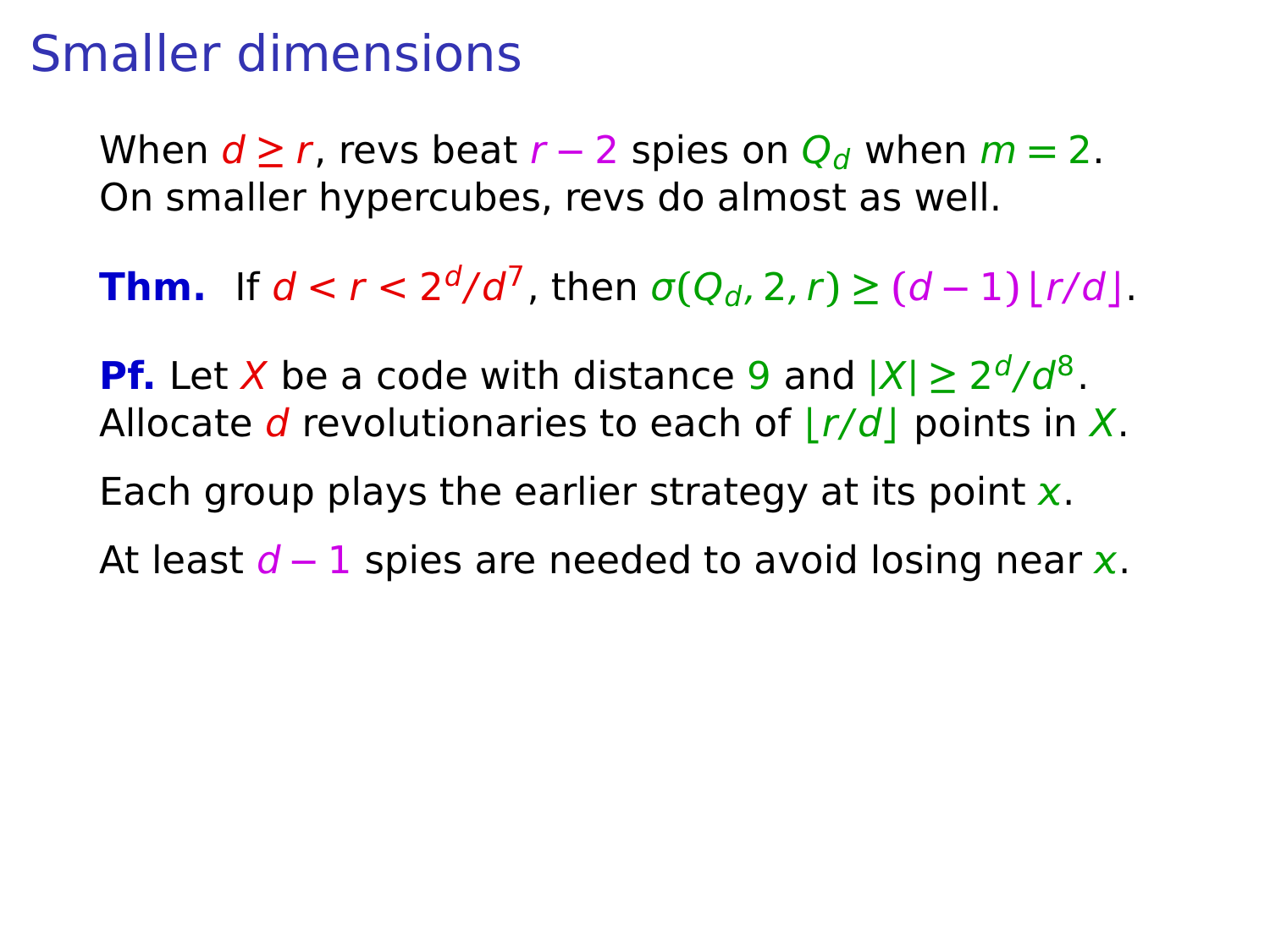# Smaller dimensions

When $d \geq r$, revs beat $r-2$ spies on $Q_d$ when $m=2$.
On smaller hypercubes, revs do almost as well.

**Thm.** If $d < r < 2^d/d^7$, then $\sigma(Q_d, 2, r) \geq (d-1)\lfloor r/d \rfloor$.

**Pf.** Let $X$ be a code with distance $9$ and $|X| \geq 2^d/d^8$.
Allocate $d$ revolutionaries to each of $\lfloor r/d \rfloor$ points in $X$.

Each group plays the earlier strategy at its point $x$.

At least $d-1$ spies are needed to avoid losing near $x$.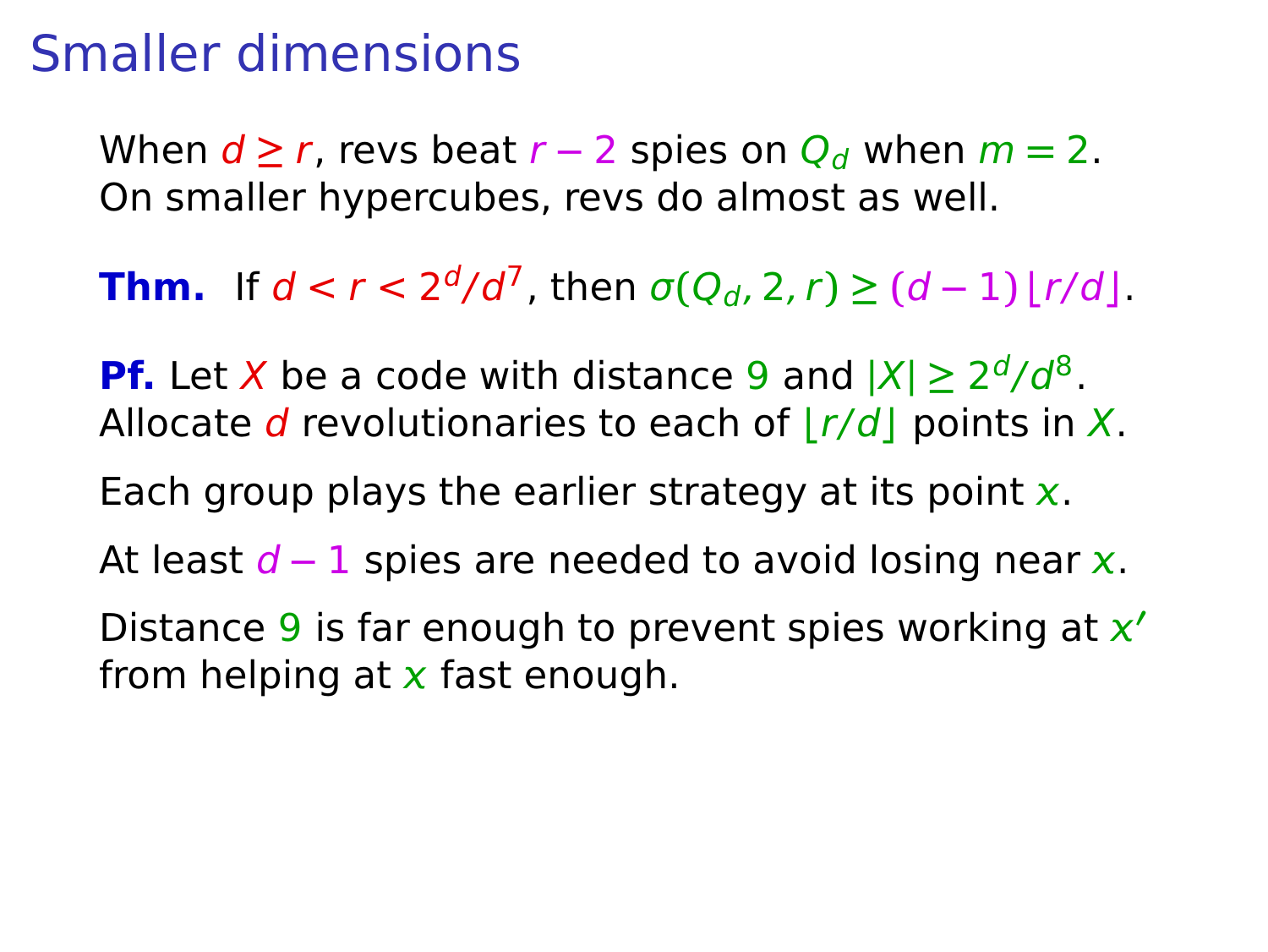# Smaller dimensions

When $d \geq r$, revs beat $r-2$ spies on $Q_d$ when $m=2$. On smaller hypercubes, revs do almost as well.

**Thm.** If $d < r < 2^d/d^7$, then $\sigma(Q_d, 2, r) \geq (d-1)\lfloor r/d \rfloor$.

**Pf.** Let $X$ be a code with distance $9$ and $|X| \geq 2^d/d^8$. Allocate $d$ revolutionaries to each of $\lfloor r/d \rfloor$ points in $X$.

Each group plays the earlier strategy at its point $x$.

At least $d-1$ spies are needed to avoid losing near $x$.

Distance $9$ is far enough to prevent spies working at $x'$ from helping at $x$ fast enough.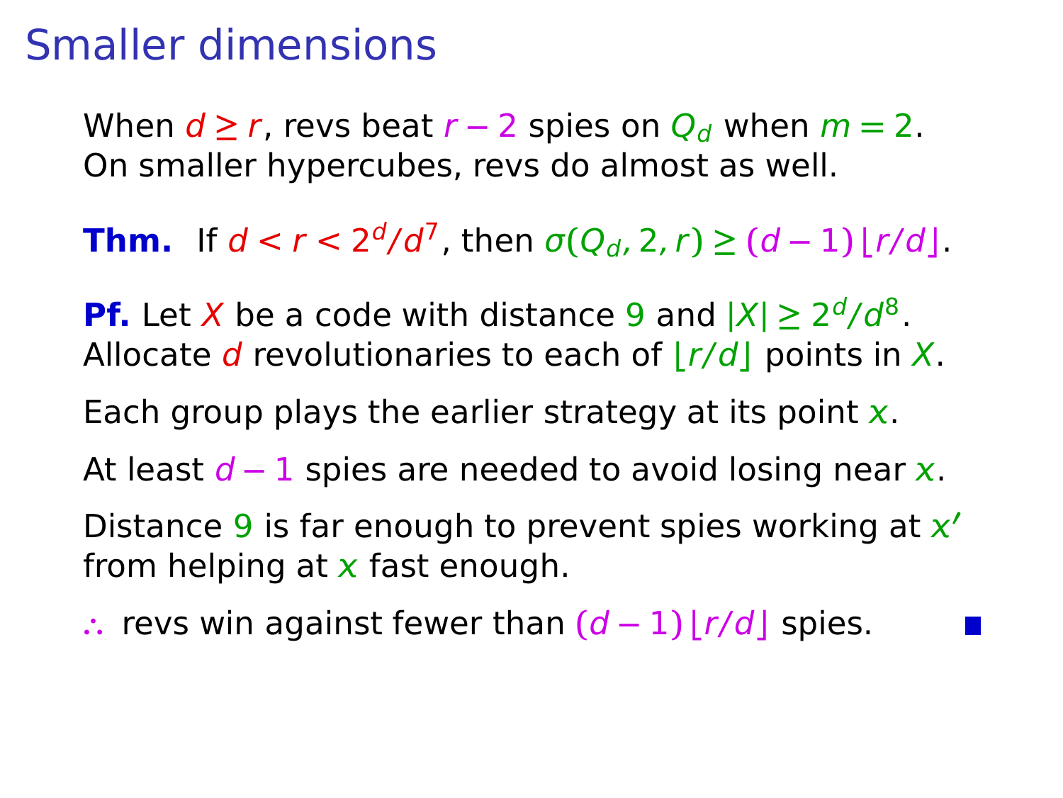# Smaller dimensions

When $d \geq r$, revs beat $r - 2$ spies on $Q_d$ when $m = 2$.
On smaller hypercubes, revs do almost as well.

**Thm.** If $d < r < 2^d/d^7$, then $\sigma(Q_d, 2, r) \geq (d-1)\lfloor r/d \rfloor$.

**Pf.** Let $X$ be a code with distance $9$ and $|X| \geq 2^d/d^8$.
Allocate $d$ revolutionaries to each of $\lfloor r/d \rfloor$ points in $X$.

Each group plays the earlier strategy at its point $x$.

At least $d - 1$ spies are needed to avoid losing near $x$.

Distance $9$ is far enough to prevent spies working at $x'$ from helping at $x$ fast enough.

$\therefore$ revs win against fewer than $(d-1)\lfloor r/d \rfloor$ spies. ∎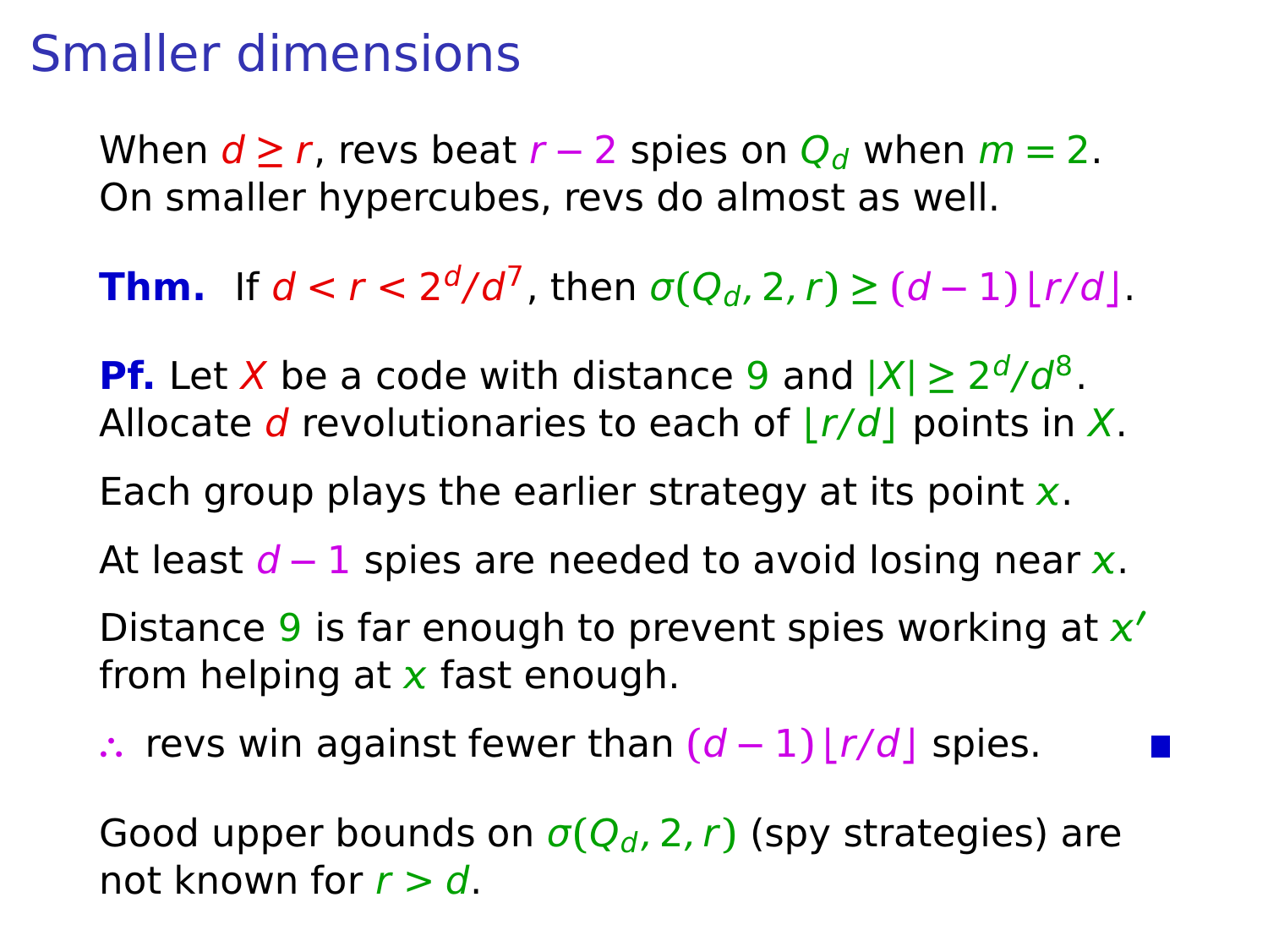# Smaller dimensions

When $d \geq r$, revs beat $r-2$ spies on $Q_d$ when $m = 2$.
On smaller hypercubes, revs do almost as well.

**Thm.** If $d < r < 2^d/d^7$, then $\sigma(Q_d, 2, r) \geq (d-1)\lfloor r/d \rfloor$.

**Pf.** Let $X$ be a code with distance $9$ and $|X| \geq 2^d/d^8$.
Allocate $d$ revolutionaries to each of $\lfloor r/d \rfloor$ points in $X$.

Each group plays the earlier strategy at its point $x$.

At least $d-1$ spies are needed to avoid losing near $x$.

Distance $9$ is far enough to prevent spies working at $x'$ from helping at $x$ fast enough.

$\therefore$ revs win against fewer than $(d-1)\lfloor r/d \rfloor$ spies. ∎

Good upper bounds on $\sigma(Q_d, 2, r)$ (spy strategies) are not known for $r > d$.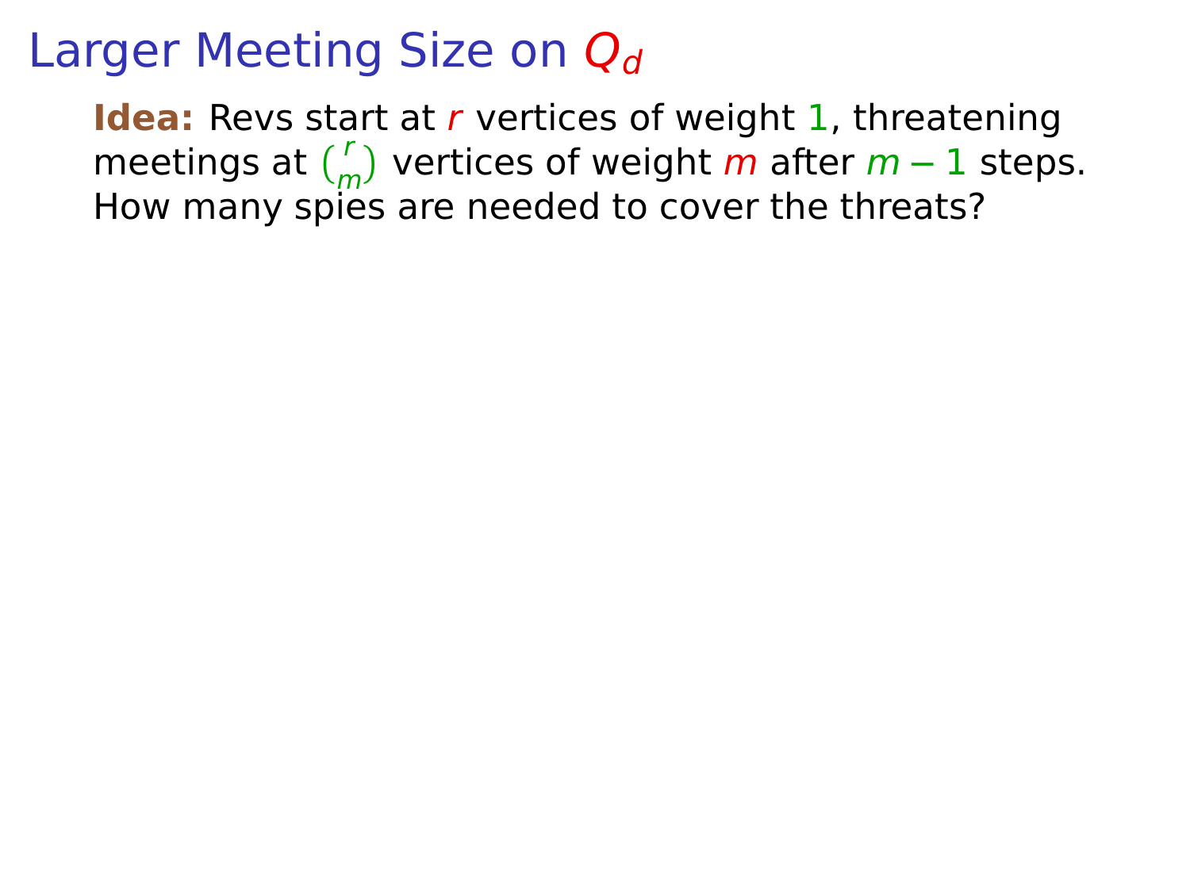# Larger Meeting Size on $Q_d$

**Idea:** Revs start at $r$ vertices of weight $1$, threatening meetings at $\binom{r}{m}$ vertices of weight $m$ after $m-1$ steps. How many spies are needed to cover the threats?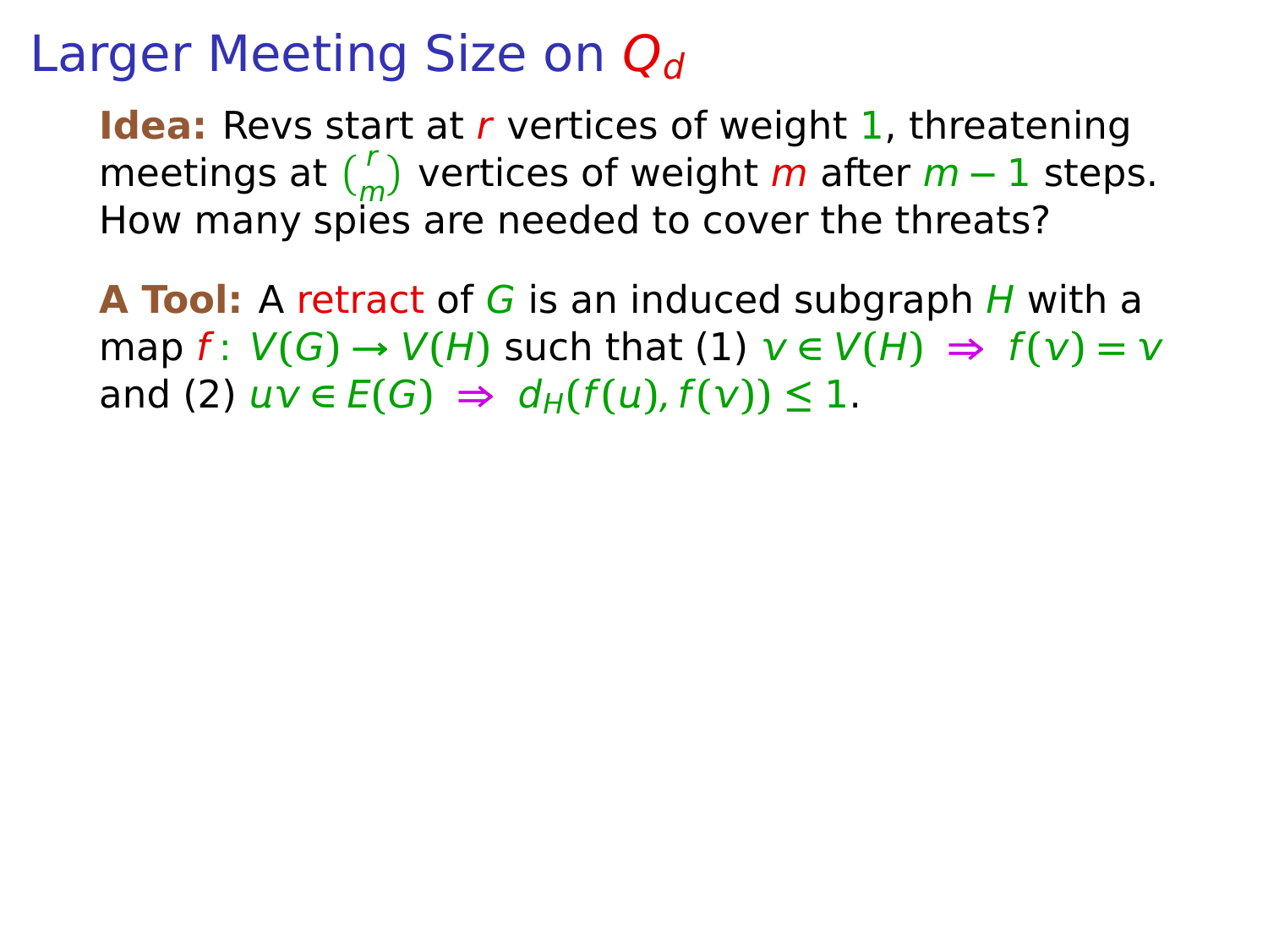# Larger Meeting Size on $Q_d$

**Idea:** Revs start at $r$ vertices of weight $1$, threatening meetings at $\binom{r}{m}$ vertices of weight $m$ after $m-1$ steps. How many spies are needed to cover the threats?

**A Tool:** A retract of $G$ is an induced subgraph $H$ with a map $f\colon V(G) \to V(H)$ such that (1) $v \in V(H) \Rightarrow f(v) = v$ and (2) $uv \in E(G) \Rightarrow d_H(f(u), f(v)) \le 1$.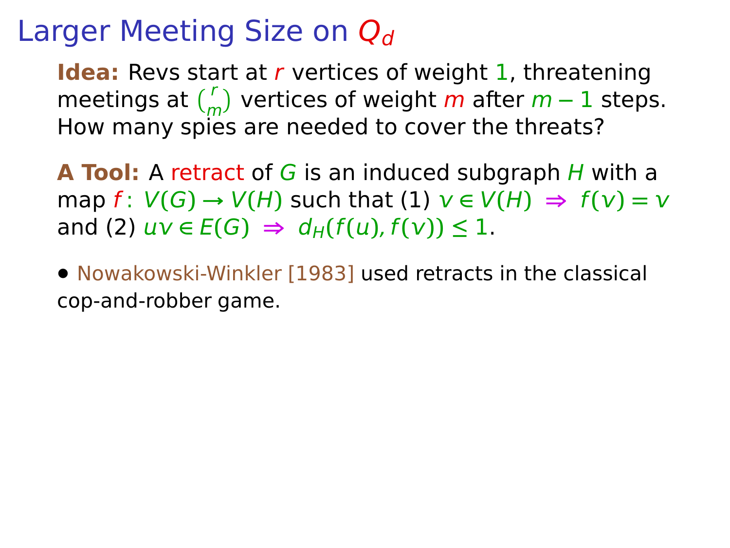# Larger Meeting Size on $Q_d$

**Idea:** Revs start at $r$ vertices of weight $1$, threatening meetings at $\binom{r}{m}$ vertices of weight $m$ after $m-1$ steps. How many spies are needed to cover the threats?

**A Tool:** A retract of $G$ is an induced subgraph $H$ with a map $f\colon V(G) \to V(H)$ such that (1) $v \in V(H) \Rightarrow f(v) = v$ and (2) $uv \in E(G) \Rightarrow d_H(f(u), f(v)) \le 1$.

- Nowakowski-Winkler [1983] used retracts in the classical cop-and-robber game.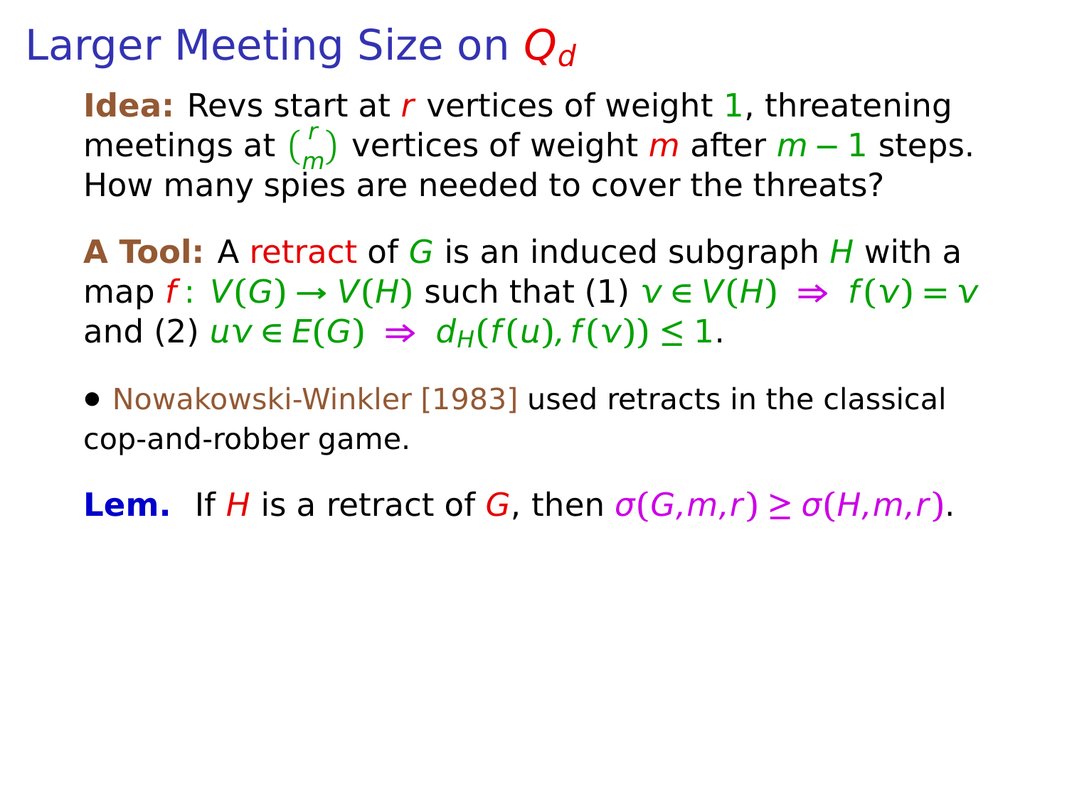# Larger Meeting Size on $Q_d$

**Idea:** Revs start at $r$ vertices of weight $1$, threatening meetings at $\binom{r}{m}$ vertices of weight $m$ after $m-1$ steps. How many spies are needed to cover the threats?

**A Tool:** A retract of $G$ is an induced subgraph $H$ with a map $f\colon V(G) \to V(H)$ such that (1) $v \in V(H) \Rightarrow f(v) = v$ and (2) $uv \in E(G) \Rightarrow d_H(f(u), f(v)) \le 1$.

- Nowakowski-Winkler [1983] used retracts in the classical cop-and-robber game.

**Lem.** If $H$ is a retract of $G$, then $\sigma(G,m,r) \ge \sigma(H,m,r)$.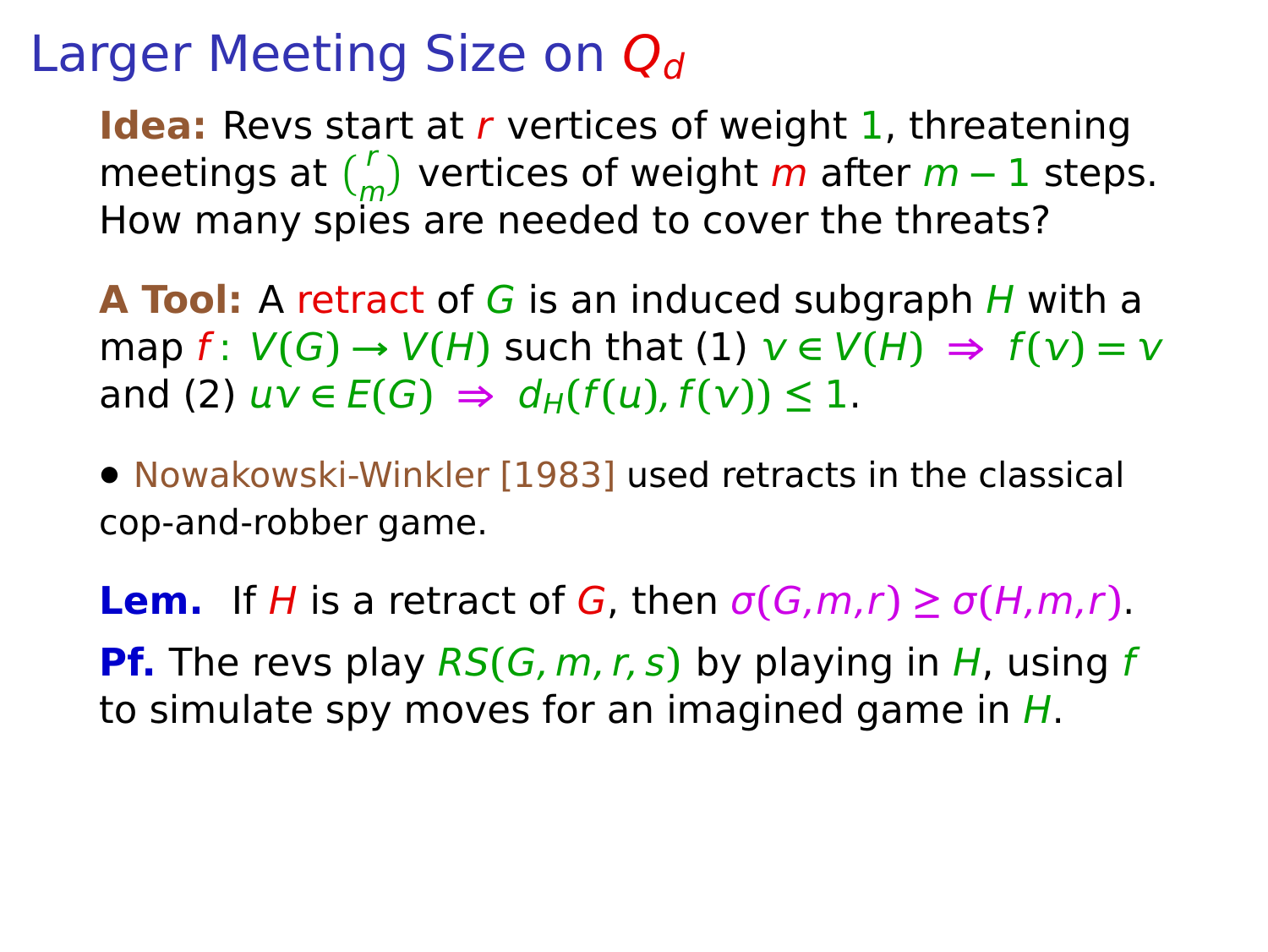# Larger Meeting Size on $Q_d$

**Idea:** Revs start at $r$ vertices of weight $1$, threatening meetings at $\binom{r}{m}$ vertices of weight $m$ after $m-1$ steps. How many spies are needed to cover the threats?

**A Tool:** A retract of $G$ is an induced subgraph $H$ with a map $f\colon V(G) \to V(H)$ such that (1) $v \in V(H) \Rightarrow f(v) = v$ and (2) $uv \in E(G) \Rightarrow d_H(f(u), f(v)) \le 1$.

- Nowakowski-Winkler [1983] used retracts in the classical cop-and-robber game.

**Lem.** If $H$ is a retract of $G$, then $\sigma(G,m,r) \ge \sigma(H,m,r)$.

**Pf.** The revs play $RS(G, m, r, s)$ by playing in $H$, using $f$ to simulate spy moves for an imagined game in $H$.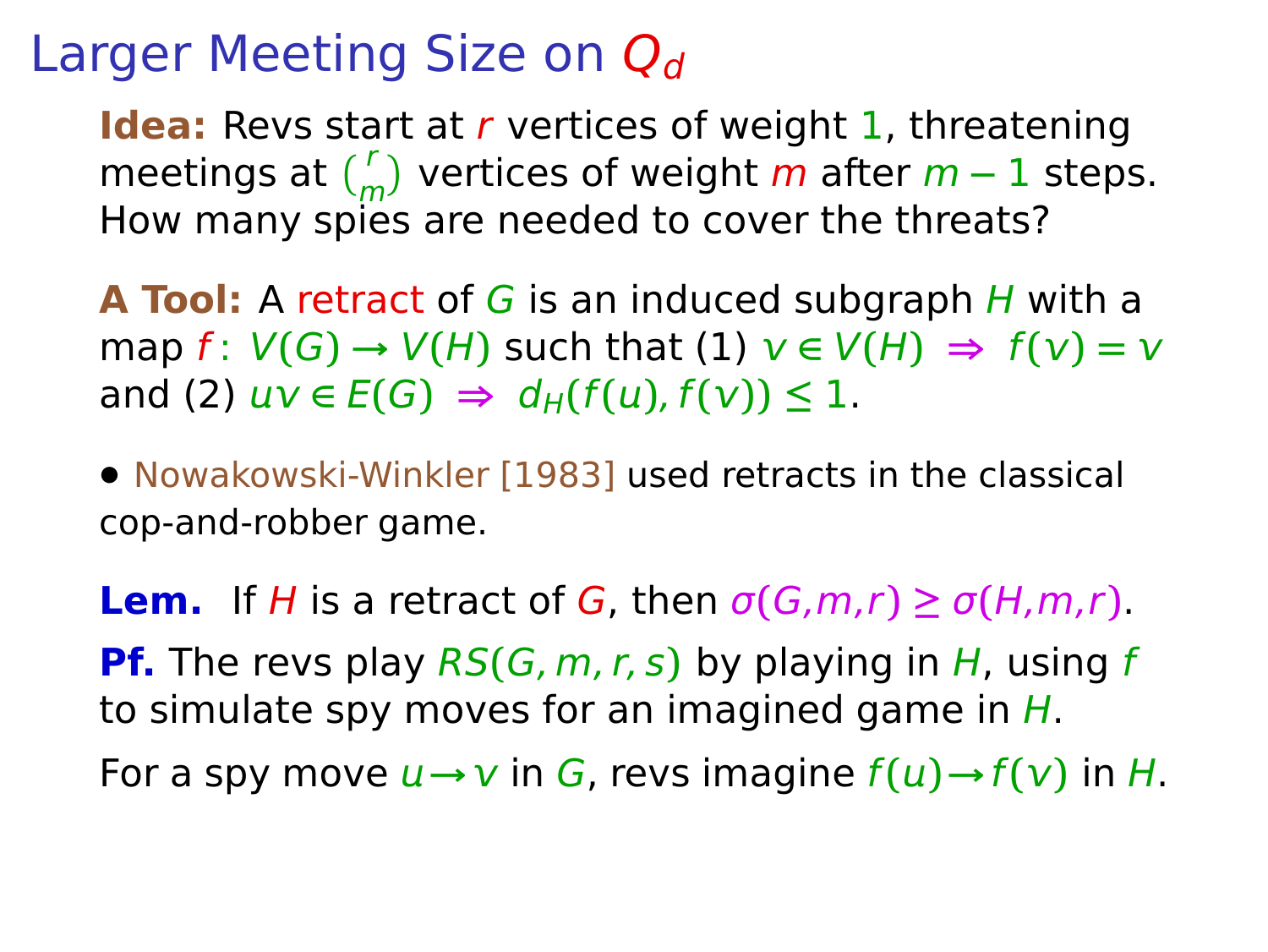# Larger Meeting Size on $Q_d$

**Idea:** Revs start at $r$ vertices of weight $1$, threatening meetings at $\binom{r}{m}$ vertices of weight $m$ after $m-1$ steps. How many spies are needed to cover the threats?

**A Tool:** A retract of $G$ is an induced subgraph $H$ with a map $f\colon V(G) \to V(H)$ such that (1) $v \in V(H) \Rightarrow f(v) = v$ and (2) $uv \in E(G) \Rightarrow d_H(f(u), f(v)) \le 1$.

- Nowakowski-Winkler [1983] used retracts in the classical cop-and-robber game.

**Lem.** If $H$ is a retract of $G$, then $\sigma(G,m,r) \ge \sigma(H,m,r)$.

**Pf.** The revs play $RS(G,m,r,s)$ by playing in $H$, using $f$ to simulate spy moves for an imagined game in $H$.

For a spy move $u \to v$ in $G$, revs imagine $f(u) \to f(v)$ in $H$.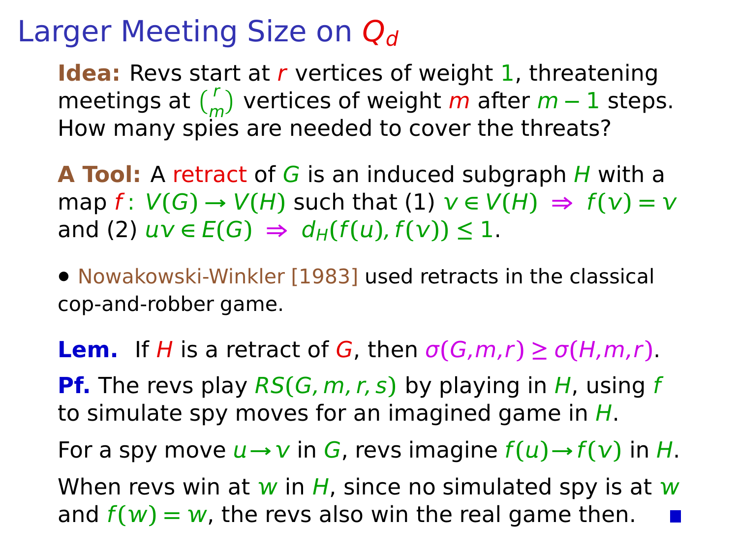# Larger Meeting Size on $Q_d$

**Idea:** Revs start at $r$ vertices of weight $1$, threatening meetings at $\binom{r}{m}$ vertices of weight $m$ after $m-1$ steps. How many spies are needed to cover the threats?

**A Tool:** A retract of $G$ is an induced subgraph $H$ with a map $f\colon V(G) \to V(H)$ such that (1) $v \in V(H) \Rightarrow f(v) = v$ and (2) $uv \in E(G) \Rightarrow d_H(f(u), f(v)) \le 1$.

- Nowakowski-Winkler [1983] used retracts in the classical cop-and-robber game.

**Lem.** If $H$ is a retract of $G$, then $\sigma(G,m,r) \ge \sigma(H,m,r)$.

**Pf.** The revs play $RS(G, m, r, s)$ by playing in $H$, using $f$ to simulate spy moves for an imagined game in $H$.

For a spy move $u \to v$ in $G$, revs imagine $f(u) \to f(v)$ in $H$.

When revs win at $w$ in $H$, since no simulated spy is at $w$ and $f(w) = w$, the revs also win the real game then. ■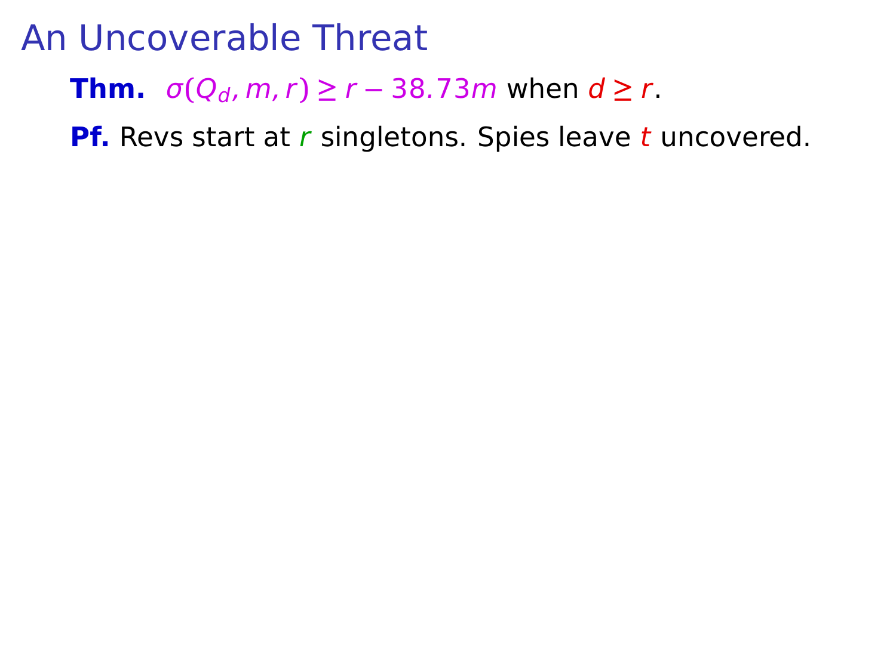# An Uncoverable Threat

**Thm.** $\sigma(Q_d, m, r) \geq r - 38.73m$ when $d \geq r$.

**Pf.** Revs start at $r$ singletons. Spies leave $t$ uncovered.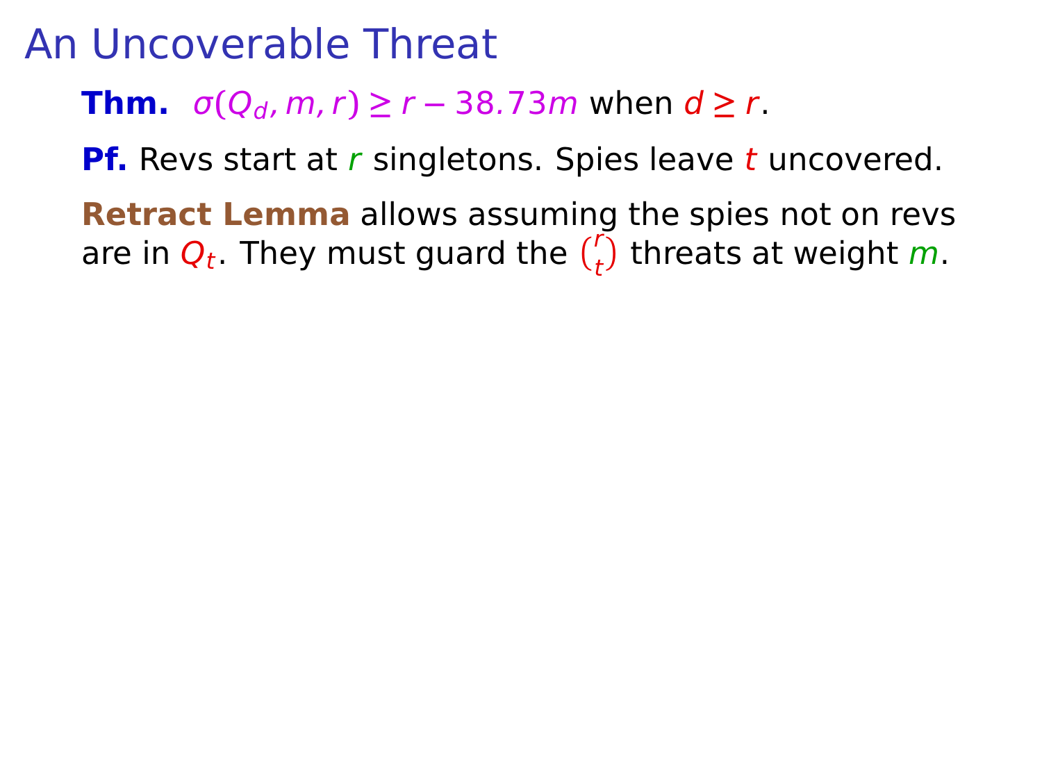# An Uncoverable Threat

**Thm.** $\sigma(Q_d, m, r) \geq r - 38.73m$ when $d \geq r$.

**Pf.** Revs start at $r$ singletons. Spies leave $t$ uncovered.

**Retract Lemma** allows assuming the spies not on revs are in $Q_t$. They must guard the $\binom{r}{t}$ threats at weight $m$.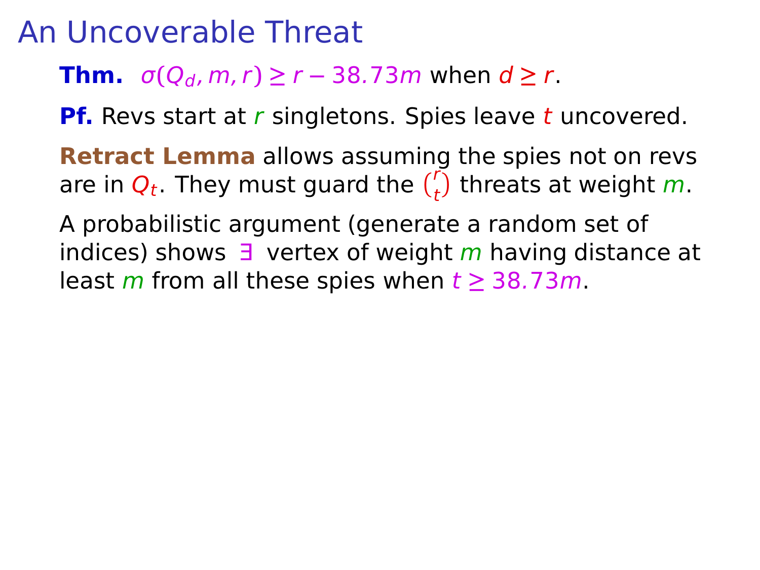# An Uncoverable Threat

**Thm.** $\sigma(Q_d, m, r) \geq r - 38.73m$ when $d \geq r$.

**Pf.** Revs start at $r$ singletons. Spies leave $t$ uncovered.

**Retract Lemma** allows assuming the spies not on revs are in $Q_t$. They must guard the $\binom{r}{t}$ threats at weight $m$.

A probabilistic argument (generate a random set of indices) shows $\exists$ vertex of weight $m$ having distance at least $m$ from all these spies when $t \geq 38.73m$.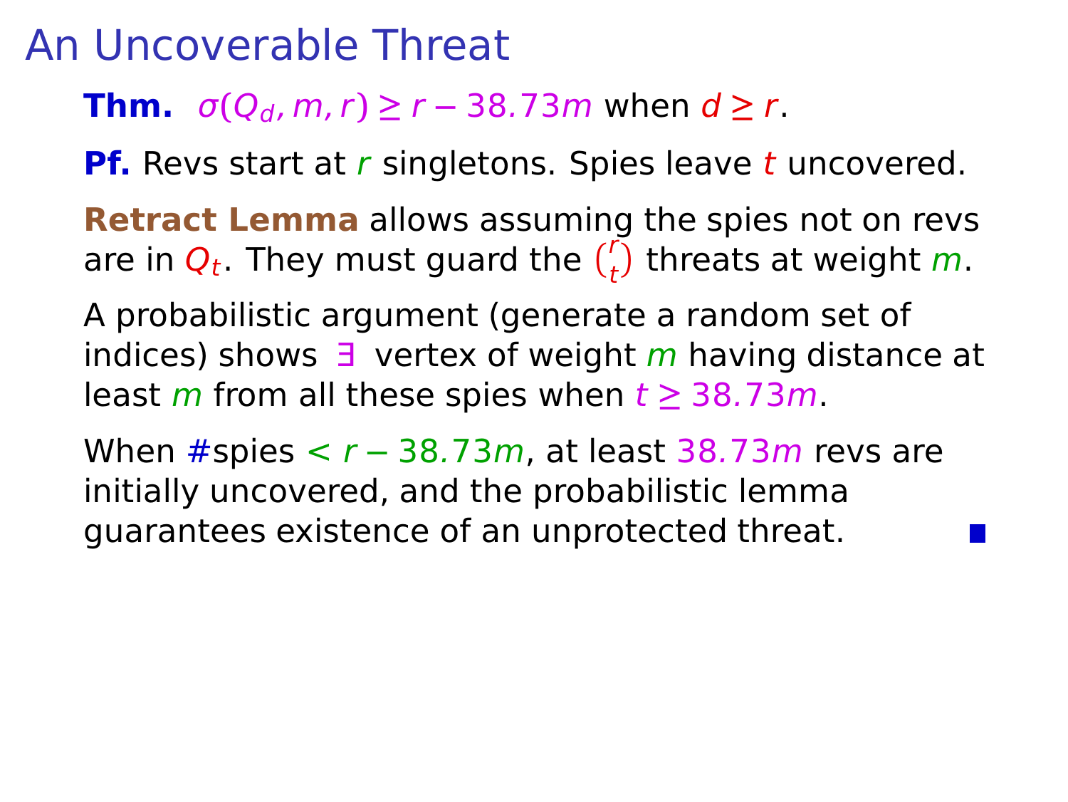# An Uncoverable Threat

**Thm.** $\sigma(Q_d, m, r) \geq r - 38.73m$ when $d \geq r$.

**Pf.** Revs start at $r$ singletons. Spies leave $t$ uncovered.

**Retract Lemma** allows assuming the spies not on revs are in $Q_t$. They must guard the $\binom{r}{t}$ threats at weight $m$.

A probabilistic argument (generate a random set of indices) shows $\exists$ vertex of weight $m$ having distance at least $m$ from all these spies when $t \geq 38.73m$.

When #spies $< r - 38.73m$, at least $38.73m$ revs are initially uncovered, and the probabilistic lemma guarantees existence of an unprotected threat. ■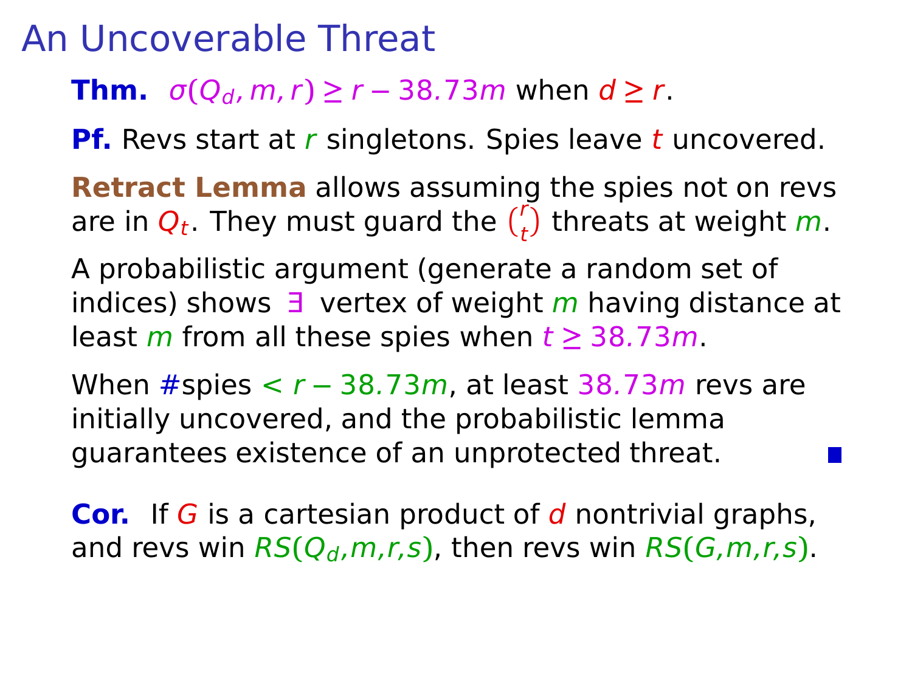# An Uncoverable Threat

**Thm.** $\sigma(Q_d, m, r) \geq r - 38.73m$ when $d \geq r$.

**Pf.** Revs start at $r$ singletons. Spies leave $t$ uncovered.

**Retract Lemma** allows assuming the spies not on revs are in $Q_t$. They must guard the $\binom{r}{t}$ threats at weight $m$.

A probabilistic argument (generate a random set of indices) shows $\exists$ vertex of weight $m$ having distance at least $m$ from all these spies when $t \geq 38.73m$.

When #spies $< r - 38.73m$, at least $38.73m$ revs are initially uncovered, and the probabilistic lemma guarantees existence of an unprotected threat. ■

**Cor.** If $G$ is a cartesian product of $d$ nontrivial graphs, and revs win $RS(Q_d,m,r,s)$, then revs win $RS(G,m,r,s)$.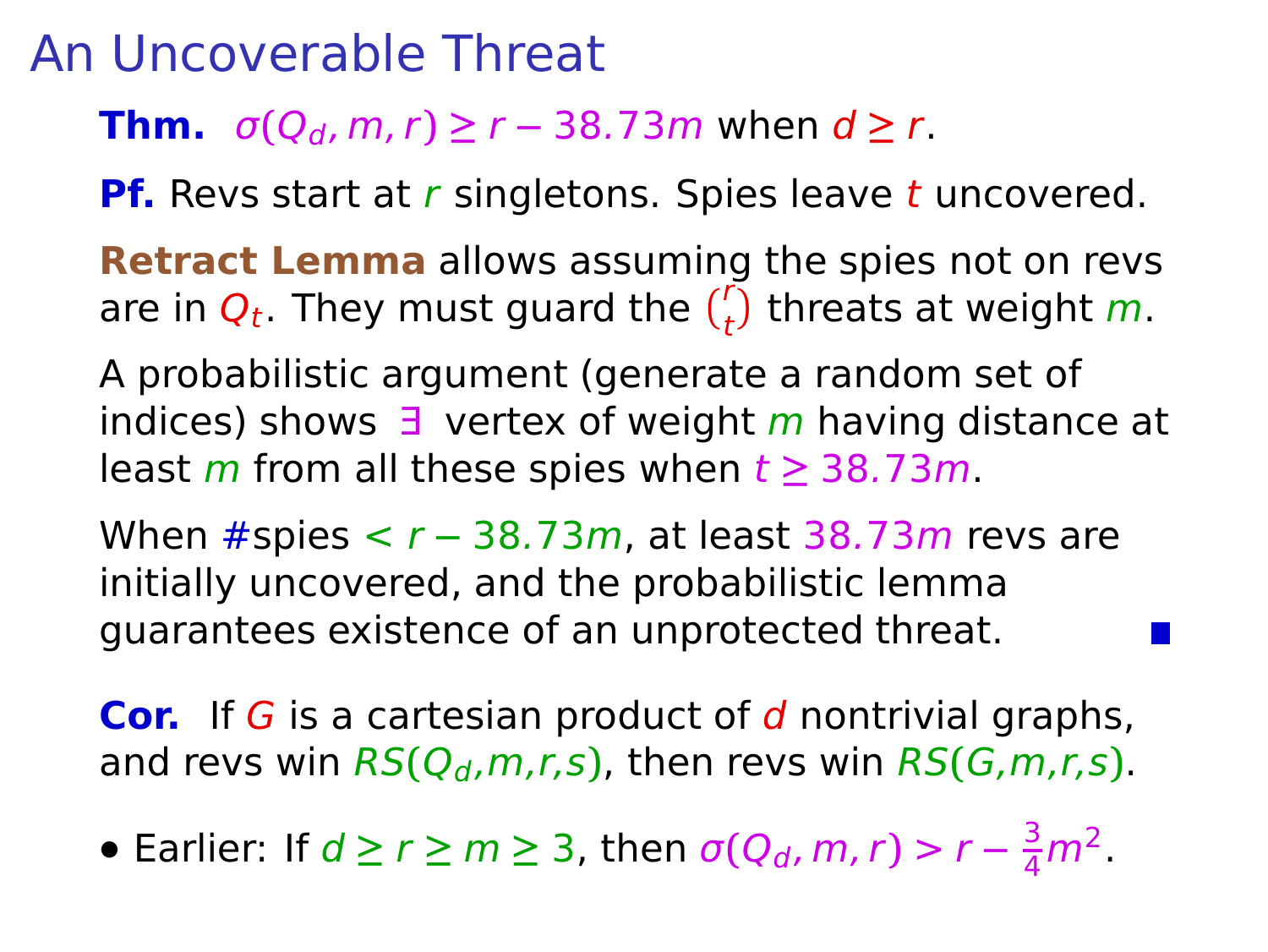# An Uncoverable Threat

**Thm.** $\sigma(Q_d, m, r) \ge r - 38.73m$ when $d \ge r$.

**Pf.** Revs start at $r$ singletons. Spies leave $t$ uncovered.

**Retract Lemma** allows assuming the spies not on revs are in $Q_t$. They must guard the $\binom{r}{t}$ threats at weight $m$.

A probabilistic argument (generate a random set of indices) shows $\exists$ vertex of weight $m$ having distance at least $m$ from all these spies when $t \ge 38.73m$.

When #spies $< r - 38.73m$, at least $38.73m$ revs are initially uncovered, and the probabilistic lemma guarantees existence of an unprotected threat. ■

**Cor.** If $G$ is a cartesian product of $d$ nontrivial graphs, and revs win $RS(Q_d,m,r,s)$, then revs win $RS(G,m,r,s)$.

- Earlier: If $d \ge r \ge m \ge 3$, then $\sigma(Q_d, m, r) > r - \frac{3}{4}m^2$.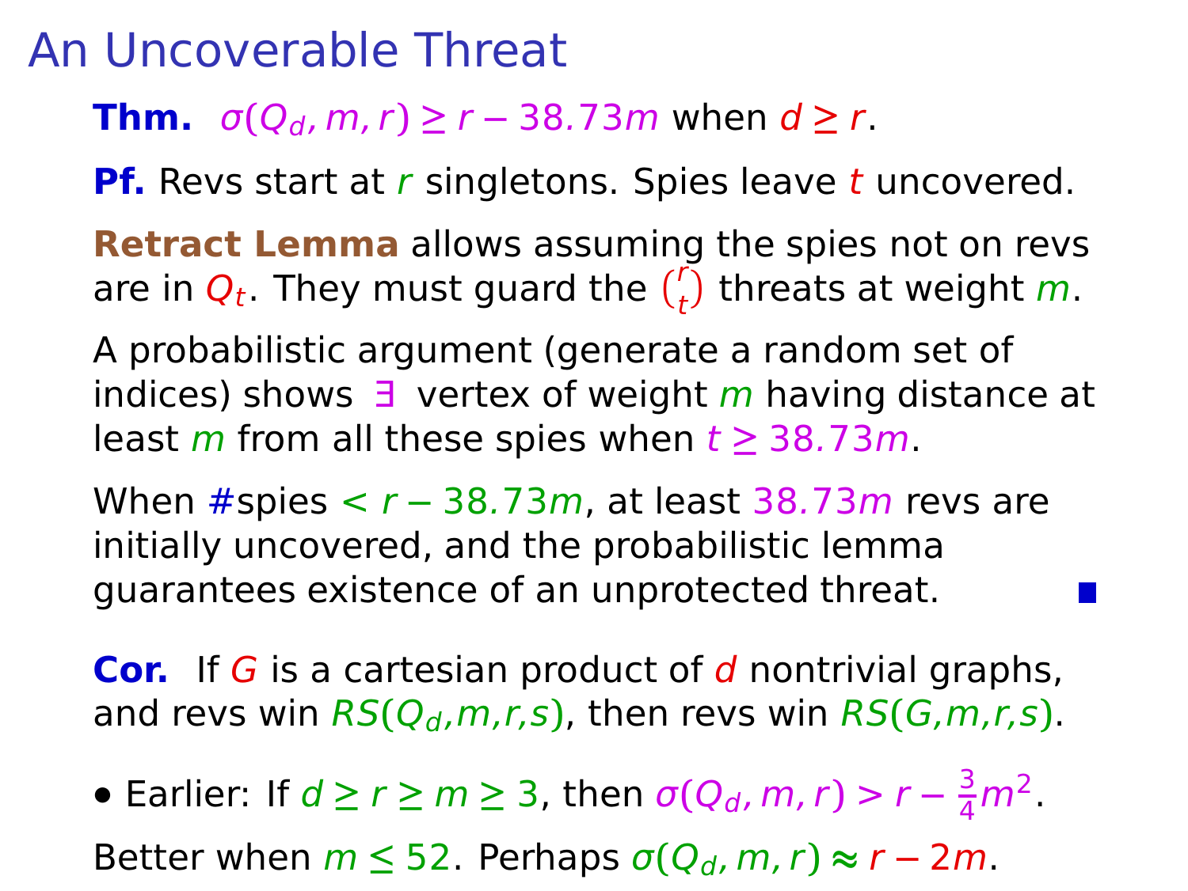# An Uncoverable Threat

**Thm.** $\sigma(Q_d, m, r) \geq r - 38.73m$ when $d \geq r$.

**Pf.** Revs start at $r$ singletons. Spies leave $t$ uncovered.

**Retract Lemma** allows assuming the spies not on revs are in $Q_t$. They must guard the $\binom{r}{t}$ threats at weight $m$.

A probabilistic argument (generate a random set of indices) shows $\exists$ vertex of weight $m$ having distance at least $m$ from all these spies when $t \geq 38.73m$.

When #spies $< r - 38.73m$, at least $38.73m$ revs are initially uncovered, and the probabilistic lemma guarantees existence of an unprotected threat. ∎

**Cor.** If $G$ is a cartesian product of $d$ nontrivial graphs, and revs win $RS(Q_d, m, r, s)$, then revs win $RS(G, m, r, s)$.

- Earlier: If $d \geq r \geq m \geq 3$, then $\sigma(Q_d, m, r) > r - \frac{3}{4}m^2$.

Better when $m \leq 52$. Perhaps $\sigma(Q_d, m, r) \approx r - 2m$.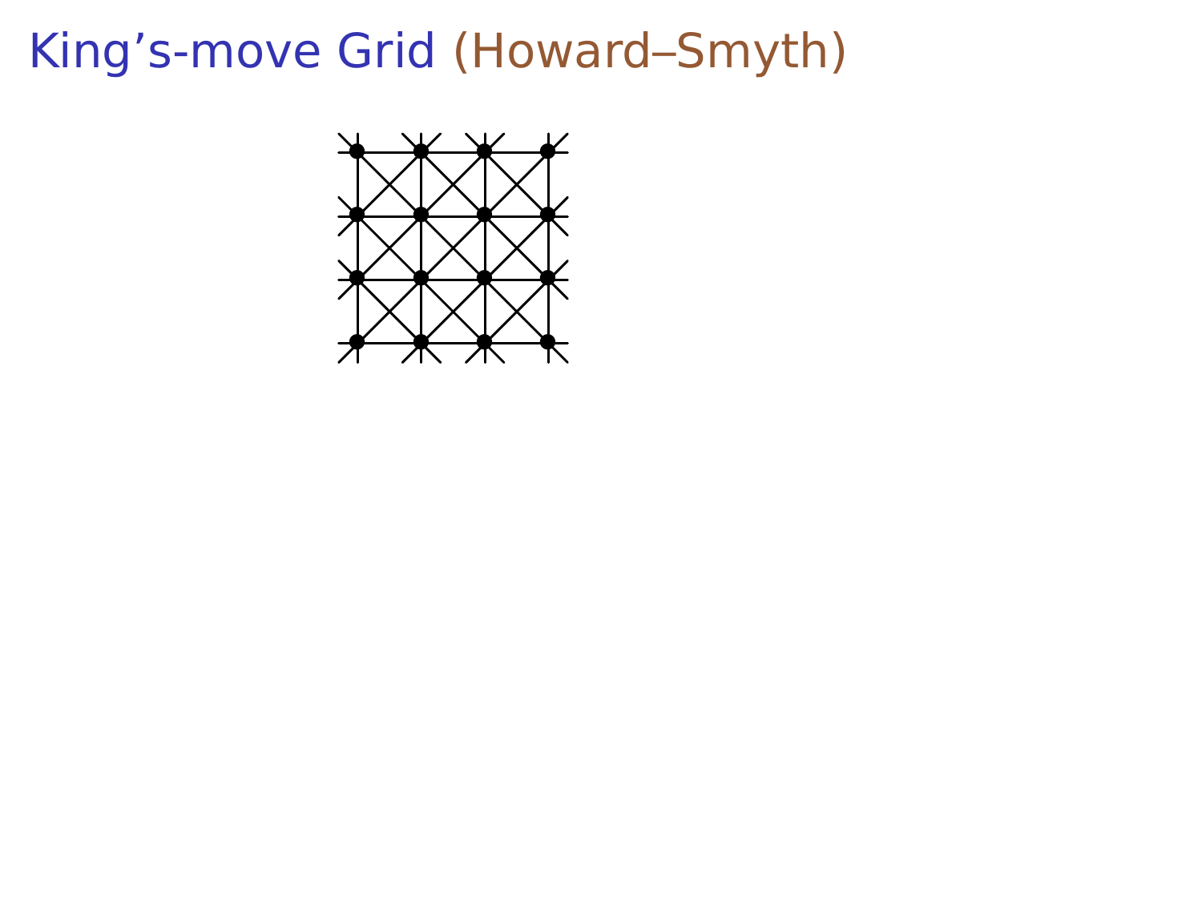# King’s-move Grid (Howard–Smyth)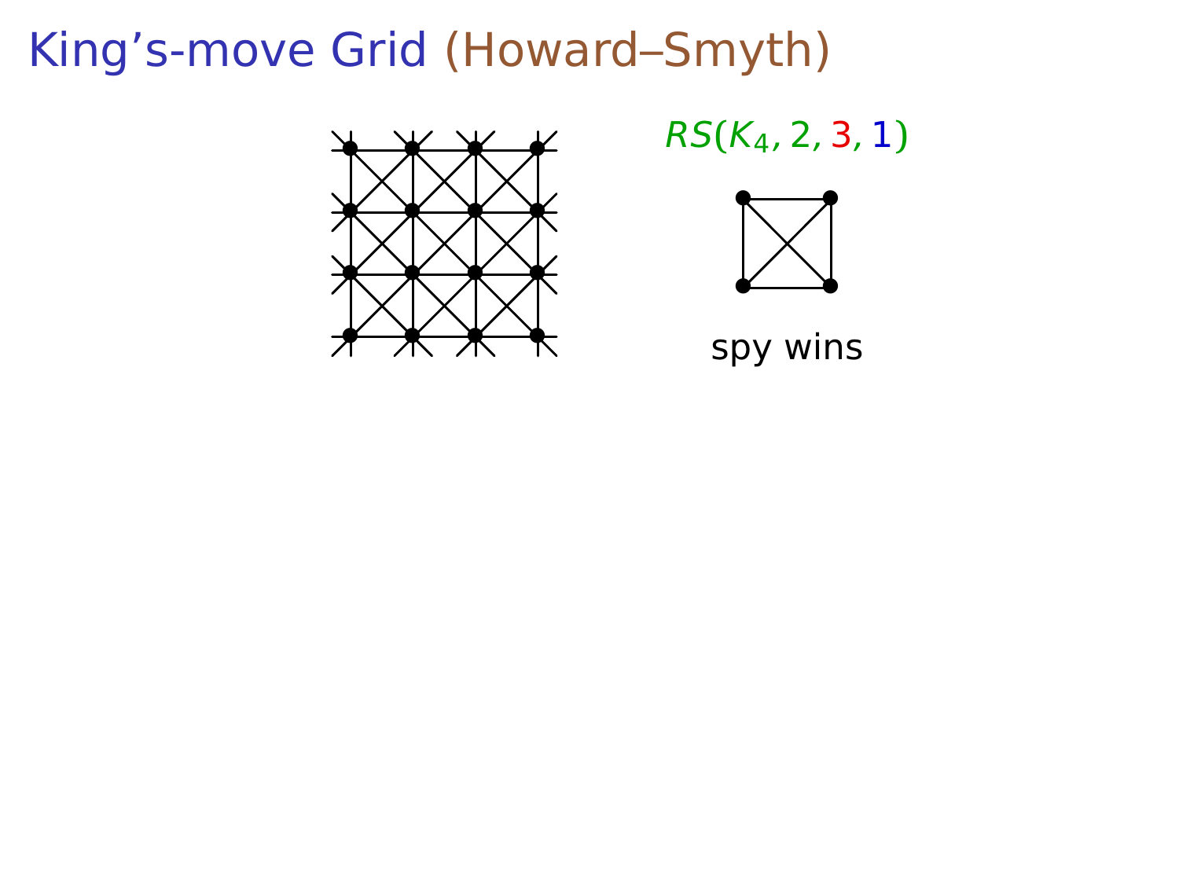# King’s-move Grid (Howard–Smyth)

$RS(K_4, 2, 3, 1)$

spy wins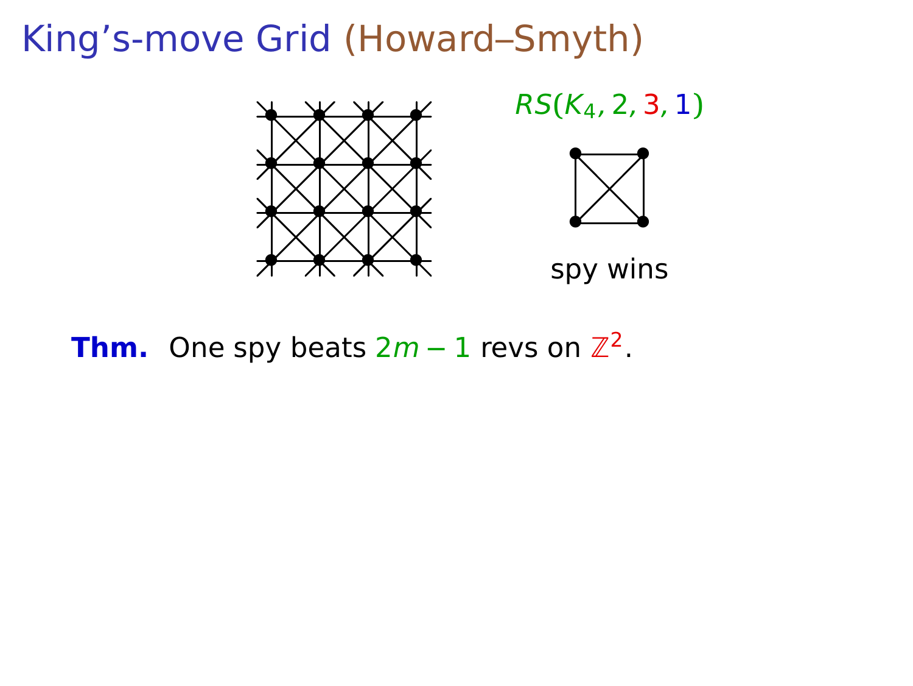# King's-move Grid (Howard–Smyth)

$RS(K_4, 2, 3, 1)$

spy wins

**Thm.** One spy beats $2m - 1$ revs on $\mathbb{Z}^2$.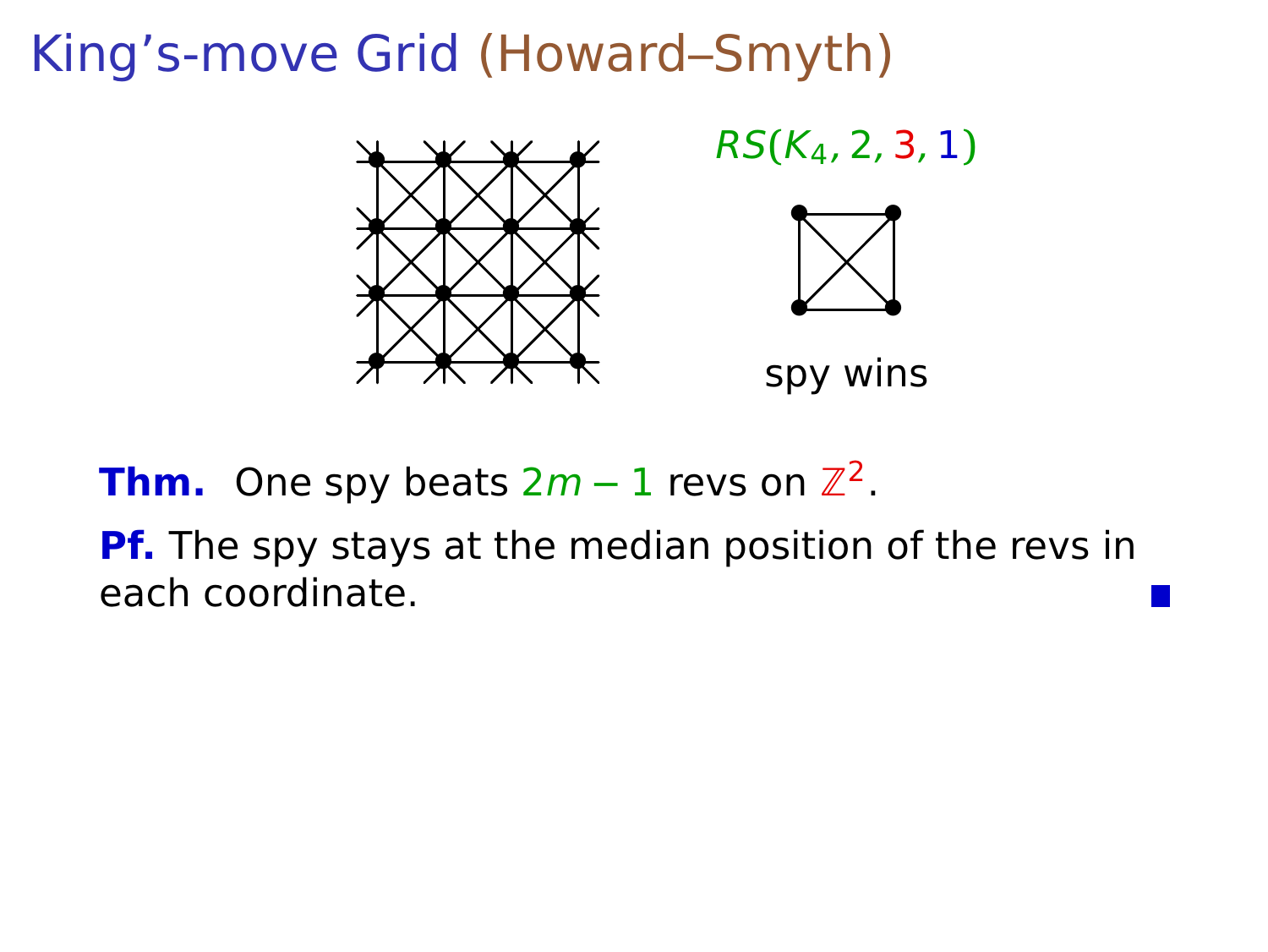# King's-move Grid (Howard–Smyth)

$RS(K_4, 2, 3, 1)$

spy wins

**Thm.** One spy beats $2m-1$ revs on $\mathbb{Z}^2$.

**Pf.** The spy stays at the median position of the revs in each coordinate. ∎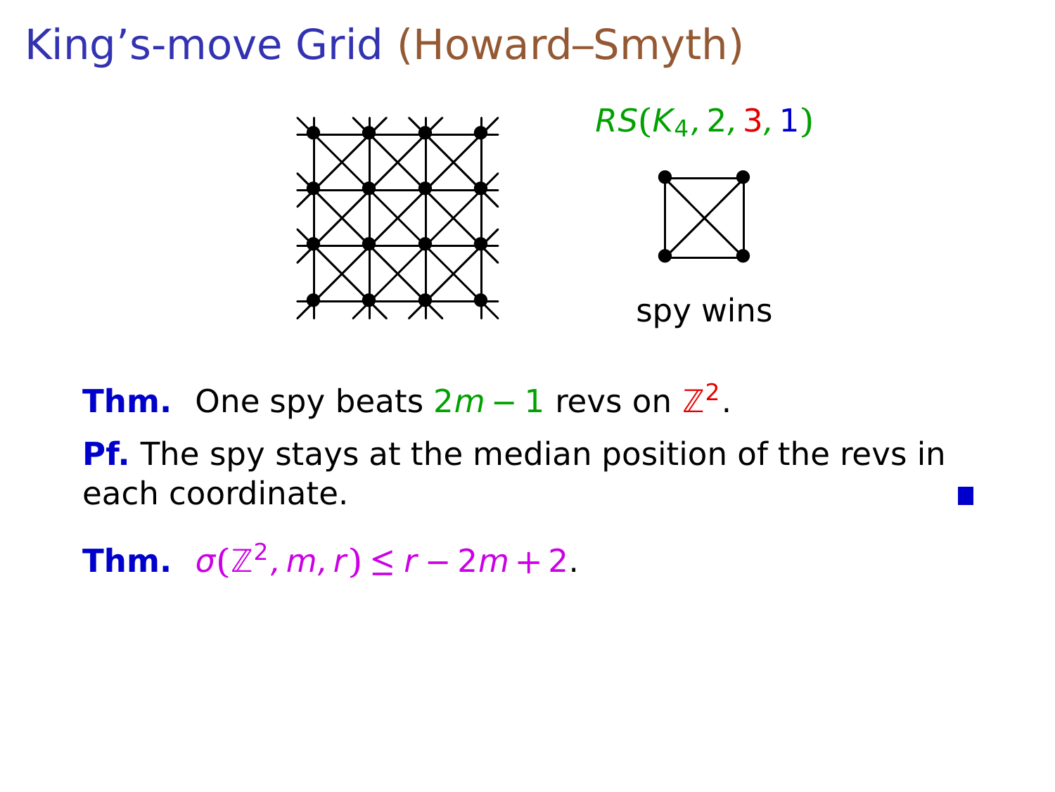# King's-move Grid (Howard–Smyth)

$RS(K_4, 2, 3, 1)$

spy wins

**Thm.** One spy beats $2m-1$ revs on $\mathbb{Z}^2$.

**Pf.** The spy stays at the median position of the revs in each coordinate. ∎

**Thm.** $\sigma(\mathbb{Z}^2, m, r) \le r - 2m + 2$.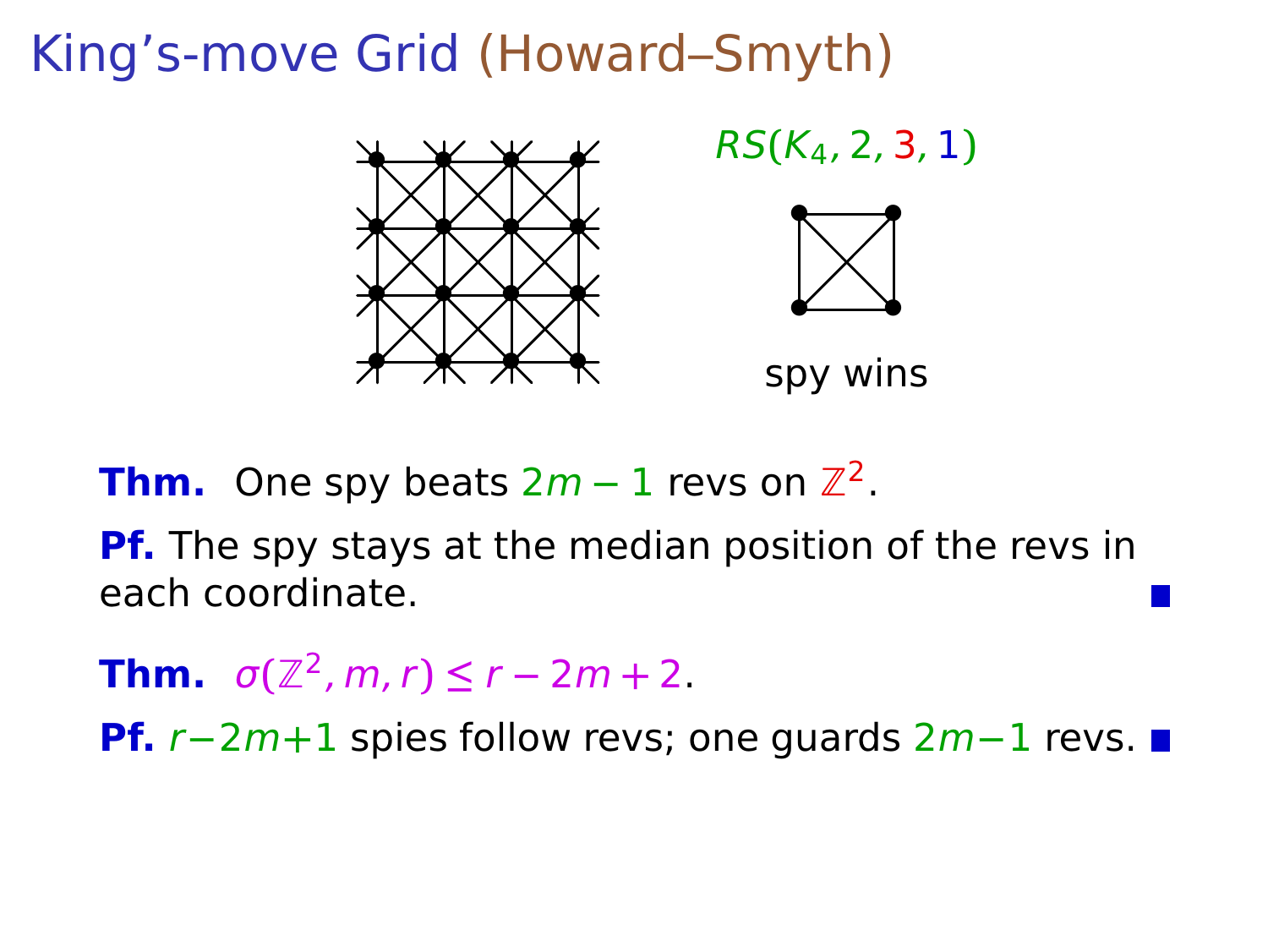# King's-move Grid (Howard–Smyth)

$RS(K_4, 2, 3, 1)$

spy wins

**Thm.** One spy beats $2m-1$ revs on $\mathbb{Z}^2$.

**Pf.** The spy stays at the median position of the revs in each coordinate. ∎

**Thm.** $\sigma(\mathbb{Z}^2, m, r) \le r - 2m + 2$.

**Pf.** $r-2m+1$ spies follow revs; one guards $2m-1$ revs. ∎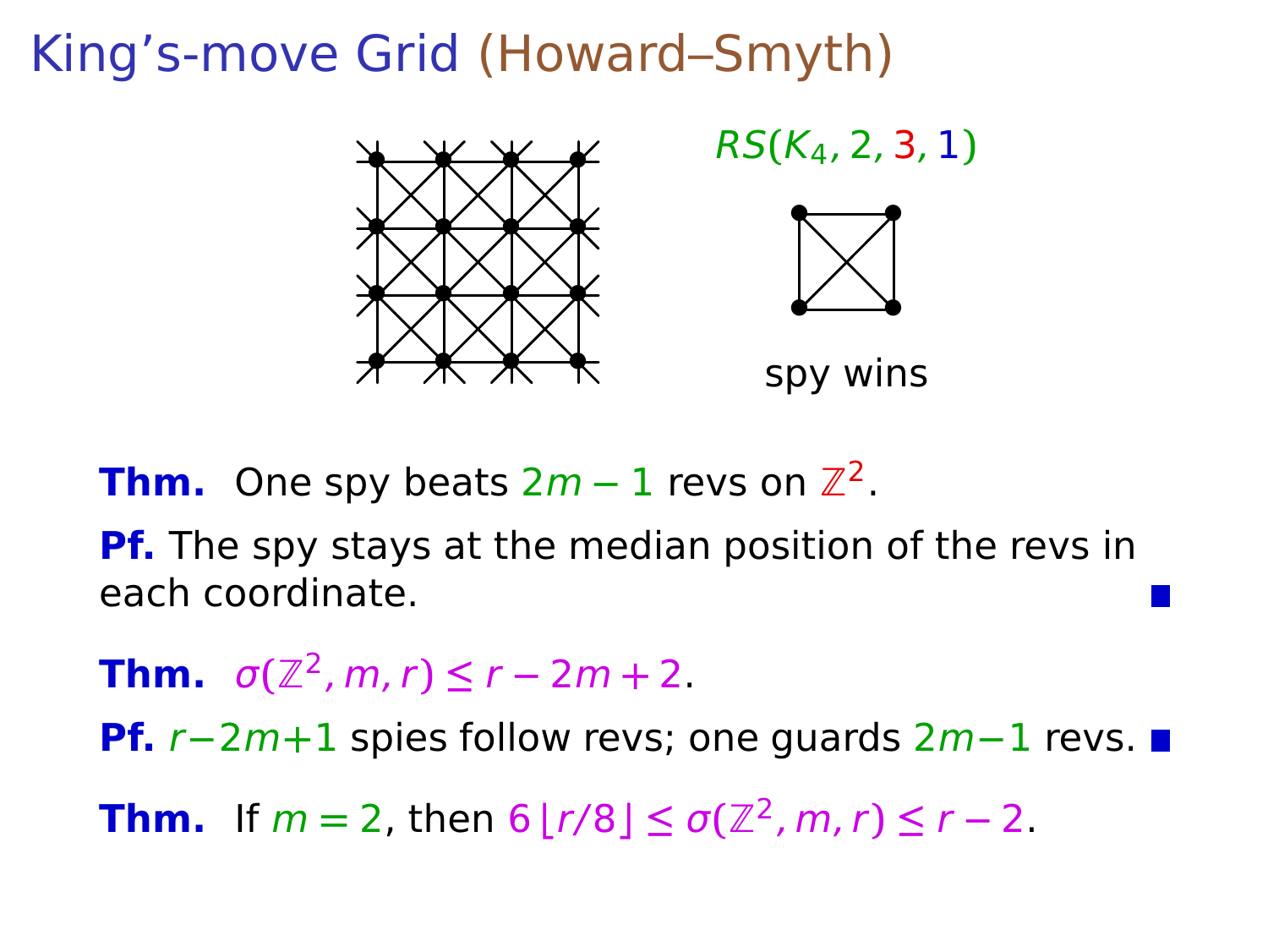# King's-move Grid (Howard–Smyth)

$RS(K_4, 2, 3, 1)$

spy wins

**Thm.** One spy beats $2m-1$ revs on $\mathbb{Z}^2$.

**Pf.** The spy stays at the median position of the revs in each coordinate. ■

**Thm.** $\sigma(\mathbb{Z}^2, m, r) \le r - 2m + 2$.

**Pf.** $r-2m+1$ spies follow revs; one guards $2m-1$ revs. ■

**Thm.** If $m = 2$, then $6\lfloor r/8 \rfloor \le \sigma(\mathbb{Z}^2, m, r) \le r - 2$.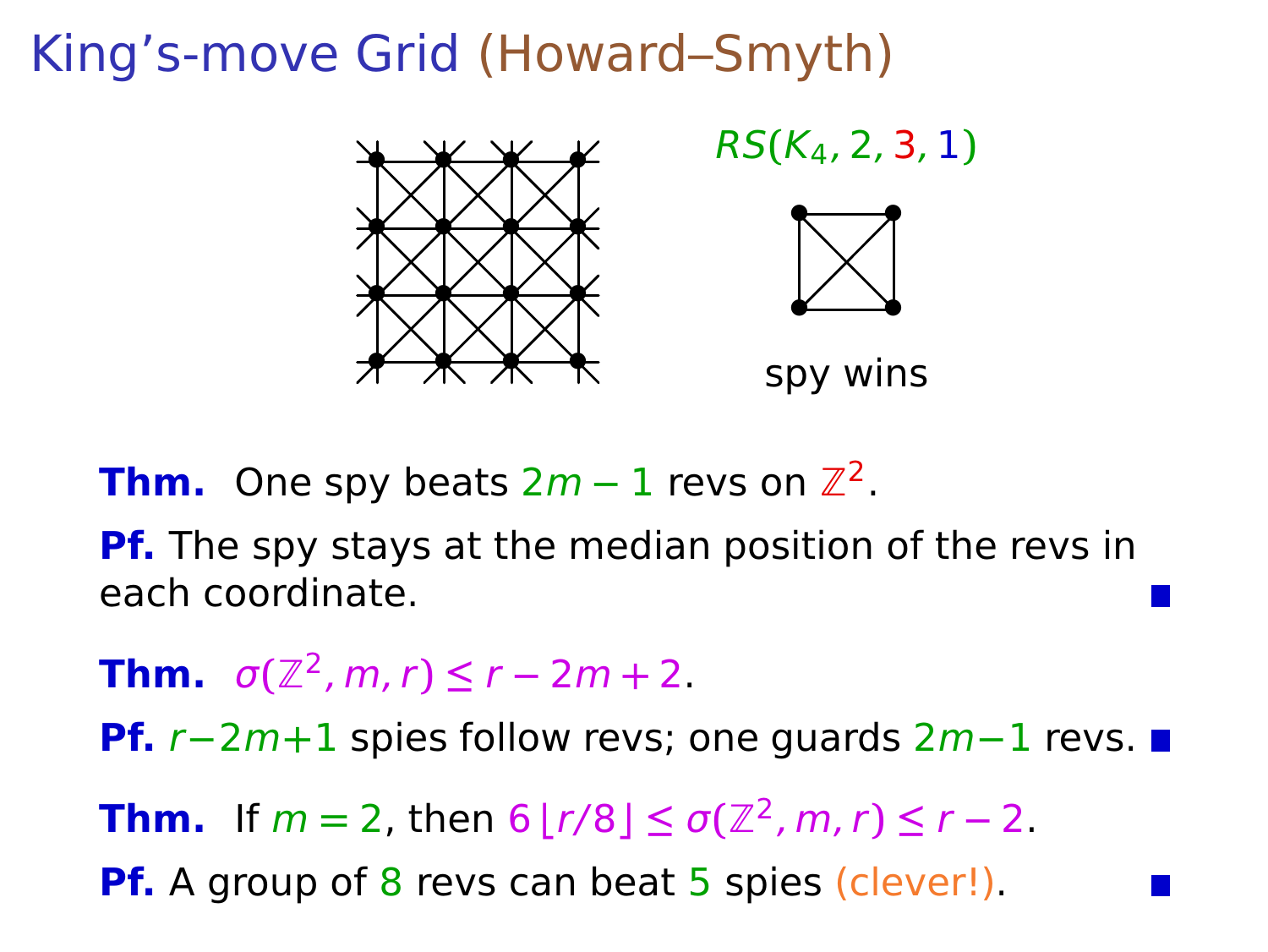# King's-move Grid (Howard–Smyth)

$RS(K_4, 2, 3, 1)$

spy wins

**Thm.** One spy beats $2m-1$ revs on $\mathbb{Z}^2$.

**Pf.** The spy stays at the median position of the revs in each coordinate. ■

**Thm.** $\sigma(\mathbb{Z}^2, m, r) \le r - 2m + 2$.

**Pf.** $r-2m+1$ spies follow revs; one guards $2m-1$ revs. ■

**Thm.** If $m = 2$, then $6\lfloor r/8 \rfloor \le \sigma(\mathbb{Z}^2, m, r) \le r - 2$.

**Pf.** A group of 8 revs can beat 5 spies (clever!). ■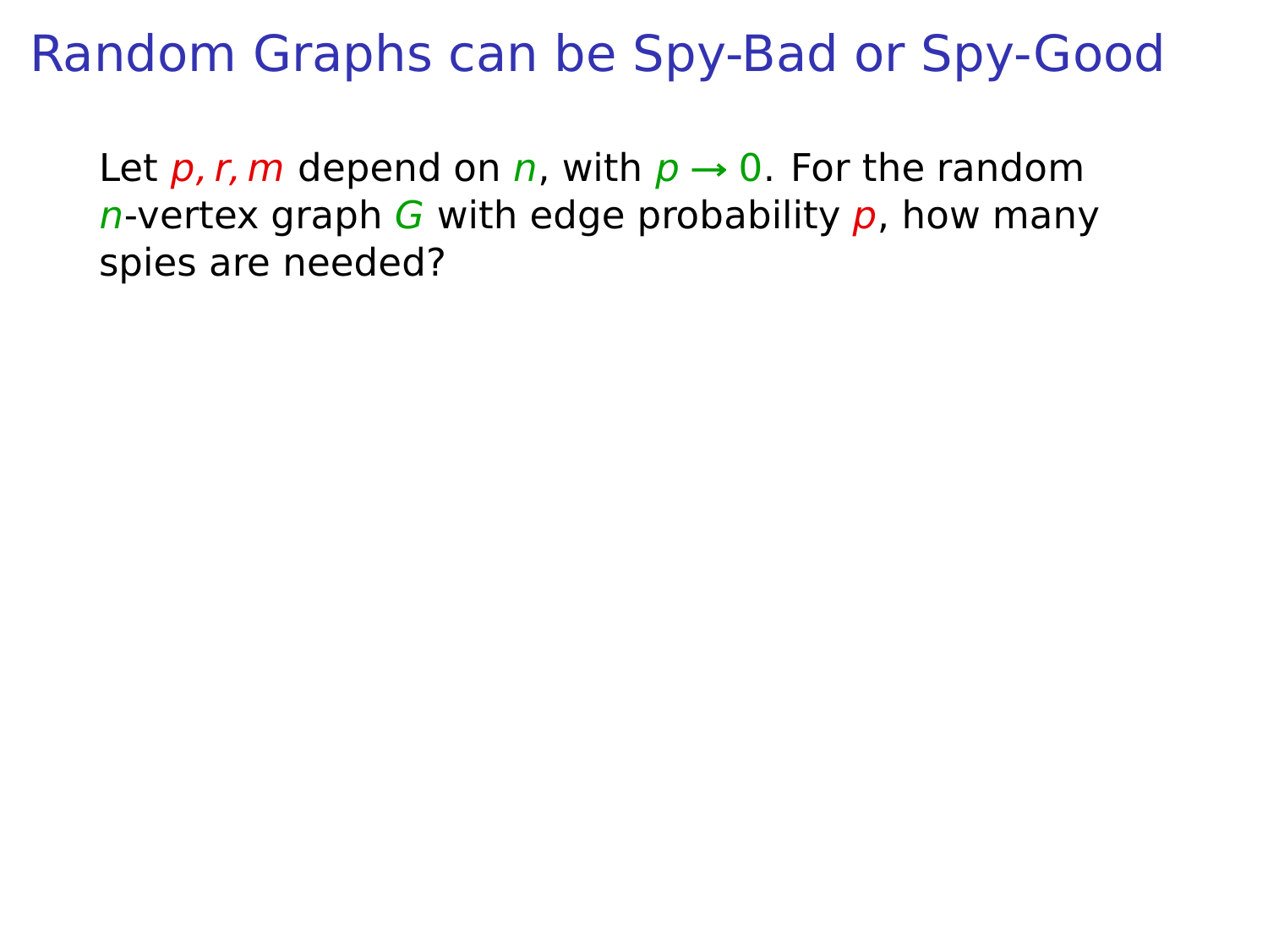# Random Graphs can be Spy-Bad or Spy-Good

Let $p, r, m$ depend on $n$, with $p \to 0$. For the random $n$-vertex graph $G$ with edge probability $p$, how many spies are needed?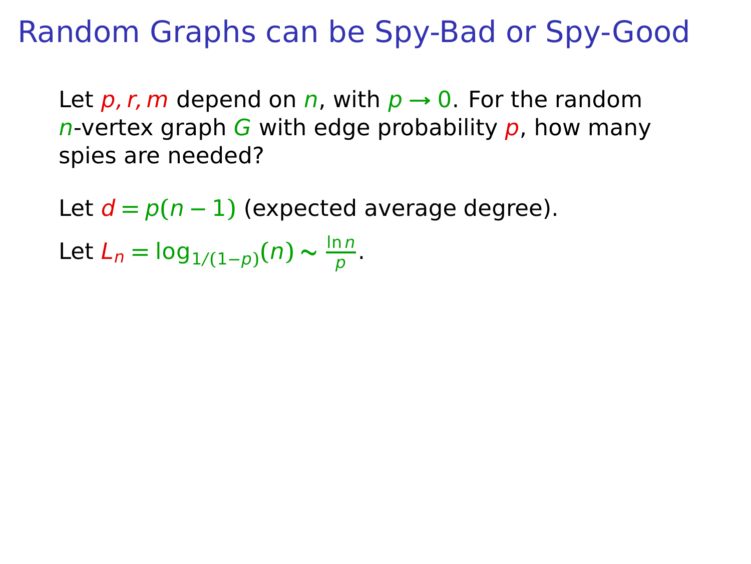# Random Graphs can be Spy-Bad or Spy-Good

Let $p, r, m$ depend on $n$, with $p \to 0$. For the random $n$-vertex graph $G$ with edge probability $p$, how many spies are needed?

Let $d = p(n-1)$ (expected average degree).

Let $L_n = \log_{1/(1-p)}(n) \sim \frac{\ln n}{p}$.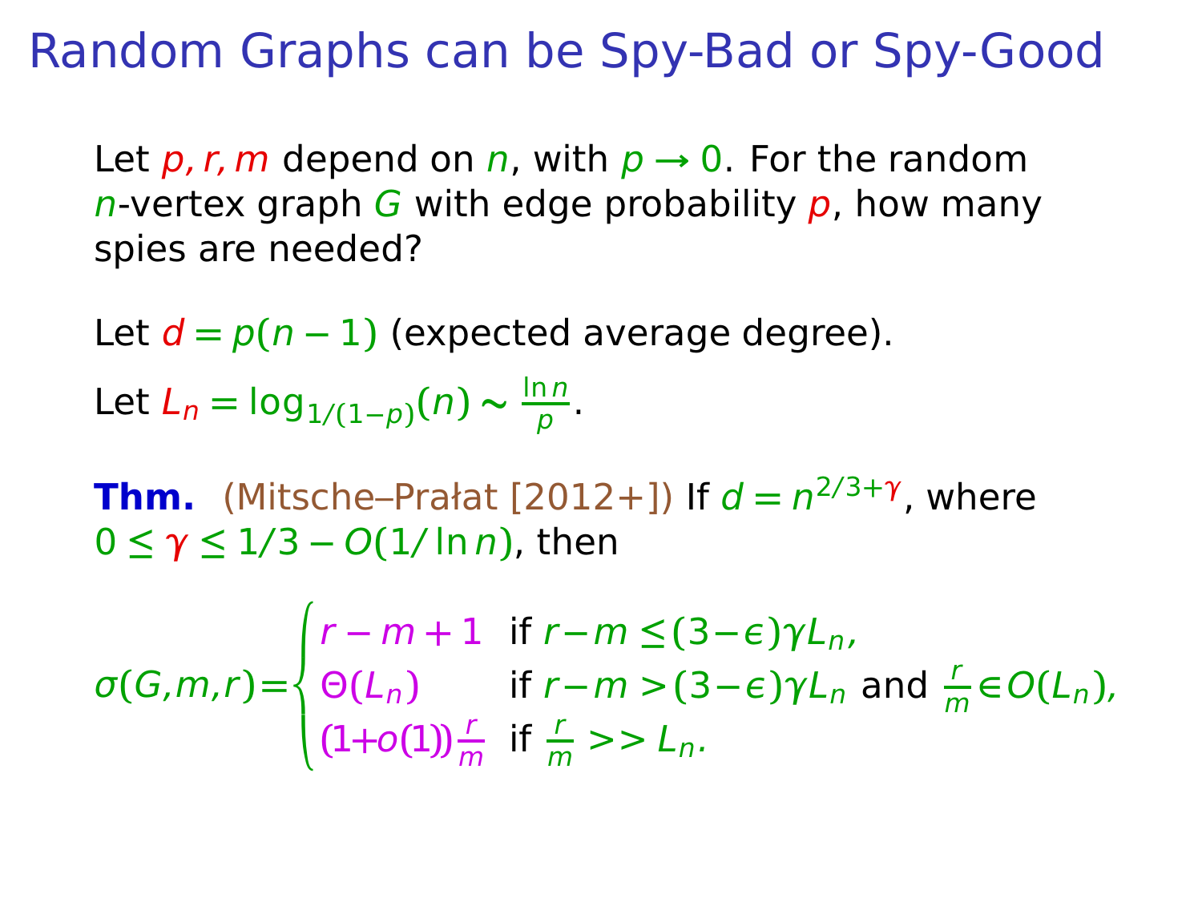# Random Graphs can be Spy-Bad or Spy-Good

Let $p, r, m$ depend on $n$, with $p \to 0$. For the random $n$-vertex graph $G$ with edge probability $p$, how many spies are needed?

Let $d = p(n-1)$ (expected average degree).

Let $L_n = \log_{1/(1-p)}(n) \sim \frac{\ln n}{p}$.

**Thm.** (Mitsche–Prałat [2012+]) If $d = n^{2/3+\gamma}$, where $0 \le \gamma \le 1/3 - O(1/\ln n)$, then

$$\sigma(G,m,r) = \begin{cases} r - m + 1 & \text{if } r - m \le (3-\epsilon)\gamma L_n, \\ \Theta(L_n) & \text{if } r - m > (3-\epsilon)\gamma L_n \text{ and } \frac{r}{m} \in O(L_n), \\ (1+o(1))\frac{r}{m} & \text{if } \frac{r}{m} >> L_n. \end{cases}$$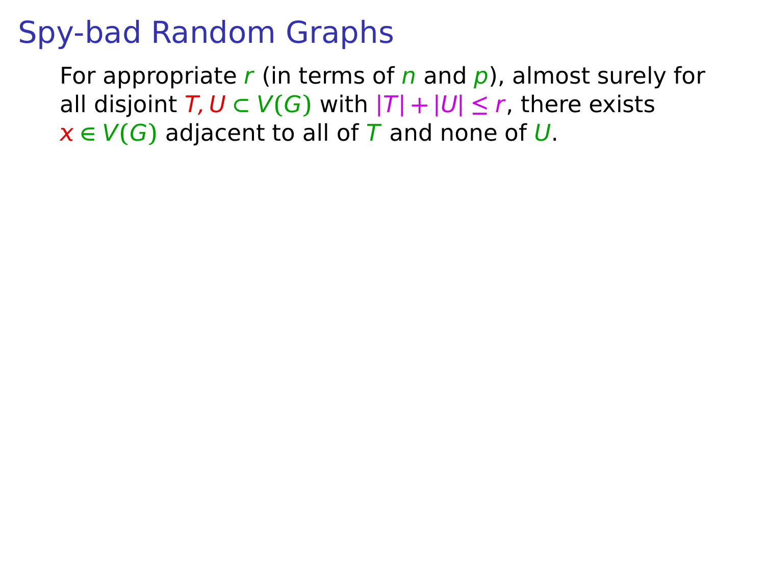# Spy-bad Random Graphs

For appropriate $r$ (in terms of $n$ and $p$), almost surely for all disjoint $T, U \subset V(G)$ with $|T| + |U| \leq r$, there exists $x \in V(G)$ adjacent to all of $T$ and none of $U$.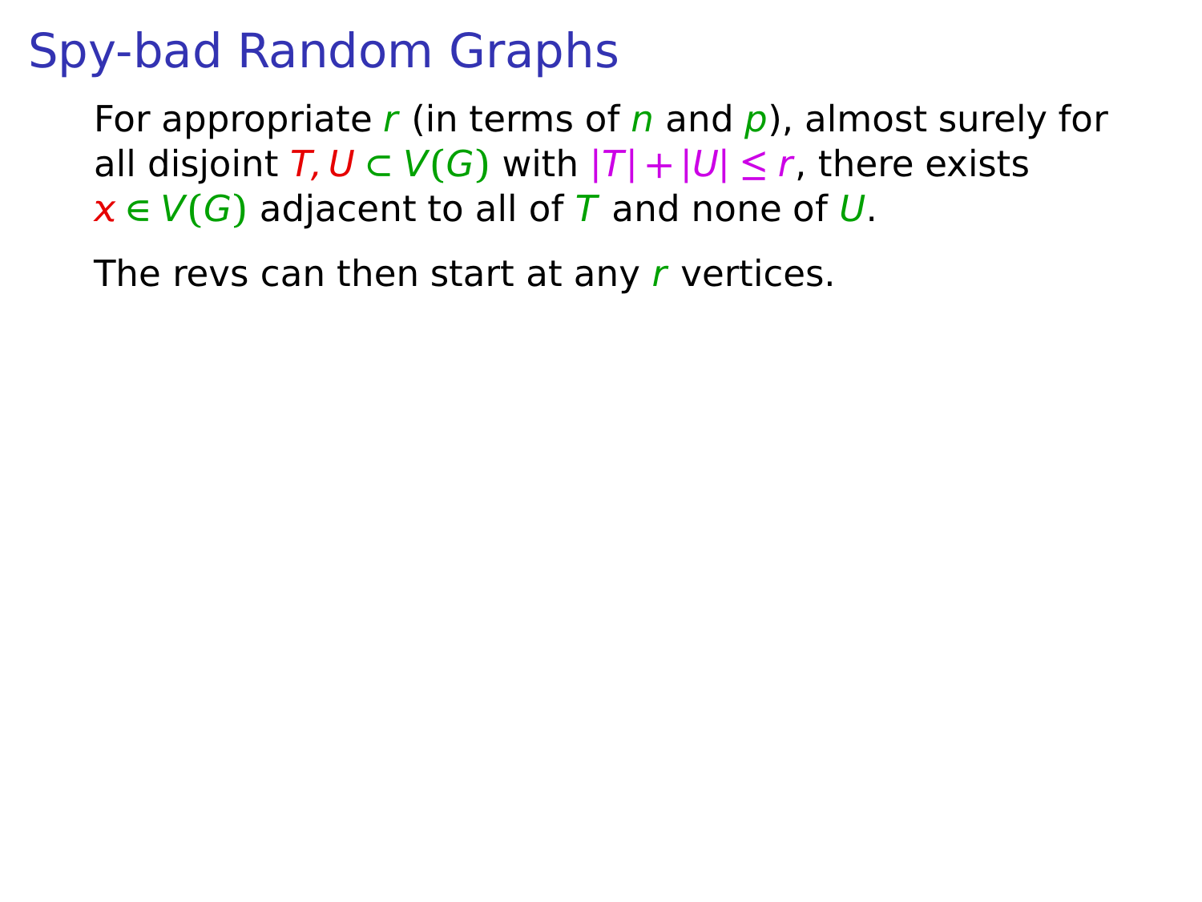# Spy-bad Random Graphs

For appropriate $r$ (in terms of $n$ and $p$), almost surely for all disjoint $T, U \subset V(G)$ with $|T| + |U| \leq r$, there exists $x \in V(G)$ adjacent to all of $T$ and none of $U$.

The revs can then start at any $r$ vertices.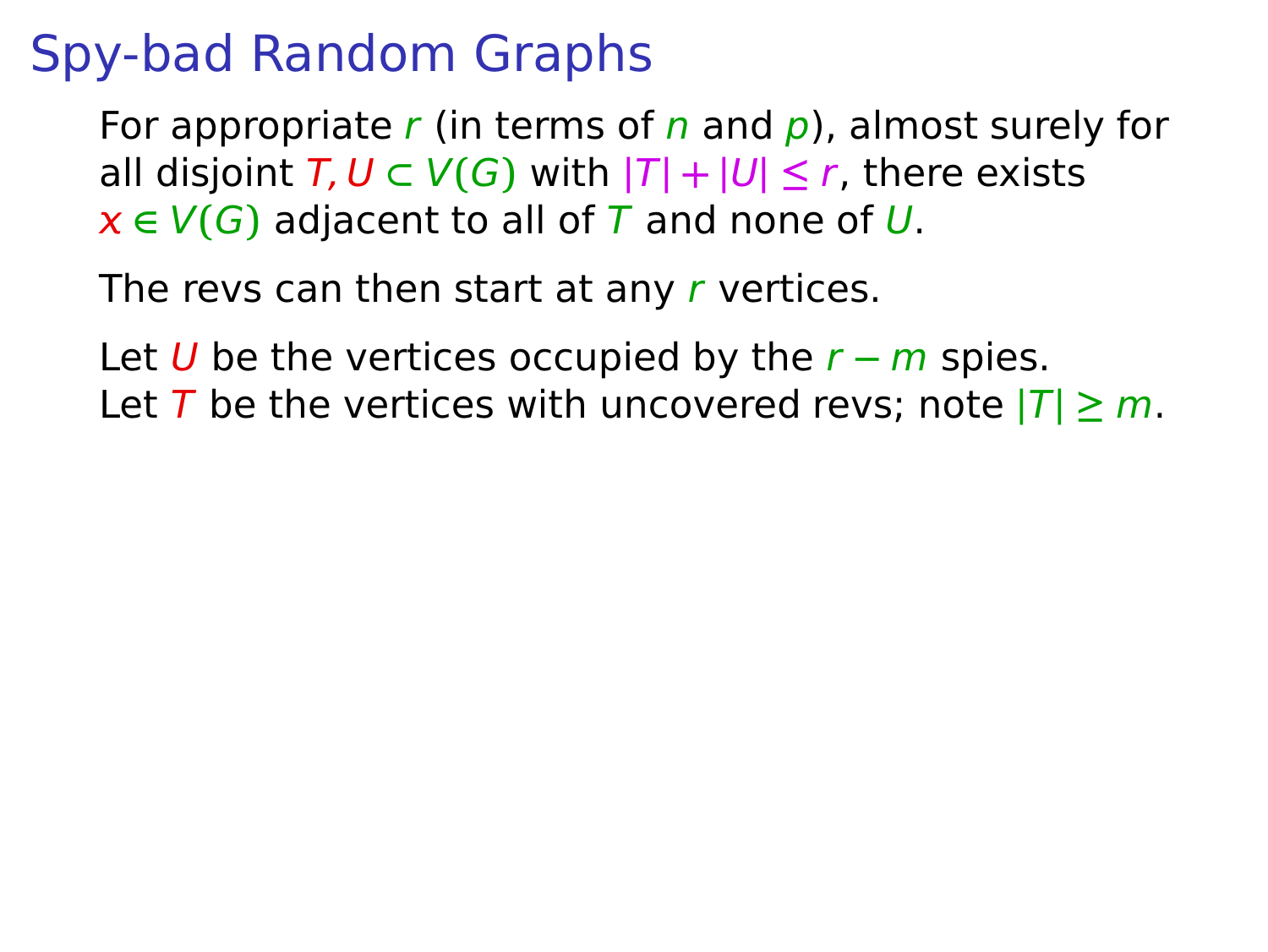# Spy-bad Random Graphs

For appropriate $r$ (in terms of $n$ and $p$), almost surely for all disjoint $T, U \subset V(G)$ with $|T| + |U| \leq r$, there exists $x \in V(G)$ adjacent to all of $T$ and none of $U$.

The revs can then start at any $r$ vertices.

Let $U$ be the vertices occupied by the $r - m$ spies.
Let $T$ be the vertices with uncovered revs; note $|T| \geq m$.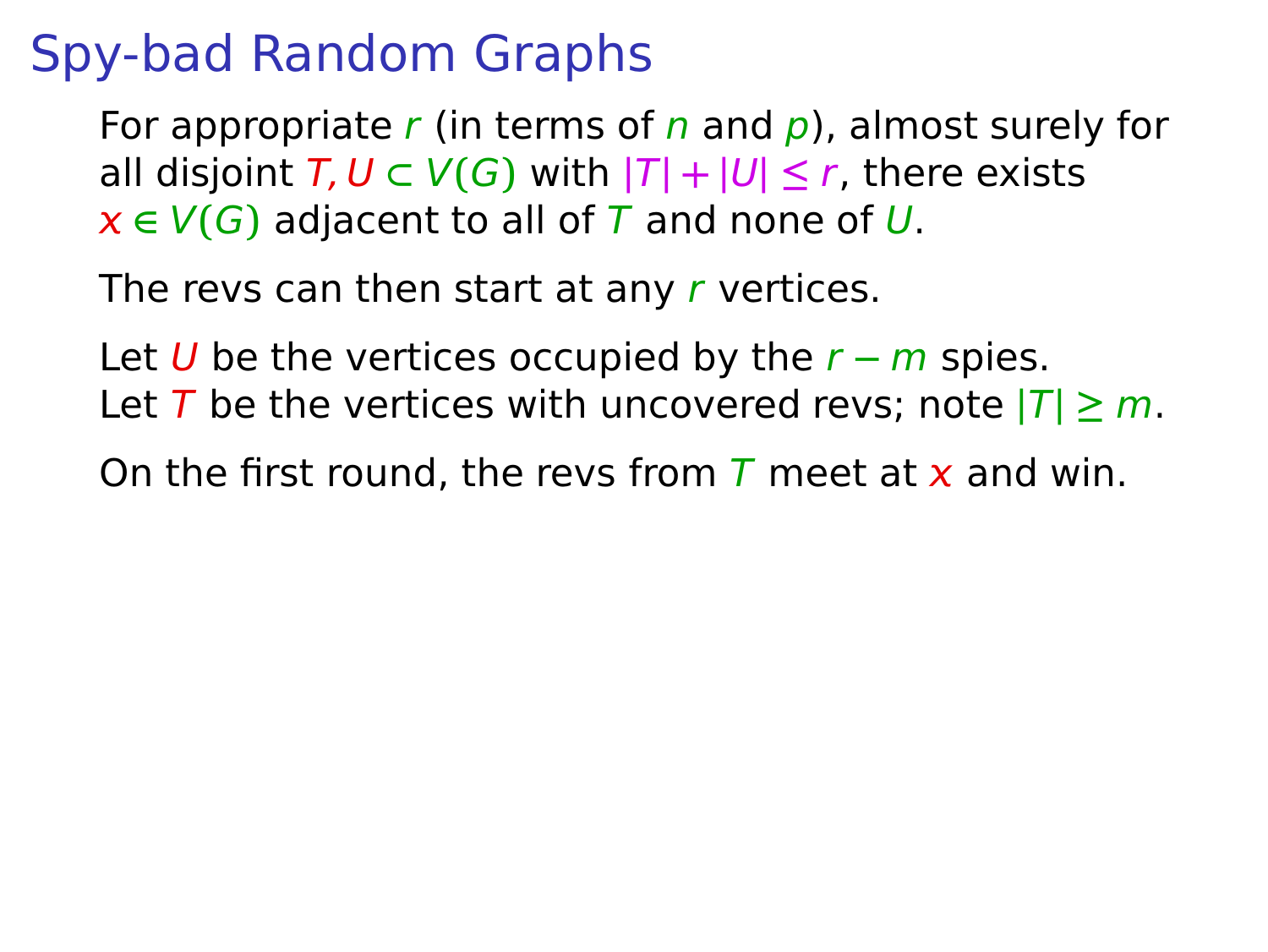# Spy-bad Random Graphs

For appropriate $r$ (in terms of $n$ and $p$), almost surely for all disjoint $T, U \subset V(G)$ with $|T| + |U| \leq r$, there exists $x \in V(G)$ adjacent to all of $T$ and none of $U$.

The revs can then start at any $r$ vertices.

Let $U$ be the vertices occupied by the $r - m$ spies.
Let $T$ be the vertices with uncovered revs; note $|T| \geq m$.

On the first round, the revs from $T$ meet at $x$ and win.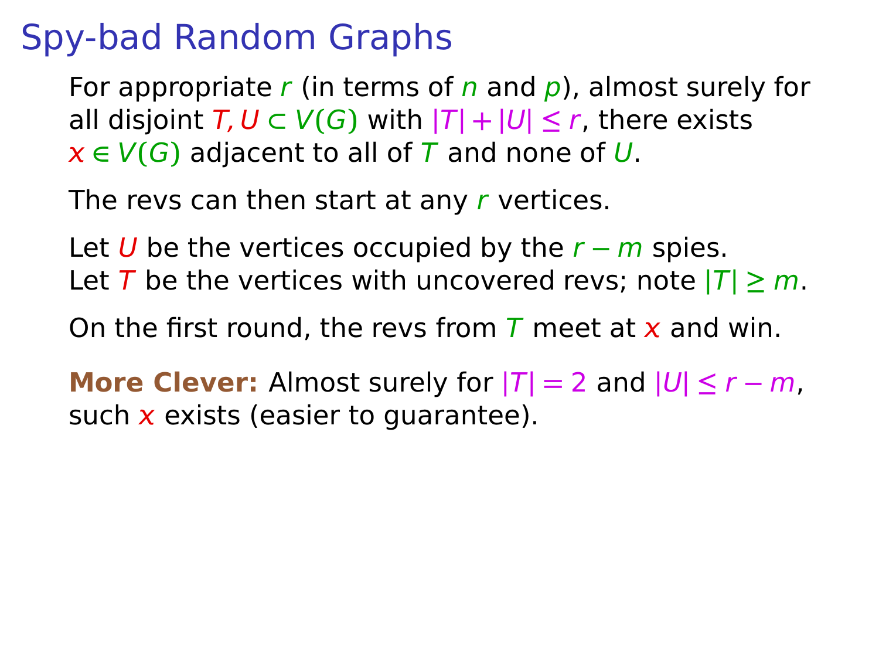# Spy-bad Random Graphs

For appropriate $r$ (in terms of $n$ and $p$), almost surely for all disjoint $T, U \subset V(G)$ with $|T| + |U| \leq r$, there exists $x \in V(G)$ adjacent to all of $T$ and none of $U$.

The revs can then start at any $r$ vertices.

Let $U$ be the vertices occupied by the $r - m$ spies.
Let $T$ be the vertices with uncovered revs; note $|T| \geq m$.

On the first round, the revs from $T$ meet at $x$ and win.

**More Clever:** Almost surely for $|T| = 2$ and $|U| \leq r - m$, such $x$ exists (easier to guarantee).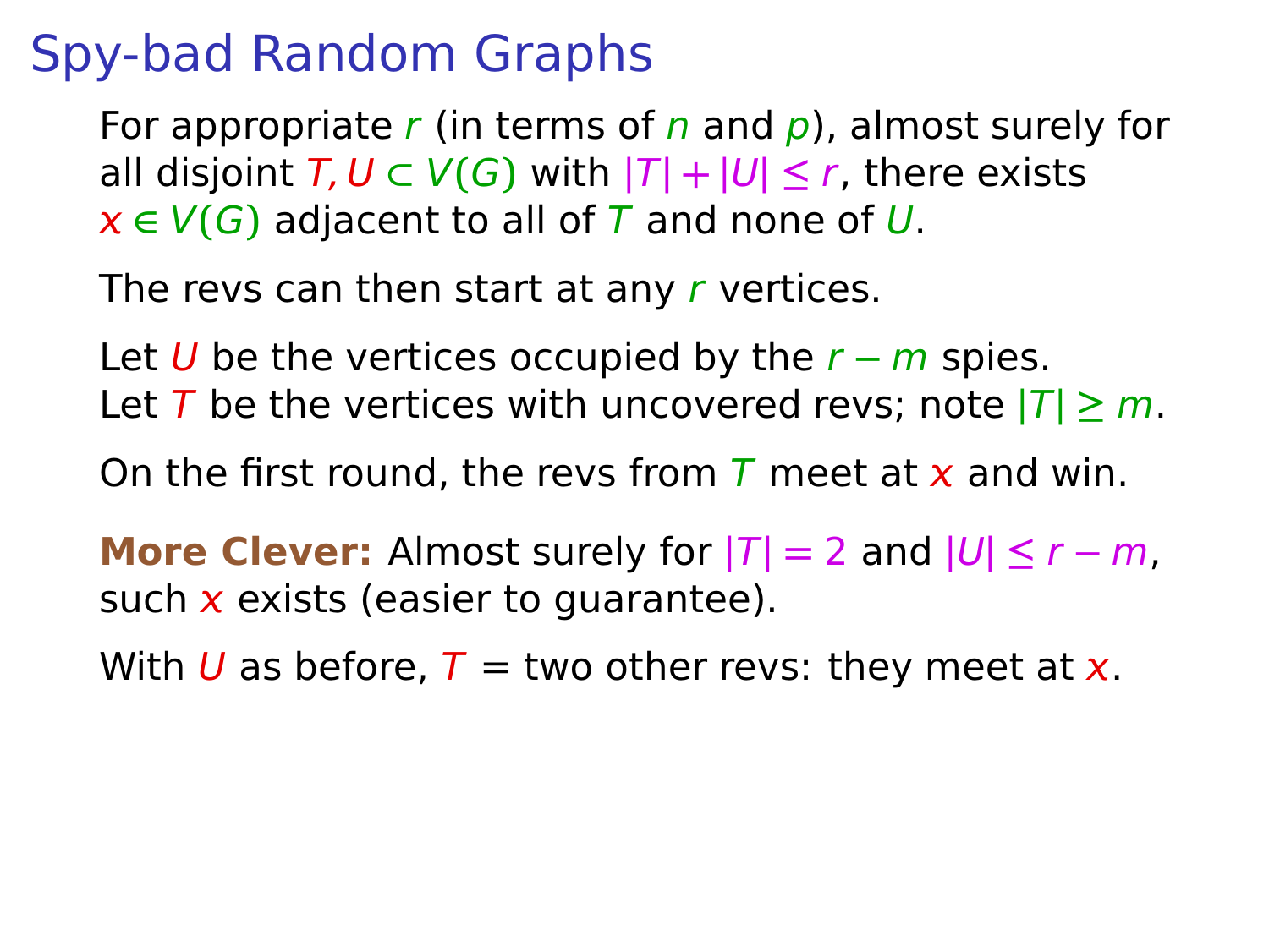# Spy-bad Random Graphs

For appropriate $r$ (in terms of $n$ and $p$), almost surely for all disjoint $T, U \subset V(G)$ with $|T| + |U| \leq r$, there exists $x \in V(G)$ adjacent to all of $T$ and none of $U$.

The revs can then start at any $r$ vertices.

Let $U$ be the vertices occupied by the $r - m$ spies.
Let $T$ be the vertices with uncovered revs; note $|T| \geq m$.

On the first round, the revs from $T$ meet at $x$ and win.

**More Clever:** Almost surely for $|T| = 2$ and $|U| \leq r - m$, such $x$ exists (easier to guarantee).

With $U$ as before, $T$ = two other revs: they meet at $x$.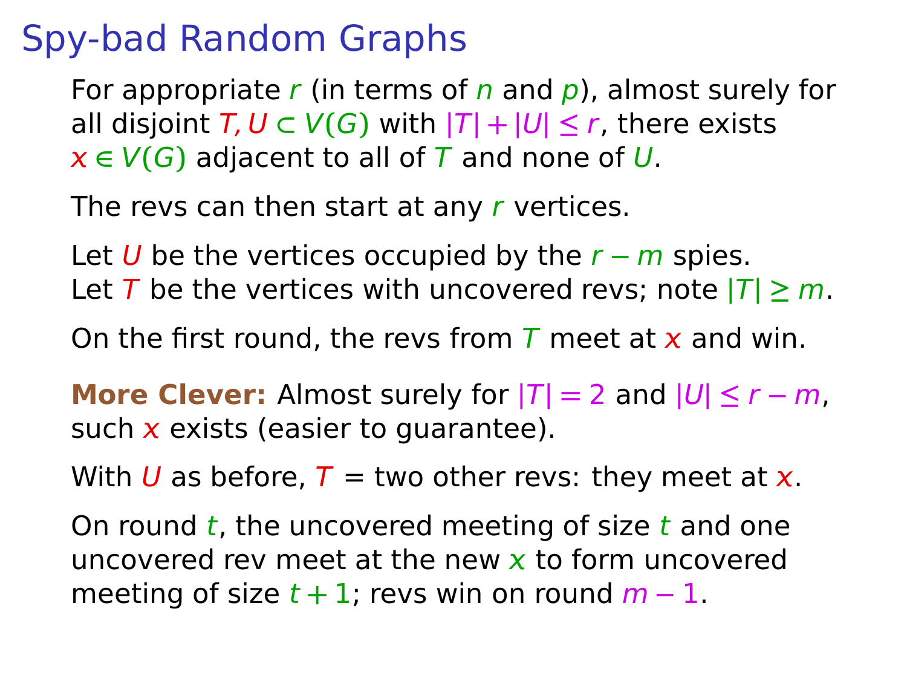# Spy-bad Random Graphs

For appropriate $r$ (in terms of $n$ and $p$), almost surely for all disjoint $T, U \subset V(G)$ with $|T| + |U| \leq r$, there exists $x \in V(G)$ adjacent to all of $T$ and none of $U$.

The revs can then start at any $r$ vertices.

Let $U$ be the vertices occupied by the $r - m$ spies.
Let $T$ be the vertices with uncovered revs; note $|T| \geq m$.

On the first round, the revs from $T$ meet at $x$ and win.

**More Clever:** Almost surely for $|T| = 2$ and $|U| \leq r - m$, such $x$ exists (easier to guarantee).

With $U$ as before, $T$ = two other revs: they meet at $x$.

On round $t$, the uncovered meeting of size $t$ and one uncovered rev meet at the new $x$ to form uncovered meeting of size $t + 1$; revs win on round $m - 1$.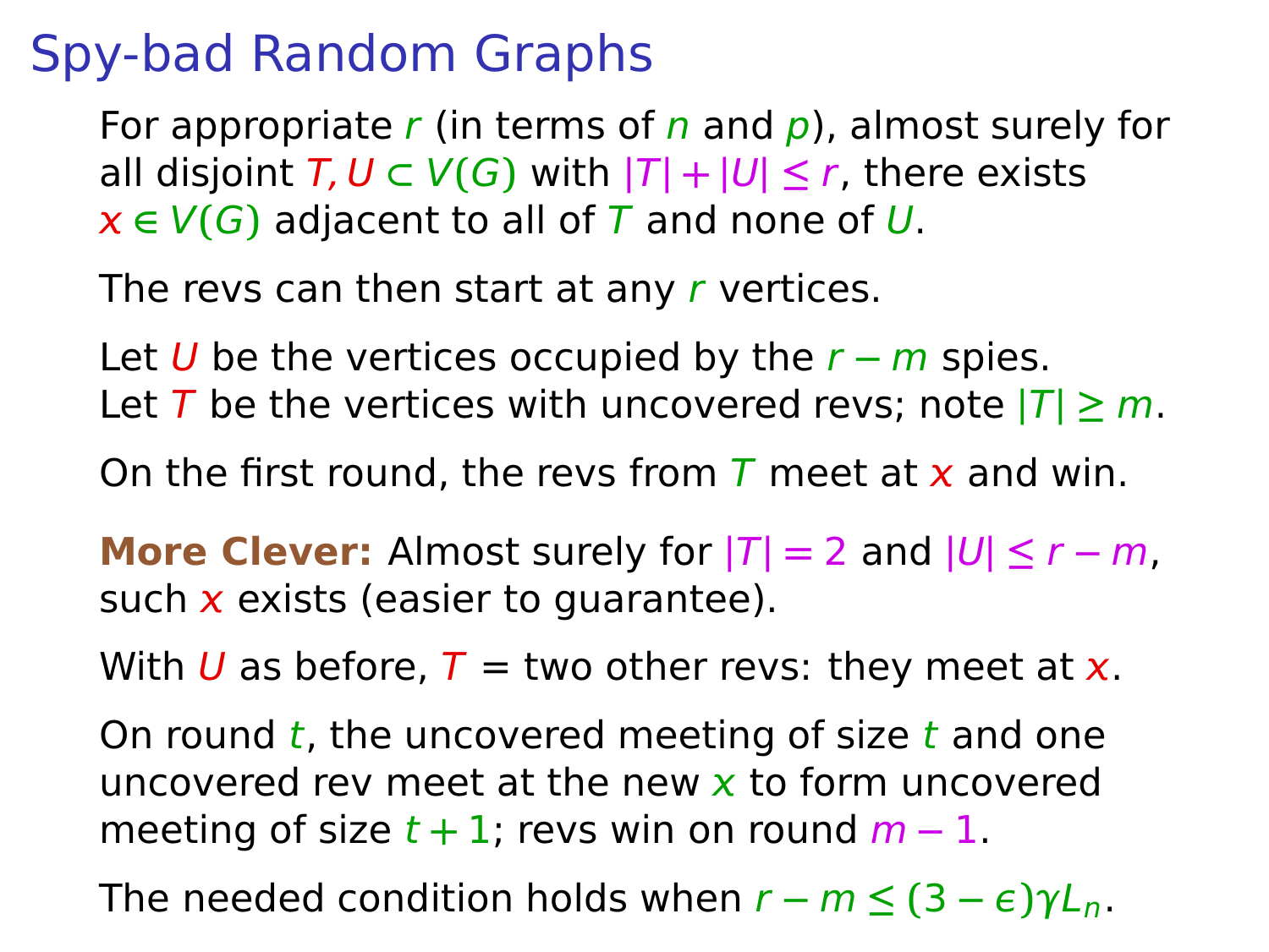# Spy-bad Random Graphs

For appropriate $r$ (in terms of $n$ and $p$), almost surely for all disjoint $T, U \subset V(G)$ with $|T| + |U| \leq r$, there exists $x \in V(G)$ adjacent to all of $T$ and none of $U$.

The revs can then start at any $r$ vertices.

Let $U$ be the vertices occupied by the $r - m$ spies.
Let $T$ be the vertices with uncovered revs; note $|T| \geq m$.

On the first round, the revs from $T$ meet at $x$ and win.

**More Clever:** Almost surely for $|T| = 2$ and $|U| \leq r - m$, such $x$ exists (easier to guarantee).

With $U$ as before, $T$ = two other revs: they meet at $x$.

On round $t$, the uncovered meeting of size $t$ and one uncovered rev meet at the new $x$ to form uncovered meeting of size $t + 1$; revs win on round $m - 1$.

The needed condition holds when $r - m \leq (3 - \epsilon)\gamma L_n$.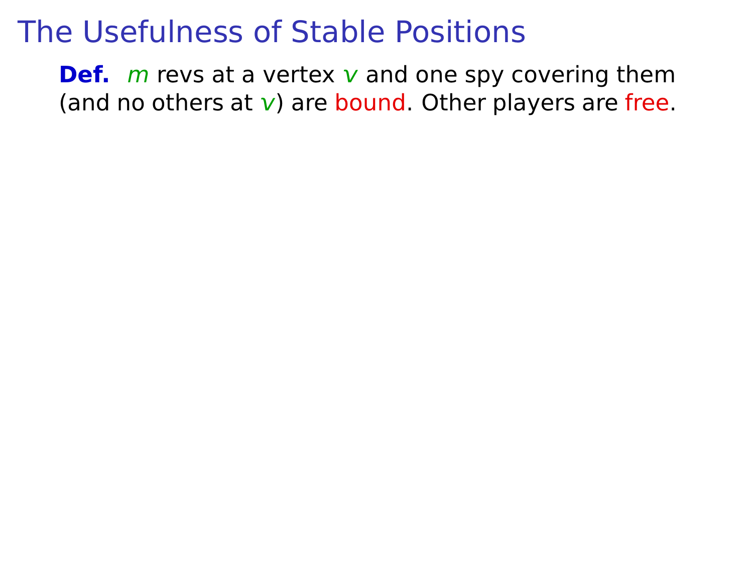# The Usefulness of Stable Positions

**Def.** $m$ revs at a vertex $v$ and one spy covering them (and no others at $v$) are bound. Other players are free.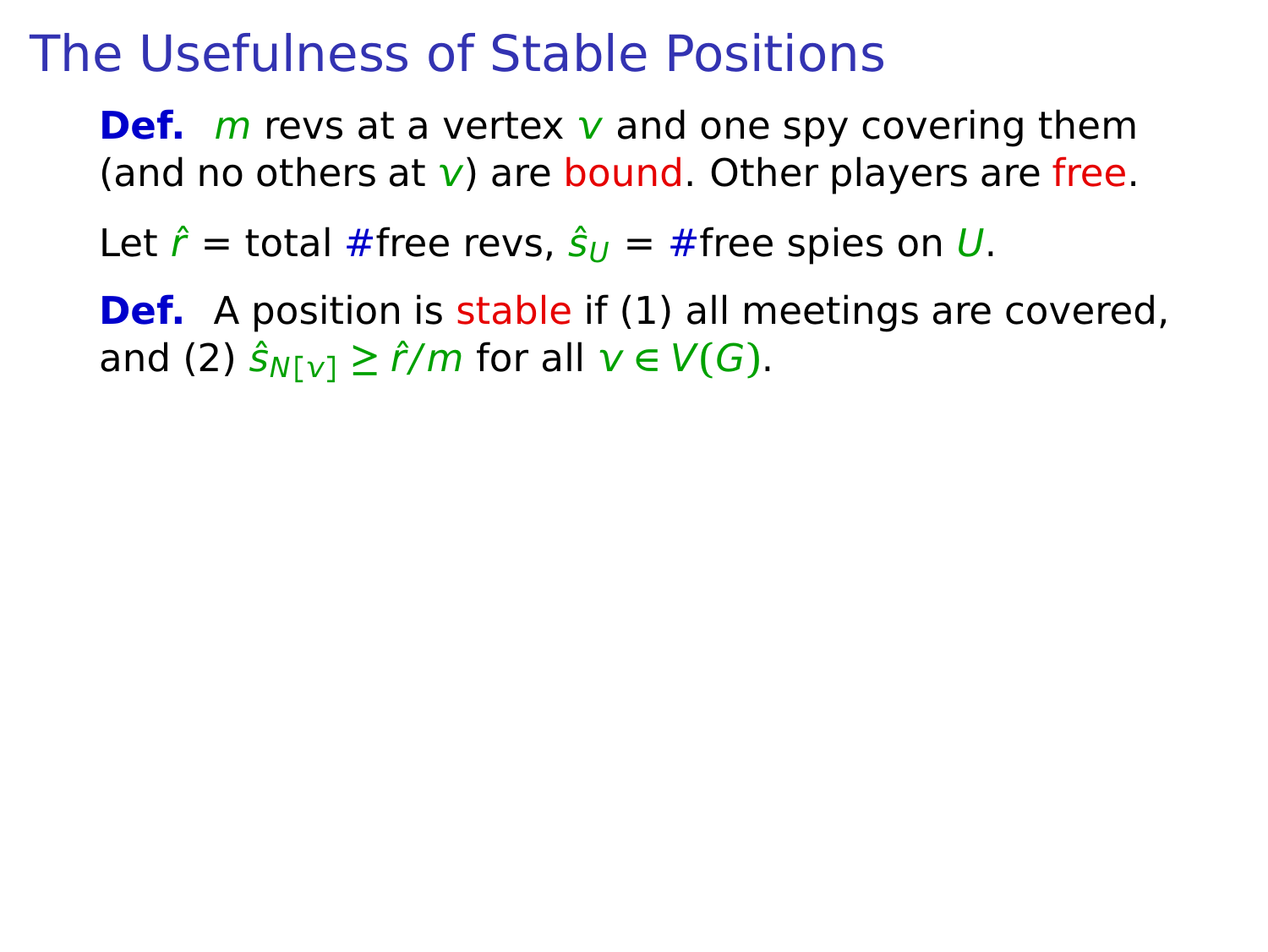# The Usefulness of Stable Positions

**Def.** $m$ revs at a vertex $v$ and one spy covering them (and no others at $v$) are bound. Other players are free.

Let $\hat{r}$ = total #free revs, $\hat{s}_U$ = #free spies on $U$.

**Def.** A position is stable if (1) all meetings are covered, and (2) $\hat{s}_{N[v]} \geq \hat{r}/m$ for all $v \in V(G)$.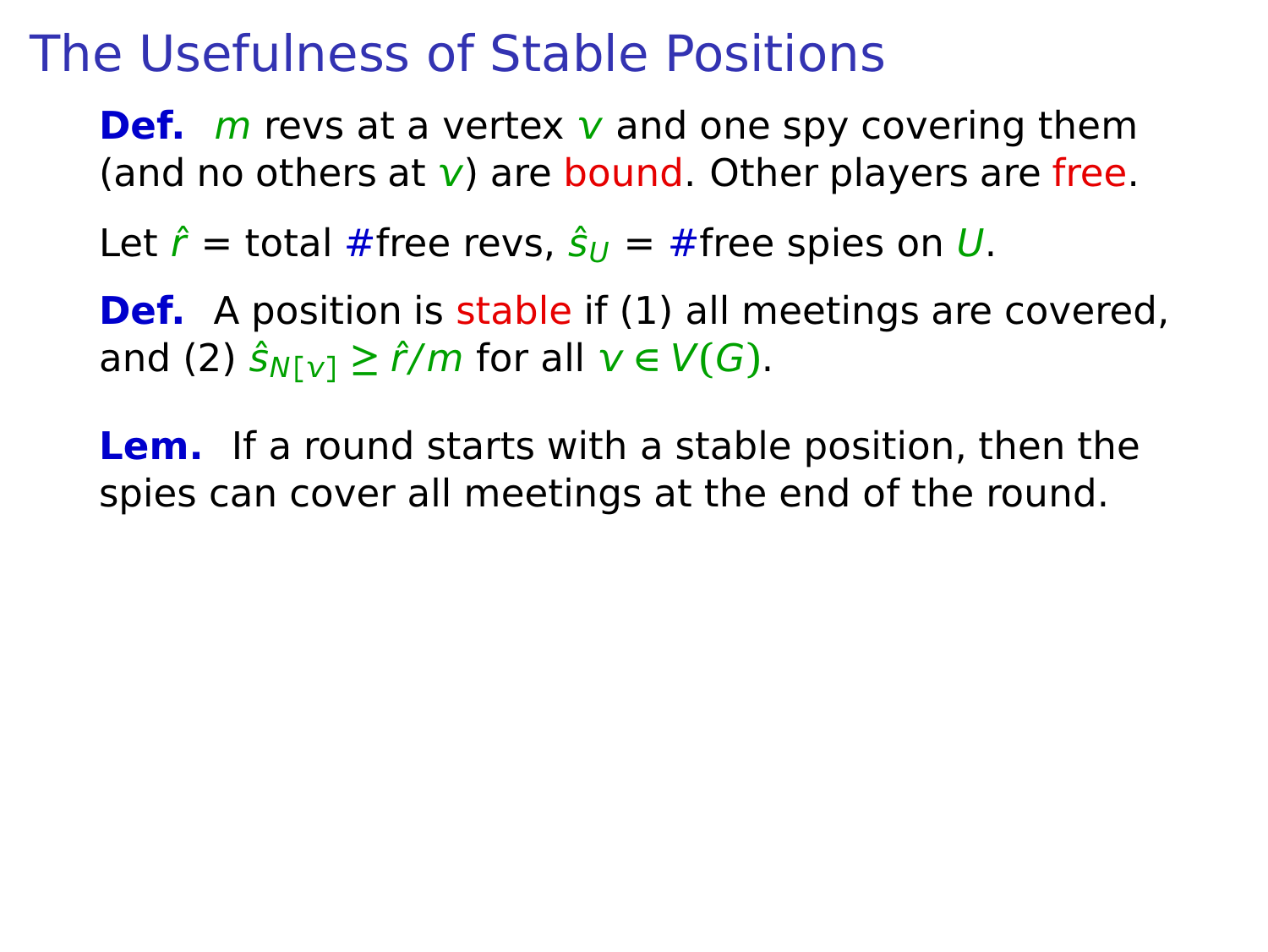# The Usefulness of Stable Positions

**Def.** $m$ revs at a vertex $v$ and one spy covering them (and no others at $v$) are bound. Other players are free.

Let $\hat{r}$ = total #free revs, $\hat{s}_U$ = #free spies on $U$.

**Def.** A position is stable if (1) all meetings are covered, and (2) $\hat{s}_{N[v]} \geq \hat{r}/m$ for all $v \in V(G)$.

**Lem.** If a round starts with a stable position, then the spies can cover all meetings at the end of the round.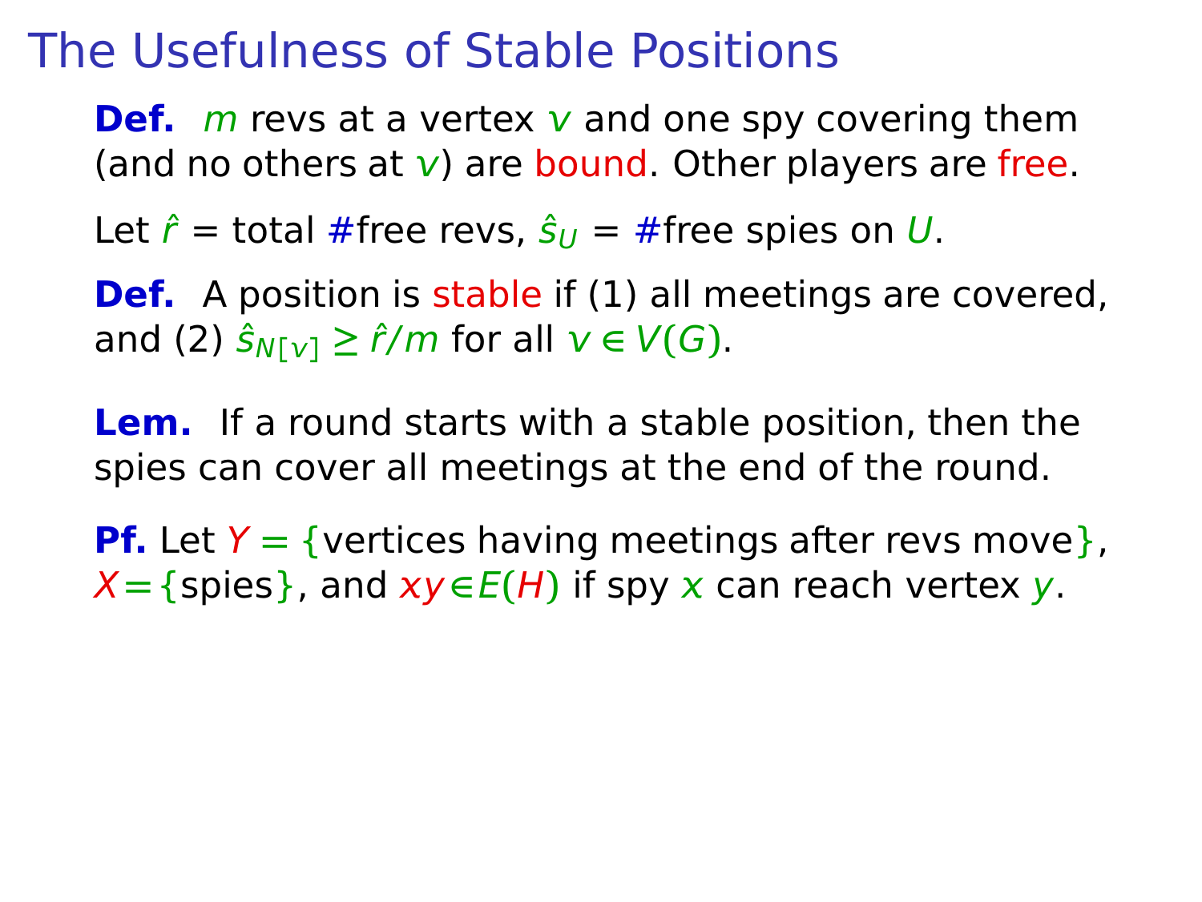# The Usefulness of Stable Positions

**Def.** $m$ revs at a vertex $v$ and one spy covering them (and no others at $v$) are bound. Other players are free.

Let $\hat{r}$ = total #free revs, $\hat{s}_U$ = #free spies on $U$.

**Def.** A position is stable if (1) all meetings are covered, and (2) $\hat{s}_{N[v]} \geq \hat{r}/m$ for all $v \in V(G)$.

**Lem.** If a round starts with a stable position, then the spies can cover all meetings at the end of the round.

**Pf.** Let $Y = \{$vertices having meetings after revs move$\}$, $X = \{$spies$\}$, and $xy \in E(H)$ if spy $x$ can reach vertex $y$.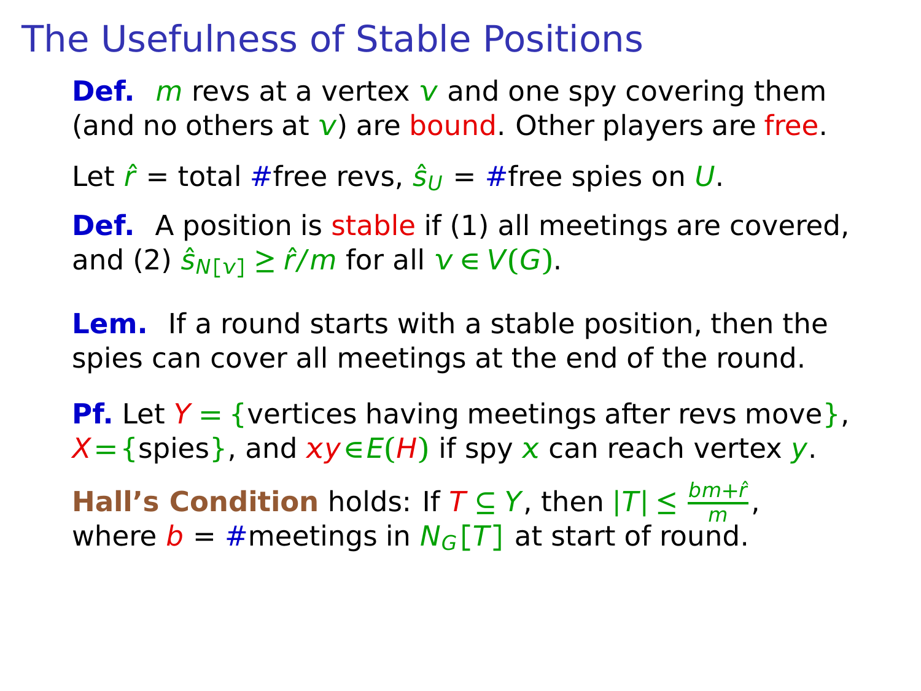# The Usefulness of Stable Positions

**Def.** $m$ revs at a vertex $v$ and one spy covering them (and no others at $v$) are bound. Other players are free.

Let $\hat{r}$ = total #free revs, $\hat{s}_U$ = #free spies on $U$.

**Def.** A position is stable if (1) all meetings are covered, and (2) $\hat{s}_{N[v]} \geq \hat{r}/m$ for all $v \in V(G)$.

**Lem.** If a round starts with a stable position, then the spies can cover all meetings at the end of the round.

**Pf.** Let $Y = \{$vertices having meetings after revs move$\}$, $X = \{$spies$\}$, and $xy \in E(H)$ if spy $x$ can reach vertex $y$.

**Hall's Condition** holds: If $T \subseteq Y$, then $|T| \leq \frac{bm+\hat{r}}{m}$, where $b$ = #meetings in $N_G[T]$ at start of round.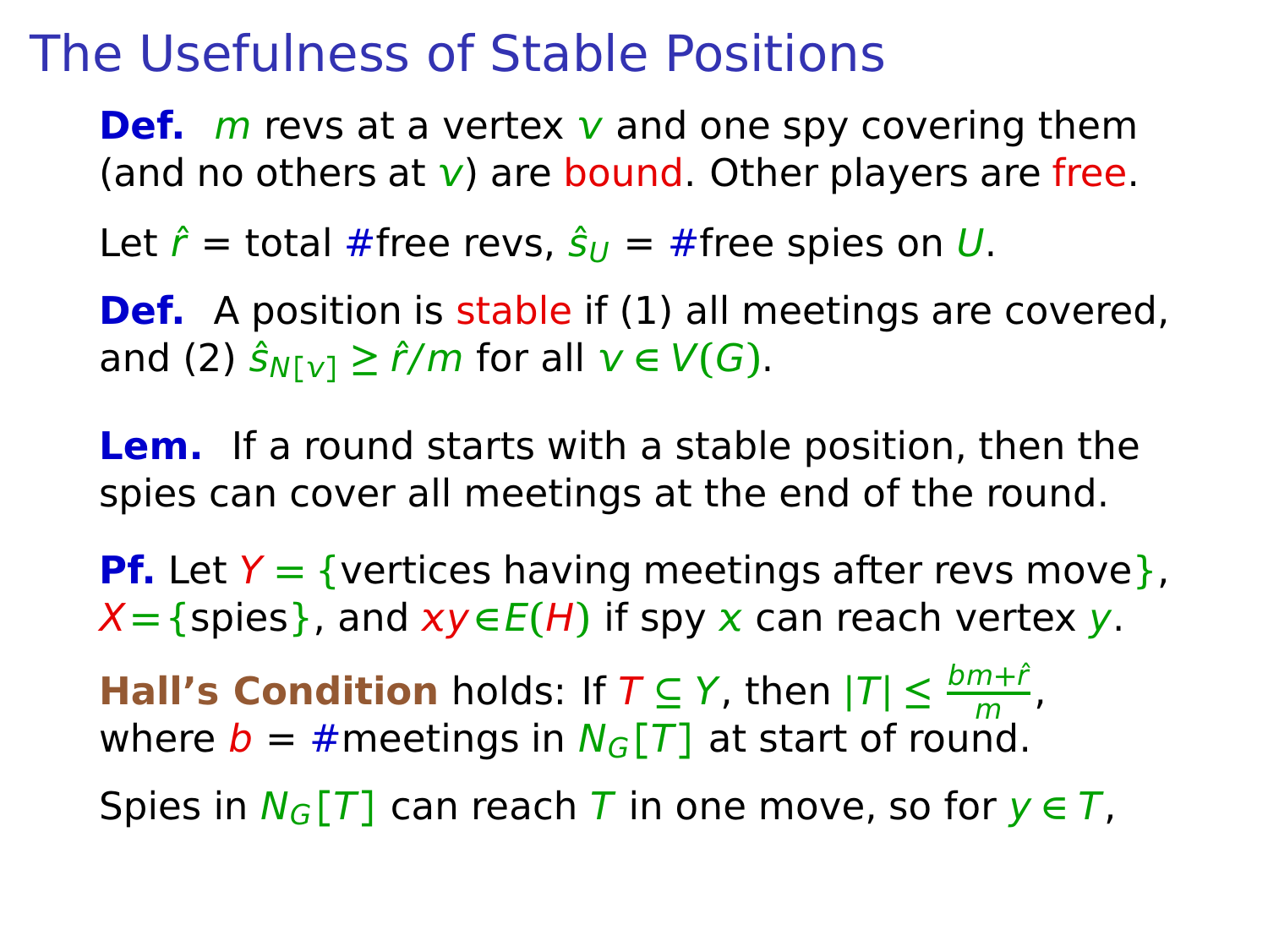# The Usefulness of Stable Positions

**Def.** $m$ revs at a vertex $v$ and one spy covering them (and no others at $v$) are bound. Other players are free.

Let $\hat{r}$ = total #free revs, $\hat{s}_U$ = #free spies on $U$.

**Def.** A position is stable if (1) all meetings are covered, and (2) $\hat{s}_{N[v]} \geq \hat{r}/m$ for all $v \in V(G)$.

**Lem.** If a round starts with a stable position, then the spies can cover all meetings at the end of the round.

**Pf.** Let $Y = \{$vertices having meetings after revs move$\}$, $X = \{$spies$\}$, and $xy \in E(H)$ if spy $x$ can reach vertex $y$.

**Hall's Condition** holds: If $T \subseteq Y$, then $|T| \leq \frac{bm+\hat{r}}{m}$, where $b$ = #meetings in $N_G[T]$ at start of round.

Spies in $N_G[T]$ can reach $T$ in one move, so for $y \in T$,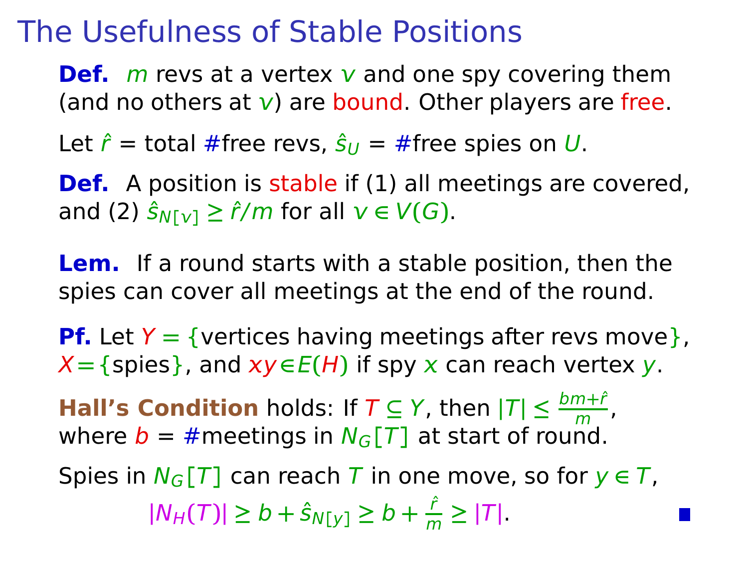# The Usefulness of Stable Positions

**Def.** $m$ revs at a vertex $v$ and one spy covering them (and no others at $v$) are bound. Other players are free.

Let $\hat{r}$ = total #free revs, $\hat{s}_U$ = #free spies on $U$.

**Def.** A position is stable if (1) all meetings are covered, and (2) $\hat{s}_{N[v]} \geq \hat{r}/m$ for all $v \in V(G)$.

**Lem.** If a round starts with a stable position, then the spies can cover all meetings at the end of the round.

**Pf.** Let $Y = \{$vertices having meetings after revs move$\}$, $X = \{$spies$\}$, and $xy \in E(H)$ if spy $x$ can reach vertex $y$.

**Hall's Condition** holds: If $T \subseteq Y$, then $|T| \leq \frac{bm+\hat{r}}{m}$, where $b$ = #meetings in $N_G[T]$ at start of round.

Spies in $N_G[T]$ can reach $T$ in one move, so for $y \in T$,

$$|N_H(T)| \geq b + \hat{s}_{N[y]} \geq b + \frac{\hat{r}}{m} \geq |T|.$$

■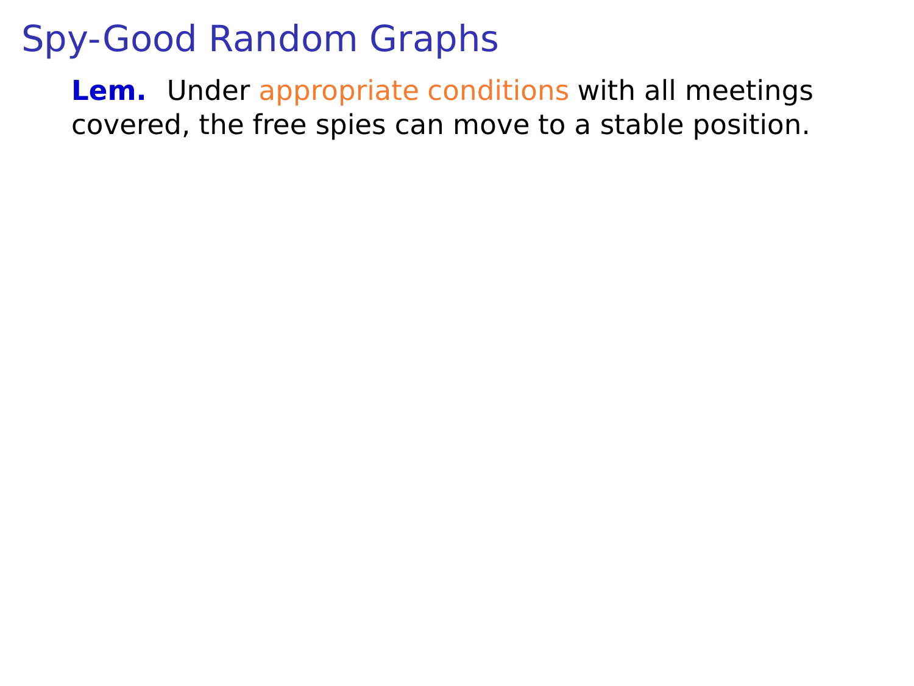# Spy-Good Random Graphs

**Lem.** Under appropriate conditions with all meetings covered, the free spies can move to a stable position.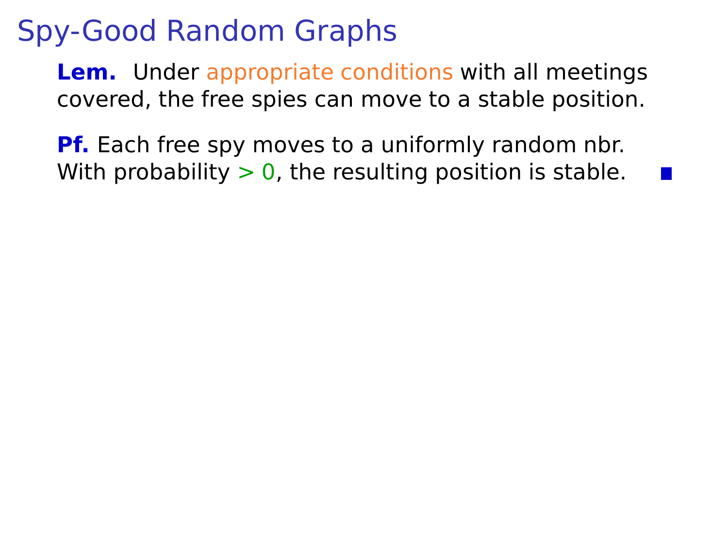# Spy-Good Random Graphs

**Lem.** Under appropriate conditions with all meetings covered, the free spies can move to a stable position.

**Pf.** Each free spy moves to a uniformly random nbr. With probability $> 0$, the resulting position is stable. ∎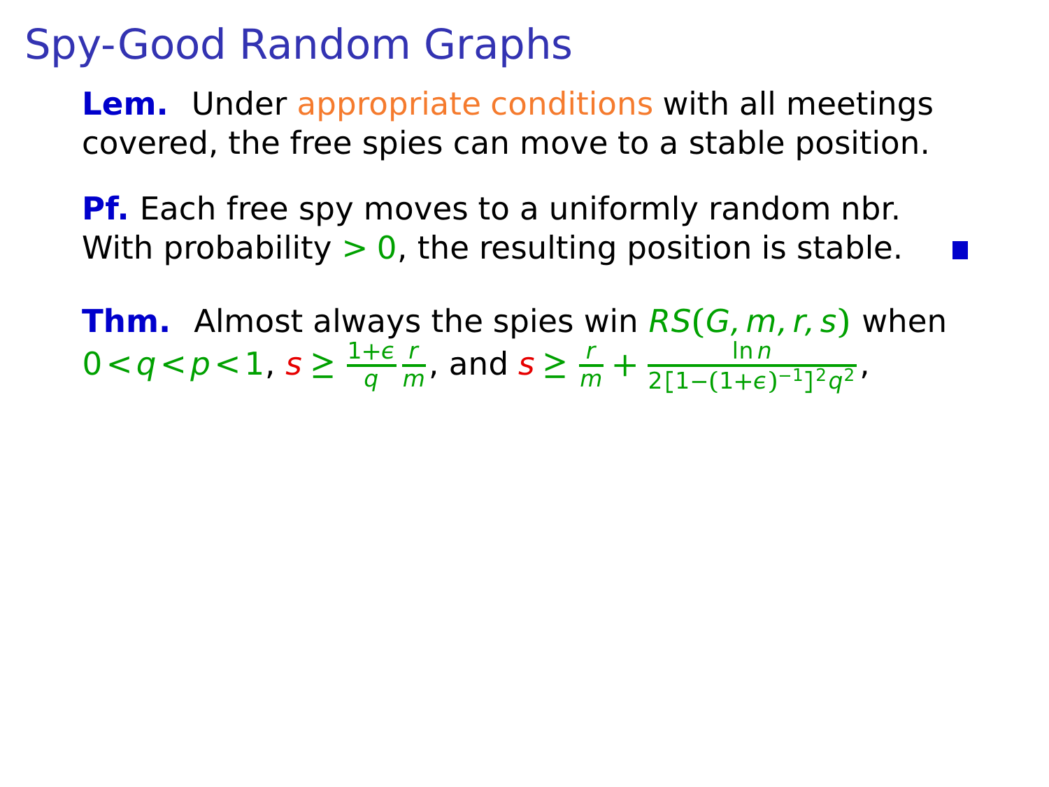# Spy-Good Random Graphs

**Lem.** Under appropriate conditions with all meetings covered, the free spies can move to a stable position.

**Pf.** Each free spy moves to a uniformly random nbr. With probability $> 0$, the resulting position is stable. ∎

**Thm.** Almost always the spies win $RS(G, m, r, s)$ when $0 < q < p < 1$, $s \geq \frac{1+\epsilon}{q}\frac{r}{m}$, and $s \geq \frac{r}{m} + \frac{\ln n}{2[1-(1+\epsilon)^{-1}]^2 q^2}$,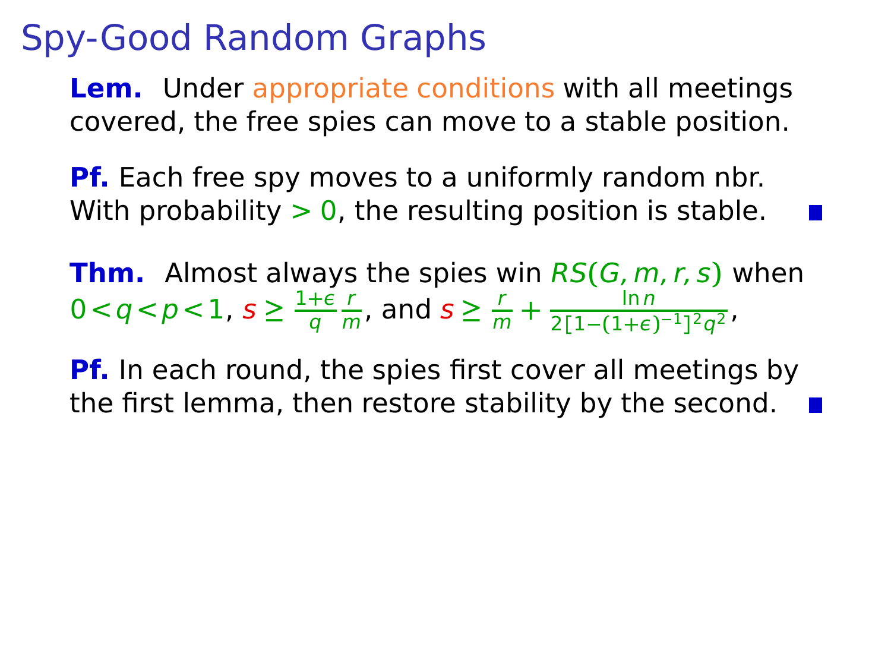# Spy-Good Random Graphs

**Lem.** Under appropriate conditions with all meetings covered, the free spies can move to a stable position.

**Pf.** Each free spy moves to a uniformly random nbr. With probability $> 0$, the resulting position is stable. ■

**Thm.** Almost always the spies win $RS(G, m, r, s)$ when $0 < q < p < 1$, $s \geq \frac{1+\epsilon}{q}\frac{r}{m}$, and $s \geq \frac{r}{m} + \frac{\ln n}{2[1-(1+\epsilon)^{-1}]^2 q^2}$,

**Pf.** In each round, the spies first cover all meetings by the first lemma, then restore stability by the second. ■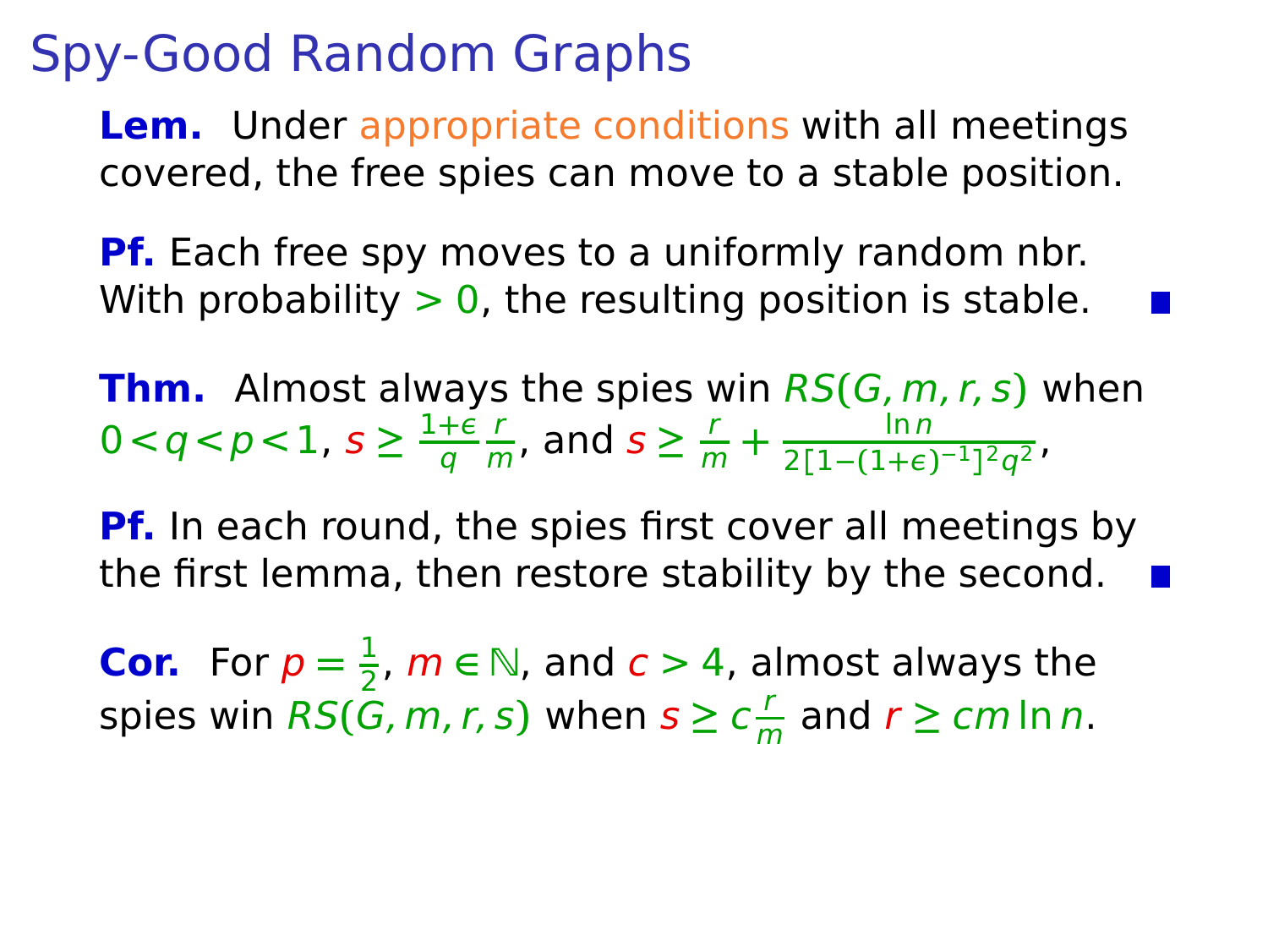# Spy-Good Random Graphs

**Lem.** Under appropriate conditions with all meetings covered, the free spies can move to a stable position.

**Pf.** Each free spy moves to a uniformly random nbr. With probability $> 0$, the resulting position is stable. ■

**Thm.** Almost always the spies win $RS(G, m, r, s)$ when $0 < q < p < 1$, $s \geq \frac{1+\epsilon}{q}\frac{r}{m}$, and $s \geq \frac{r}{m} + \frac{\ln n}{2[1-(1+\epsilon)^{-1}]^2 q^2}$,

**Pf.** In each round, the spies first cover all meetings by the first lemma, then restore stability by the second. ■

**Cor.** For $p = \frac{1}{2}$, $m \in \mathbb{N}$, and $c > 4$, almost always the spies win $RS(G, m, r, s)$ when $s \geq c\frac{r}{m}$ and $r \geq cm \ln n$.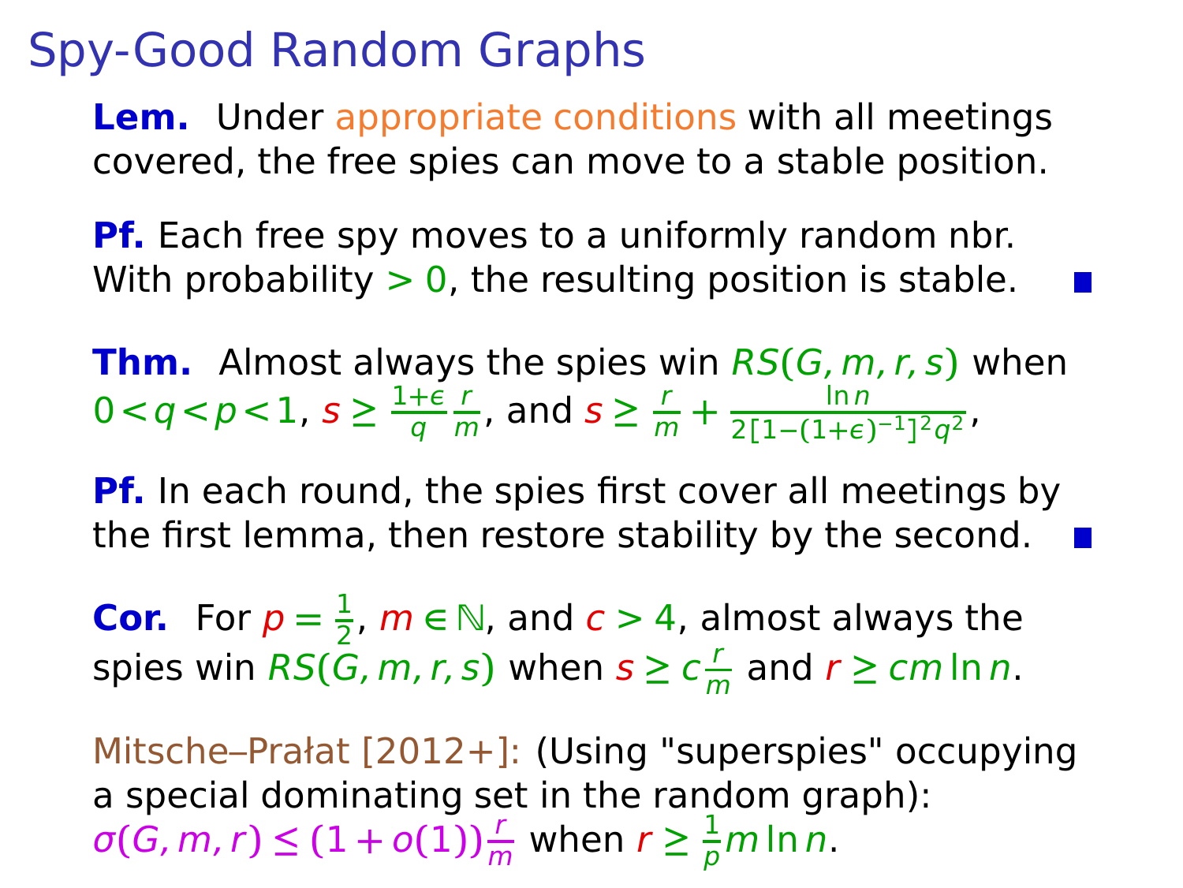# Spy-Good Random Graphs

**Lem.** Under appropriate conditions with all meetings covered, the free spies can move to a stable position.

**Pf.** Each free spy moves to a uniformly random nbr. With probability $> 0$, the resulting position is stable. ■

**Thm.** Almost always the spies win $RS(G, m, r, s)$ when $0 < q < p < 1$, $s \geq \frac{1+\epsilon}{q}\frac{r}{m}$, and $s \geq \frac{r}{m} + \frac{\ln n}{2[1-(1+\epsilon)^{-1}]^2 q^2}$,

**Pf.** In each round, the spies first cover all meetings by the first lemma, then restore stability by the second. ■

**Cor.** For $p = \frac{1}{2}$, $m \in \mathbb{N}$, and $c > 4$, almost always the spies win $RS(G, m, r, s)$ when $s \geq c\frac{r}{m}$ and $r \geq cm \ln n$.

Mitsche–Prałat [2012+]: (Using "superspies" occupying a special dominating set in the random graph): $\sigma(G, m, r) \leq (1 + o(1))\frac{r}{m}$ when $r \geq \frac{1}{p} m \ln n$.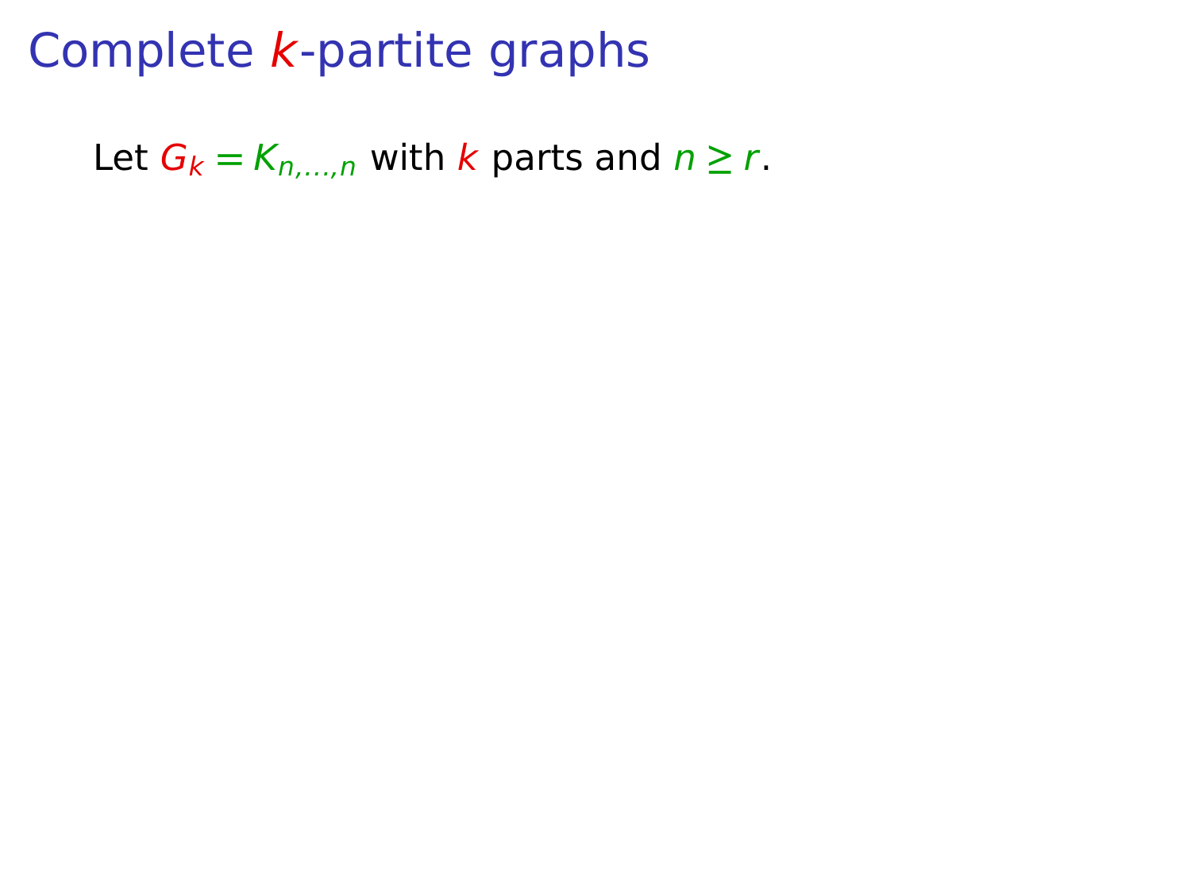# Complete $k$-partite graphs

Let $G_k = K_{n,\ldots,n}$ with $k$ parts and $n \geq r$.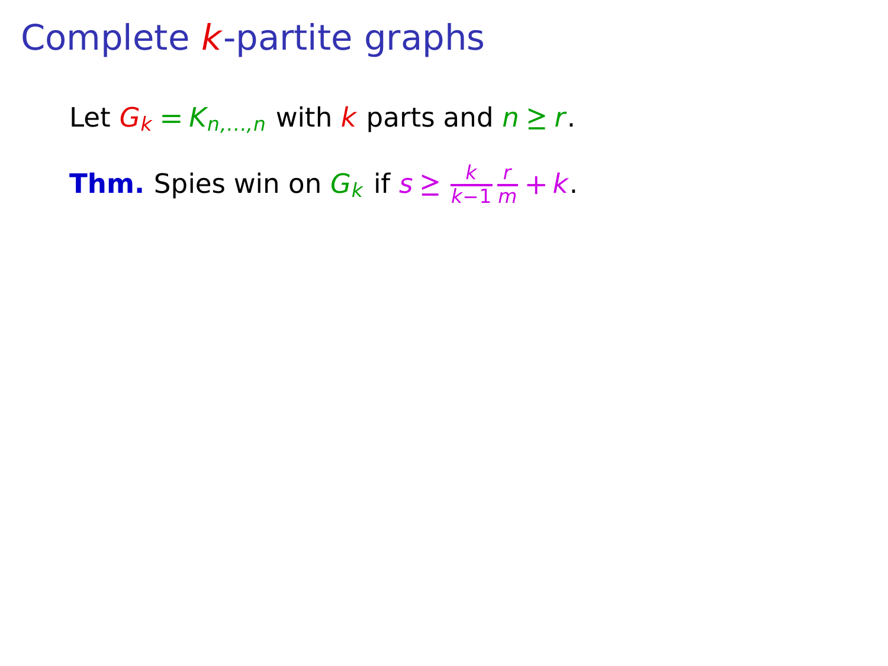# Complete $k$-partite graphs

Let $G_k = K_{n,\ldots,n}$ with $k$ parts and $n \geq r$.

**Thm.** Spies win on $G_k$ if $s \geq \frac{k}{k-1}\frac{r}{m} + k$.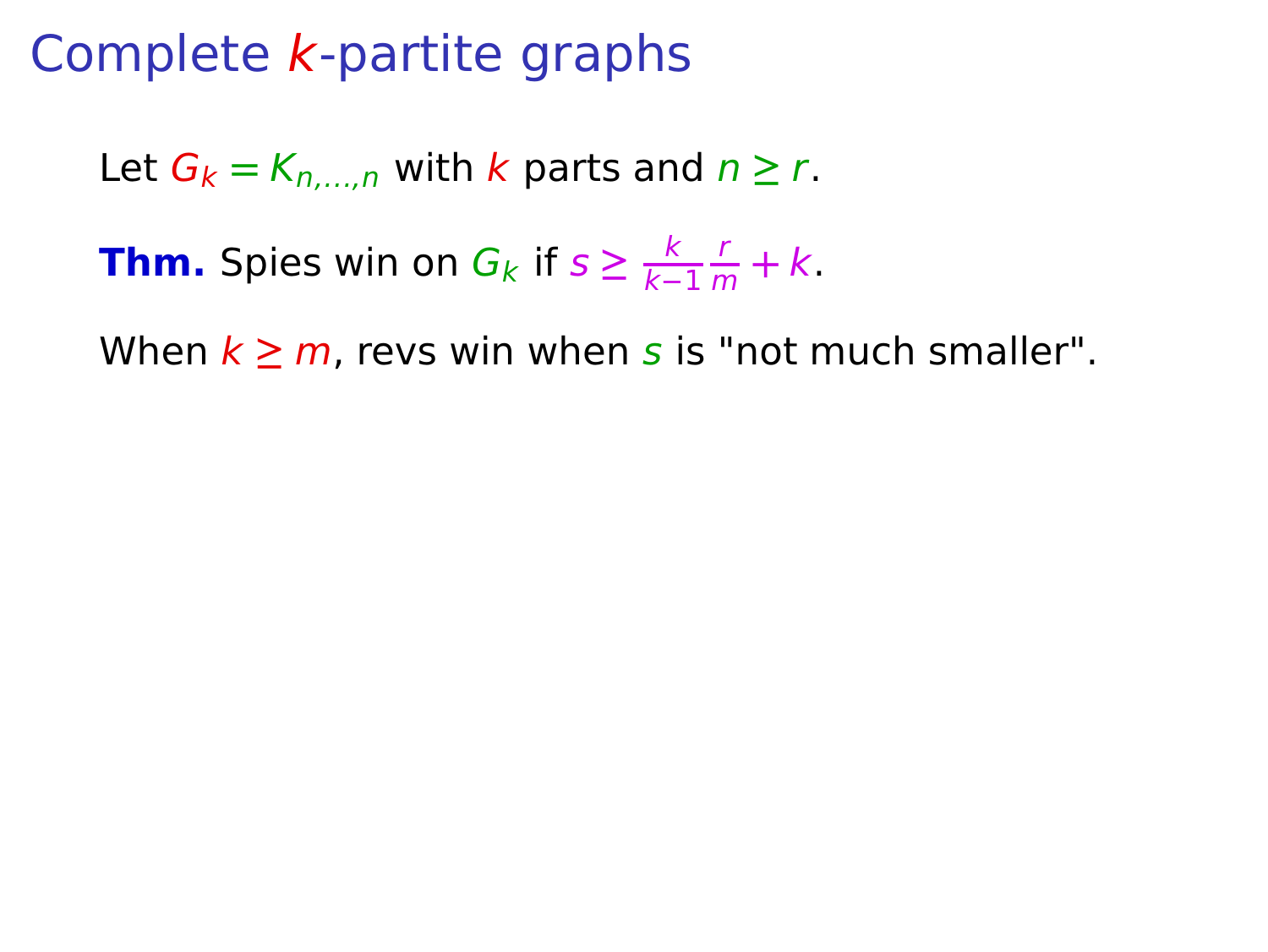# Complete $k$-partite graphs

Let $G_k = K_{n,\dots,n}$ with $k$ parts and $n \geq r$.

**Thm.** Spies win on $G_k$ if $s \geq \frac{k}{k-1}\frac{r}{m} + k$.

When $k \geq m$, revs win when $s$ is "not much smaller".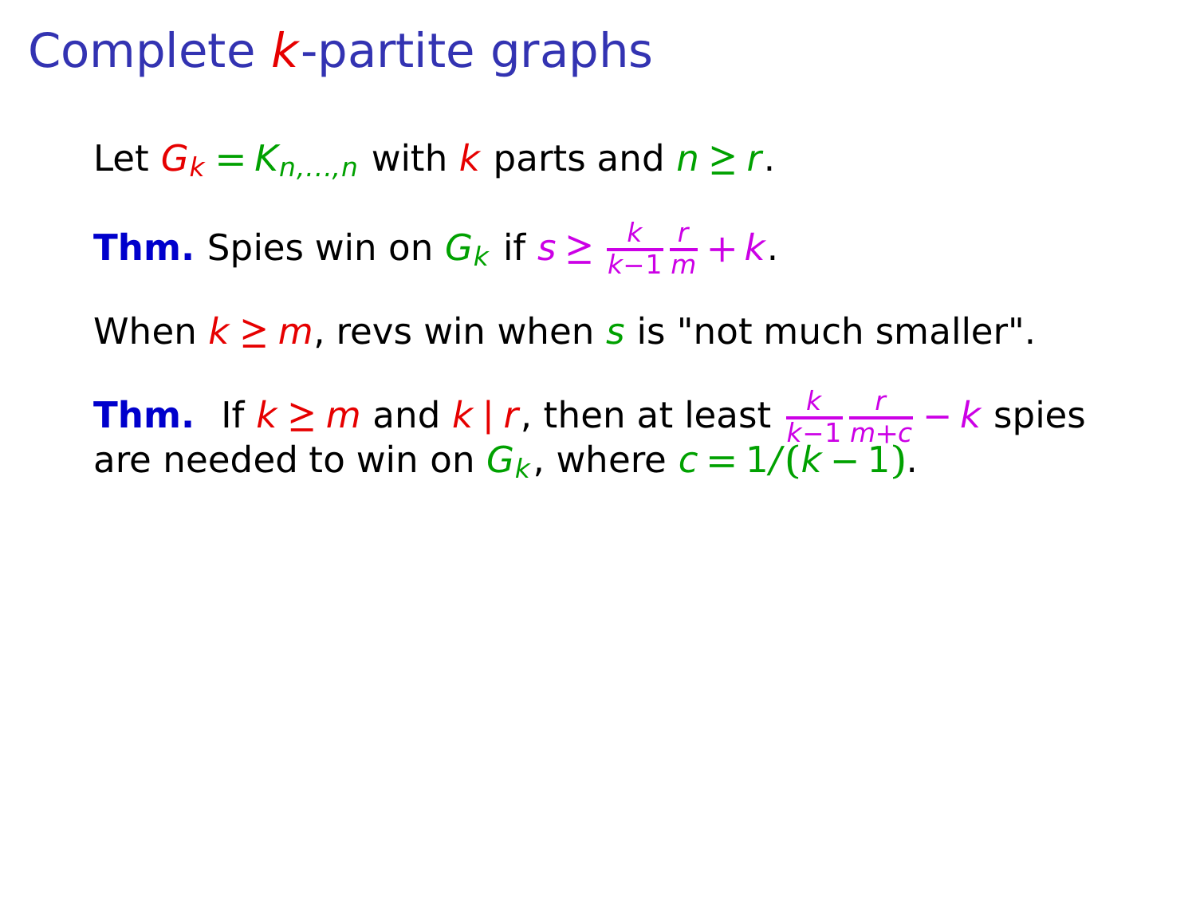# Complete $k$-partite graphs

Let $G_k = K_{n,\dots,n}$ with $k$ parts and $n \geq r$.

**Thm.** Spies win on $G_k$ if $s \geq \frac{k}{k-1}\frac{r}{m} + k$.

When $k \geq m$, revs win when $s$ is "not much smaller".

**Thm.** If $k \geq m$ and $k \mid r$, then at least $\frac{k}{k-1}\frac{r}{m+c} - k$ spies are needed to win on $G_k$, where $c = 1/(k-1)$.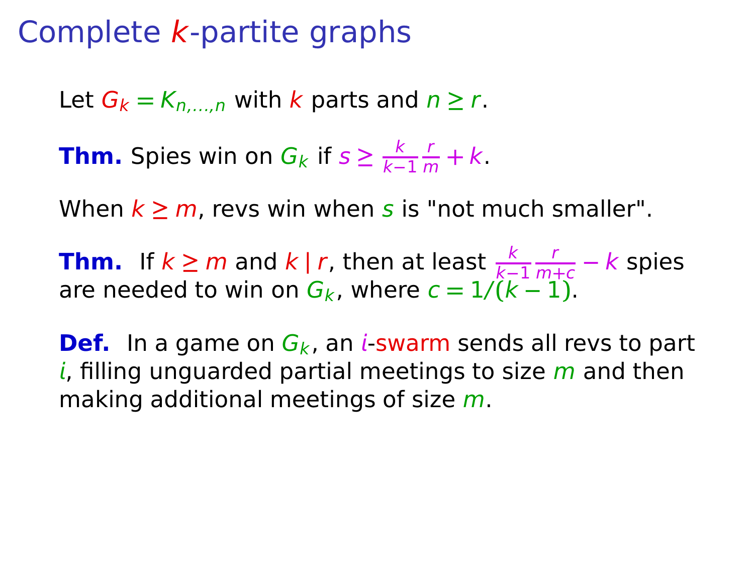# Complete $k$-partite graphs

Let $G_k = K_{n,\ldots,n}$ with $k$ parts and $n \ge r$.

**Thm.** Spies win on $G_k$ if $s \ge \frac{k}{k-1}\frac{r}{m} + k$.

When $k \ge m$, revs win when $s$ is "not much smaller".

**Thm.** If $k \ge m$ and $k \mid r$, then at least $\frac{k}{k-1}\frac{r}{m+c} - k$ spies are needed to win on $G_k$, where $c = 1/(k-1)$.

**Def.** In a game on $G_k$, an $i$-swarm sends all revs to part $i$, filling unguarded partial meetings to size $m$ and then making additional meetings of size $m$.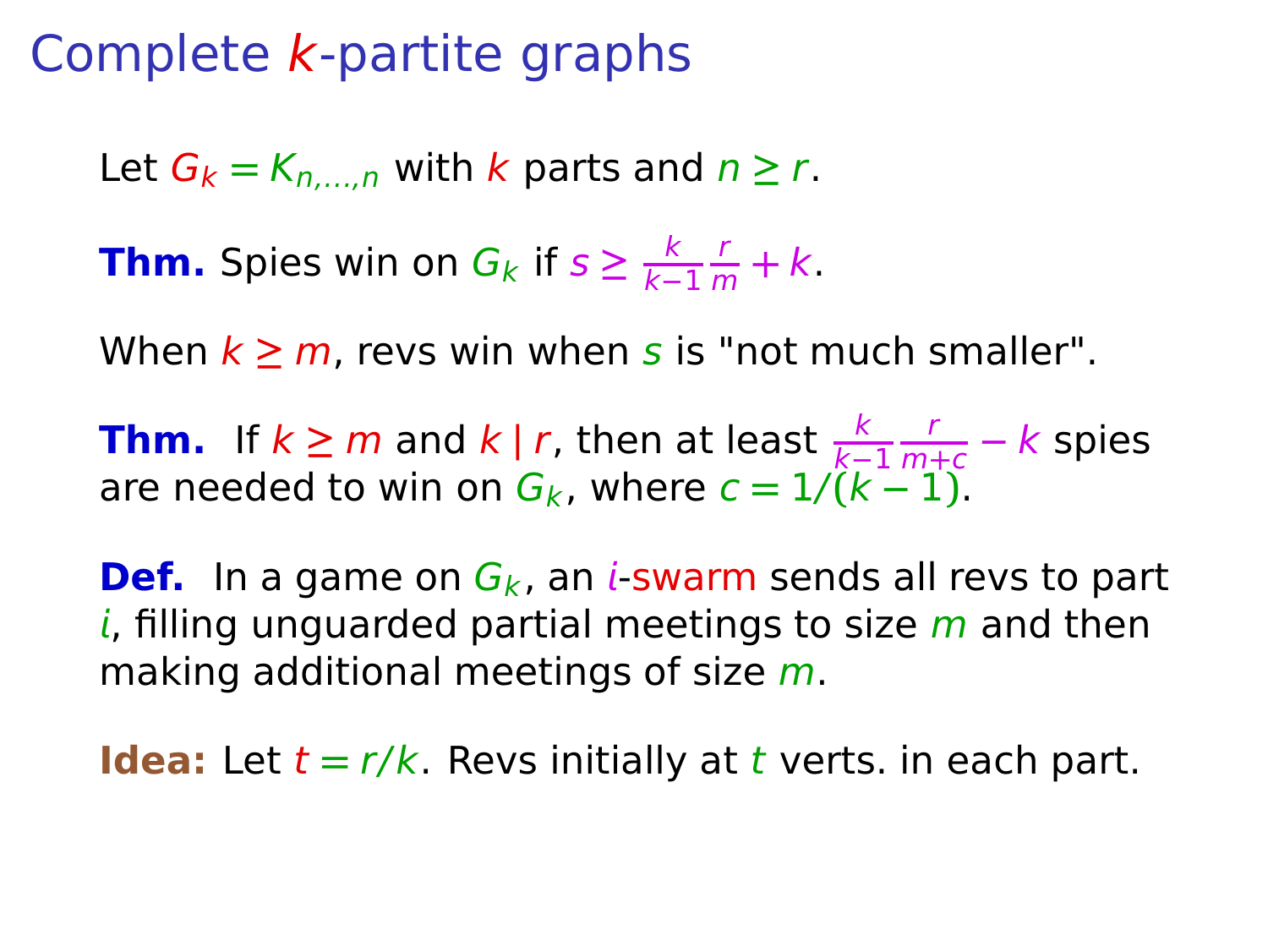# Complete $k$-partite graphs

Let $G_k = K_{n,\dots,n}$ with $k$ parts and $n \ge r$.

**Thm.** Spies win on $G_k$ if $s \ge \frac{k}{k-1}\frac{r}{m} + k$.

When $k \ge m$, revs win when $s$ is "not much smaller".

**Thm.** If $k \ge m$ and $k \mid r$, then at least $\frac{k}{k-1}\frac{r}{m+c} - k$ spies are needed to win on $G_k$, where $c = 1/(k-1)$.

**Def.** In a game on $G_k$, an $i$-swarm sends all revs to part $i$, filling unguarded partial meetings to size $m$ and then making additional meetings of size $m$.

**Idea:** Let $t = r/k$. Revs initially at $t$ verts. in each part.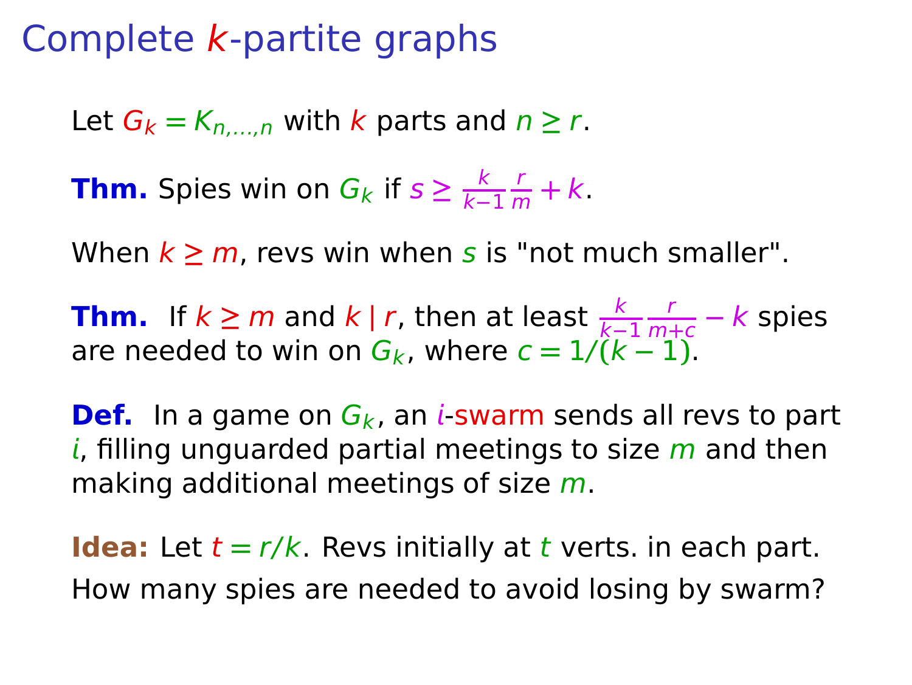# Complete $k$-partite graphs

Let $G_k = K_{n,\dots,n}$ with $k$ parts and $n \ge r$.

**Thm.** Spies win on $G_k$ if $s \ge \frac{k}{k-1}\frac{r}{m} + k$.

When $k \ge m$, revs win when $s$ is "not much smaller".

**Thm.** If $k \ge m$ and $k \mid r$, then at least $\frac{k}{k-1}\frac{r}{m+c} - k$ spies are needed to win on $G_k$, where $c = 1/(k-1)$.

**Def.** In a game on $G_k$, an $i$-swarm sends all revs to part $i$, filling unguarded partial meetings to size $m$ and then making additional meetings of size $m$.

**Idea:** Let $t = r/k$. Revs initially at $t$ verts. in each part. How many spies are needed to avoid losing by swarm?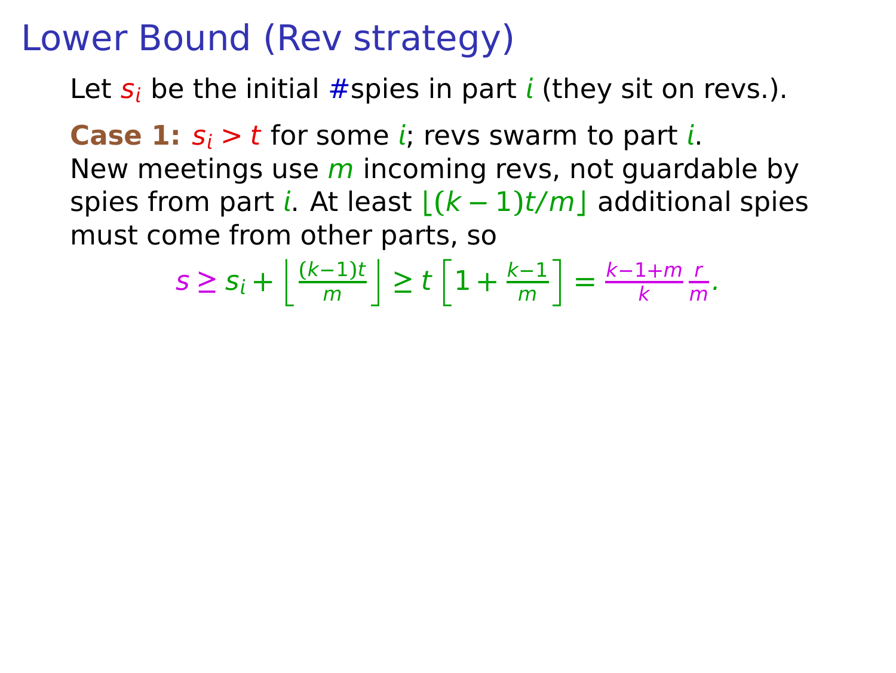# Lower Bound (Rev strategy)

Let $s_i$ be the initial #spies in part $i$ (they sit on revs.).

**Case 1:** $s_i > t$ for some $i$; revs swarm to part $i$.
New meetings use $m$ incoming revs, not guardable by spies from part $i$. At least $\lfloor (k-1)t/m \rfloor$ additional spies must come from other parts, so

$$s \geq s_i + \left\lfloor \frac{(k-1)t}{m} \right\rfloor \geq t \left[ 1 + \frac{k-1}{m} \right] = \frac{k-1+m}{k} \frac{r}{m}.$$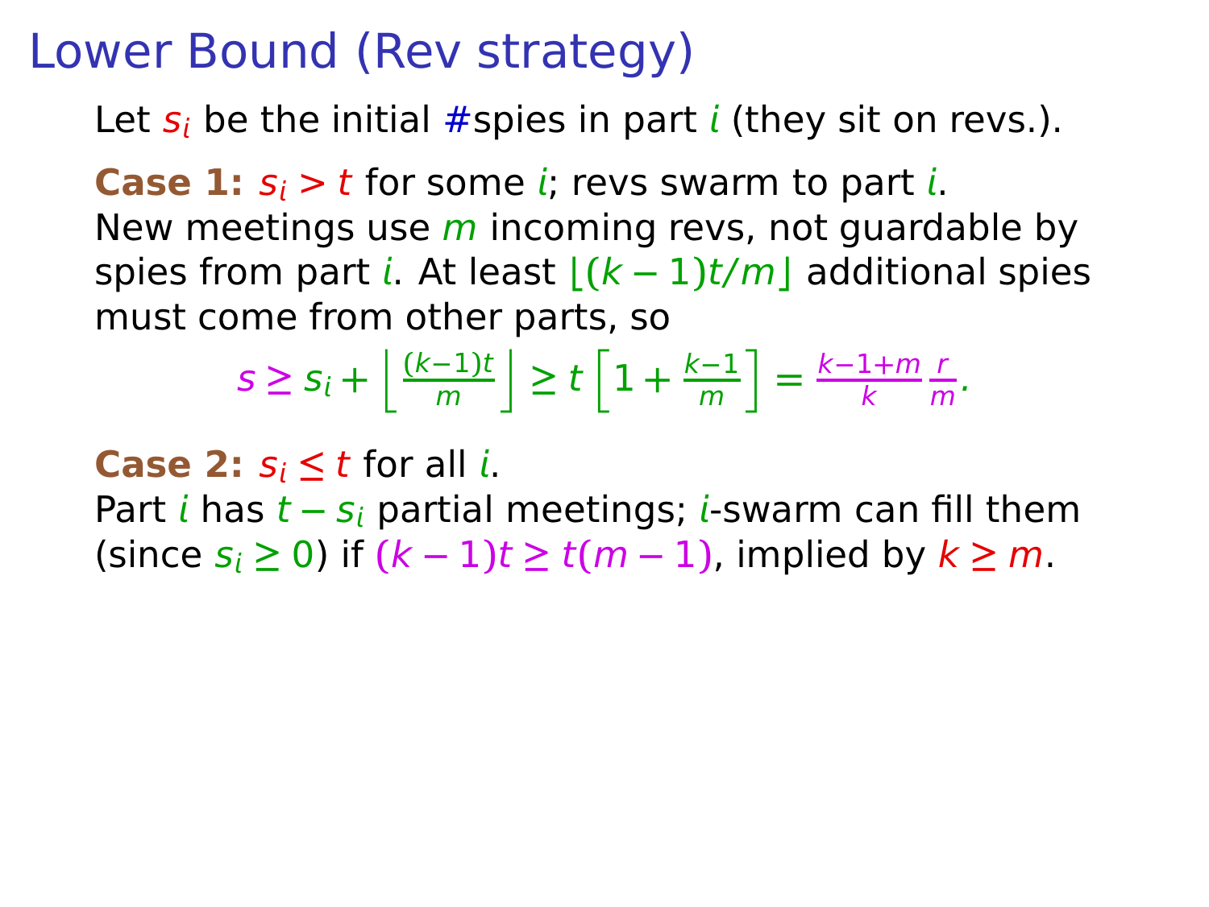# Lower Bound (Rev strategy)

Let $s_i$ be the initial #spies in part $i$ (they sit on revs.).

**Case 1:** $s_i > t$ for some $i$; revs swarm to part $i$.
New meetings use $m$ incoming revs, not guardable by spies from part $i$. At least $\lfloor (k-1)t/m \rfloor$ additional spies must come from other parts, so

$$s \geq s_i + \left\lfloor \frac{(k-1)t}{m} \right\rfloor \geq t \left[ 1 + \frac{k-1}{m} \right] = \frac{k-1+m}{k} \frac{r}{m}.$$

**Case 2:** $s_i \leq t$ for all $i$.
Part $i$ has $t - s_i$ partial meetings; $i$-swarm can fill them (since $s_i \geq 0$) if $(k-1)t \geq t(m-1)$, implied by $k \geq m$.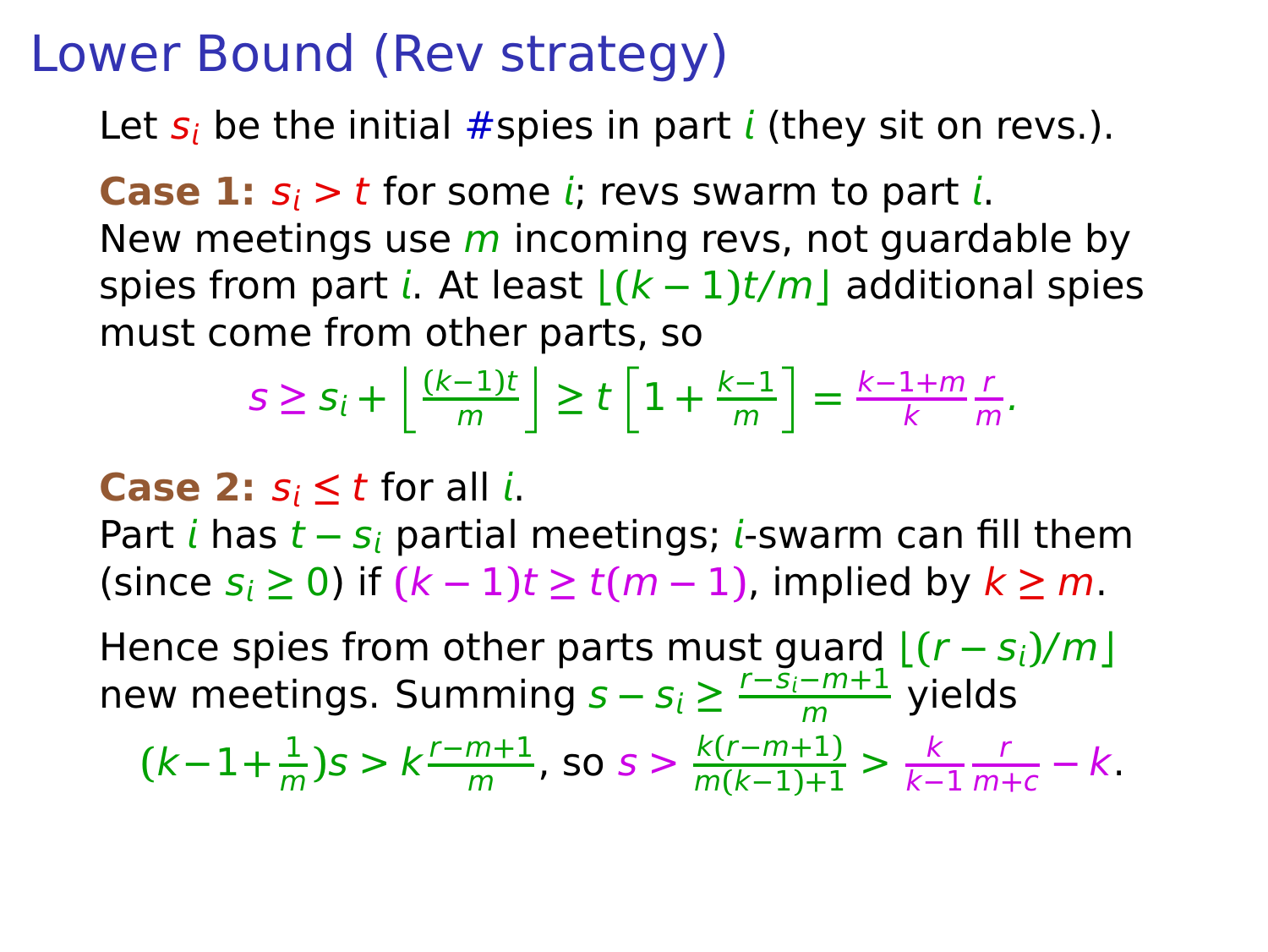# Lower Bound (Rev strategy)

Let $s_i$ be the initial #spies in part $i$ (they sit on revs.).

**Case 1:** $s_i > t$ for some $i$; revs swarm to part $i$.
New meetings use $m$ incoming revs, not guardable by spies from part $i$. At least $\lfloor (k-1)t/m \rfloor$ additional spies must come from other parts, so

$$s \geq s_i + \left\lfloor \frac{(k-1)t}{m} \right\rfloor \geq t \left[ 1 + \frac{k-1}{m} \right] = \frac{k-1+m}{k} \frac{r}{m}.$$

**Case 2:** $s_i \leq t$ for all $i$.
Part $i$ has $t - s_i$ partial meetings; $i$-swarm can fill them (since $s_i \geq 0$) if $(k-1)t \geq t(m-1)$, implied by $k \geq m$.

Hence spies from other parts must guard $\lfloor (r - s_i)/m \rfloor$ new meetings. Summing $s - s_i \geq \frac{r - s_i - m + 1}{m}$ yields

$$(k-1+\tfrac{1}{m})s > k\frac{r-m+1}{m}, \text{ so } s > \frac{k(r-m+1)}{m(k-1)+1} > \frac{k}{k-1}\frac{r}{m+c} - k.$$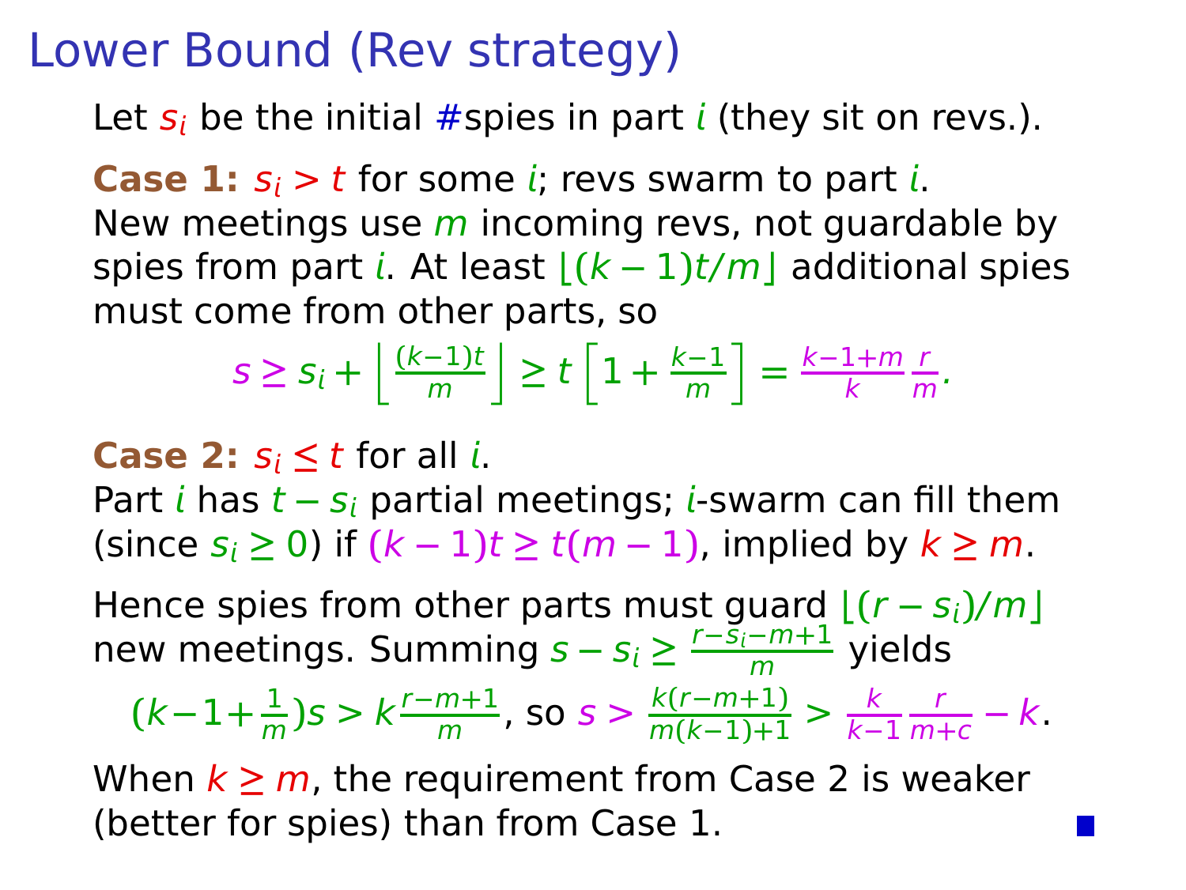# Lower Bound (Rev strategy)

Let $s_i$ be the initial #spies in part $i$ (they sit on revs.).

**Case 1:** $s_i > t$ for some $i$; revs swarm to part $i$.
New meetings use $m$ incoming revs, not guardable by spies from part $i$. At least $\lfloor (k-1)t/m \rfloor$ additional spies must come from other parts, so

$$s \geq s_i + \left\lfloor \frac{(k-1)t}{m} \right\rfloor \geq t \left[ 1 + \frac{k-1}{m} \right] = \frac{k-1+m}{k} \frac{r}{m}.$$

**Case 2:** $s_i \leq t$ for all $i$.
Part $i$ has $t - s_i$ partial meetings; $i$-swarm can fill them (since $s_i \geq 0$) if $(k-1)t \geq t(m-1)$, implied by $k \geq m$.

Hence spies from other parts must guard $\lfloor (r - s_i)/m \rfloor$ new meetings. Summing $s - s_i \geq \frac{r - s_i - m + 1}{m}$ yields

$$(k-1+\tfrac{1}{m})s > k\frac{r-m+1}{m}, \text{ so } s > \frac{k(r-m+1)}{m(k-1)+1} > \frac{k}{k-1}\frac{r}{m+c} - k.$$

When $k \geq m$, the requirement from Case 2 is weaker (better for spies) than from Case 1. ■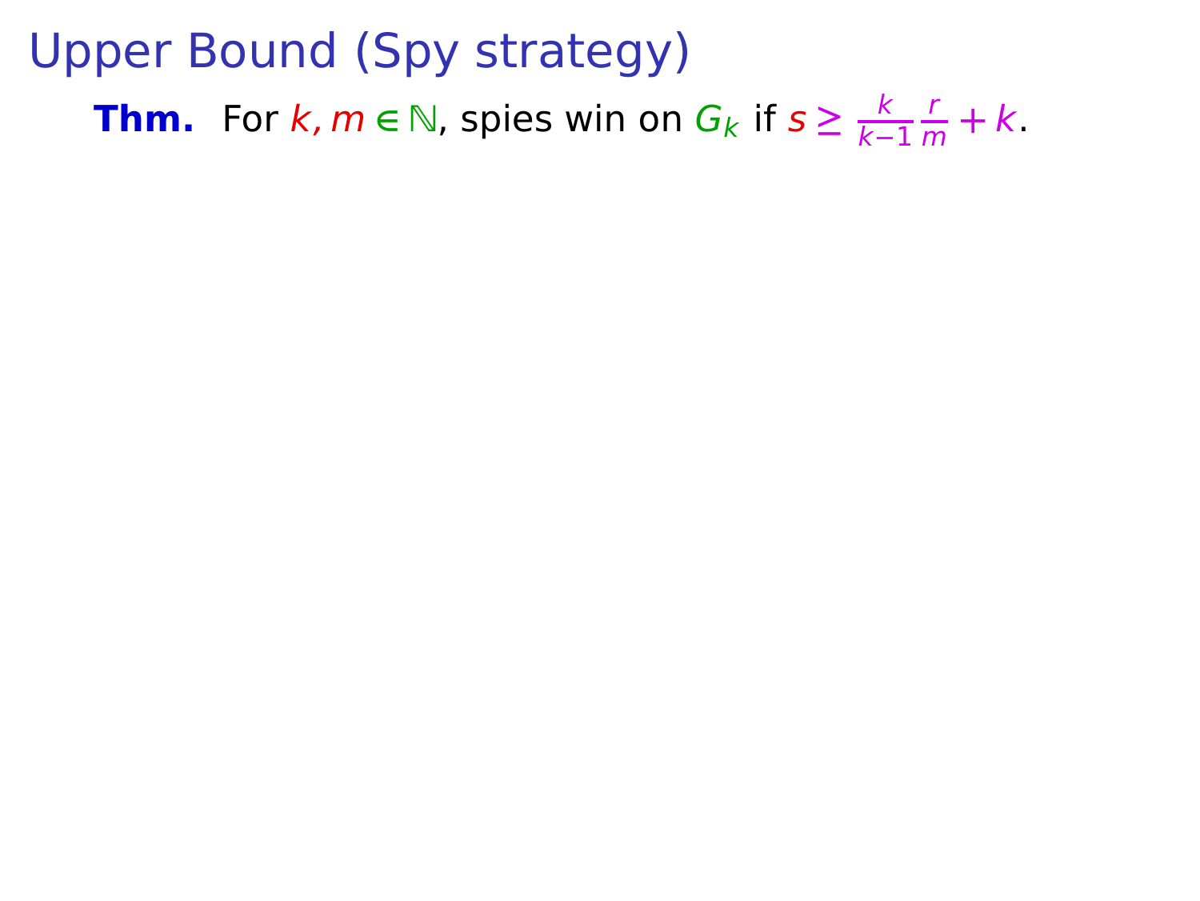# Upper Bound (Spy strategy)

**Thm.** For $k, m \in \mathbb{N}$, spies win on $G_k$ if $s \geq \frac{k}{k-1}\frac{r}{m} + k$.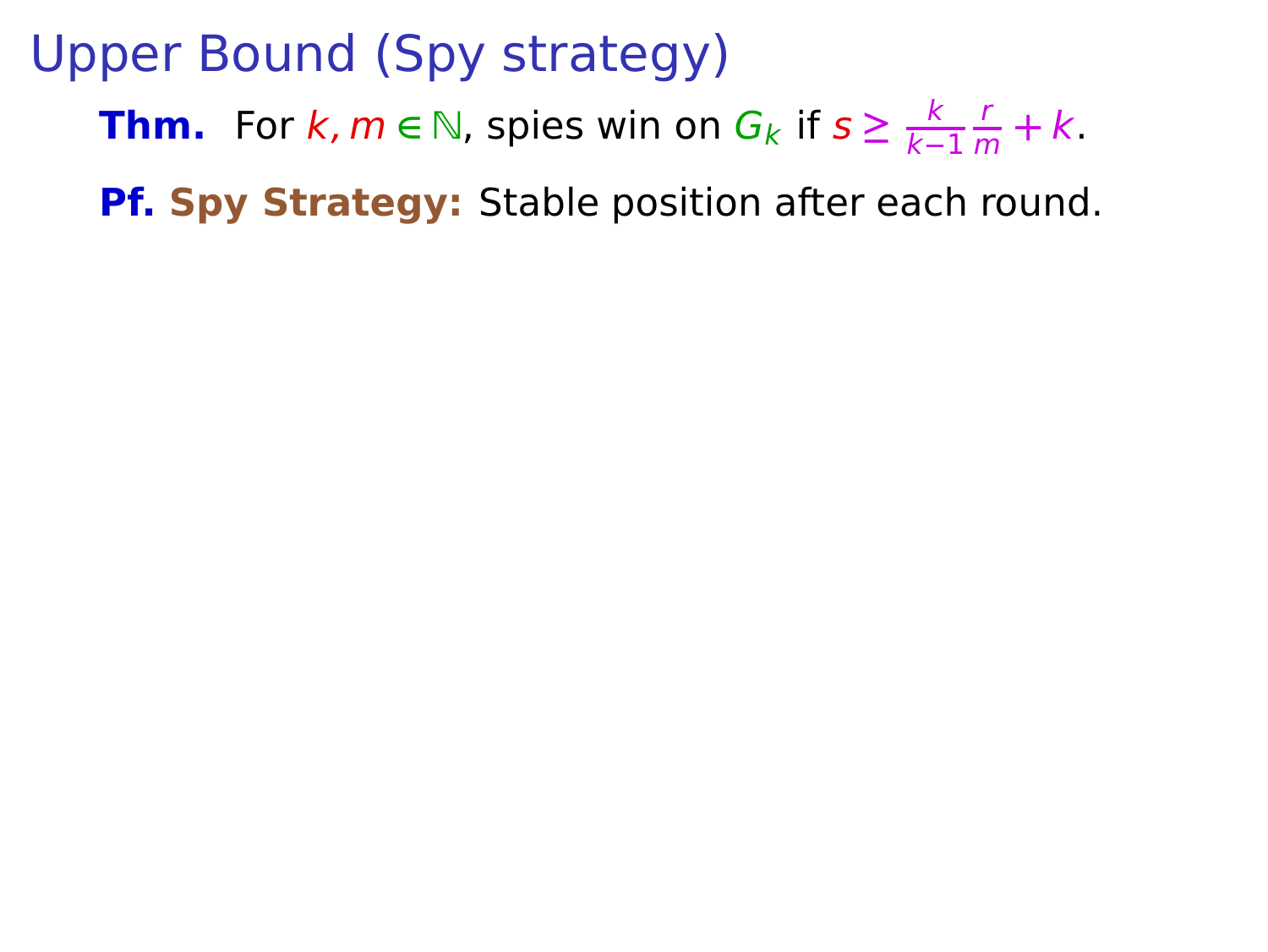# Upper Bound (Spy strategy)

**Thm.** For $k, m \in \mathbb{N}$, spies win on $G_k$ if $s \geq \frac{k}{k-1}\frac{r}{m} + k$.

**Pf.** **Spy Strategy:** Stable position after each round.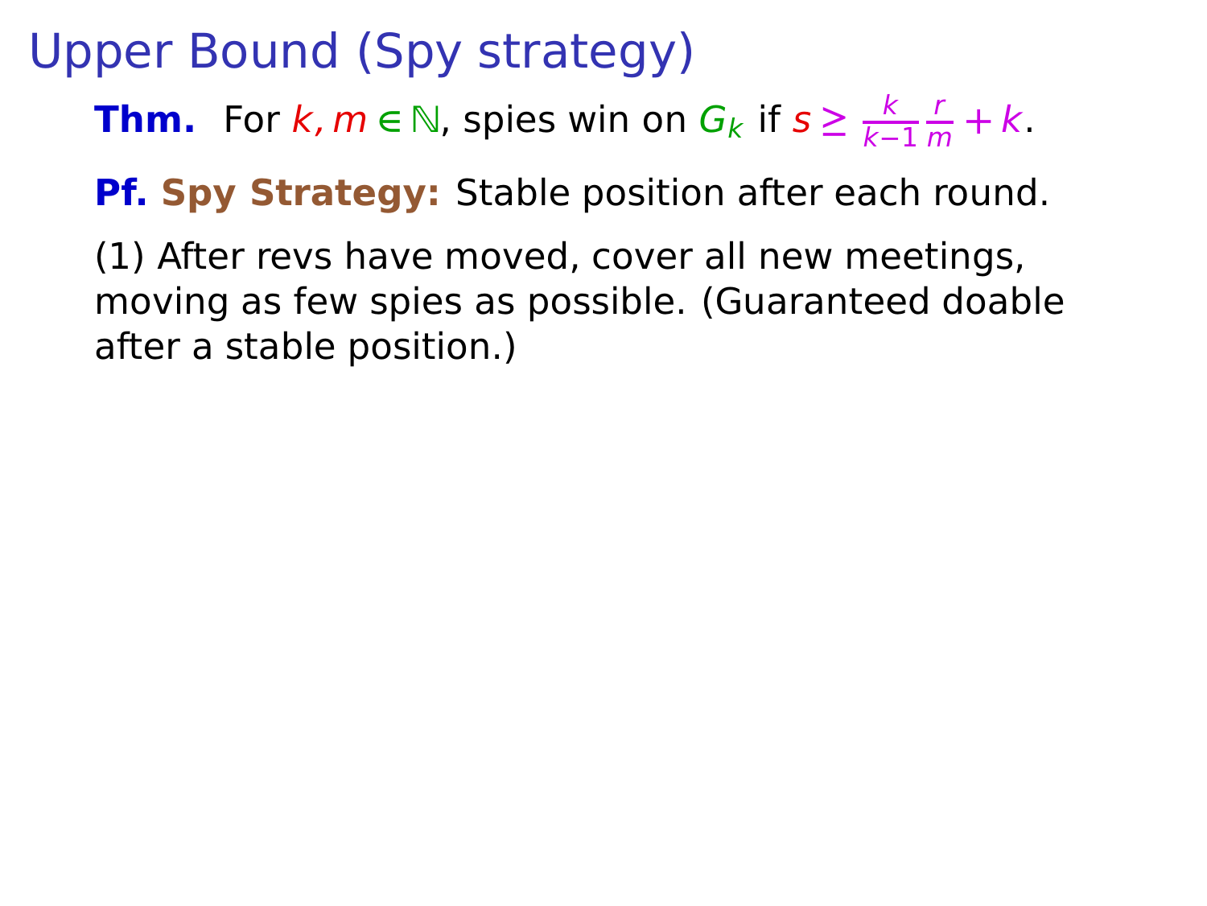# Upper Bound (Spy strategy)

**Thm.** For $k, m \in \mathbb{N}$, spies win on $G_k$ if $s \geq \frac{k}{k-1}\frac{r}{m} + k$.

**Pf. Spy Strategy:** Stable position after each round.

(1) After revs have moved, cover all new meetings, moving as few spies as possible. (Guaranteed doable after a stable position.)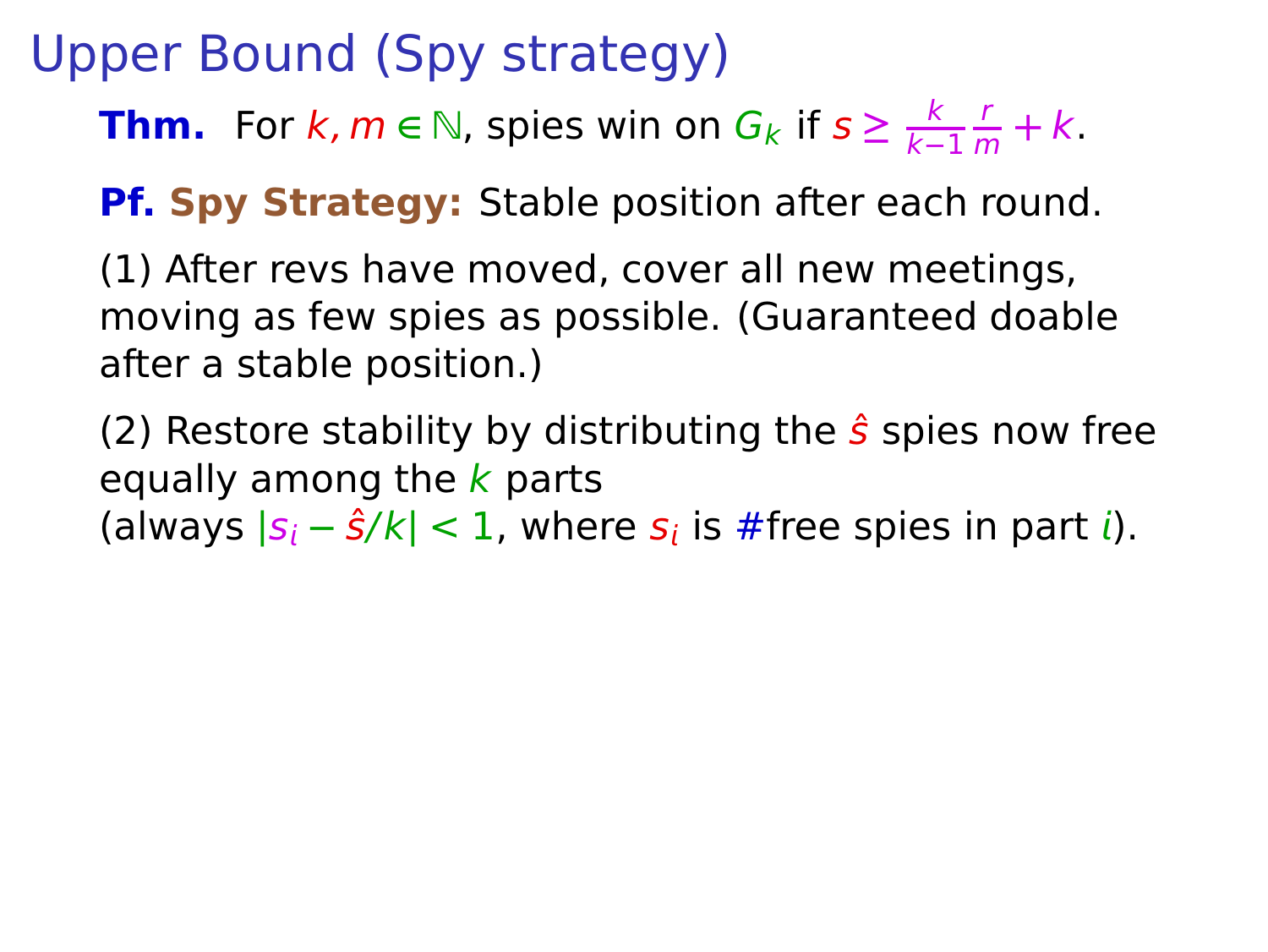# Upper Bound (Spy strategy)

**Thm.** For $k, m \in \mathbb{N}$, spies win on $G_k$ if $s \geq \frac{k}{k-1}\frac{r}{m} + k$.

**Pf. Spy Strategy:** Stable position after each round.

(1) After revs have moved, cover all new meetings, moving as few spies as possible. (Guaranteed doable after a stable position.)

(2) Restore stability by distributing the $\hat{s}$ spies now free equally among the $k$ parts
(always $|s_i - \hat{s}/k| < 1$, where $s_i$ is #free spies in part $i$).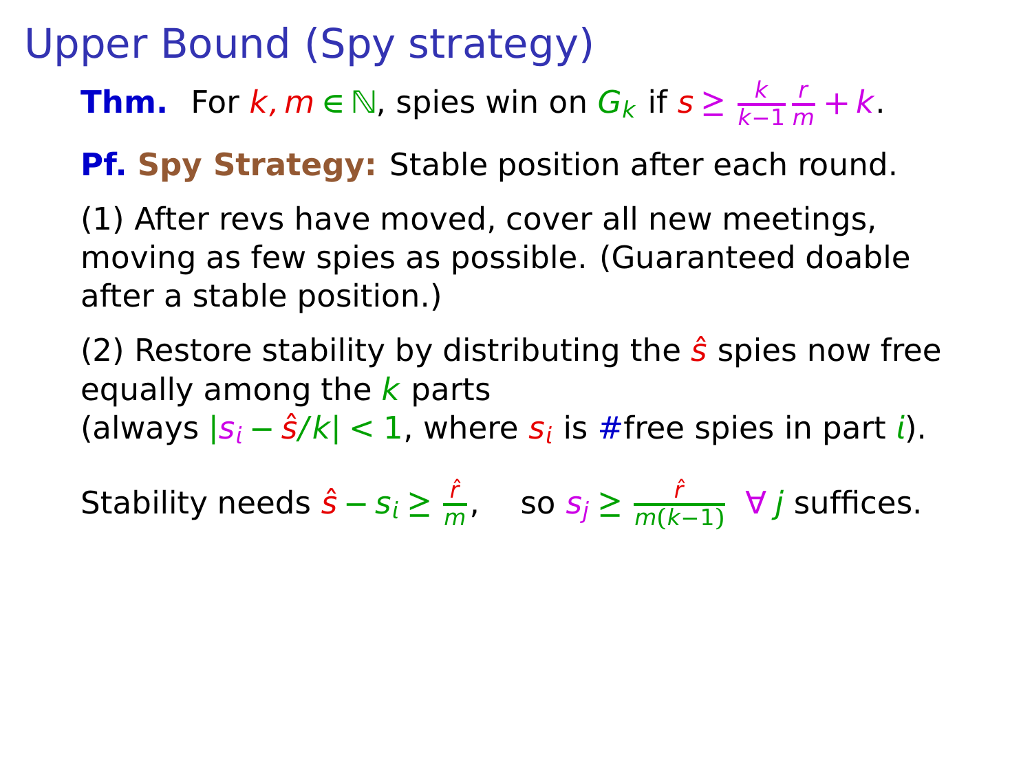# Upper Bound (Spy strategy)

**Thm.** For $k, m \in \mathbb{N}$, spies win on $G_k$ if $s \geq \frac{k}{k-1}\frac{r}{m} + k$.

**Pf.** **Spy Strategy:** Stable position after each round.

(1) After revs have moved, cover all new meetings, moving as few spies as possible. (Guaranteed doable after a stable position.)

(2) Restore stability by distributing the $\hat{s}$ spies now free equally among the $k$ parts
(always $|s_i - \hat{s}/k| < 1$, where $s_i$ is #free spies in part $i$).

Stability needs $\hat{s} - s_i \geq \frac{\hat{r}}{m}$, so $s_j \geq \frac{\hat{r}}{m(k-1)}$ $\forall\, j$ suffices.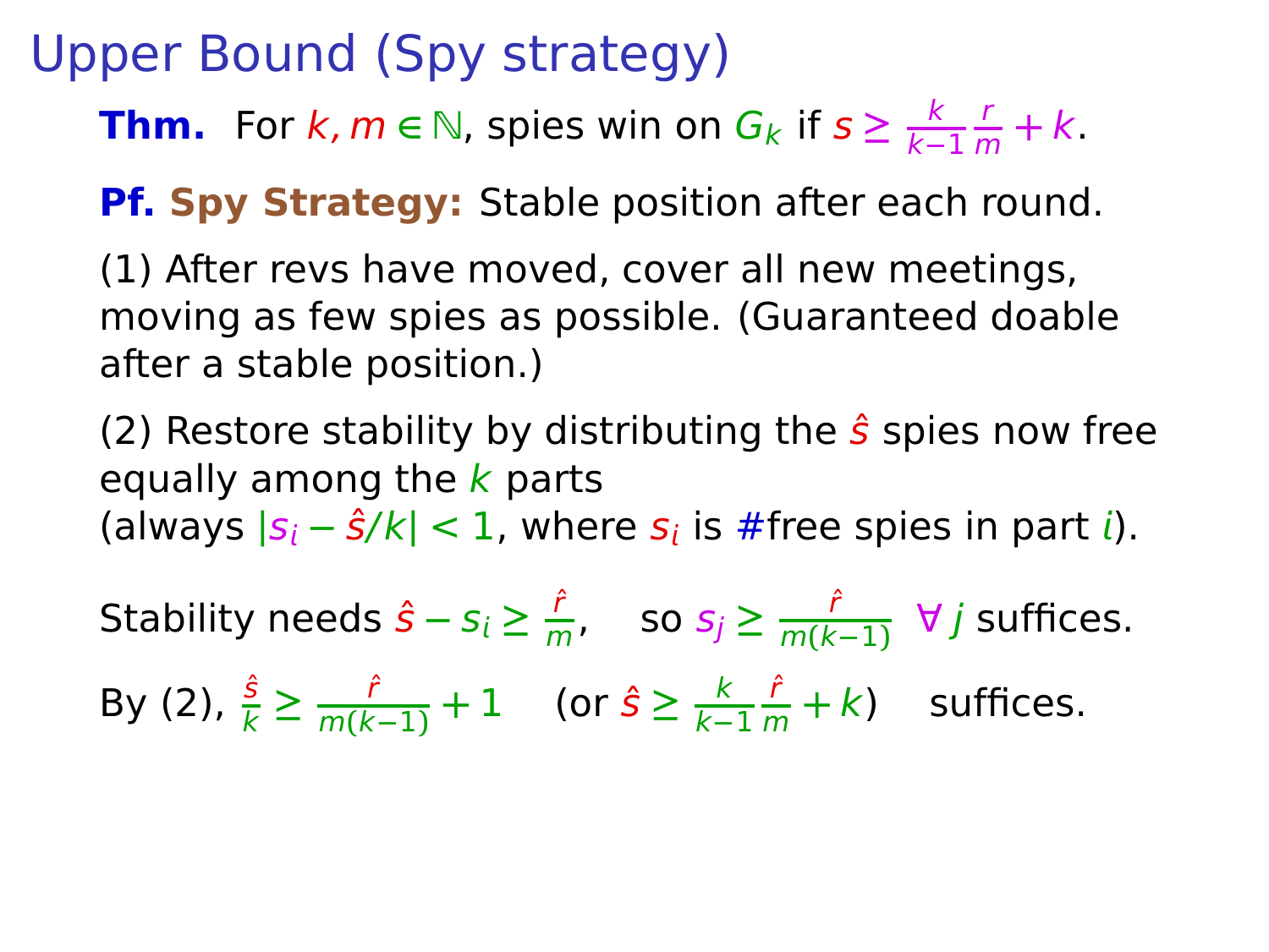# Upper Bound (Spy strategy)

**Thm.** For $k, m \in \mathbb{N}$, spies win on $G_k$ if $s \geq \frac{k}{k-1}\frac{r}{m} + k$.

**Pf.** **Spy Strategy:** Stable position after each round.

(1) After revs have moved, cover all new meetings, moving as few spies as possible. (Guaranteed doable after a stable position.)

(2) Restore stability by distributing the $\hat{s}$ spies now free equally among the $k$ parts
(always $|s_i - \hat{s}/k| < 1$, where $s_i$ is #free spies in part $i$).

Stability needs $\hat{s} - s_i \geq \frac{\hat{r}}{m}$, so $s_j \geq \frac{\hat{r}}{m(k-1)}$ $\forall\, j$ suffices.

By (2), $\frac{\hat{s}}{k} \geq \frac{\hat{r}}{m(k-1)} + 1$ (or $\hat{s} \geq \frac{k}{k-1}\frac{\hat{r}}{m} + k$) suffices.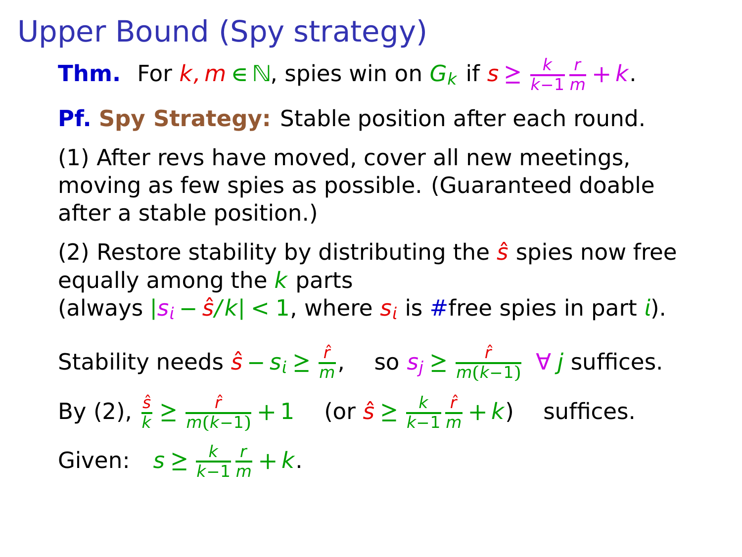# Upper Bound (Spy strategy)

**Thm.** For $k, m \in \mathbb{N}$, spies win on $G_k$ if $s \geq \frac{k}{k-1}\frac{r}{m} + k$.

**Pf. Spy Strategy:** Stable position after each round.

(1) After revs have moved, cover all new meetings, moving as few spies as possible. (Guaranteed doable after a stable position.)

(2) Restore stability by distributing the $\hat{s}$ spies now free equally among the $k$ parts (always $|s_i - \hat{s}/k| < 1$, where $s_i$ is #free spies in part $i$).

Stability needs $\hat{s} - s_i \geq \frac{\hat{r}}{m}$, so $s_j \geq \frac{\hat{r}}{m(k-1)}$ $\forall\, j$ suffices.

By (2), $\frac{\hat{s}}{k} \geq \frac{\hat{r}}{m(k-1)} + 1$ (or $\hat{s} \geq \frac{k}{k-1}\frac{\hat{r}}{m} + k$) suffices.

Given: $s \geq \frac{k}{k-1}\frac{r}{m} + k$.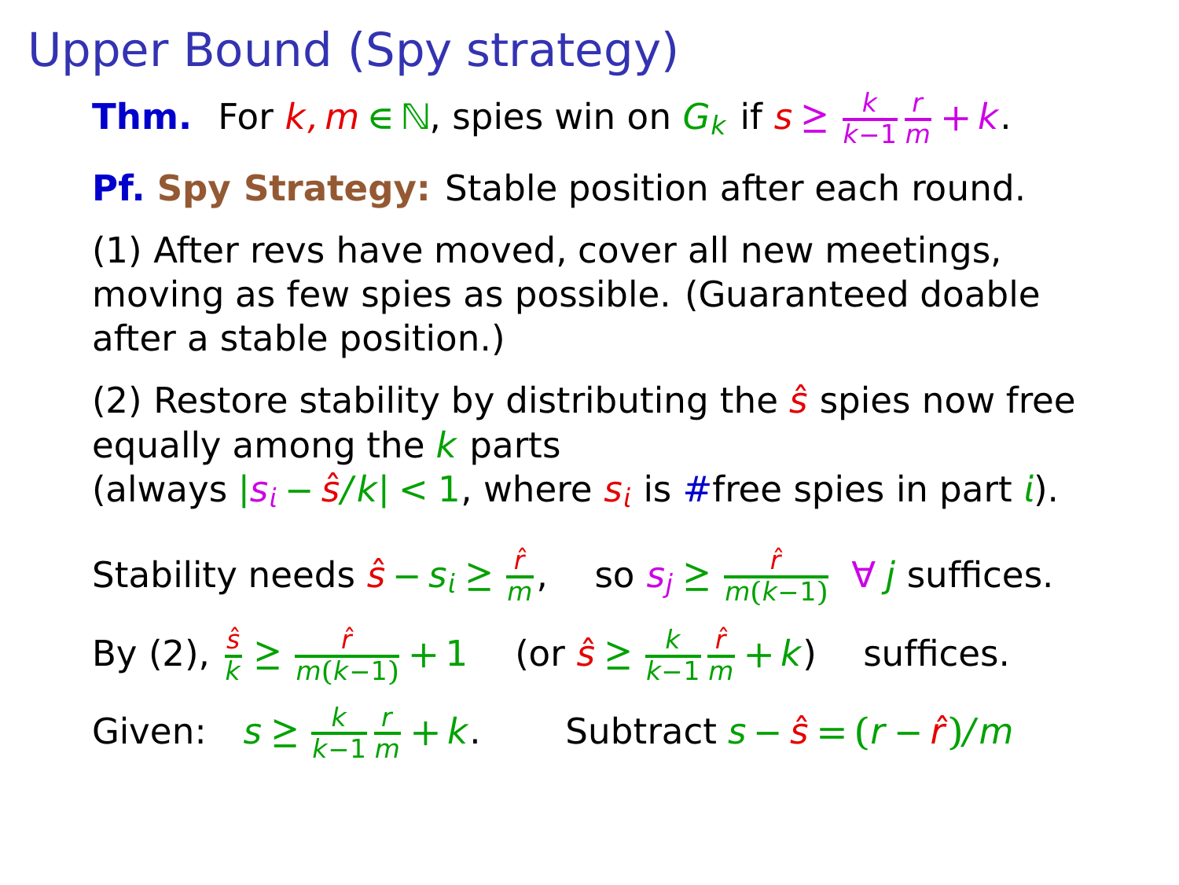# Upper Bound (Spy strategy)

**Thm.** For $k, m \in \mathbb{N}$, spies win on $G_k$ if $s \geq \frac{k}{k-1}\frac{r}{m} + k$.

**Pf.** **Spy Strategy:** Stable position after each round.

(1) After revs have moved, cover all new meetings, moving as few spies as possible. (Guaranteed doable after a stable position.)

(2) Restore stability by distributing the $\hat{s}$ spies now free equally among the $k$ parts
(always $|s_i - \hat{s}/k| < 1$, where $s_i$ is #free spies in part $i$).

Stability needs $\hat{s} - s_i \geq \frac{\hat{r}}{m}$, so $s_j \geq \frac{\hat{r}}{m(k-1)}$ $\forall\, j$ suffices.

By (2), $\frac{\hat{s}}{k} \geq \frac{\hat{r}}{m(k-1)} + 1$ (or $\hat{s} \geq \frac{k}{k-1}\frac{\hat{r}}{m} + k$) suffices.

Given: $s \geq \frac{k}{k-1}\frac{r}{m} + k$. Subtract $s - \hat{s} = (r - \hat{r})/m$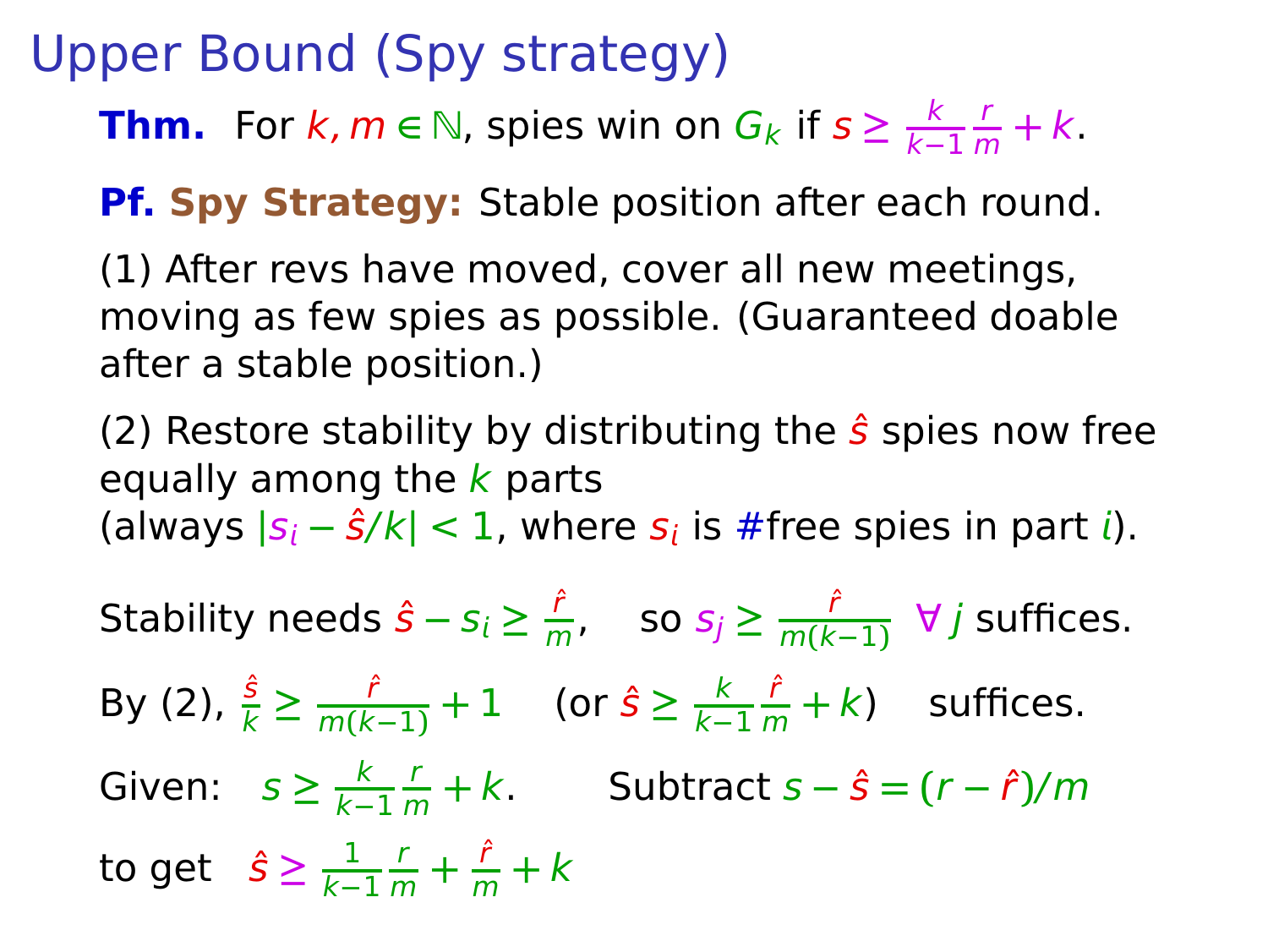# Upper Bound (Spy strategy)

**Thm.** For $k, m \in \mathbb{N}$, spies win on $G_k$ if $s \geq \frac{k}{k-1}\frac{r}{m} + k$.

**Pf. Spy Strategy:** Stable position after each round.

(1) After revs have moved, cover all new meetings, moving as few spies as possible. (Guaranteed doable after a stable position.)

(2) Restore stability by distributing the $\hat{s}$ spies now free equally among the $k$ parts
(always $|s_i - \hat{s}/k| < 1$, where $s_i$ is #free spies in part $i$).

Stability needs $\hat{s} - s_i \geq \frac{\hat{r}}{m}$, so $s_j \geq \frac{\hat{r}}{m(k-1)}$ $\forall\, j$ suffices.

By (2), $\frac{\hat{s}}{k} \geq \frac{\hat{r}}{m(k-1)} + 1$ (or $\hat{s} \geq \frac{k}{k-1}\frac{\hat{r}}{m} + k$) suffices.

Given: $s \geq \frac{k}{k-1}\frac{r}{m} + k$. Subtract $s - \hat{s} = (r - \hat{r})/m$

to get $\hat{s} \geq \frac{1}{k-1}\frac{r}{m} + \frac{\hat{r}}{m} + k$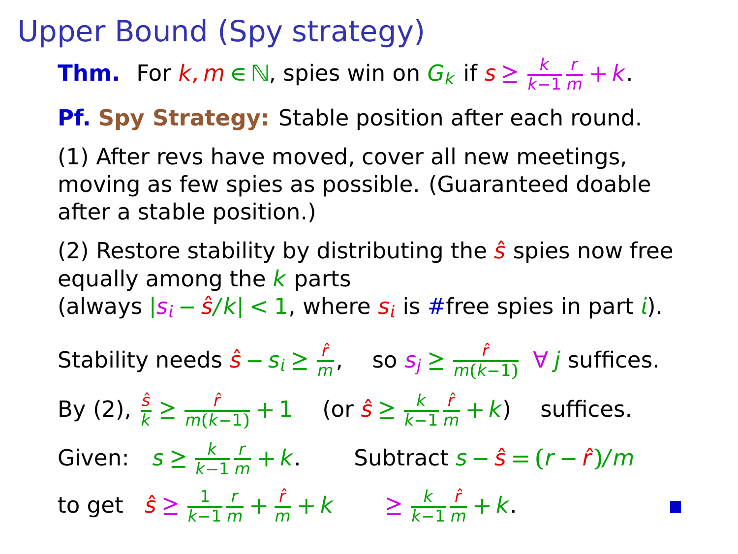# Upper Bound (Spy strategy)

**Thm.** For $k, m \in \mathbb{N}$, spies win on $G_k$ if $s \geq \frac{k}{k-1}\frac{r}{m} + k$.

**Pf. Spy Strategy:** Stable position after each round.

(1) After revs have moved, cover all new meetings, moving as few spies as possible. (Guaranteed doable after a stable position.)

(2) Restore stability by distributing the $\hat{s}$ spies now free equally among the $k$ parts
(always $|s_i - \hat{s}/k| < 1$, where $s_i$ is #free spies in part $i$).

Stability needs $\hat{s} - s_i \geq \frac{\hat{r}}{m}$, so $s_j \geq \frac{\hat{r}}{m(k-1)}$ $\forall\, j$ suffices.

By (2), $\frac{\hat{s}}{k} \geq \frac{\hat{r}}{m(k-1)} + 1$ (or $\hat{s} \geq \frac{k}{k-1}\frac{\hat{r}}{m} + k$) suffices.

Given: $s \geq \frac{k}{k-1}\frac{r}{m} + k$. Subtract $s - \hat{s} = (r - \hat{r})/m$

to get $\hat{s} \geq \frac{1}{k-1}\frac{r}{m} + \frac{\hat{r}}{m} + k \geq \frac{k}{k-1}\frac{\hat{r}}{m} + k$. ∎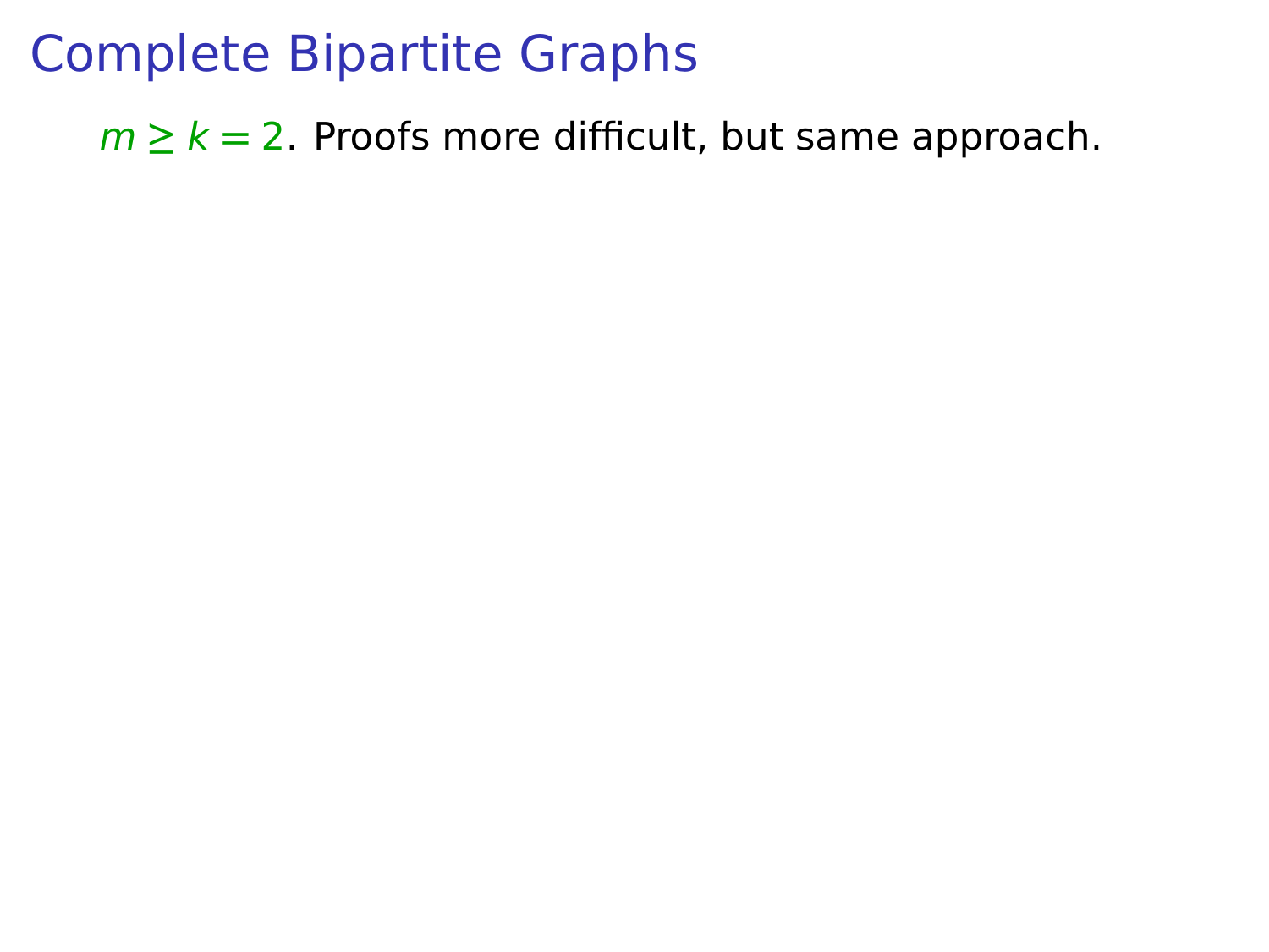# Complete Bipartite Graphs

$m \geq k = 2$. Proofs more difficult, but same approach.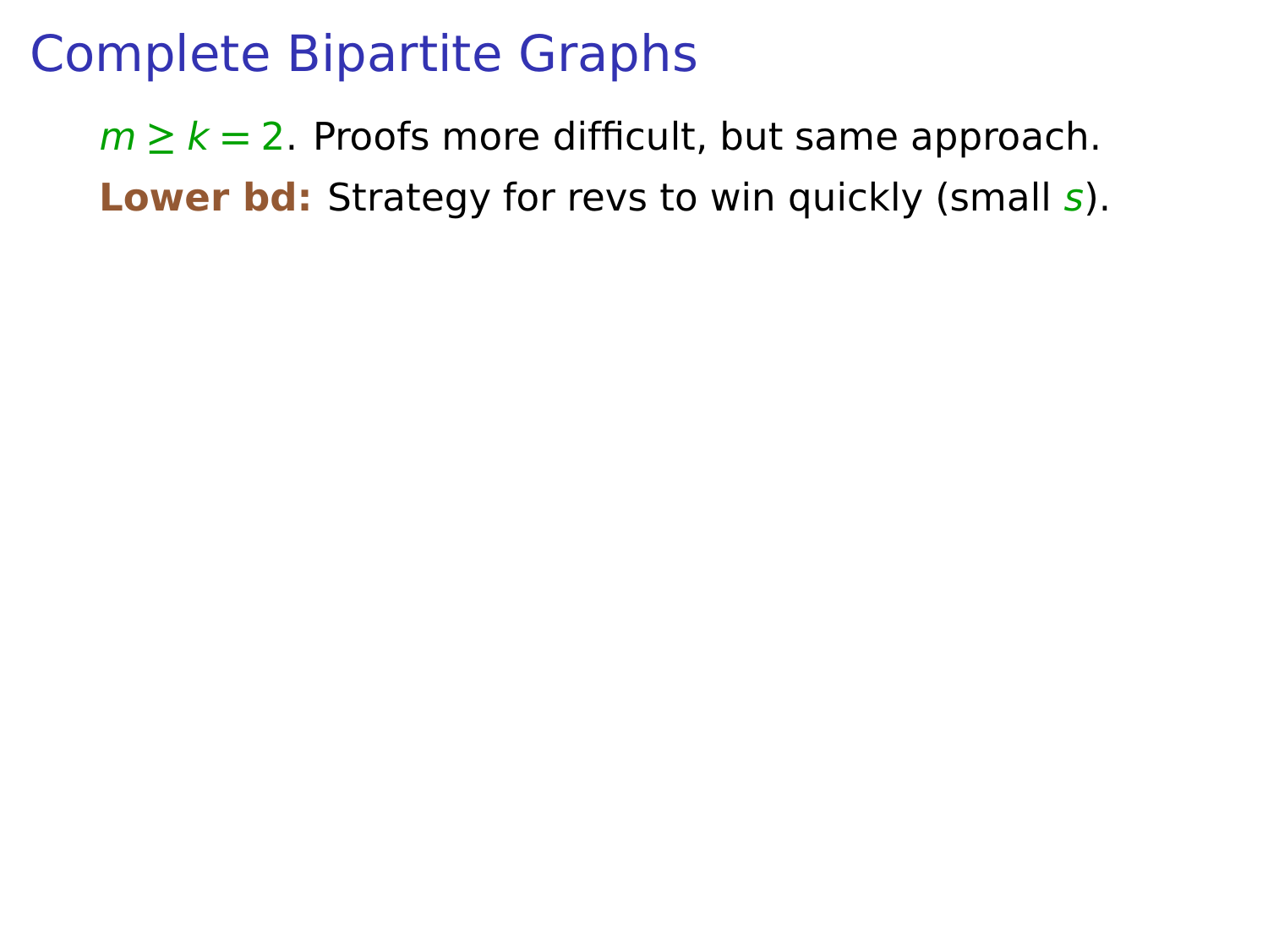# Complete Bipartite Graphs

$m \geq k = 2$. Proofs more difficult, but same approach.

**Lower bd:** Strategy for revs to win quickly (small $s$).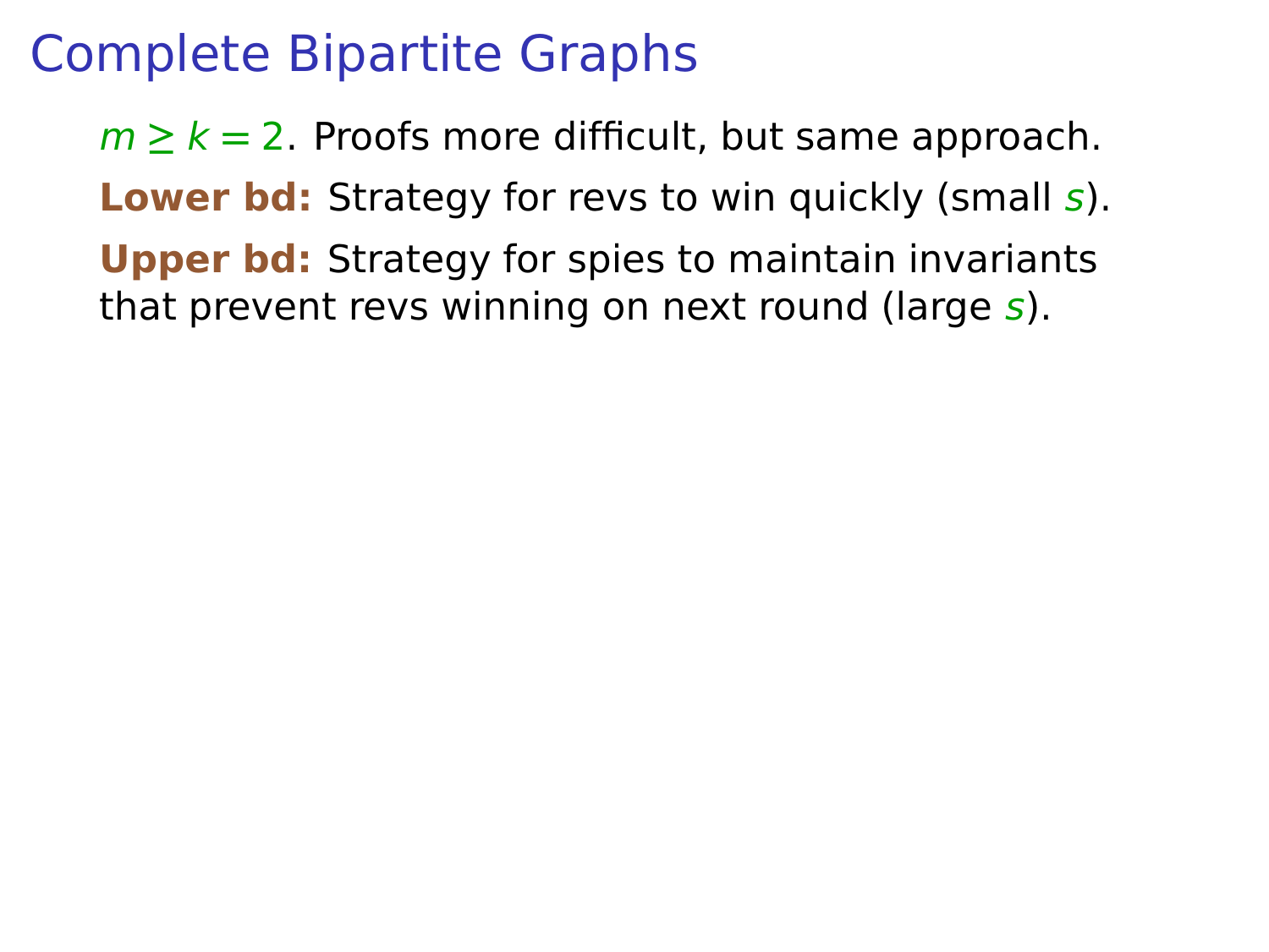# Complete Bipartite Graphs

$m \geq k = 2$. Proofs more difficult, but same approach.

**Lower bd:** Strategy for revs to win quickly (small $s$).

**Upper bd:** Strategy for spies to maintain invariants that prevent revs winning on next round (large $s$).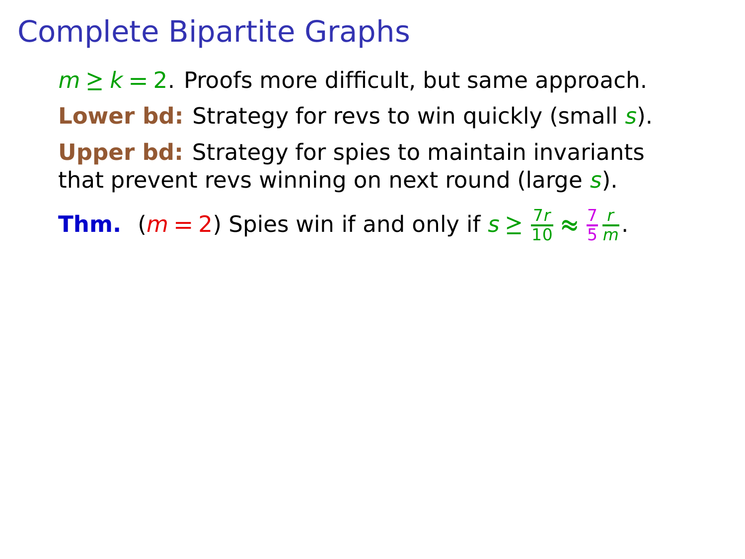# Complete Bipartite Graphs

$m \geq k = 2$. Proofs more difficult, but same approach.

**Lower bd:** Strategy for revs to win quickly (small $s$).

**Upper bd:** Strategy for spies to maintain invariants that prevent revs winning on next round (large $s$).

**Thm.** ($m = 2$) Spies win if and only if $s \geq \frac{7r}{10} \approx \frac{7}{5}\frac{r}{m}$.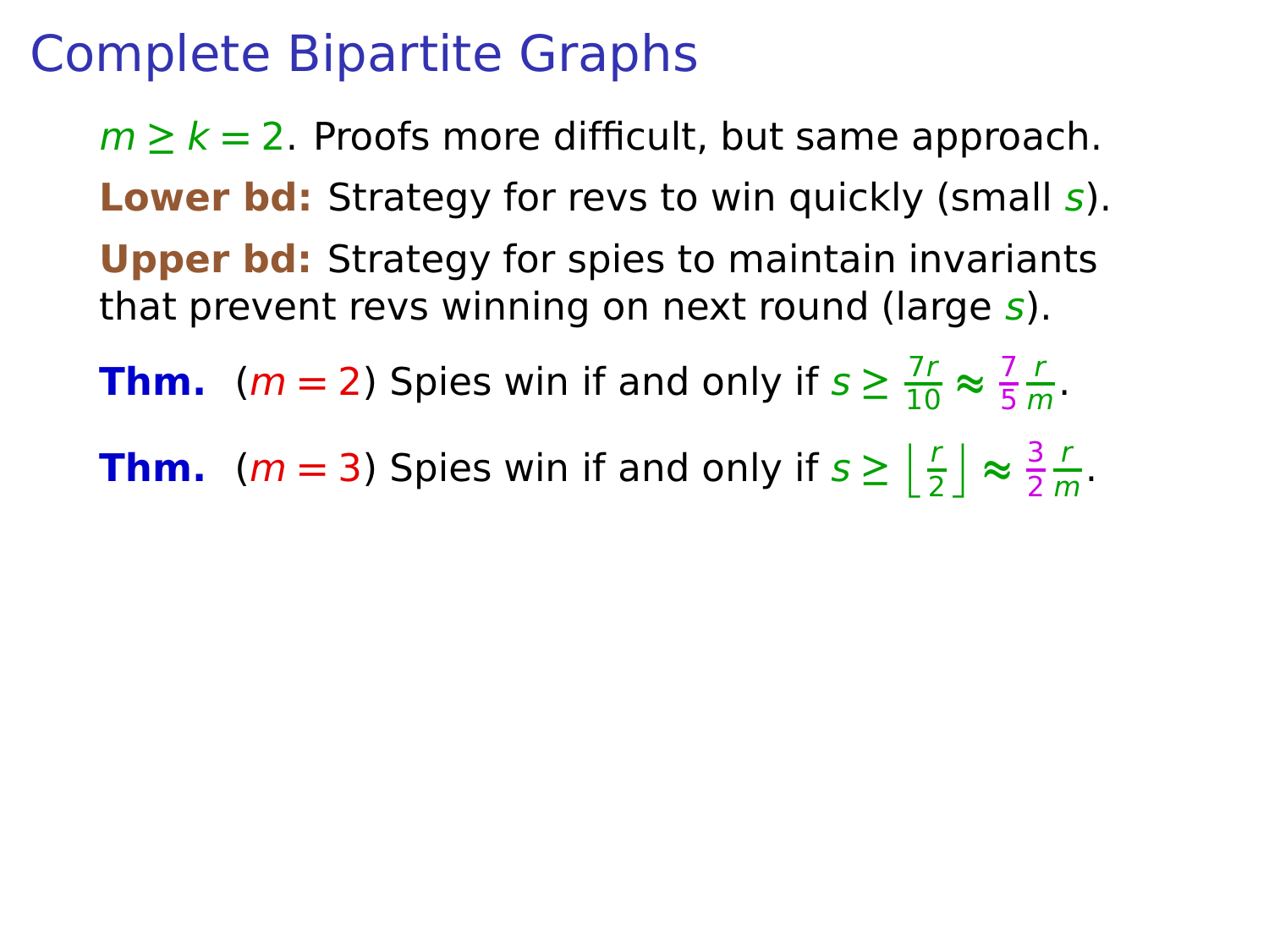# Complete Bipartite Graphs

$m \geq k = 2$. Proofs more difficult, but same approach.

**Lower bd:** Strategy for revs to win quickly (small $s$).

**Upper bd:** Strategy for spies to maintain invariants that prevent revs winning on next round (large $s$).

**Thm.** ($m = 2$) Spies win if and only if $s \geq \frac{7r}{10} \approx \frac{7}{5}\frac{r}{m}$.

**Thm.** ($m = 3$) Spies win if and only if $s \geq \left\lfloor \frac{r}{2} \right\rfloor \approx \frac{3}{2}\frac{r}{m}$.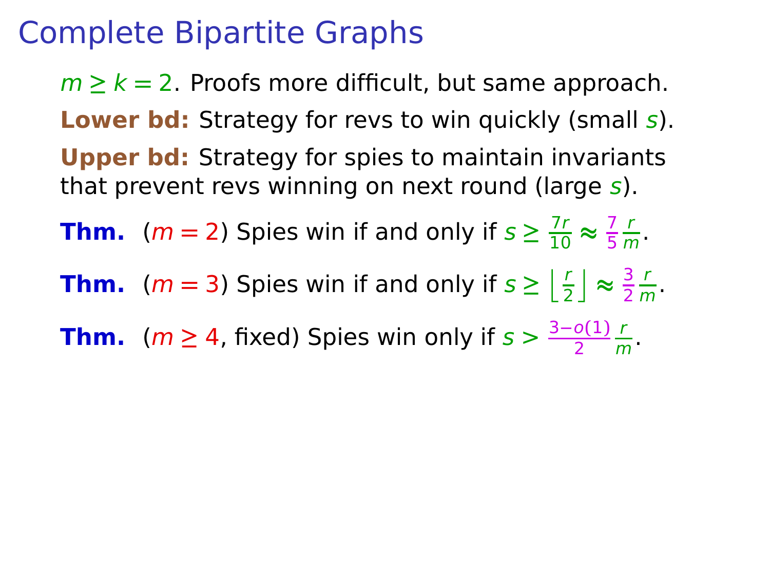# Complete Bipartite Graphs

$m \geq k = 2$. Proofs more difficult, but same approach.

**Lower bd:** Strategy for revs to win quickly (small $s$).

**Upper bd:** Strategy for spies to maintain invariants that prevent revs winning on next round (large $s$).

**Thm.** ($m = 2$) Spies win if and only if $s \geq \frac{7r}{10} \approx \frac{7}{5}\frac{r}{m}$.

**Thm.** ($m = 3$) Spies win if and only if $s \geq \left\lfloor \frac{r}{2} \right\rfloor \approx \frac{3}{2}\frac{r}{m}$.

**Thm.** ($m \geq 4$, fixed) Spies win only if $s > \frac{3-o(1)}{2}\frac{r}{m}$.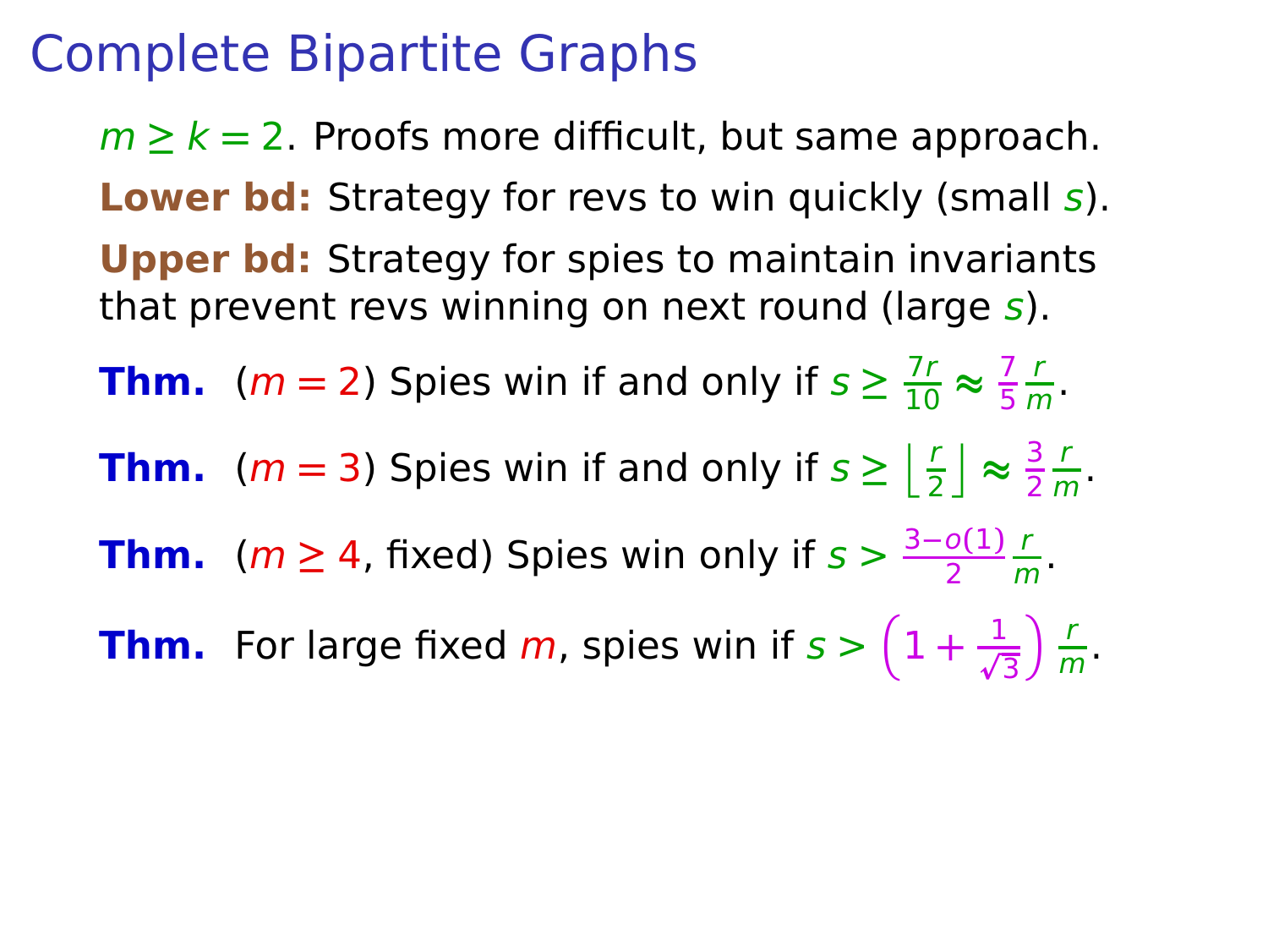# Complete Bipartite Graphs

$m \geq k = 2$. Proofs more difficult, but same approach.

**Lower bd:** Strategy for revs to win quickly (small $s$).

**Upper bd:** Strategy for spies to maintain invariants that prevent revs winning on next round (large $s$).

**Thm.** ($m = 2$) Spies win if and only if $s \geq \frac{7r}{10} \approx \frac{7}{5}\frac{r}{m}$.

**Thm.** ($m = 3$) Spies win if and only if $s \geq \left\lfloor \frac{r}{2} \right\rfloor \approx \frac{3}{2}\frac{r}{m}$.

**Thm.** ($m \geq 4$, fixed) Spies win only if $s > \frac{3-o(1)}{2}\frac{r}{m}$.

**Thm.** For large fixed $m$, spies win if $s > \left(1 + \frac{1}{\sqrt{3}}\right)\frac{r}{m}$.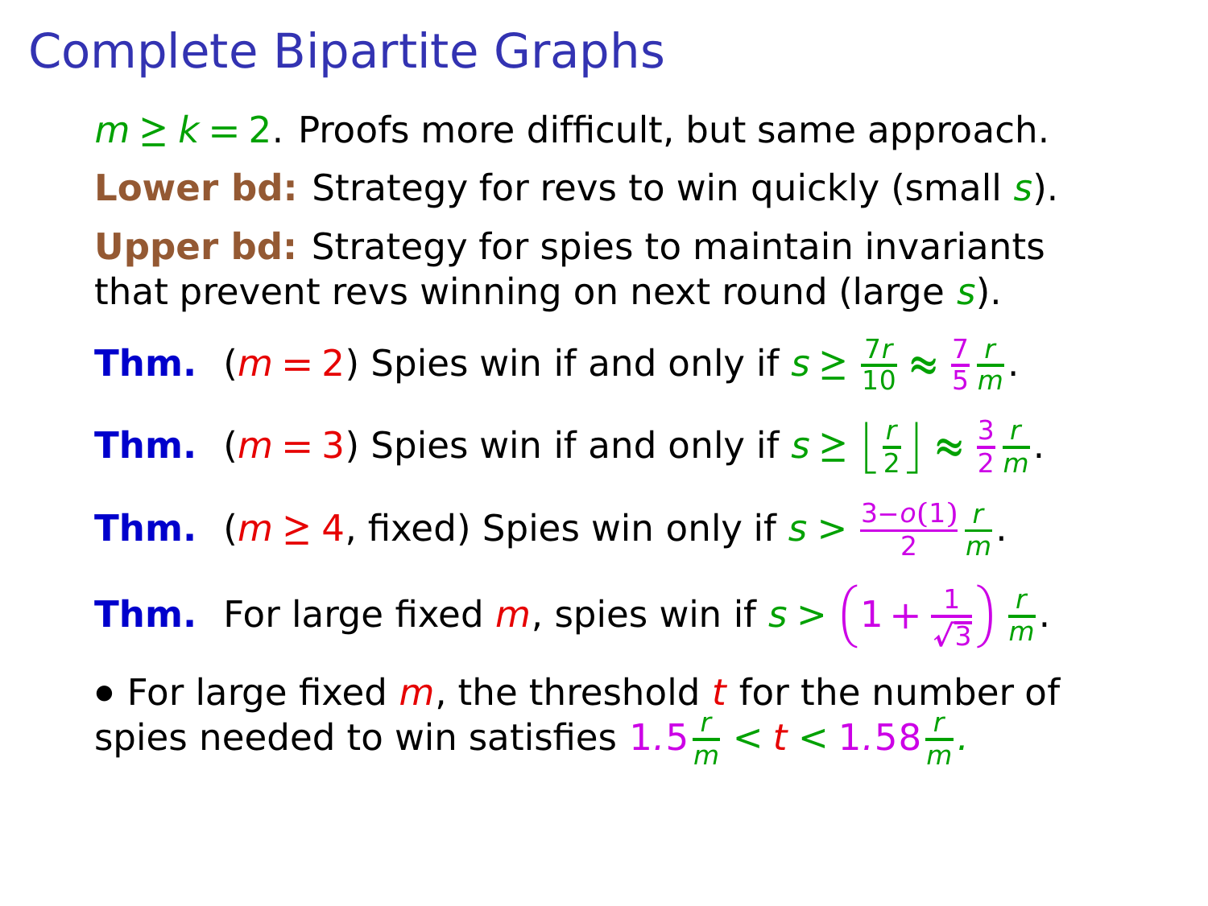# Complete Bipartite Graphs

$m \geq k = 2$. Proofs more difficult, but same approach.

**Lower bd:** Strategy for revs to win quickly (small $s$).

**Upper bd:** Strategy for spies to maintain invariants that prevent revs winning on next round (large $s$).

**Thm.** ($m = 2$) Spies win if and only if $s \geq \frac{7r}{10} \approx \frac{7}{5}\frac{r}{m}$.

**Thm.** ($m = 3$) Spies win if and only if $s \geq \left\lfloor \frac{r}{2} \right\rfloor \approx \frac{3}{2}\frac{r}{m}$.

**Thm.** ($m \geq 4$, fixed) Spies win only if $s > \frac{3-o(1)}{2}\frac{r}{m}$.

**Thm.** For large fixed $m$, spies win if $s > \left(1 + \frac{1}{\sqrt{3}}\right)\frac{r}{m}$.

- For large fixed $m$, the threshold $t$ for the number of spies needed to win satisfies $1.5\frac{r}{m} < t < 1.58\frac{r}{m}$.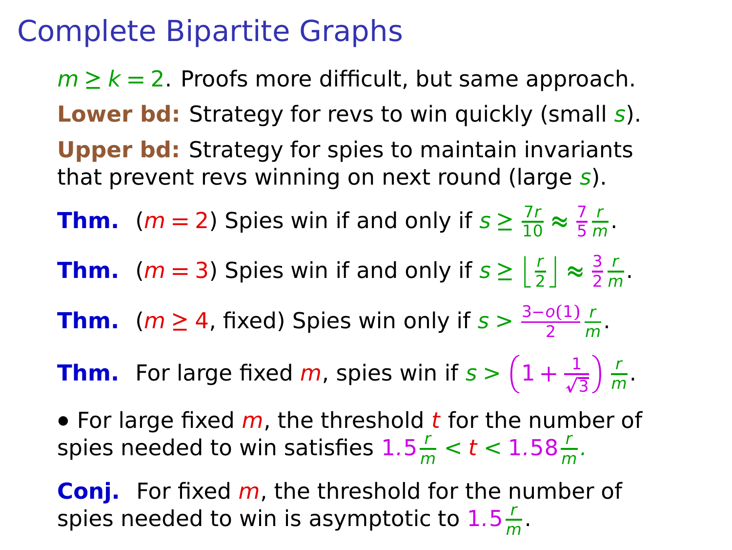# Complete Bipartite Graphs

$m \geq k = 2$. Proofs more difficult, but same approach.

**Lower bd:** Strategy for revs to win quickly (small $s$).

**Upper bd:** Strategy for spies to maintain invariants that prevent revs winning on next round (large $s$).

**Thm.** ($m = 2$) Spies win if and only if $s \geq \frac{7r}{10} \approx \frac{7}{5}\frac{r}{m}$.

**Thm.** ($m = 3$) Spies win if and only if $s \geq \left\lfloor \frac{r}{2} \right\rfloor \approx \frac{3}{2}\frac{r}{m}$.

**Thm.** ($m \geq 4$, fixed) Spies win only if $s > \frac{3-o(1)}{2}\frac{r}{m}$.

**Thm.** For large fixed $m$, spies win if $s > \left(1 + \frac{1}{\sqrt{3}}\right)\frac{r}{m}$.

- For large fixed $m$, the threshold $t$ for the number of spies needed to win satisfies $1.5\frac{r}{m} < t < 1.58\frac{r}{m}$.

**Conj.** For fixed $m$, the threshold for the number of spies needed to win is asymptotic to $1.5\frac{r}{m}$.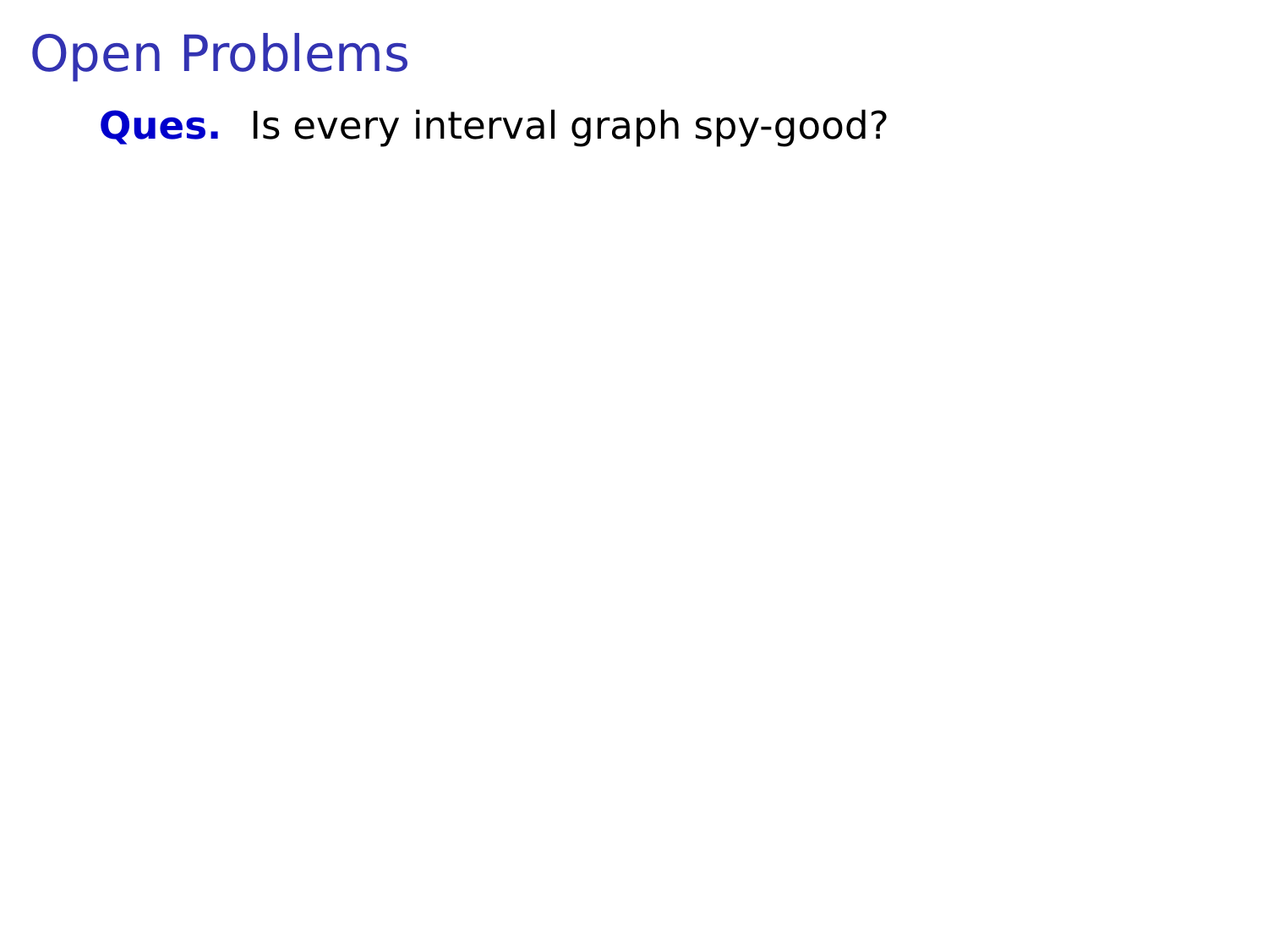# Open Problems

**Ques.** Is every interval graph spy-good?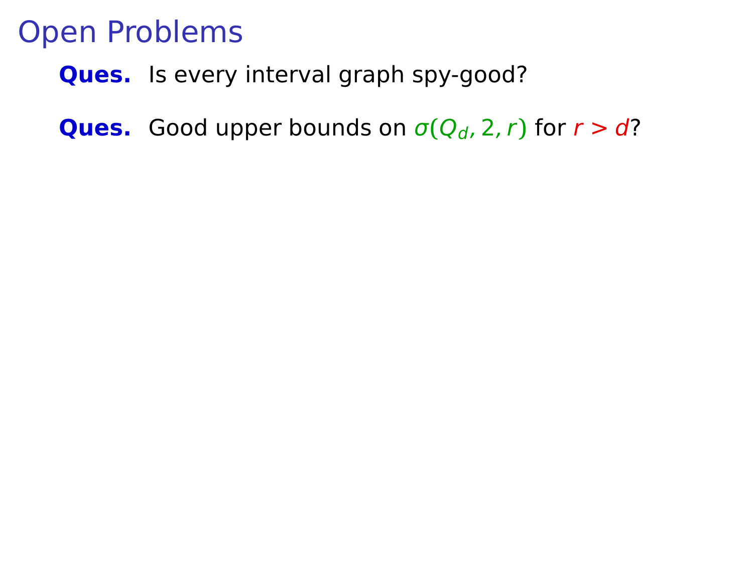# Open Problems

**Ques.** Is every interval graph spy-good?

**Ques.** Good upper bounds on $\sigma(Q_d, 2, r)$ for $r > d$?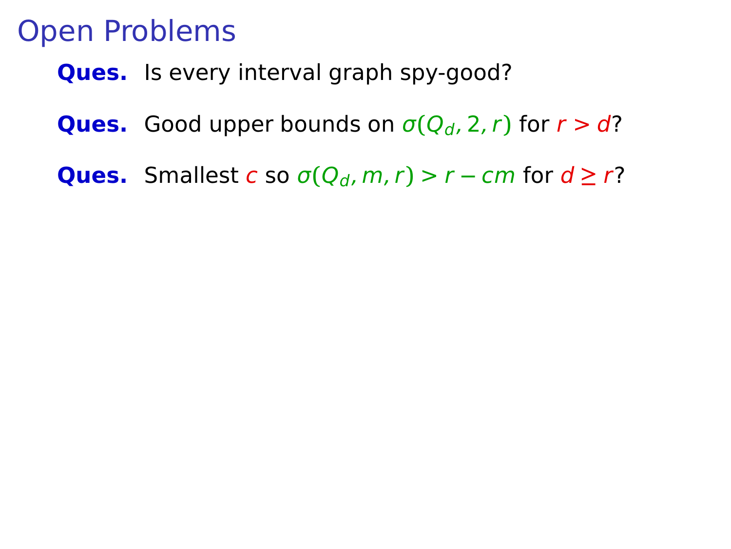# Open Problems

**Ques.** Is every interval graph spy-good?

**Ques.** Good upper bounds on $\sigma(Q_d, 2, r)$ for $r > d$?

**Ques.** Smallest $c$ so $\sigma(Q_d, m, r) > r - cm$ for $d \geq r$?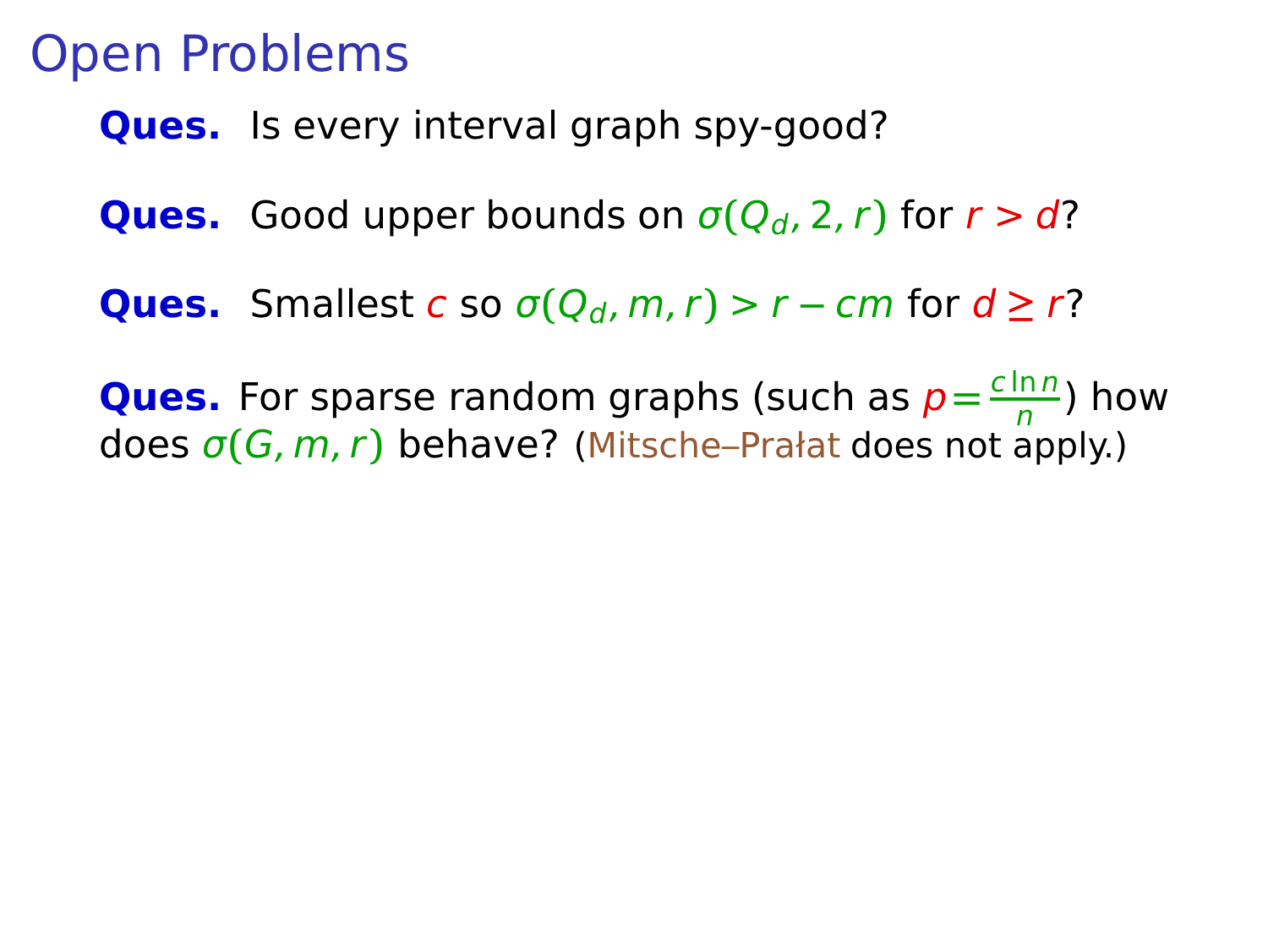# Open Problems

**Ques.** Is every interval graph spy-good?

**Ques.** Good upper bounds on $\sigma(Q_d, 2, r)$ for $r > d$?

**Ques.** Smallest $c$ so $\sigma(Q_d, m, r) > r - cm$ for $d \geq r$?

**Ques.** For sparse random graphs (such as $p = \frac{c \ln n}{n}$) how does $\sigma(G, m, r)$ behave? (Mitsche–Prałat does not apply.)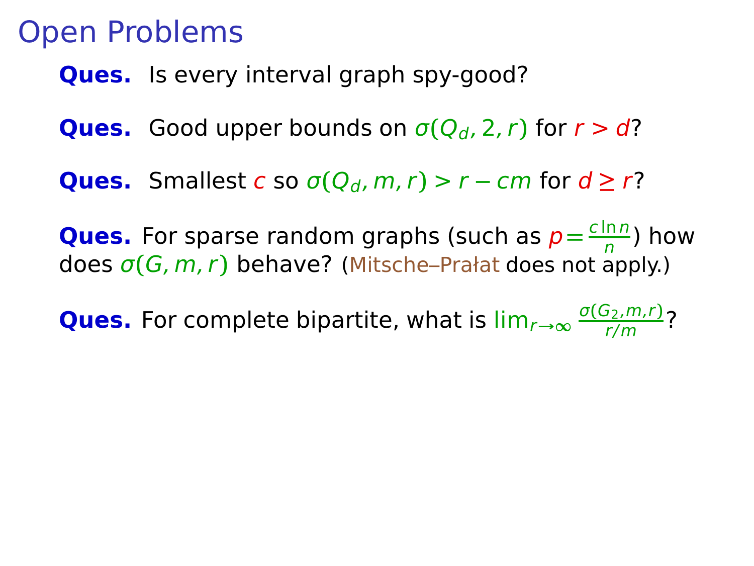# Open Problems

**Ques.** Is every interval graph spy-good?

**Ques.** Good upper bounds on $\sigma(Q_d, 2, r)$ for $r > d$?

**Ques.** Smallest $c$ so $\sigma(Q_d, m, r) > r - cm$ for $d \geq r$?

**Ques.** For sparse random graphs (such as $p = \frac{c \ln n}{n}$) how does $\sigma(G, m, r)$ behave? (Mitsche–Prałat does not apply.)

**Ques.** For complete bipartite, what is $\lim_{r\to\infty} \frac{\sigma(G_2, m, r)}{r/m}$?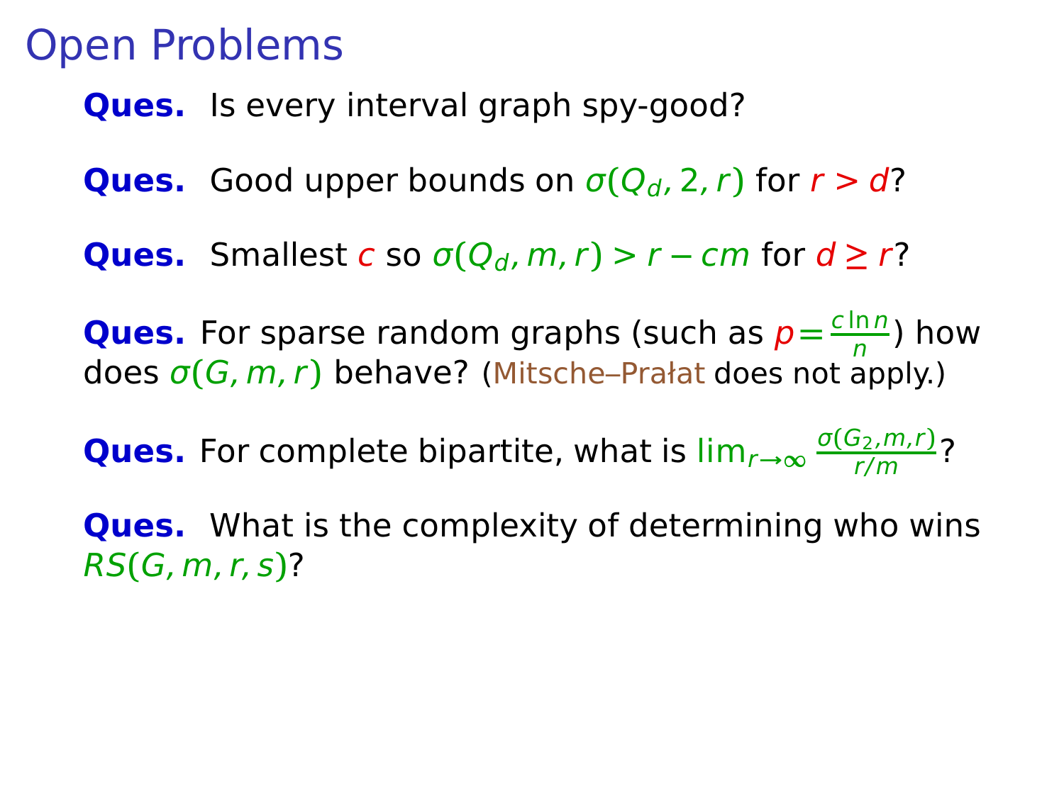# Open Problems

**Ques.** Is every interval graph spy-good?

**Ques.** Good upper bounds on $\sigma(Q_d, 2, r)$ for $r > d$?

**Ques.** Smallest $c$ so $\sigma(Q_d, m, r) > r - cm$ for $d \geq r$?

**Ques.** For sparse random graphs (such as $p = \frac{c \ln n}{n}$) how does $\sigma(G, m, r)$ behave? (Mitsche–Prałat does not apply.)

**Ques.** For complete bipartite, what is $\lim_{r\to\infty} \frac{\sigma(G_2, m, r)}{r/m}$?

**Ques.** What is the complexity of determining who wins $RS(G, m, r, s)$?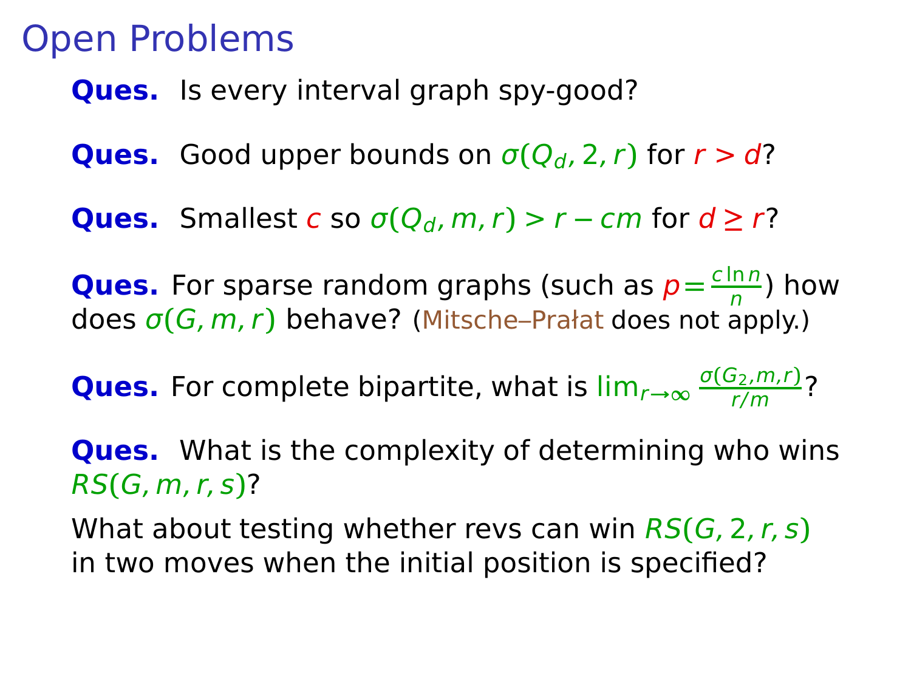# Open Problems

**Ques.** Is every interval graph spy-good?

**Ques.** Good upper bounds on $\sigma(Q_d, 2, r)$ for $r > d$?

**Ques.** Smallest $c$ so $\sigma(Q_d, m, r) > r - cm$ for $d \geq r$?

**Ques.** For sparse random graphs (such as $p = \frac{c \ln n}{n}$) how does $\sigma(G, m, r)$ behave? (Mitsche–Prałat does not apply.)

**Ques.** For complete bipartite, what is $\lim_{r \to \infty} \frac{\sigma(G_2, m, r)}{r/m}$?

**Ques.** What is the complexity of determining who wins $RS(G, m, r, s)$?

What about testing whether revs can win $RS(G, 2, r, s)$ in two moves when the initial position is specified?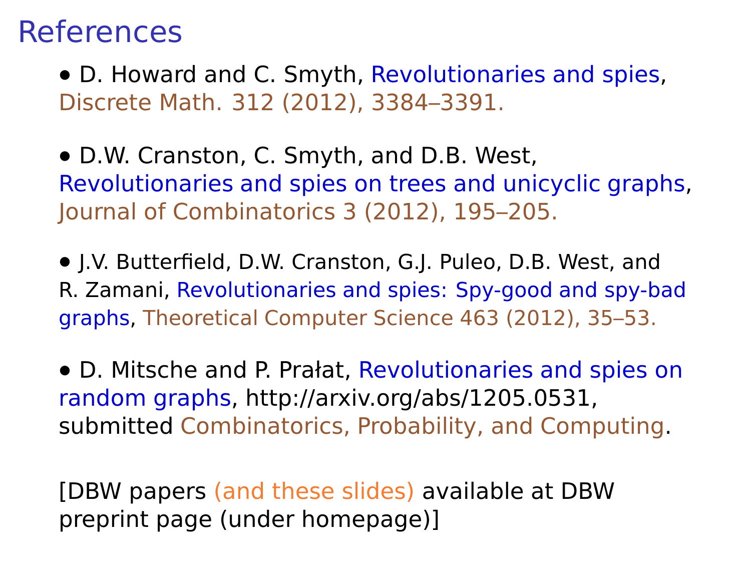# References

- D. Howard and C. Smyth, Revolutionaries and spies, Discrete Math. 312 (2012), 3384–3391.

- D.W. Cranston, C. Smyth, and D.B. West, Revolutionaries and spies on trees and unicyclic graphs, Journal of Combinatorics 3 (2012), 195–205.

- J.V. Butterfield, D.W. Cranston, G.J. Puleo, D.B. West, and R. Zamani, Revolutionaries and spies: Spy-good and spy-bad graphs, Theoretical Computer Science 463 (2012), 35–53.

- D. Mitsche and P. Prałat, Revolutionaries and spies on random graphs, http://arxiv.org/abs/1205.0531, submitted Combinatorics, Probability, and Computing.

[DBW papers (and these slides) available at DBW preprint page (under homepage)]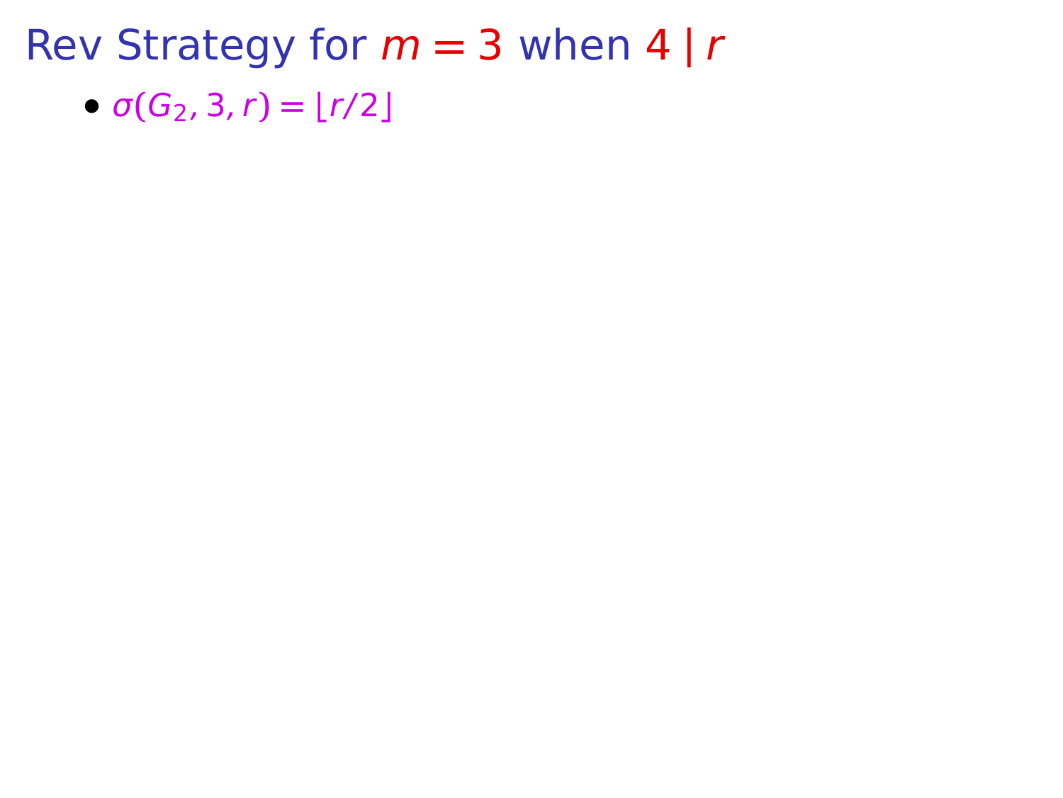# Rev Strategy for $m = 3$ when $4 \mid r$

- $\sigma(G_2, 3, r) = \lfloor r/2 \rfloor$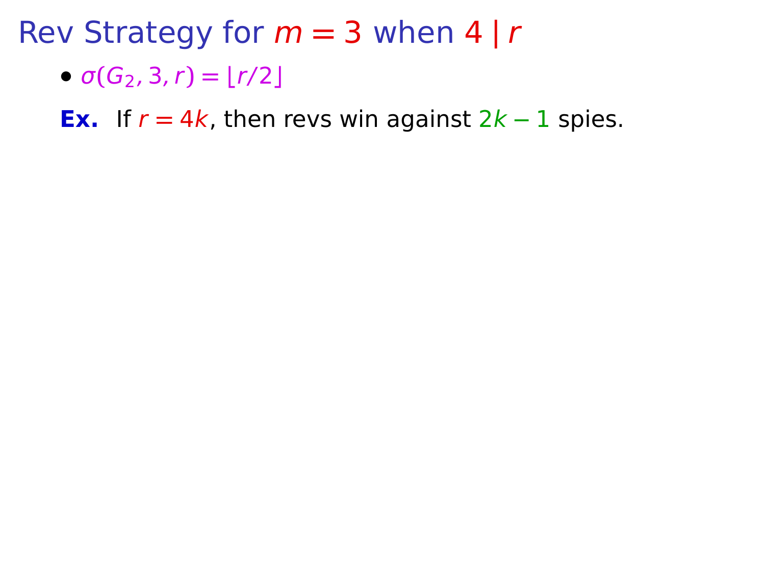# Rev Strategy for $m = 3$ when $4 \mid r$

- $\sigma(G_2, 3, r) = \lfloor r/2 \rfloor$

**Ex.** If $r = 4k$, then revs win against $2k - 1$ spies.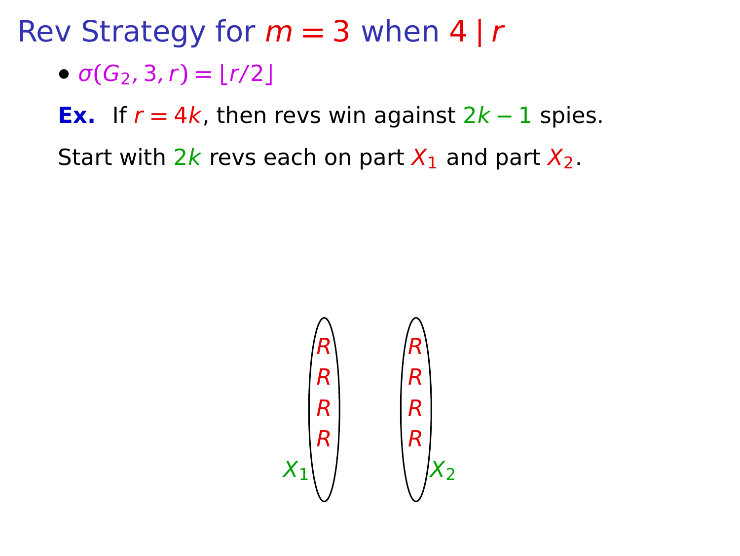# Rev Strategy for $m = 3$ when $4 \mid r$

- $\sigma(G_2, 3, r) = \lfloor r/2 \rfloor$

**Ex.** If $r = 4k$, then revs win against $2k - 1$ spies.

Start with $2k$ revs each on part $X_1$ and part $X_2$.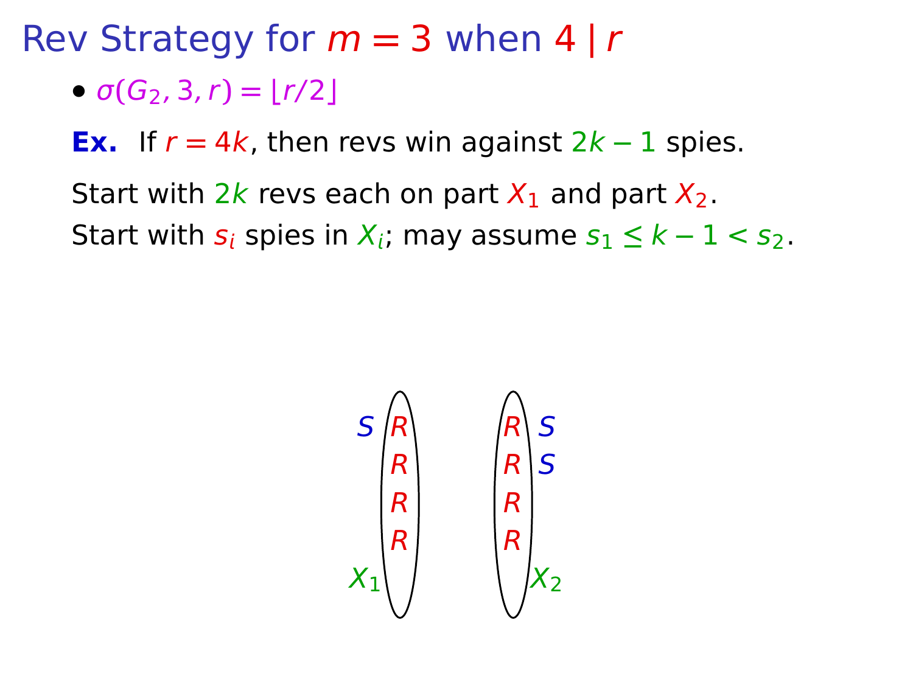# Rev Strategy for $m = 3$ when $4 \mid r$

- $\sigma(G_2, 3, r) = \lfloor r/2 \rfloor$

**Ex.** If $r = 4k$, then revs win against $2k - 1$ spies.

Start with $2k$ revs each on part $X_1$ and part $X_2$.

Start with $s_i$ spies in $X_i$; may assume $s_1 \leq k - 1 < s_2$.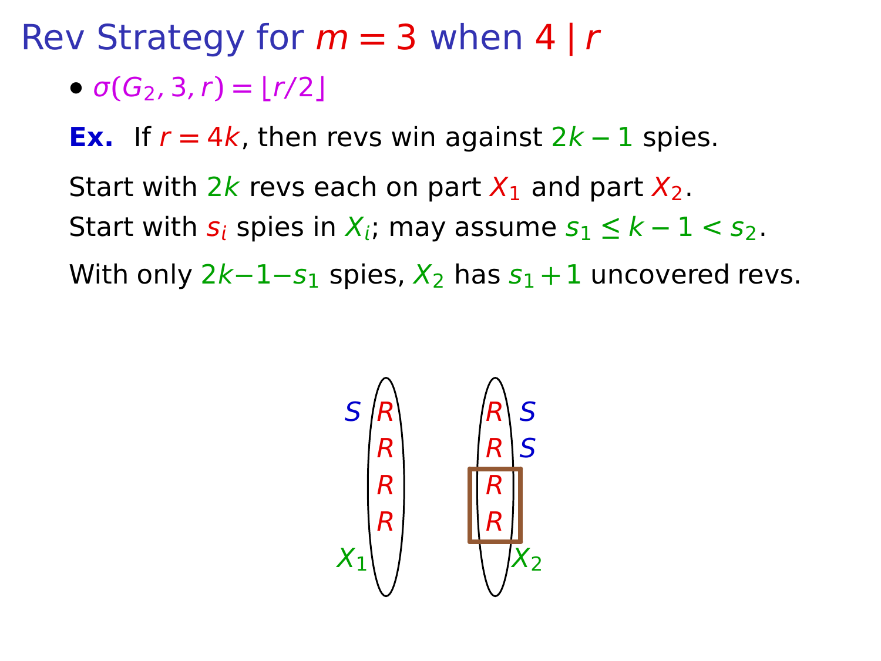# Rev Strategy for $m = 3$ when $4 \mid r$

- $\sigma(G_2, 3, r) = \lfloor r/2 \rfloor$

**Ex.** If $r = 4k$, then revs win against $2k - 1$ spies.

Start with $2k$ revs each on part $X_1$ and part $X_2$.

Start with $s_i$ spies in $X_i$; may assume $s_1 \leq k - 1 < s_2$.

With only $2k-1-s_1$ spies, $X_2$ has $s_1 + 1$ uncovered revs.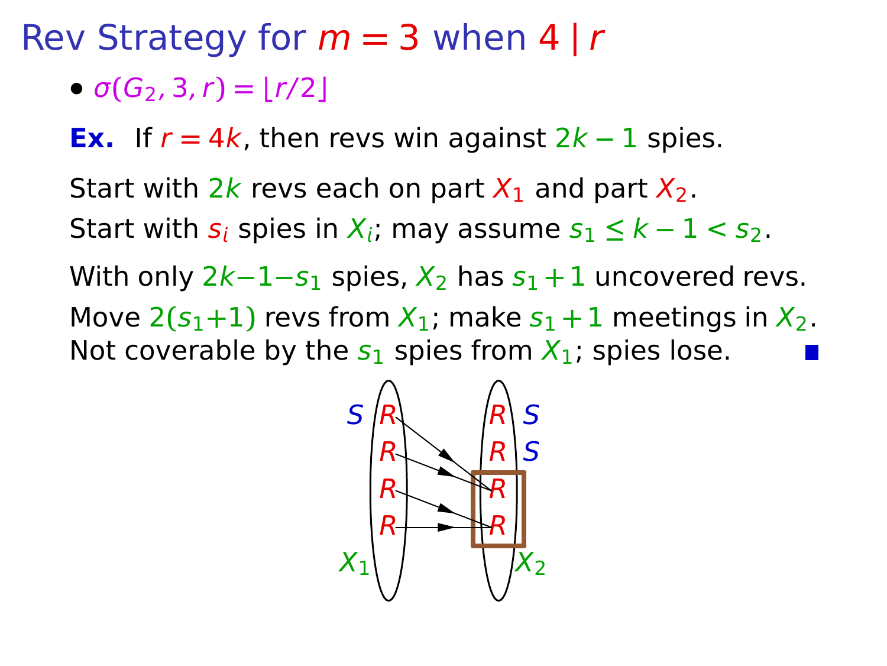# Rev Strategy for $m = 3$ when $4 \mid r$

- $\sigma(G_2, 3, r) = \lfloor r/2 \rfloor$

**Ex.** If $r = 4k$, then revs win against $2k - 1$ spies.

Start with $2k$ revs each on part $X_1$ and part $X_2$.

Start with $s_i$ spies in $X_i$; may assume $s_1 \le k - 1 < s_2$.

With only $2k-1-s_1$ spies, $X_2$ has $s_1 + 1$ uncovered revs.

Move $2(s_1+1)$ revs from $X_1$; make $s_1 + 1$ meetings in $X_2$.
Not coverable by the $s_1$ spies from $X_1$; spies lose. ∎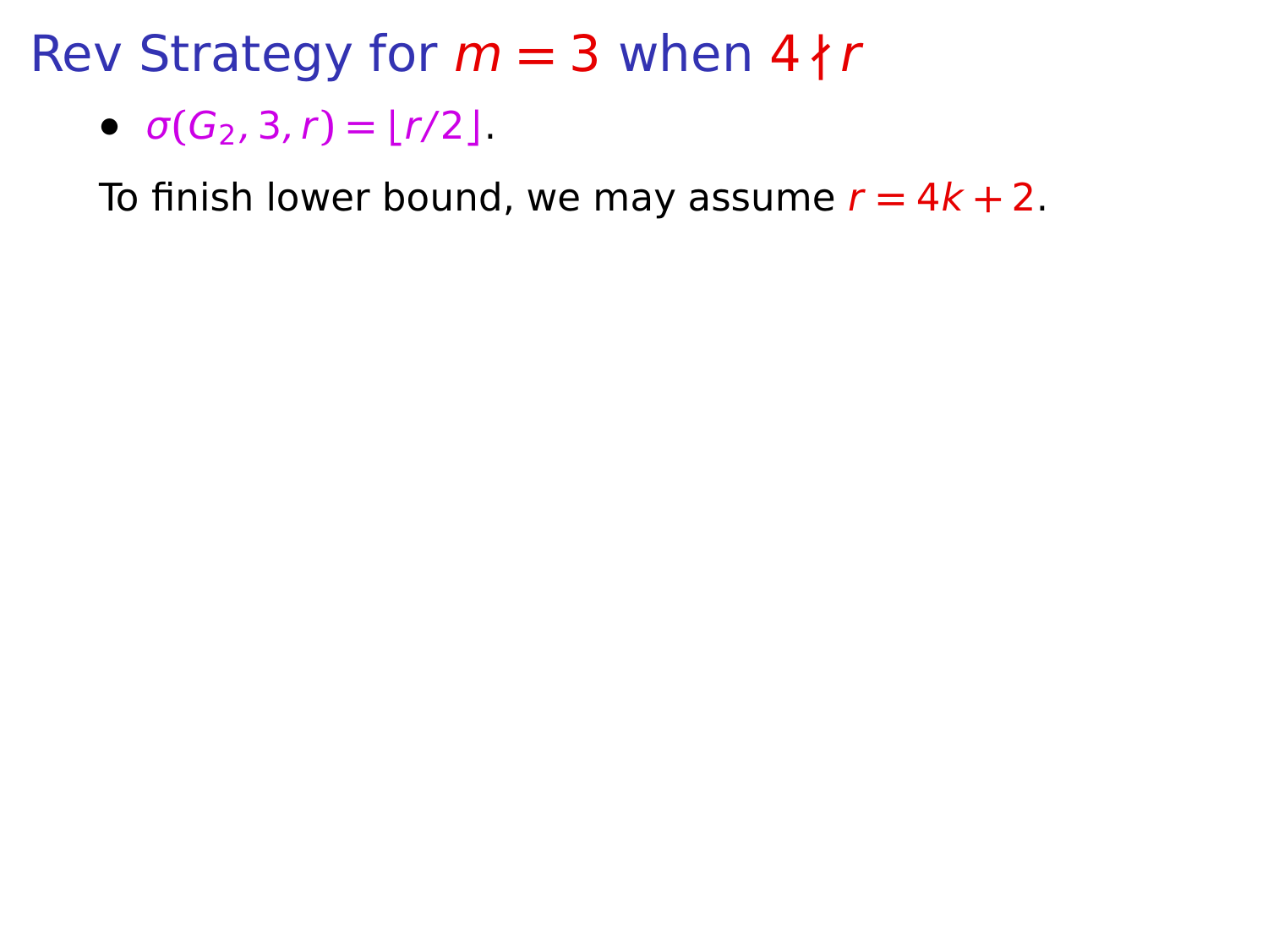# Rev Strategy for $m = 3$ when $4 \nmid r$

- $\sigma(G_2, 3, r) = \lfloor r/2 \rfloor$.

To finish lower bound, we may assume $r = 4k + 2$.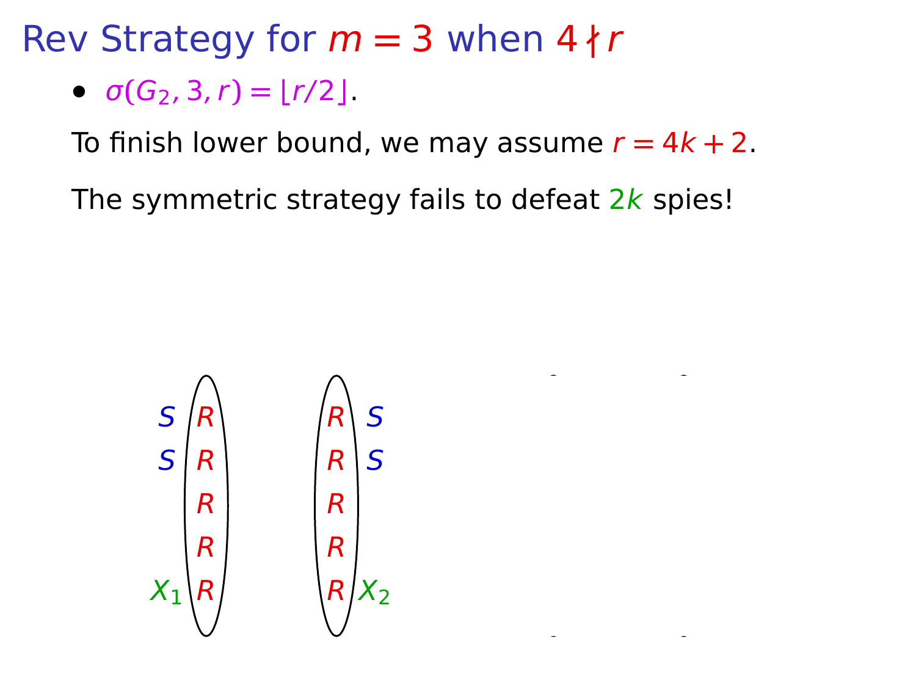# Rev Strategy for $m = 3$ when $4 \nmid r$

- $\sigma(G_2, 3, r) = \lfloor r/2 \rfloor$.

To finish lower bound, we may assume $r = 4k + 2$.

The symmetric strategy fails to defeat $2k$ spies!

| | | | |
|---|---|---|---|
| $S$ | $R$ | $R$ | $S$ |
| $S$ | $R$ | $R$ | $S$ |
| | $R$ | $R$ | |
| | $R$ | $R$ | |
| $X_1$ | $R$ | $R$ | $X_2$ |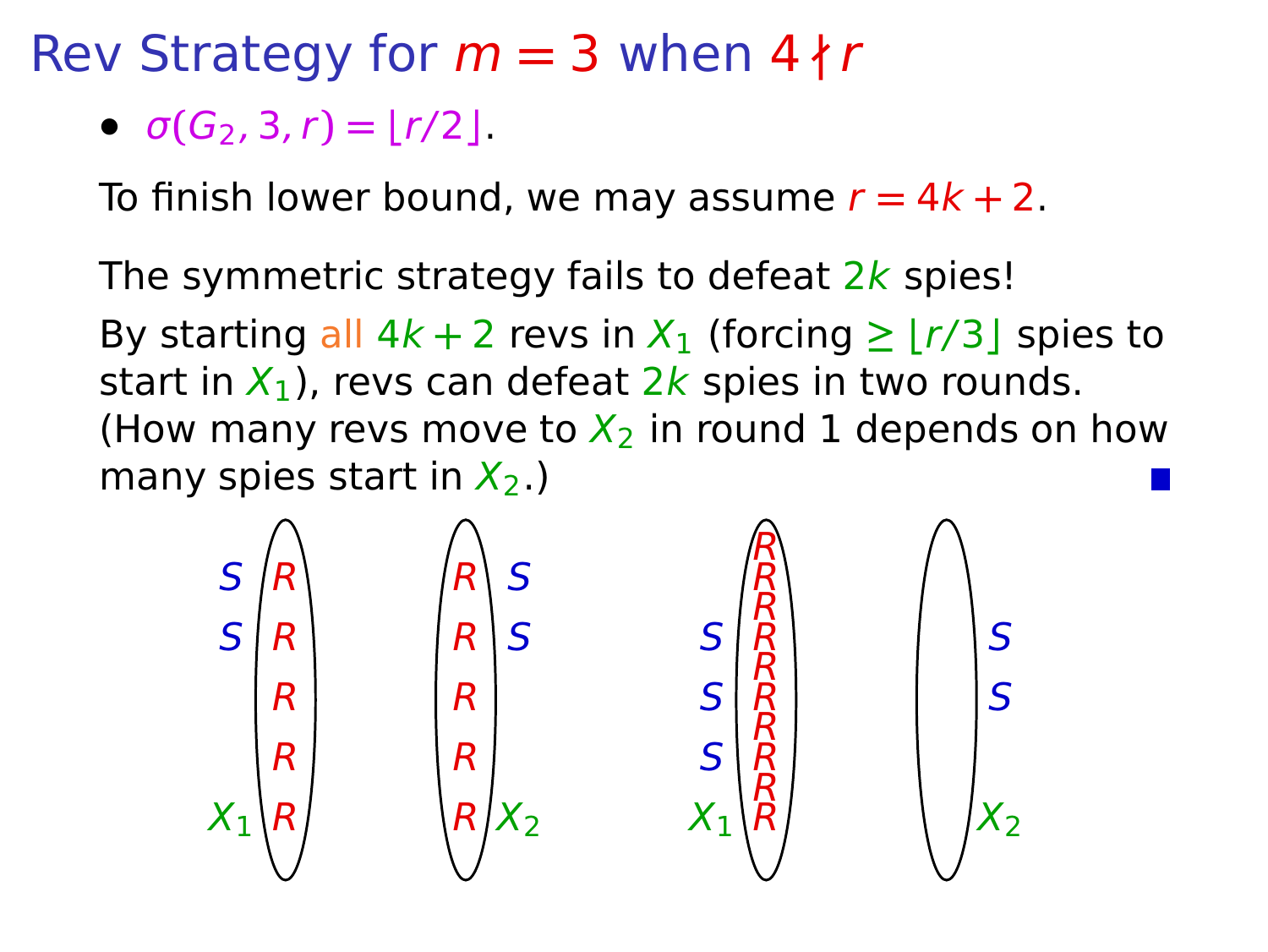# Rev Strategy for $m = 3$ when $4 \nmid r$

- $\sigma(G_2, 3, r) = \lfloor r/2 \rfloor$.

To finish lower bound, we may assume $r = 4k + 2$.

The symmetric strategy fails to defeat $2k$ spies!

By starting all $4k + 2$ revs in $X_1$ (forcing $\geq \lfloor r/3 \rfloor$ spies to start in $X_1$), revs can defeat $2k$ spies in two rounds. (How many revs move to $X_2$ in round 1 depends on how many spies start in $X_2$.) ■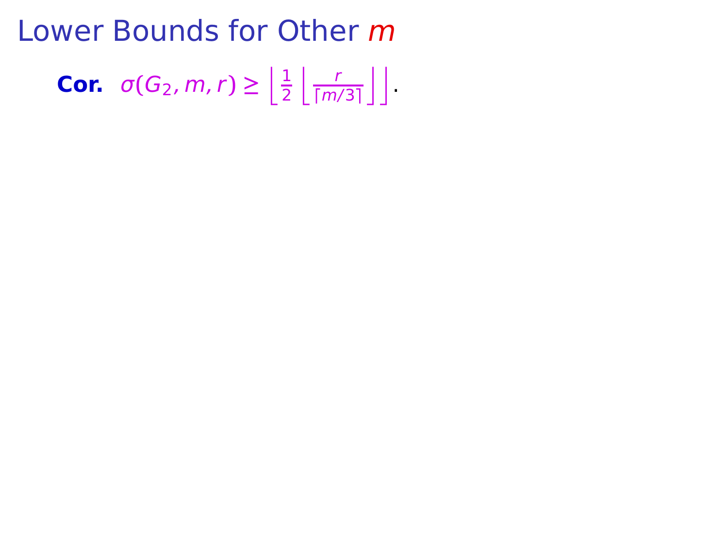# Lower Bounds for Other $m$

**Cor.** $\sigma(G_2, m, r) \geq \left\lfloor \frac{1}{2} \left\lfloor \frac{r}{\lceil m/3 \rceil} \right\rfloor \right\rfloor$.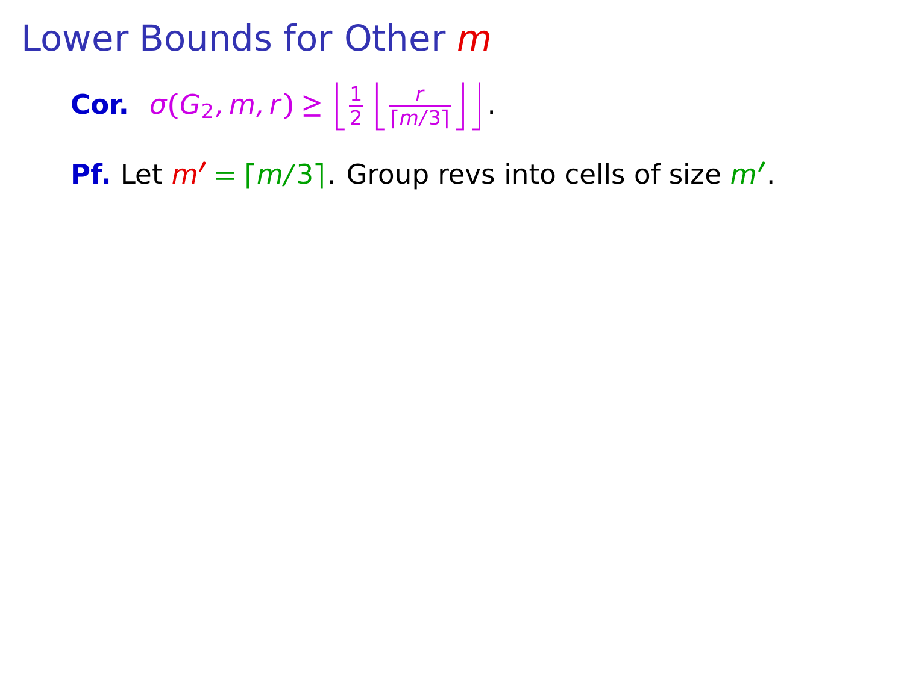# Lower Bounds for Other $m$

**Cor.** $\sigma(G_2, m, r) \geq \left\lfloor \frac{1}{2} \left\lfloor \frac{r}{\lceil m/3 \rceil} \right\rfloor \right\rfloor$.

**Pf.** Let $m' = \lceil m/3 \rceil$. Group revs into cells of size $m'$.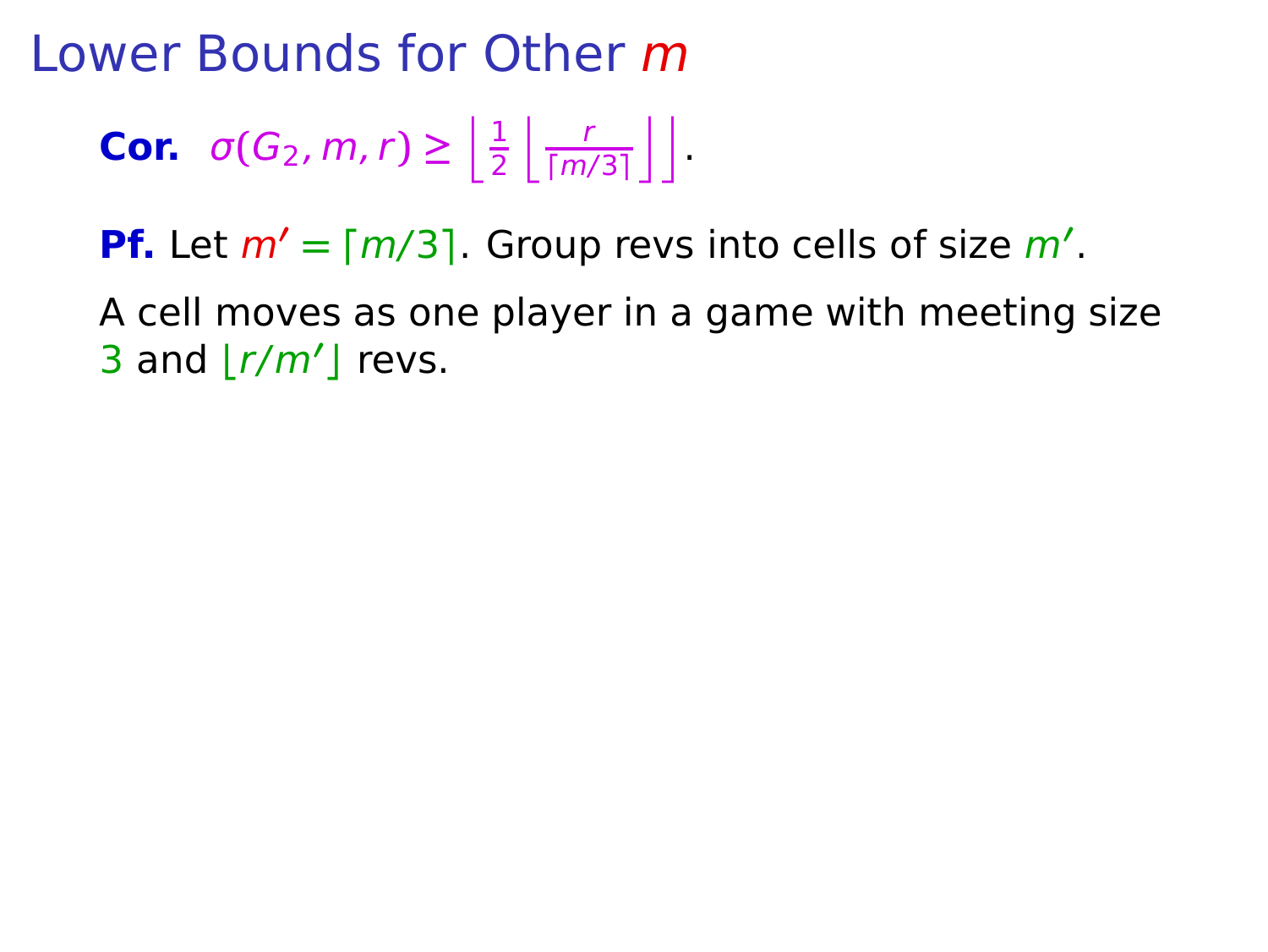# Lower Bounds for Other $m$

**Cor.** $\sigma(G_2, m, r) \geq \left\lfloor \frac{1}{2} \left\lfloor \frac{r}{\lceil m/3 \rceil} \right\rfloor \right\rfloor$.

**Pf.** Let $m' = \lceil m/3 \rceil$. Group revs into cells of size $m'$.

A cell moves as one player in a game with meeting size 3 and $\lfloor r/m' \rfloor$ revs.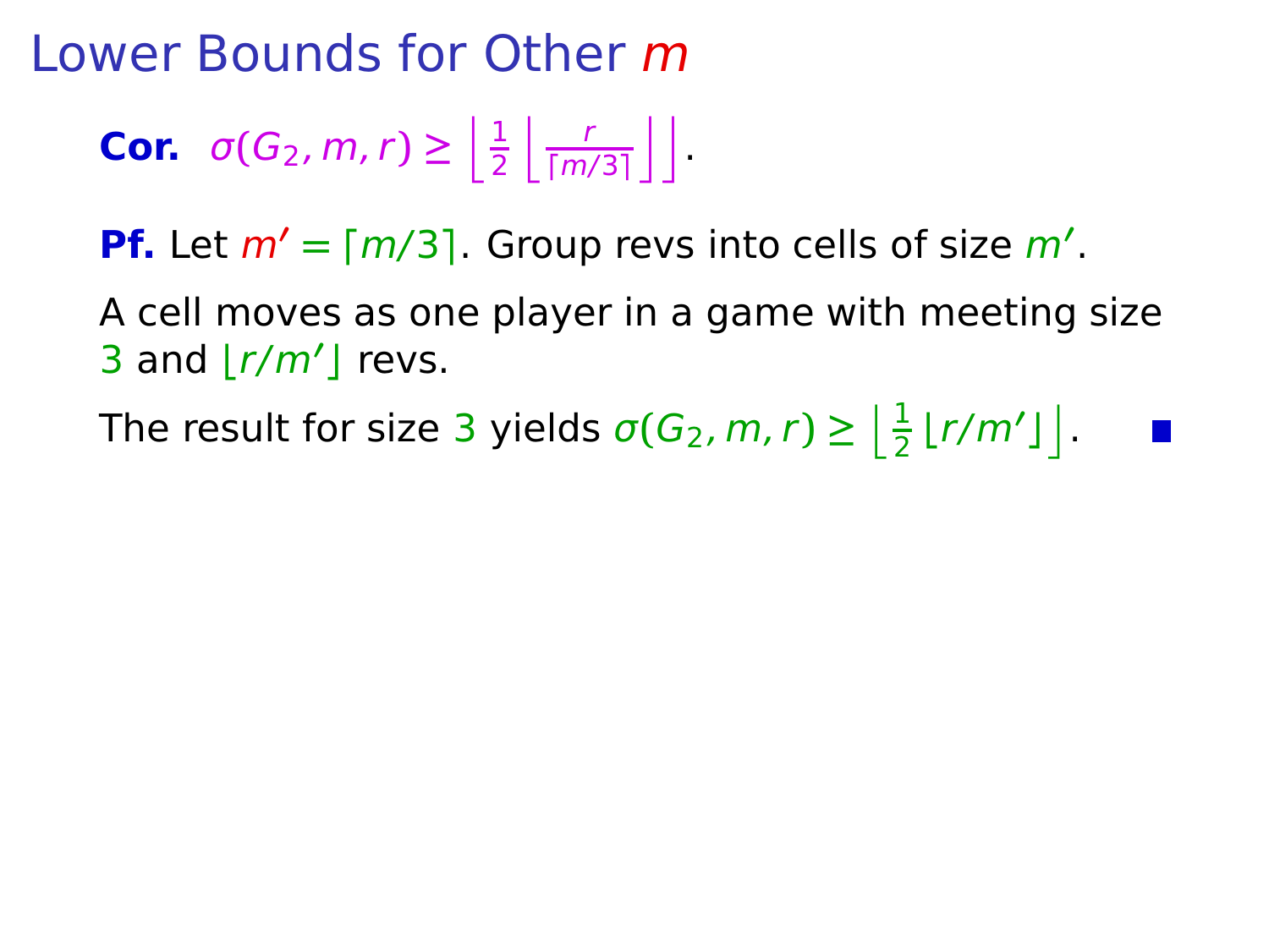# Lower Bounds for Other $m$

**Cor.** $\sigma(G_2, m, r) \geq \left\lfloor \frac{1}{2} \left\lfloor \frac{r}{\lceil m/3 \rceil} \right\rfloor \right\rfloor$.

**Pf.** Let $m' = \lceil m/3 \rceil$. Group revs into cells of size $m'$.

A cell moves as one player in a game with meeting size 3 and $\lfloor r/m' \rfloor$ revs.

The result for size 3 yields $\sigma(G_2, m, r) \geq \left\lfloor \frac{1}{2} \lfloor r/m' \rfloor \right\rfloor$. ∎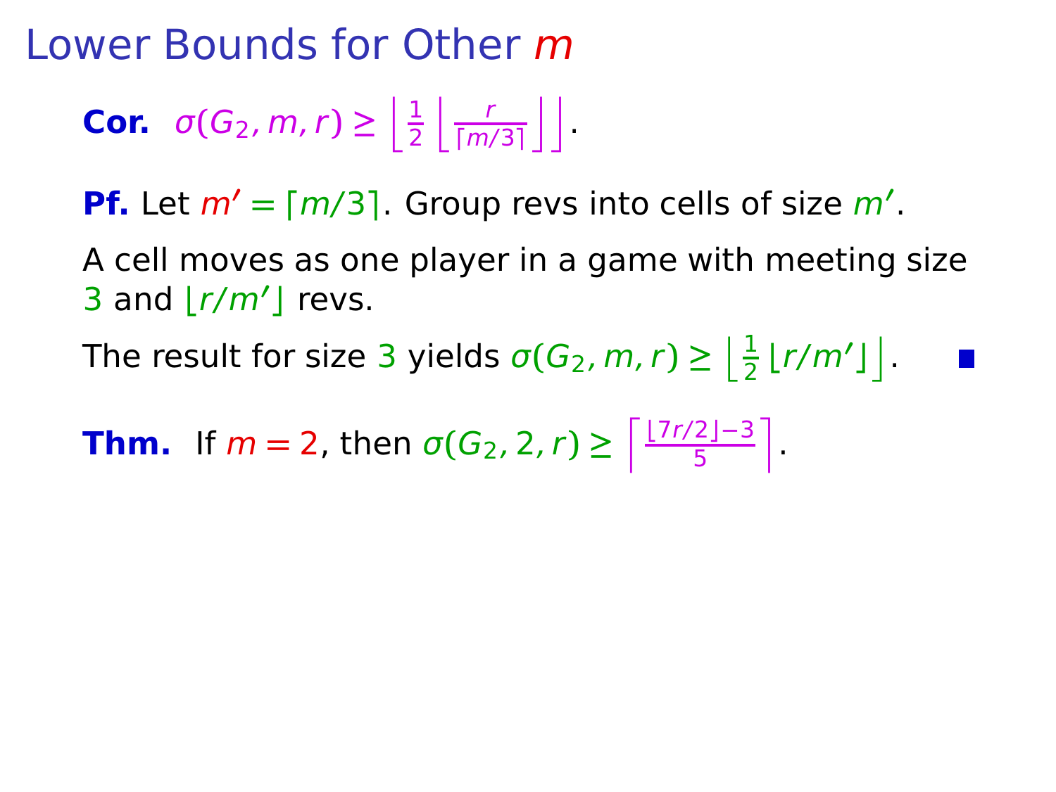# Lower Bounds for Other $m$

**Cor.** $\sigma(G_2, m, r) \geq \left\lfloor \frac{1}{2} \left\lfloor \frac{r}{\lceil m/3 \rceil} \right\rfloor \right\rfloor$.

**Pf.** Let $m' = \lceil m/3 \rceil$. Group revs into cells of size $m'$.

A cell moves as one player in a game with meeting size 3 and $\lfloor r/m' \rfloor$ revs.

The result for size 3 yields $\sigma(G_2, m, r) \geq \left\lfloor \frac{1}{2} \lfloor r/m' \rfloor \right\rfloor$. ∎

**Thm.** If $m = 2$, then $\sigma(G_2, 2, r) \geq \left\lceil \frac{\lfloor 7r/2 \rfloor - 3}{5} \right\rceil$.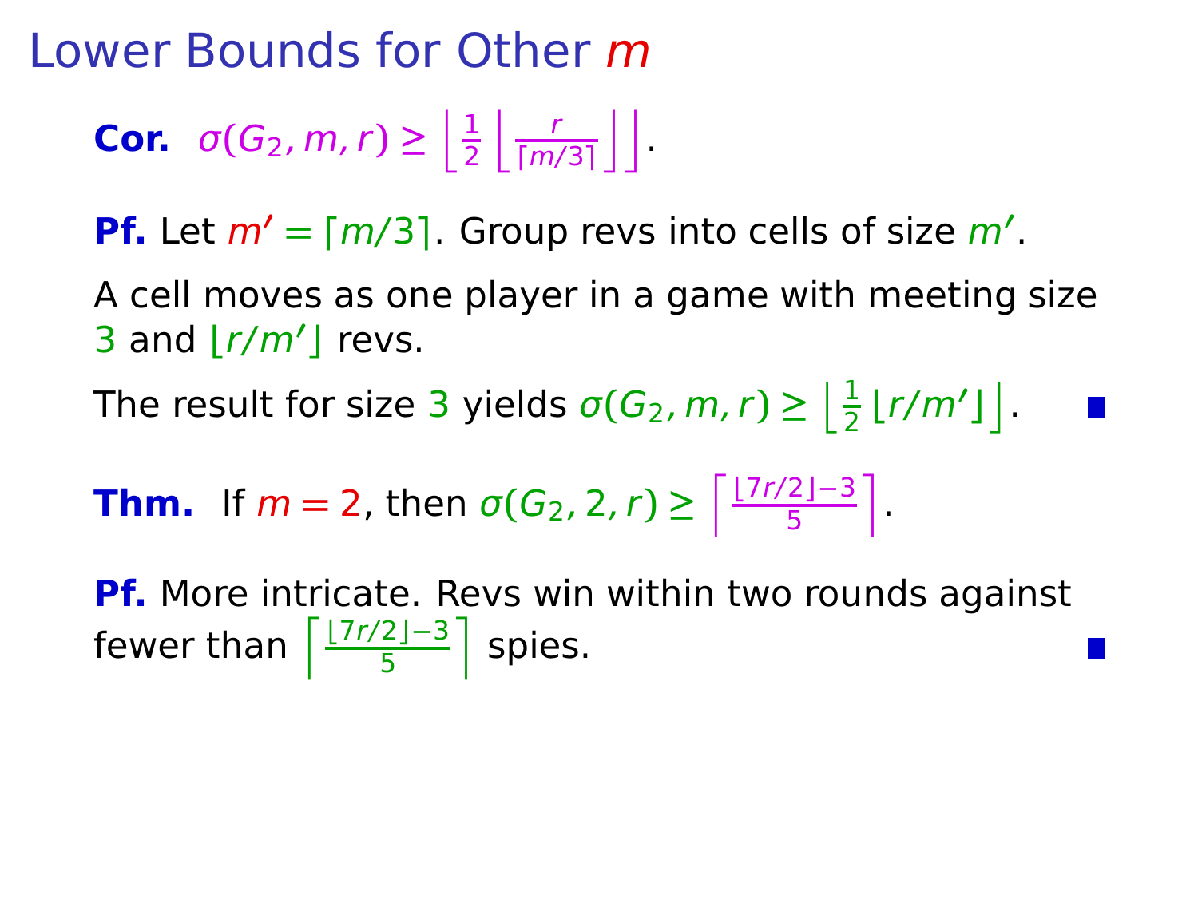# Lower Bounds for Other $m$

**Cor.** $\sigma(G_2, m, r) \geq \left\lfloor \frac{1}{2} \left\lfloor \frac{r}{\lceil m/3 \rceil} \right\rfloor \right\rfloor$.

**Pf.** Let $m' = \lceil m/3 \rceil$. Group revs into cells of size $m'$.

A cell moves as one player in a game with meeting size 3 and $\lfloor r/m' \rfloor$ revs.

The result for size 3 yields $\sigma(G_2, m, r) \geq \left\lfloor \frac{1}{2} \lfloor r/m' \rfloor \right\rfloor$. ∎

**Thm.** If $m = 2$, then $\sigma(G_2, 2, r) \geq \left\lceil \frac{\lfloor 7r/2 \rfloor - 3}{5} \right\rceil$.

**Pf.** More intricate. Revs win within two rounds against fewer than $\left\lceil \frac{\lfloor 7r/2 \rfloor - 3}{5} \right\rceil$ spies. ∎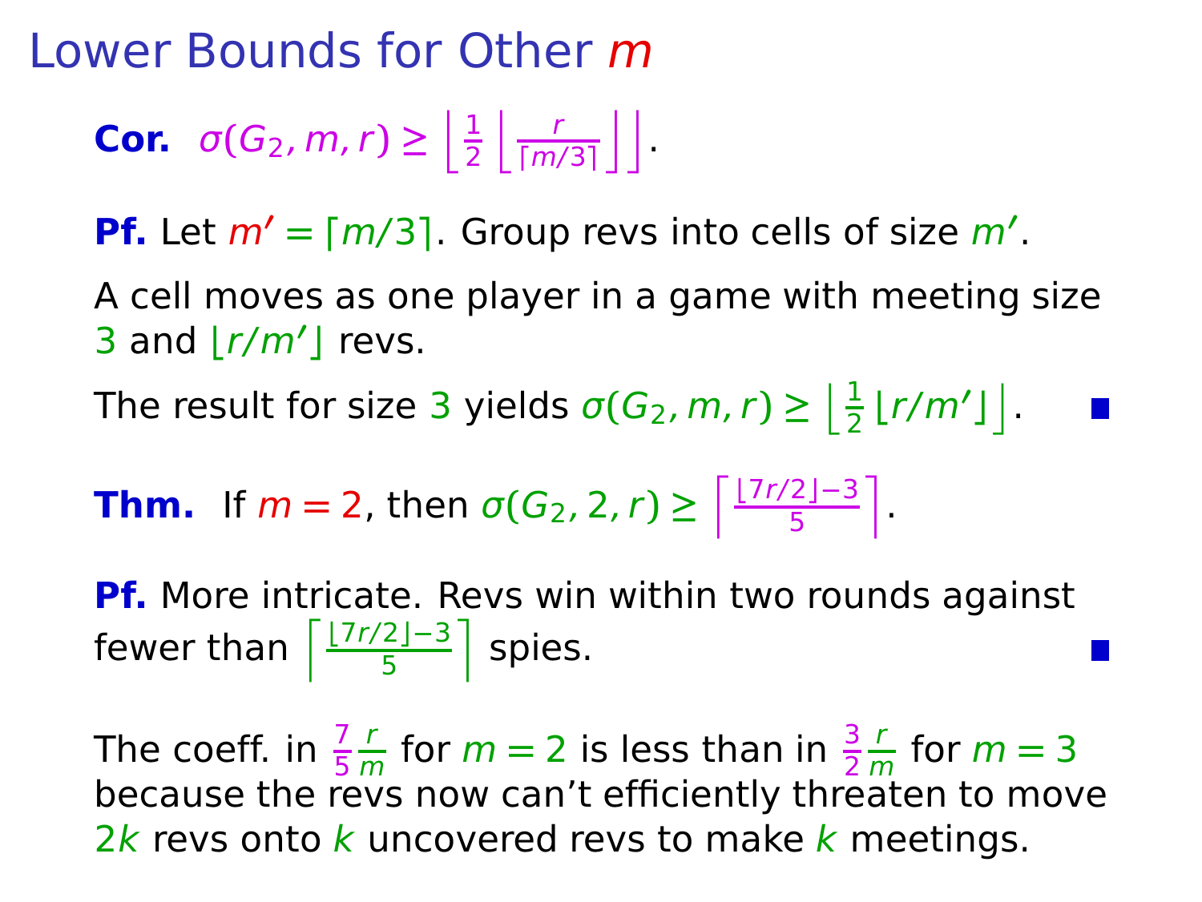# Lower Bounds for Other $m$

**Cor.** $\sigma(G_2, m, r) \ge \left\lfloor \frac{1}{2} \left\lfloor \frac{r}{\lceil m/3 \rceil} \right\rfloor \right\rfloor$.

**Pf.** Let $m' = \lceil m/3 \rceil$. Group revs into cells of size $m'$.

A cell moves as one player in a game with meeting size 3 and $\lfloor r/m' \rfloor$ revs.

The result for size 3 yields $\sigma(G_2, m, r) \ge \left\lfloor \frac{1}{2} \lfloor r/m' \rfloor \right\rfloor$. ∎

**Thm.** If $m = 2$, then $\sigma(G_2, 2, r) \ge \left\lceil \frac{\lfloor 7r/2 \rfloor - 3}{5} \right\rceil$.

**Pf.** More intricate. Revs win within two rounds against fewer than $\left\lceil \frac{\lfloor 7r/2 \rfloor - 3}{5} \right\rceil$ spies. ∎

The coeff. in $\frac{7}{5}\frac{r}{m}$ for $m = 2$ is less than in $\frac{3}{2}\frac{r}{m}$ for $m = 3$ because the revs now can't efficiently threaten to move $2k$ revs onto $k$ uncovered revs to make $k$ meetings.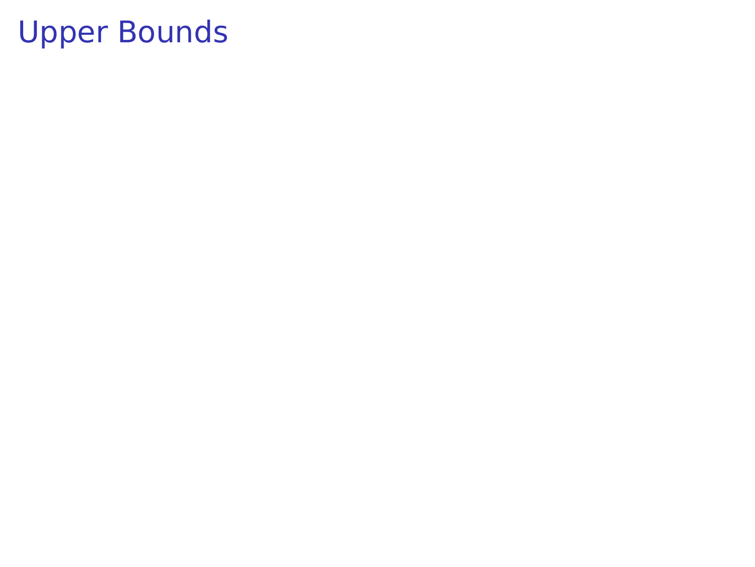# Upper Bounds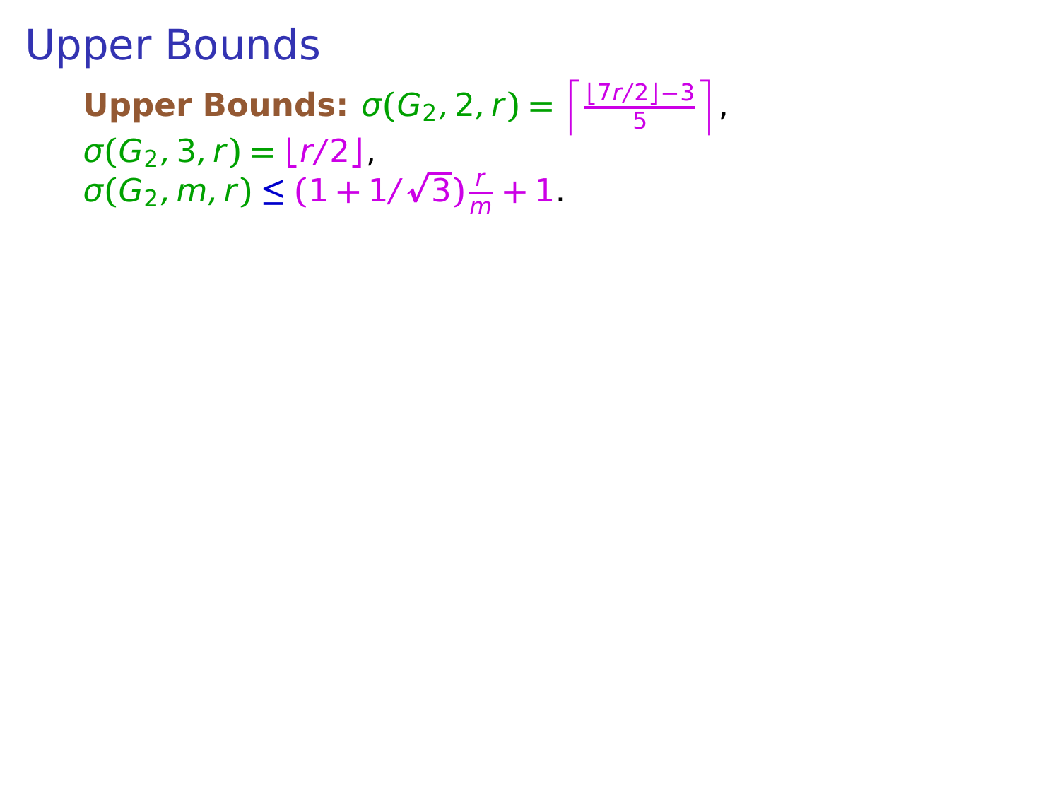# Upper Bounds

**Upper Bounds:** $\sigma(G_2, 2, r) = \left\lceil \frac{\lfloor 7r/2 \rfloor - 3}{5} \right\rceil$,
$\sigma(G_2, 3, r) = \lfloor r/2 \rfloor$,
$\sigma(G_2, m, r) \leq (1 + 1/\sqrt{3})\frac{r}{m} + 1$.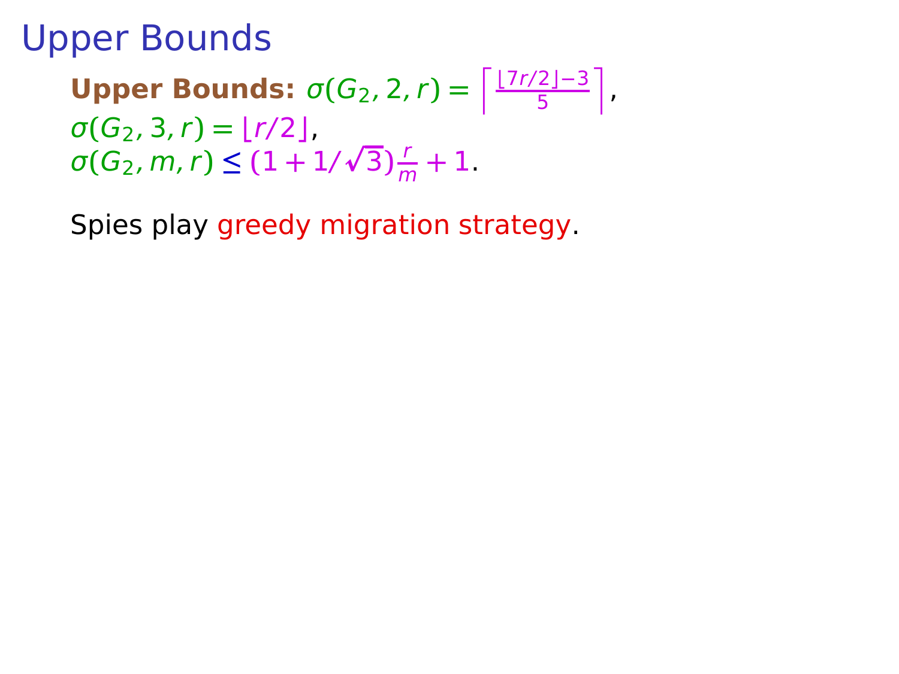# Upper Bounds

**Upper Bounds:** $\sigma(G_2, 2, r) = \left\lceil \frac{\lfloor 7r/2 \rfloor - 3}{5} \right\rceil$,
$\sigma(G_2, 3, r) = \lfloor r/2 \rfloor$,
$\sigma(G_2, m, r) \leq (1 + 1/\sqrt{3})\frac{r}{m} + 1$.

Spies play greedy migration strategy.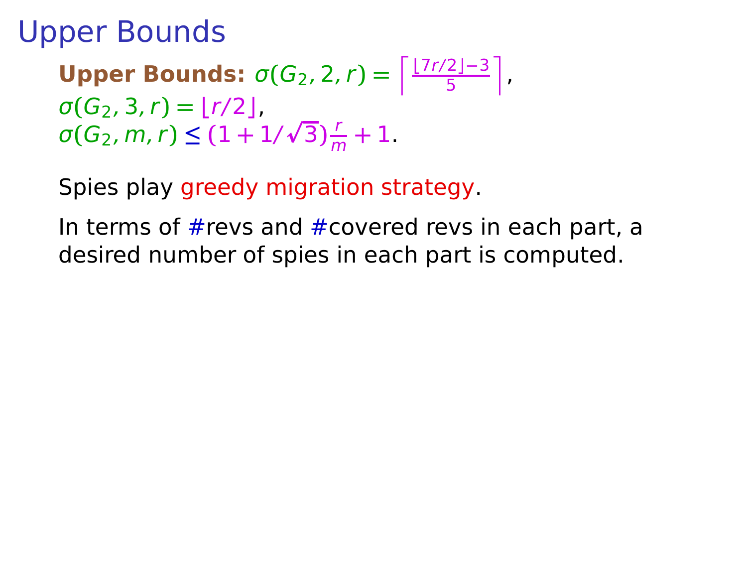# Upper Bounds

**Upper Bounds:** $\sigma(G_2, 2, r) = \left\lceil \frac{\lfloor 7r/2 \rfloor - 3}{5} \right\rceil$,
$\sigma(G_2, 3, r) = \lfloor r/2 \rfloor$,
$\sigma(G_2, m, r) \leq (1 + 1/\sqrt{3})\frac{r}{m} + 1$.

Spies play greedy migration strategy.

In terms of #revs and #covered revs in each part, a desired number of spies in each part is computed.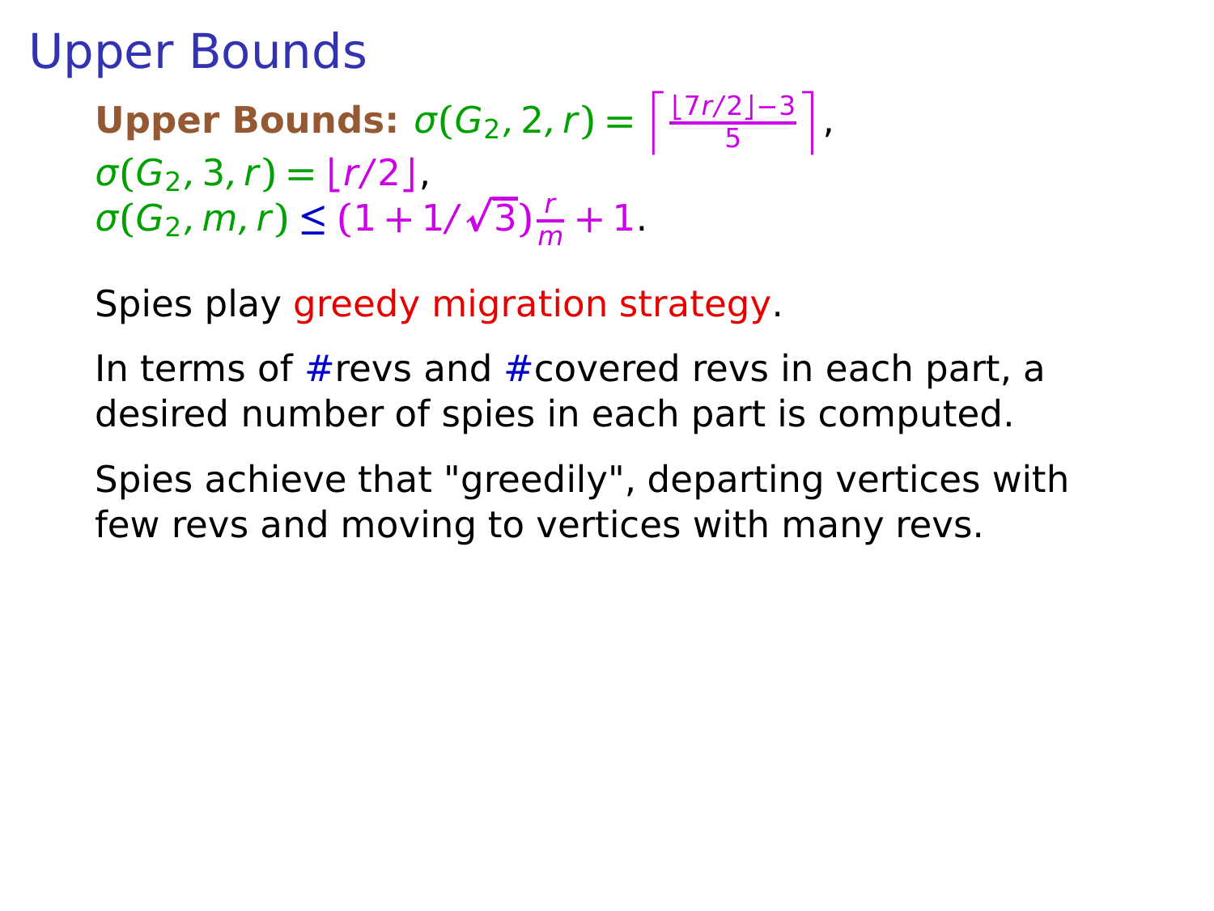# Upper Bounds

**Upper Bounds:** $\sigma(G_2, 2, r) = \left\lceil \frac{\lfloor 7r/2 \rfloor - 3}{5} \right\rceil$,
$\sigma(G_2, 3, r) = \lfloor r/2 \rfloor$,
$\sigma(G_2, m, r) \leq (1 + 1/\sqrt{3})\frac{r}{m} + 1$.

Spies play greedy migration strategy.

In terms of #revs and #covered revs in each part, a desired number of spies in each part is computed.

Spies achieve that "greedily", departing vertices with few revs and moving to vertices with many revs.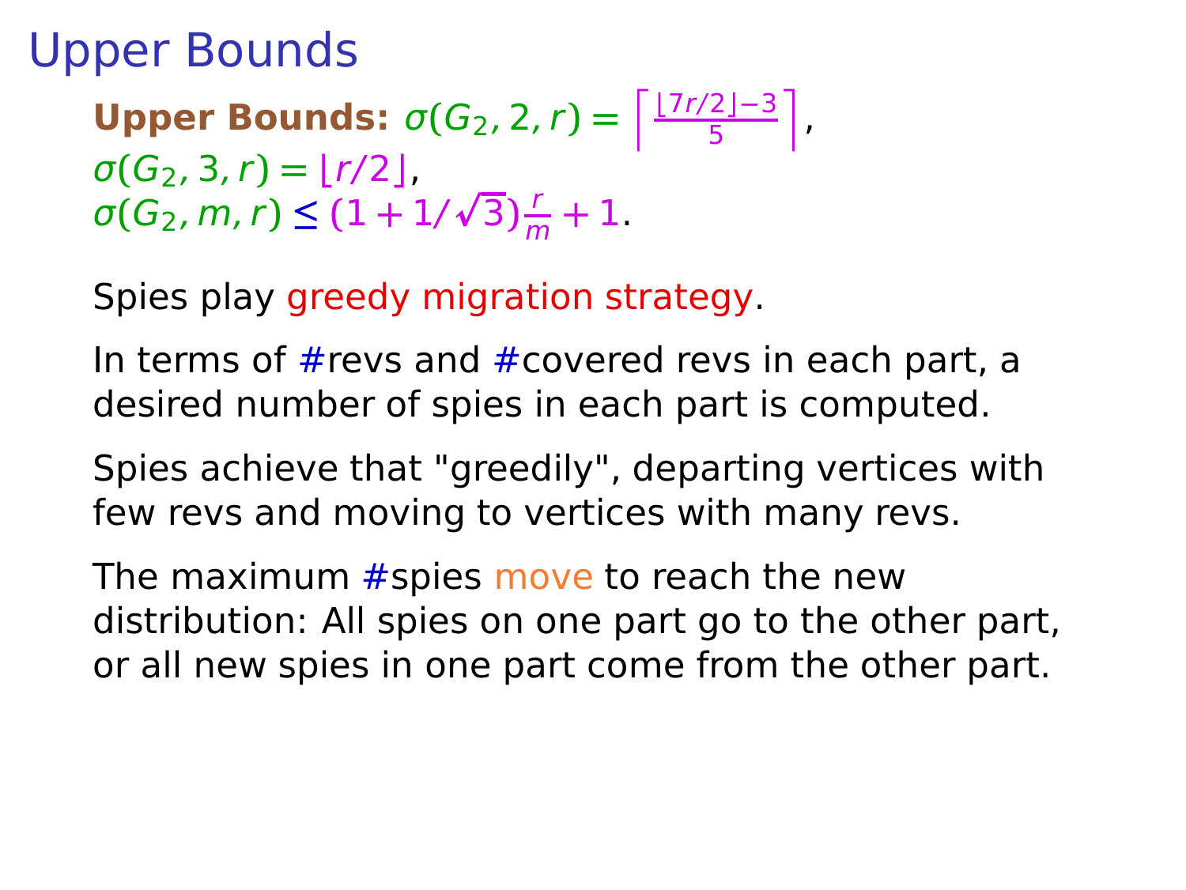# Upper Bounds

**Upper Bounds:** $\sigma(G_2, 2, r) = \left\lceil \frac{\lfloor 7r/2 \rfloor - 3}{5} \right\rceil$,
$\sigma(G_2, 3, r) = \lfloor r/2 \rfloor$,
$\sigma(G_2, m, r) \leq (1 + 1/\sqrt{3})\frac{r}{m} + 1$.

Spies play greedy migration strategy.

In terms of #revs and #covered revs in each part, a desired number of spies in each part is computed.

Spies achieve that "greedily", departing vertices with few revs and moving to vertices with many revs.

The maximum #spies move to reach the new distribution: All spies on one part go to the other part, or all new spies in one part come from the other part.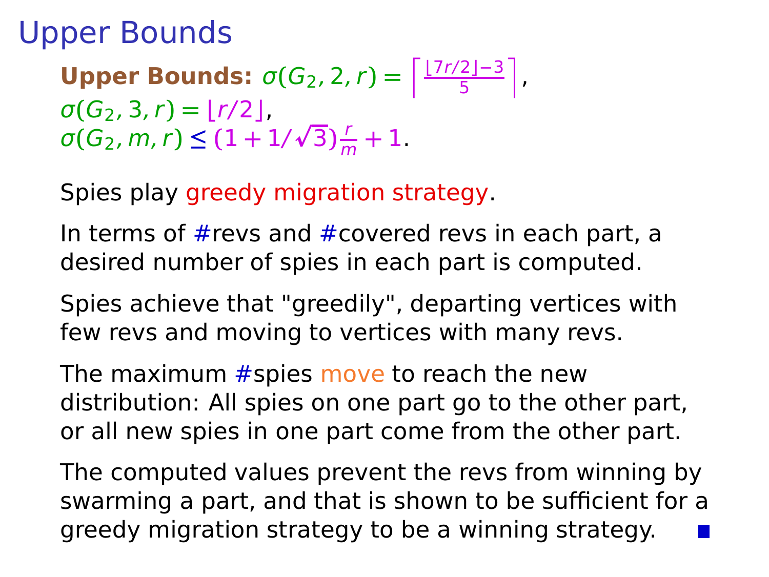# Upper Bounds

**Upper Bounds:** $\sigma(G_2, 2, r) = \left\lceil \frac{\lfloor 7r/2 \rfloor - 3}{5} \right\rceil$,
$\sigma(G_2, 3, r) = \lfloor r/2 \rfloor$,
$\sigma(G_2, m, r) \leq (1 + 1/\sqrt{3})\frac{r}{m} + 1$.

Spies play greedy migration strategy.

In terms of #revs and #covered revs in each part, a desired number of spies in each part is computed.

Spies achieve that "greedily", departing vertices with few revs and moving to vertices with many revs.

The maximum #spies move to reach the new distribution: All spies on one part go to the other part, or all new spies in one part come from the other part.

The computed values prevent the revs from winning by swarming a part, and that is shown to be sufficient for a greedy migration strategy to be a winning strategy. ∎